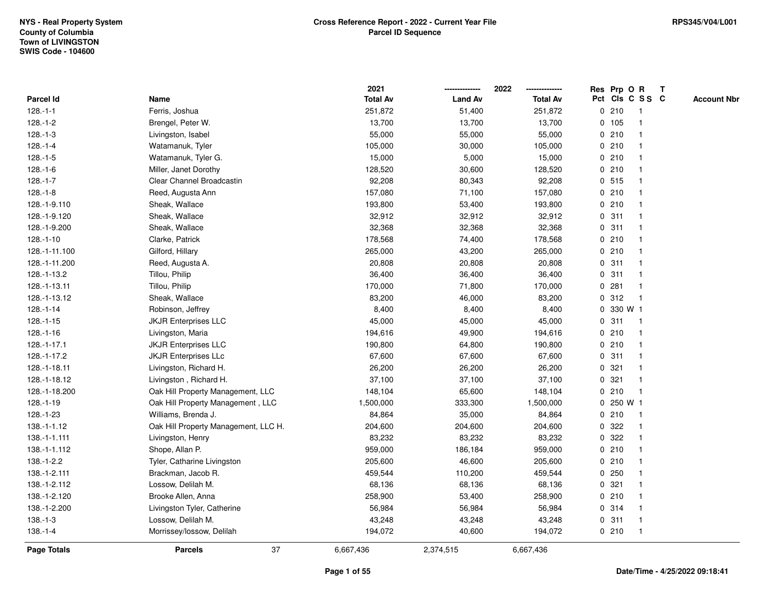NYS - Real Property System
County of Columbia
Town of LIVINGSTON
SWIS Code - 104600

**Cross Reference Report - 2022 - Current Year File**
**Parcel ID Sequence**

RPS345/V04/L001

| Parcel Id | Name | 2021 Total Av | 2022 Land Av | 2022 Total Av | Res Pct | Prp Cls | O C | R S S | T C | Account Nbr |
|---|---|---|---|---|---|---|---|---|---|---|
| 128.-1-1 | Ferris, Joshua | 251,872 | 51,400 | 251,872 | 0 | 210 | | 1 | | |
| 128.-1-2 | Brengel, Peter W. | 13,700 | 13,700 | 13,700 | 0 | 105 | | 1 | | |
| 128.-1-3 | Livingston, Isabel | 55,000 | 55,000 | 55,000 | 0 | 210 | | 1 | | |
| 128.-1-4 | Watamanuk, Tyler | 105,000 | 30,000 | 105,000 | 0 | 210 | | 1 | | |
| 128.-1-5 | Watamanuk, Tyler G. | 15,000 | 5,000 | 15,000 | 0 | 210 | | 1 | | |
| 128.-1-6 | Miller, Janet Dorothy | 128,520 | 30,600 | 128,520 | 0 | 210 | | 1 | | |
| 128.-1-7 | Clear Channel Broadcastin | 92,208 | 80,343 | 92,208 | 0 | 515 | | 1 | | |
| 128.-1-8 | Reed, Augusta Ann | 157,080 | 71,100 | 157,080 | 0 | 210 | | 1 | | |
| 128.-1-9.110 | Sheak, Wallace | 193,800 | 53,400 | 193,800 | 0 | 210 | | 1 | | |
| 128.-1-9.120 | Sheak, Wallace | 32,912 | 32,912 | 32,912 | 0 | 311 | | 1 | | |
| 128.-1-9.200 | Sheak, Wallace | 32,368 | 32,368 | 32,368 | 0 | 311 | | 1 | | |
| 128.-1-10 | Clarke, Patrick | 178,568 | 74,400 | 178,568 | 0 | 210 | | 1 | | |
| 128.-1-11.100 | Gilford, Hillary | 265,000 | 43,200 | 265,000 | 0 | 210 | | 1 | | |
| 128.-1-11.200 | Reed, Augusta A. | 20,808 | 20,808 | 20,808 | 0 | 311 | | 1 | | |
| 128.-1-13.2 | Tillou, Philip | 36,400 | 36,400 | 36,400 | 0 | 311 | | 1 | | |
| 128.-1-13.11 | Tillou, Philip | 170,000 | 71,800 | 170,000 | 0 | 281 | | 1 | | |
| 128.-1-13.12 | Sheak, Wallace | 83,200 | 46,000 | 83,200 | 0 | 312 | | 1 | | |
| 128.-1-14 | Robinson, Jeffrey | 8,400 | 8,400 | 8,400 | 0 | 330 | W | 1 | | |
| 128.-1-15 | JKJR Enterprises LLC | 45,000 | 45,000 | 45,000 | 0 | 311 | | 1 | | |
| 128.-1-16 | Livingston, Maria | 194,616 | 49,900 | 194,616 | 0 | 210 | | 1 | | |
| 128.-1-17.1 | JKJR Enterprises LLC | 190,800 | 64,800 | 190,800 | 0 | 210 | | 1 | | |
| 128.-1-17.2 | JKJR Enterprises LLc | 67,600 | 67,600 | 67,600 | 0 | 311 | | 1 | | |
| 128.-1-18.11 | Livingston, Richard H. | 26,200 | 26,200 | 26,200 | 0 | 321 | | 1 | | |
| 128.-1-18.12 | Livingston , Richard H. | 37,100 | 37,100 | 37,100 | 0 | 321 | | 1 | | |
| 128.-1-18.200 | Oak Hill Property Management, LLC | 148,104 | 65,600 | 148,104 | 0 | 210 | | 1 | | |
| 128.-1-19 | Oak Hill Property Management , LLC | 1,500,000 | 333,300 | 1,500,000 | 0 | 250 | W | 1 | | |
| 128.-1-23 | Williams, Brenda J. | 84,864 | 35,000 | 84,864 | 0 | 210 | | 1 | | |
| 138.-1-1.12 | Oak Hill Property Management, LLC H. | 204,600 | 204,600 | 204,600 | 0 | 322 | | 1 | | |
| 138.-1-1.111 | Livingston, Henry | 83,232 | 83,232 | 83,232 | 0 | 322 | | 1 | | |
| 138.-1-1.112 | Shope, Allan P. | 959,000 | 186,184 | 959,000 | 0 | 210 | | 1 | | |
| 138.-1-2.2 | Tyler, Catharine Livingston | 205,600 | 46,600 | 205,600 | 0 | 210 | | 1 | | |
| 138.-1-2.111 | Brackman, Jacob R. | 459,544 | 110,200 | 459,544 | 0 | 250 | | 1 | | |
| 138.-1-2.112 | Lossow, Delilah M. | 68,136 | 68,136 | 68,136 | 0 | 321 | | 1 | | |
| 138.-1-2.120 | Brooke Allen, Anna | 258,900 | 53,400 | 258,900 | 0 | 210 | | 1 | | |
| 138.-1-2.200 | Livingston Tyler, Catherine | 56,984 | 56,984 | 56,984 | 0 | 314 | | 1 | | |
| 138.-1-3 | Lossow, Delilah M. | 43,248 | 43,248 | 43,248 | 0 | 311 | | 1 | | |
| 138.-1-4 | Morrissey/lossow, Delilah | 194,072 | 40,600 | 194,072 | 0 | 210 | | 1 | | |
| **Page Totals** | **Parcels** 37 | 6,667,436 | 2,374,515 | 6,667,436 | | | | | | |

**Date/Time - 4/25/2022 09:18:41**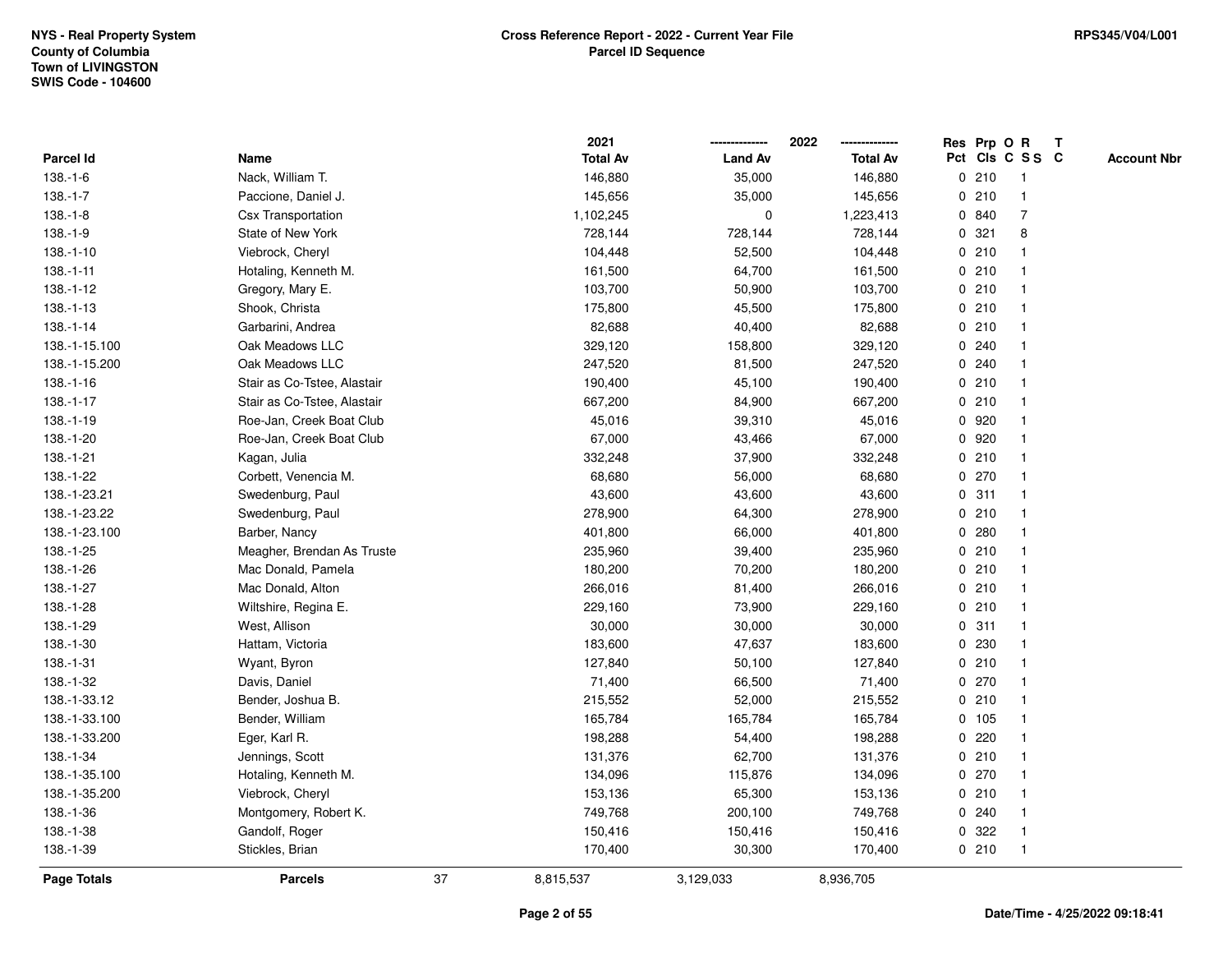NYS - Real Property System
County of Columbia
Town of LIVINGSTON
SWIS Code - 104600

**Cross Reference Report - 2022 - Current Year File**
**Parcel ID Sequence**

RPS345/V04/L001

| Parcel Id | Name | 2021 Total Av | 2022 Land Av | 2022 Total Av | Res Pct | Prp Cls | O C | R S S | T C | Account Nbr |
|---|---|---|---|---|---|---|---|---|---|---|
| 138.-1-6 | Nack, William T. | 146,880 | 35,000 | 146,880 | 0 | 210 | | 1 | | |
| 138.-1-7 | Paccione, Daniel J. | 145,656 | 35,000 | 145,656 | 0 | 210 | | 1 | | |
| 138.-1-8 | Csx Transportation | 1,102,245 | 0 | 1,223,413 | 0 | 840 | | 7 | | |
| 138.-1-9 | State of New York | 728,144 | 728,144 | 728,144 | 0 | 321 | | 8 | | |
| 138.-1-10 | Viebrock, Cheryl | 104,448 | 52,500 | 104,448 | 0 | 210 | | 1 | | |
| 138.-1-11 | Hotaling, Kenneth M. | 161,500 | 64,700 | 161,500 | 0 | 210 | | 1 | | |
| 138.-1-12 | Gregory, Mary E. | 103,700 | 50,900 | 103,700 | 0 | 210 | | 1 | | |
| 138.-1-13 | Shook, Christa | 175,800 | 45,500 | 175,800 | 0 | 210 | | 1 | | |
| 138.-1-14 | Garbarini, Andrea | 82,688 | 40,400 | 82,688 | 0 | 210 | | 1 | | |
| 138.-1-15.100 | Oak Meadows LLC | 329,120 | 158,800 | 329,120 | 0 | 240 | | 1 | | |
| 138.-1-15.200 | Oak Meadows LLC | 247,520 | 81,500 | 247,520 | 0 | 240 | | 1 | | |
| 138.-1-16 | Stair as Co-Tstee, Alastair | 190,400 | 45,100 | 190,400 | 0 | 210 | | 1 | | |
| 138.-1-17 | Stair as Co-Tstee, Alastair | 667,200 | 84,900 | 667,200 | 0 | 210 | | 1 | | |
| 138.-1-19 | Roe-Jan, Creek Boat Club | 45,016 | 39,310 | 45,016 | 0 | 920 | | 1 | | |
| 138.-1-20 | Roe-Jan, Creek Boat Club | 67,000 | 43,466 | 67,000 | 0 | 920 | | 1 | | |
| 138.-1-21 | Kagan, Julia | 332,248 | 37,900 | 332,248 | 0 | 210 | | 1 | | |
| 138.-1-22 | Corbett, Venencia M. | 68,680 | 56,000 | 68,680 | 0 | 270 | | 1 | | |
| 138.-1-23.21 | Swedenburg, Paul | 43,600 | 43,600 | 43,600 | 0 | 311 | | 1 | | |
| 138.-1-23.22 | Swedenburg, Paul | 278,900 | 64,300 | 278,900 | 0 | 210 | | 1 | | |
| 138.-1-23.100 | Barber, Nancy | 401,800 | 66,000 | 401,800 | 0 | 280 | | 1 | | |
| 138.-1-25 | Meagher, Brendan As Truste | 235,960 | 39,400 | 235,960 | 0 | 210 | | 1 | | |
| 138.-1-26 | Mac Donald, Pamela | 180,200 | 70,200 | 180,200 | 0 | 210 | | 1 | | |
| 138.-1-27 | Mac Donald, Alton | 266,016 | 81,400 | 266,016 | 0 | 210 | | 1 | | |
| 138.-1-28 | Wiltshire, Regina E. | 229,160 | 73,900 | 229,160 | 0 | 210 | | 1 | | |
| 138.-1-29 | West, Allison | 30,000 | 30,000 | 30,000 | 0 | 311 | | 1 | | |
| 138.-1-30 | Hattam, Victoria | 183,600 | 47,637 | 183,600 | 0 | 230 | | 1 | | |
| 138.-1-31 | Wyant, Byron | 127,840 | 50,100 | 127,840 | 0 | 210 | | 1 | | |
| 138.-1-32 | Davis, Daniel | 71,400 | 66,500 | 71,400 | 0 | 270 | | 1 | | |
| 138.-1-33.12 | Bender, Joshua B. | 215,552 | 52,000 | 215,552 | 0 | 210 | | 1 | | |
| 138.-1-33.100 | Bender, William | 165,784 | 165,784 | 165,784 | 0 | 105 | | 1 | | |
| 138.-1-33.200 | Eger, Karl R. | 198,288 | 54,400 | 198,288 | 0 | 220 | | 1 | | |
| 138.-1-34 | Jennings, Scott | 131,376 | 62,700 | 131,376 | 0 | 210 | | 1 | | |
| 138.-1-35.100 | Hotaling, Kenneth M. | 134,096 | 115,876 | 134,096 | 0 | 270 | | 1 | | |
| 138.-1-35.200 | Viebrock, Cheryl | 153,136 | 65,300 | 153,136 | 0 | 210 | | 1 | | |
| 138.-1-36 | Montgomery, Robert K. | 749,768 | 200,100 | 749,768 | 0 | 240 | | 1 | | |
| 138.-1-38 | Gandolf, Roger | 150,416 | 150,416 | 150,416 | 0 | 322 | | 1 | | |
| 138.-1-39 | Stickles, Brian | 170,400 | 30,300 | 170,400 | 0 | 210 | | 1 | | |
| **Page Totals** | **Parcels** 37 | 8,815,537 | 3,129,033 | 8,936,705 | | | | | | |

Date/Time - 4/25/2022 09:18:41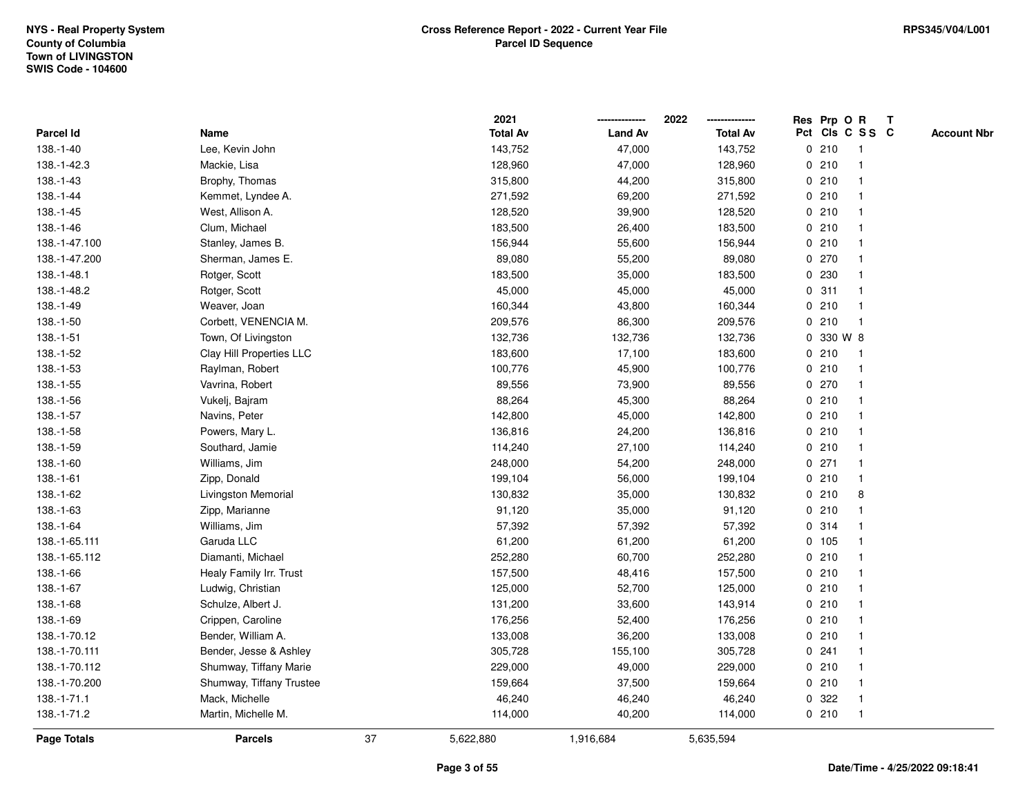NYS - Real Property System
County of Columbia
Town of LIVINGSTON
SWIS Code - 104600

**Cross Reference Report - 2022 - Current Year File**
**Parcel ID Sequence**

RPS345/V04/L001

| Parcel Id | Name | 2021 Total Av | 2022 Land Av | 2022 Total Av | Res Pct | Prp Cls | O C | R S S | T C | Account Nbr |
|---|---|---|---|---|---|---|---|---|---|---|
| 138.-1-40 | Lee, Kevin John | 143,752 | 47,000 | 143,752 | 0 | 210 | | 1 | | |
| 138.-1-42.3 | Mackie, Lisa | 128,960 | 47,000 | 128,960 | 0 | 210 | | 1 | | |
| 138.-1-43 | Brophy, Thomas | 315,800 | 44,200 | 315,800 | 0 | 210 | | 1 | | |
| 138.-1-44 | Kemmet, Lyndee A. | 271,592 | 69,200 | 271,592 | 0 | 210 | | 1 | | |
| 138.-1-45 | West, Allison A. | 128,520 | 39,900 | 128,520 | 0 | 210 | | 1 | | |
| 138.-1-46 | Clum, Michael | 183,500 | 26,400 | 183,500 | 0 | 210 | | 1 | | |
| 138.-1-47.100 | Stanley, James B. | 156,944 | 55,600 | 156,944 | 0 | 210 | | 1 | | |
| 138.-1-47.200 | Sherman, James E. | 89,080 | 55,200 | 89,080 | 0 | 270 | | 1 | | |
| 138.-1-48.1 | Rotger, Scott | 183,500 | 35,000 | 183,500 | 0 | 230 | | 1 | | |
| 138.-1-48.2 | Rotger, Scott | 45,000 | 45,000 | 45,000 | 0 | 311 | | 1 | | |
| 138.-1-49 | Weaver, Joan | 160,344 | 43,800 | 160,344 | 0 | 210 | | 1 | | |
| 138.-1-50 | Corbett, VENENCIA M. | 209,576 | 86,300 | 209,576 | 0 | 210 | | 1 | | |
| 138.-1-51 | Town, Of Livingston | 132,736 | 132,736 | 132,736 | 0 | 330 | W | 8 | | |
| 138.-1-52 | Clay Hill Properties LLC | 183,600 | 17,100 | 183,600 | 0 | 210 | | 1 | | |
| 138.-1-53 | Raylman, Robert | 100,776 | 45,900 | 100,776 | 0 | 210 | | 1 | | |
| 138.-1-55 | Vavrina, Robert | 89,556 | 73,900 | 89,556 | 0 | 270 | | 1 | | |
| 138.-1-56 | Vukelj, Bajram | 88,264 | 45,300 | 88,264 | 0 | 210 | | 1 | | |
| 138.-1-57 | Navins, Peter | 142,800 | 45,000 | 142,800 | 0 | 210 | | 1 | | |
| 138.-1-58 | Powers, Mary L. | 136,816 | 24,200 | 136,816 | 0 | 210 | | 1 | | |
| 138.-1-59 | Southard, Jamie | 114,240 | 27,100 | 114,240 | 0 | 210 | | 1 | | |
| 138.-1-60 | Williams, Jim | 248,000 | 54,200 | 248,000 | 0 | 271 | | 1 | | |
| 138.-1-61 | Zipp, Donald | 199,104 | 56,000 | 199,104 | 0 | 210 | | 1 | | |
| 138.-1-62 | Livingston Memorial | 130,832 | 35,000 | 130,832 | 0 | 210 | | 8 | | |
| 138.-1-63 | Zipp, Marianne | 91,120 | 35,000 | 91,120 | 0 | 210 | | 1 | | |
| 138.-1-64 | Williams, Jim | 57,392 | 57,392 | 57,392 | 0 | 314 | | 1 | | |
| 138.-1-65.111 | Garuda LLC | 61,200 | 61,200 | 61,200 | 0 | 105 | | 1 | | |
| 138.-1-65.112 | Diamanti, Michael | 252,280 | 60,700 | 252,280 | 0 | 210 | | 1 | | |
| 138.-1-66 | Healy Family Irr. Trust | 157,500 | 48,416 | 157,500 | 0 | 210 | | 1 | | |
| 138.-1-67 | Ludwig, Christian | 125,000 | 52,700 | 125,000 | 0 | 210 | | 1 | | |
| 138.-1-68 | Schulze, Albert J. | 131,200 | 33,600 | 143,914 | 0 | 210 | | 1 | | |
| 138.-1-69 | Crippen, Caroline | 176,256 | 52,400 | 176,256 | 0 | 210 | | 1 | | |
| 138.-1-70.12 | Bender, William A. | 133,008 | 36,200 | 133,008 | 0 | 210 | | 1 | | |
| 138.-1-70.111 | Bender, Jesse & Ashley | 305,728 | 155,100 | 305,728 | 0 | 241 | | 1 | | |
| 138.-1-70.112 | Shumway, Tiffany Marie | 229,000 | 49,000 | 229,000 | 0 | 210 | | 1 | | |
| 138.-1-70.200 | Shumway, Tiffany Trustee | 159,664 | 37,500 | 159,664 | 0 | 210 | | 1 | | |
| 138.-1-71.1 | Mack, Michelle | 46,240 | 46,240 | 46,240 | 0 | 322 | | 1 | | |
| 138.-1-71.2 | Martin, Michelle M. | 114,000 | 40,200 | 114,000 | 0 | 210 | | 1 | | |
| **Page Totals** | **Parcels** 37 | 5,622,880 | 1,916,684 | 5,635,594 | | | | | | |

Date/Time - 4/25/2022 09:18:41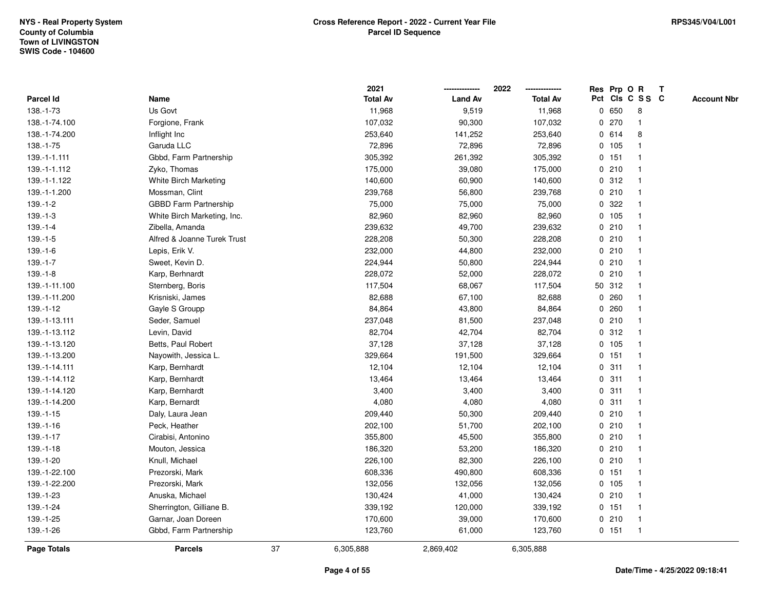NYS - Real Property System
County of Columbia
Town of LIVINGSTON
SWIS Code - 104600

**Cross Reference Report - 2022 - Current Year File**
**Parcel ID Sequence**

RPS345/V04/L001

| Parcel Id | Name | 2021 Total Av | 2022 Land Av | 2022 Total Av | Res Pct | Prp Cls | O C | R S S | T C | Account Nbr |
|---|---|---|---|---|---|---|---|---|---|---|
| 138.-1-73 | Us Govt | 11,968 | 9,519 | 11,968 | 0 | 650 | | 8 | | |
| 138.-1-74.100 | Forgione, Frank | 107,032 | 90,300 | 107,032 | 0 | 270 | | 1 | | |
| 138.-1-74.200 | Inflight Inc | 253,640 | 141,252 | 253,640 | 0 | 614 | | 8 | | |
| 138.-1-75 | Garuda LLC | 72,896 | 72,896 | 72,896 | 0 | 105 | | 1 | | |
| 139.-1-1.111 | Gbbd, Farm Partnership | 305,392 | 261,392 | 305,392 | 0 | 151 | | 1 | | |
| 139.-1-1.112 | Zyko, Thomas | 175,000 | 39,080 | 175,000 | 0 | 210 | | 1 | | |
| 139.-1-1.122 | White Birch Marketing | 140,600 | 60,900 | 140,600 | 0 | 312 | | 1 | | |
| 139.-1-1.200 | Mossman, Clint | 239,768 | 56,800 | 239,768 | 0 | 210 | | 1 | | |
| 139.-1-2 | GBBD Farm Partnership | 75,000 | 75,000 | 75,000 | 0 | 322 | | 1 | | |
| 139.-1-3 | White Birch Marketing, Inc. | 82,960 | 82,960 | 82,960 | 0 | 105 | | 1 | | |
| 139.-1-4 | Zibella, Amanda | 239,632 | 49,700 | 239,632 | 0 | 210 | | 1 | | |
| 139.-1-5 | Alfred & Joanne Turek Trust | 228,208 | 50,300 | 228,208 | 0 | 210 | | 1 | | |
| 139.-1-6 | Lepis, Erik V. | 232,000 | 44,800 | 232,000 | 0 | 210 | | 1 | | |
| 139.-1-7 | Sweet, Kevin D. | 224,944 | 50,800 | 224,944 | 0 | 210 | | 1 | | |
| 139.-1-8 | Karp, Berhnardt | 228,072 | 52,000 | 228,072 | 0 | 210 | | 1 | | |
| 139.-1-11.100 | Sternberg, Boris | 117,504 | 68,067 | 117,504 | 50 | 312 | | 1 | | |
| 139.-1-11.200 | Krisniski, James | 82,688 | 67,100 | 82,688 | 0 | 260 | | 1 | | |
| 139.-1-12 | Gayle S Groupp | 84,864 | 43,800 | 84,864 | 0 | 260 | | 1 | | |
| 139.-1-13.111 | Seder, Samuel | 237,048 | 81,500 | 237,048 | 0 | 210 | | 1 | | |
| 139.-1-13.112 | Levin, David | 82,704 | 42,704 | 82,704 | 0 | 312 | | 1 | | |
| 139.-1-13.120 | Betts, Paul Robert | 37,128 | 37,128 | 37,128 | 0 | 105 | | 1 | | |
| 139.-1-13.200 | Nayowith, Jessica L. | 329,664 | 191,500 | 329,664 | 0 | 151 | | 1 | | |
| 139.-1-14.111 | Karp, Bernhardt | 12,104 | 12,104 | 12,104 | 0 | 311 | | 1 | | |
| 139.-1-14.112 | Karp, Bernhardt | 13,464 | 13,464 | 13,464 | 0 | 311 | | 1 | | |
| 139.-1-14.120 | Karp, Bernhardt | 3,400 | 3,400 | 3,400 | 0 | 311 | | 1 | | |
| 139.-1-14.200 | Karp, Bernardt | 4,080 | 4,080 | 4,080 | 0 | 311 | | 1 | | |
| 139.-1-15 | Daly, Laura Jean | 209,440 | 50,300 | 209,440 | 0 | 210 | | 1 | | |
| 139.-1-16 | Peck, Heather | 202,100 | 51,700 | 202,100 | 0 | 210 | | 1 | | |
| 139.-1-17 | Cirabisi, Antonino | 355,800 | 45,500 | 355,800 | 0 | 210 | | 1 | | |
| 139.-1-18 | Mouton, Jessica | 186,320 | 53,200 | 186,320 | 0 | 210 | | 1 | | |
| 139.-1-20 | Knull, Michael | 226,100 | 82,300 | 226,100 | 0 | 210 | | 1 | | |
| 139.-1-22.100 | Prezorski, Mark | 608,336 | 490,800 | 608,336 | 0 | 151 | | 1 | | |
| 139.-1-22.200 | Prezorski, Mark | 132,056 | 132,056 | 132,056 | 0 | 105 | | 1 | | |
| 139.-1-23 | Anuska, Michael | 130,424 | 41,000 | 130,424 | 0 | 210 | | 1 | | |
| 139.-1-24 | Sherrington, Gilliane B. | 339,192 | 120,000 | 339,192 | 0 | 151 | | 1 | | |
| 139.-1-25 | Garnar, Joan Doreen | 170,600 | 39,000 | 170,600 | 0 | 210 | | 1 | | |
| 139.-1-26 | Gbbd, Farm Partnership | 123,760 | 61,000 | 123,760 | 0 | 151 | | 1 | | |
| **Page Totals** | **Parcels** 37 | 6,305,888 | 2,869,402 | 6,305,888 | | | | | | |

**Date/Time - 4/25/2022 09:18:41**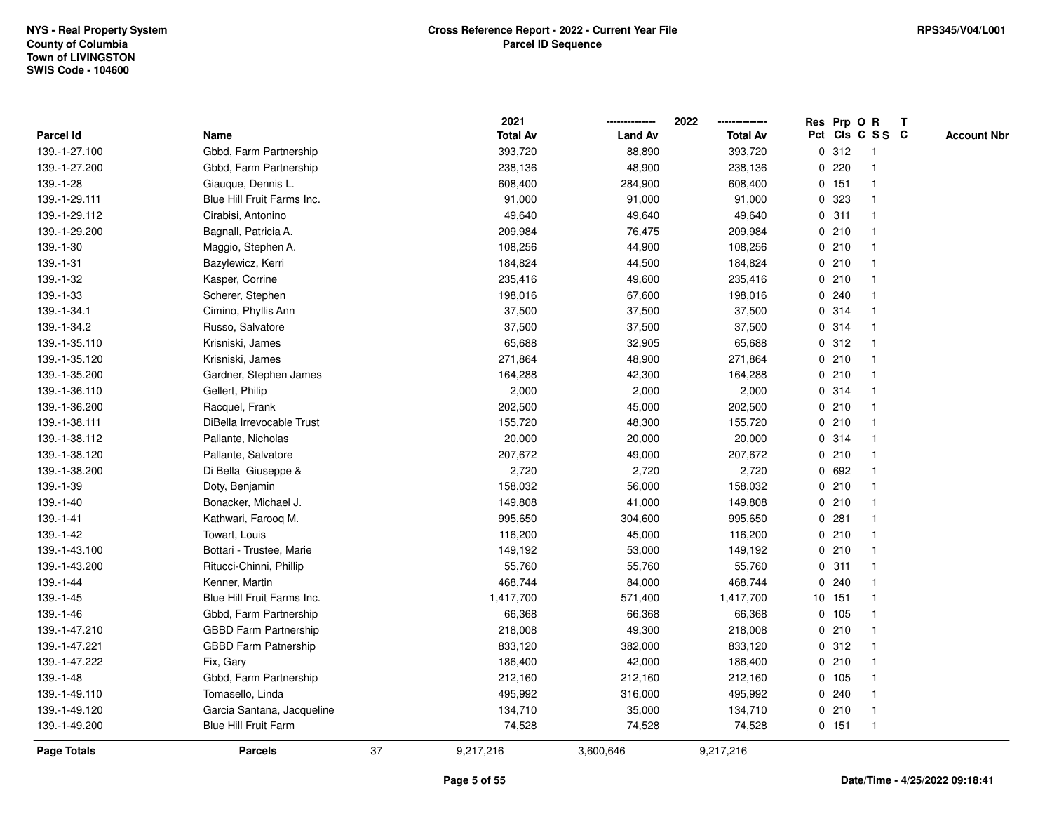NYS - Real Property System
County of Columbia
Town of LIVINGSTON
SWIS Code - 104600

**Cross Reference Report - 2022 - Current Year File**
**Parcel ID Sequence**

RPS345/V04/L001

| Parcel Id | Name | 2021 Total Av | 2022 Land Av | 2022 Total Av | Res Pct | Prp Cls | O C | R S S | T C | Account Nbr |
|---|---|---|---|---|---|---|---|---|---|---|
| 139.-1-27.100 | Gbbd, Farm Partnership | 393,720 | 88,890 | 393,720 | 0 | 312 | | 1 | | |
| 139.-1-27.200 | Gbbd, Farm Partnership | 238,136 | 48,900 | 238,136 | 0 | 220 | | 1 | | |
| 139.-1-28 | Giauque, Dennis L. | 608,400 | 284,900 | 608,400 | 0 | 151 | | 1 | | |
| 139.-1-29.111 | Blue Hill Fruit Farms Inc. | 91,000 | 91,000 | 91,000 | 0 | 323 | | 1 | | |
| 139.-1-29.112 | Cirabisi, Antonino | 49,640 | 49,640 | 49,640 | 0 | 311 | | 1 | | |
| 139.-1-29.200 | Bagnall, Patricia A. | 209,984 | 76,475 | 209,984 | 0 | 210 | | 1 | | |
| 139.-1-30 | Maggio, Stephen A. | 108,256 | 44,900 | 108,256 | 0 | 210 | | 1 | | |
| 139.-1-31 | Bazylewicz, Kerri | 184,824 | 44,500 | 184,824 | 0 | 210 | | 1 | | |
| 139.-1-32 | Kasper, Corrine | 235,416 | 49,600 | 235,416 | 0 | 210 | | 1 | | |
| 139.-1-33 | Scherer, Stephen | 198,016 | 67,600 | 198,016 | 0 | 240 | | 1 | | |
| 139.-1-34.1 | Cimino, Phyllis Ann | 37,500 | 37,500 | 37,500 | 0 | 314 | | 1 | | |
| 139.-1-34.2 | Russo, Salvatore | 37,500 | 37,500 | 37,500 | 0 | 314 | | 1 | | |
| 139.-1-35.110 | Krisniski, James | 65,688 | 32,905 | 65,688 | 0 | 312 | | 1 | | |
| 139.-1-35.120 | Krisniski, James | 271,864 | 48,900 | 271,864 | 0 | 210 | | 1 | | |
| 139.-1-35.200 | Gardner, Stephen James | 164,288 | 42,300 | 164,288 | 0 | 210 | | 1 | | |
| 139.-1-36.110 | Gellert, Philip | 2,000 | 2,000 | 2,000 | 0 | 314 | | 1 | | |
| 139.-1-36.200 | Racquel, Frank | 202,500 | 45,000 | 202,500 | 0 | 210 | | 1 | | |
| 139.-1-38.111 | DiBella Irrevocable Trust | 155,720 | 48,300 | 155,720 | 0 | 210 | | 1 | | |
| 139.-1-38.112 | Pallante, Nicholas | 20,000 | 20,000 | 20,000 | 0 | 314 | | 1 | | |
| 139.-1-38.120 | Pallante, Salvatore | 207,672 | 49,000 | 207,672 | 0 | 210 | | 1 | | |
| 139.-1-38.200 | Di Bella Giuseppe & | 2,720 | 2,720 | 2,720 | 0 | 692 | | 1 | | |
| 139.-1-39 | Doty, Benjamin | 158,032 | 56,000 | 158,032 | 0 | 210 | | 1 | | |
| 139.-1-40 | Bonacker, Michael J. | 149,808 | 41,000 | 149,808 | 0 | 210 | | 1 | | |
| 139.-1-41 | Kathwari, Farooq M. | 995,650 | 304,600 | 995,650 | 0 | 281 | | 1 | | |
| 139.-1-42 | Towart, Louis | 116,200 | 45,000 | 116,200 | 0 | 210 | | 1 | | |
| 139.-1-43.100 | Bottari - Trustee, Marie | 149,192 | 53,000 | 149,192 | 0 | 210 | | 1 | | |
| 139.-1-43.200 | Ritucci-Chinni, Phillip | 55,760 | 55,760 | 55,760 | 0 | 311 | | 1 | | |
| 139.-1-44 | Kenner, Martin | 468,744 | 84,000 | 468,744 | 0 | 240 | | 1 | | |
| 139.-1-45 | Blue Hill Fruit Farms Inc. | 1,417,700 | 571,400 | 1,417,700 | 10 | 151 | | 1 | | |
| 139.-1-46 | Gbbd, Farm Partnership | 66,368 | 66,368 | 66,368 | 0 | 105 | | 1 | | |
| 139.-1-47.210 | GBBD Farm Partnership | 218,008 | 49,300 | 218,008 | 0 | 210 | | 1 | | |
| 139.-1-47.221 | GBBD Farm Patnership | 833,120 | 382,000 | 833,120 | 0 | 312 | | 1 | | |
| 139.-1-47.222 | Fix, Gary | 186,400 | 42,000 | 186,400 | 0 | 210 | | 1 | | |
| 139.-1-48 | Gbbd, Farm Partnership | 212,160 | 212,160 | 212,160 | 0 | 105 | | 1 | | |
| 139.-1-49.110 | Tomasello, Linda | 495,992 | 316,000 | 495,992 | 0 | 240 | | 1 | | |
| 139.-1-49.120 | Garcia Santana, Jacqueline | 134,710 | 35,000 | 134,710 | 0 | 210 | | 1 | | |
| 139.-1-49.200 | Blue Hill Fruit Farm | 74,528 | 74,528 | 74,528 | 0 | 151 | | 1 | | |
| **Page Totals** | **Parcels** 37 | 9,217,216 | 3,600,646 | 9,217,216 | | | | | | |

Date/Time - 4/25/2022 09:18:41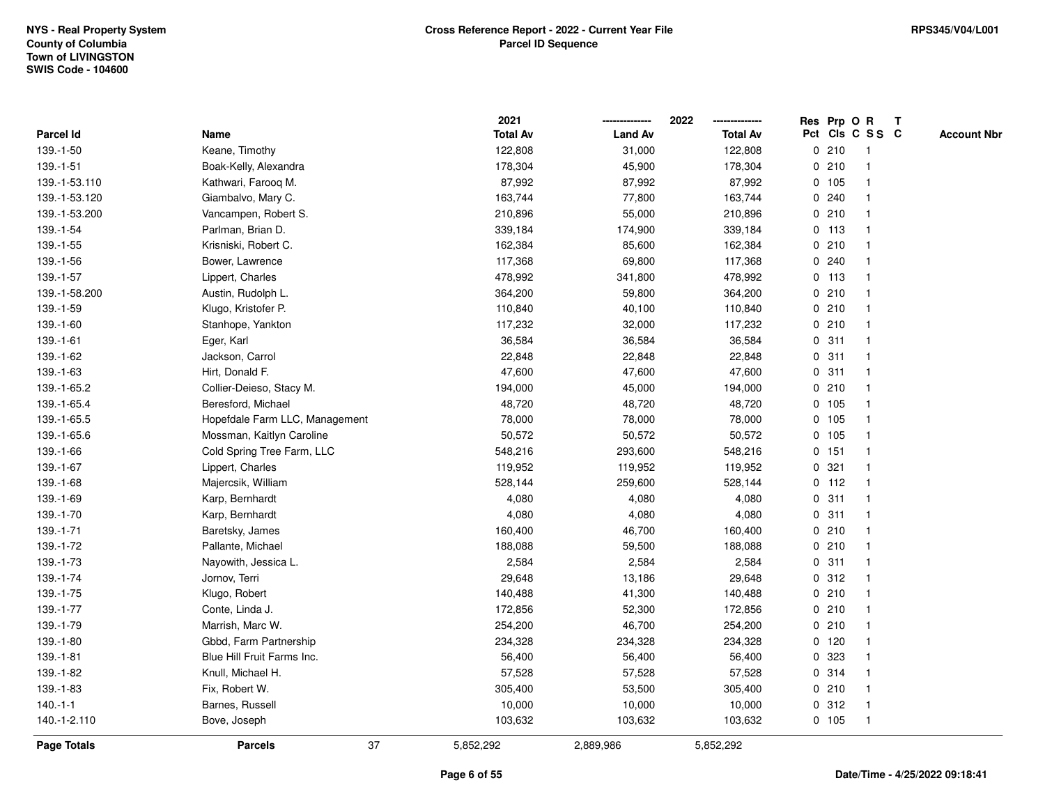NYS - Real Property System
County of Columbia
Town of LIVINGSTON
SWIS Code - 104600

**Cross Reference Report - 2022 - Current Year File**
**Parcel ID Sequence**

RPS345/V04/L001

| Parcel Id | Name | 2021 Total Av | 2022 Land Av | 2022 Total Av | Res Pct | Prp Cls | O C | R S S | T C | Account Nbr |
|---|---|---|---|---|---|---|---|---|---|---|
| 139.-1-50 | Keane, Timothy | 122,808 | 31,000 | 122,808 | 0 | 210 | | 1 | | |
| 139.-1-51 | Boak-Kelly, Alexandra | 178,304 | 45,900 | 178,304 | 0 | 210 | | 1 | | |
| 139.-1-53.110 | Kathwari, Farooq M. | 87,992 | 87,992 | 87,992 | 0 | 105 | | 1 | | |
| 139.-1-53.120 | Giambalvo, Mary C. | 163,744 | 77,800 | 163,744 | 0 | 240 | | 1 | | |
| 139.-1-53.200 | Vancampen, Robert S. | 210,896 | 55,000 | 210,896 | 0 | 210 | | 1 | | |
| 139.-1-54 | Parlman, Brian D. | 339,184 | 174,900 | 339,184 | 0 | 113 | | 1 | | |
| 139.-1-55 | Krisniski, Robert C. | 162,384 | 85,600 | 162,384 | 0 | 210 | | 1 | | |
| 139.-1-56 | Bower, Lawrence | 117,368 | 69,800 | 117,368 | 0 | 240 | | 1 | | |
| 139.-1-57 | Lippert, Charles | 478,992 | 341,800 | 478,992 | 0 | 113 | | 1 | | |
| 139.-1-58.200 | Austin, Rudolph L. | 364,200 | 59,800 | 364,200 | 0 | 210 | | 1 | | |
| 139.-1-59 | Klugo, Kristofer P. | 110,840 | 40,100 | 110,840 | 0 | 210 | | 1 | | |
| 139.-1-60 | Stanhope, Yankton | 117,232 | 32,000 | 117,232 | 0 | 210 | | 1 | | |
| 139.-1-61 | Eger, Karl | 36,584 | 36,584 | 36,584 | 0 | 311 | | 1 | | |
| 139.-1-62 | Jackson, Carrol | 22,848 | 22,848 | 22,848 | 0 | 311 | | 1 | | |
| 139.-1-63 | Hirt, Donald F. | 47,600 | 47,600 | 47,600 | 0 | 311 | | 1 | | |
| 139.-1-65.2 | Collier-Deieso, Stacy M. | 194,000 | 45,000 | 194,000 | 0 | 210 | | 1 | | |
| 139.-1-65.4 | Beresford, Michael | 48,720 | 48,720 | 48,720 | 0 | 105 | | 1 | | |
| 139.-1-65.5 | Hopefdale Farm LLC, Management | 78,000 | 78,000 | 78,000 | 0 | 105 | | 1 | | |
| 139.-1-65.6 | Mossman, Kaitlyn Caroline | 50,572 | 50,572 | 50,572 | 0 | 105 | | 1 | | |
| 139.-1-66 | Cold Spring Tree Farm, LLC | 548,216 | 293,600 | 548,216 | 0 | 151 | | 1 | | |
| 139.-1-67 | Lippert, Charles | 119,952 | 119,952 | 119,952 | 0 | 321 | | 1 | | |
| 139.-1-68 | Majercsik, William | 528,144 | 259,600 | 528,144 | 0 | 112 | | 1 | | |
| 139.-1-69 | Karp, Bernhardt | 4,080 | 4,080 | 4,080 | 0 | 311 | | 1 | | |
| 139.-1-70 | Karp, Bernhardt | 4,080 | 4,080 | 4,080 | 0 | 311 | | 1 | | |
| 139.-1-71 | Baretsky, James | 160,400 | 46,700 | 160,400 | 0 | 210 | | 1 | | |
| 139.-1-72 | Pallante, Michael | 188,088 | 59,500 | 188,088 | 0 | 210 | | 1 | | |
| 139.-1-73 | Nayowith, Jessica L. | 2,584 | 2,584 | 2,584 | 0 | 311 | | 1 | | |
| 139.-1-74 | Jornov, Terri | 29,648 | 13,186 | 29,648 | 0 | 312 | | 1 | | |
| 139.-1-75 | Klugo, Robert | 140,488 | 41,300 | 140,488 | 0 | 210 | | 1 | | |
| 139.-1-77 | Conte, Linda J. | 172,856 | 52,300 | 172,856 | 0 | 210 | | 1 | | |
| 139.-1-79 | Marrish, Marc W. | 254,200 | 46,700 | 254,200 | 0 | 210 | | 1 | | |
| 139.-1-80 | Gbbd, Farm Partnership | 234,328 | 234,328 | 234,328 | 0 | 120 | | 1 | | |
| 139.-1-81 | Blue Hill Fruit Farms Inc. | 56,400 | 56,400 | 56,400 | 0 | 323 | | 1 | | |
| 139.-1-82 | Knull, Michael H. | 57,528 | 57,528 | 57,528 | 0 | 314 | | 1 | | |
| 139.-1-83 | Fix, Robert W. | 305,400 | 53,500 | 305,400 | 0 | 210 | | 1 | | |
| 140.-1-1 | Barnes, Russell | 10,000 | 10,000 | 10,000 | 0 | 312 | | 1 | | |
| 140.-1-2.110 | Bove, Joseph | 103,632 | 103,632 | 103,632 | 0 | 105 | | 1 | | |
| **Page Totals** | **Parcels** 37 | 5,852,292 | 2,889,986 | 5,852,292 | | | | | | |

Date/Time - 4/25/2022 09:18:41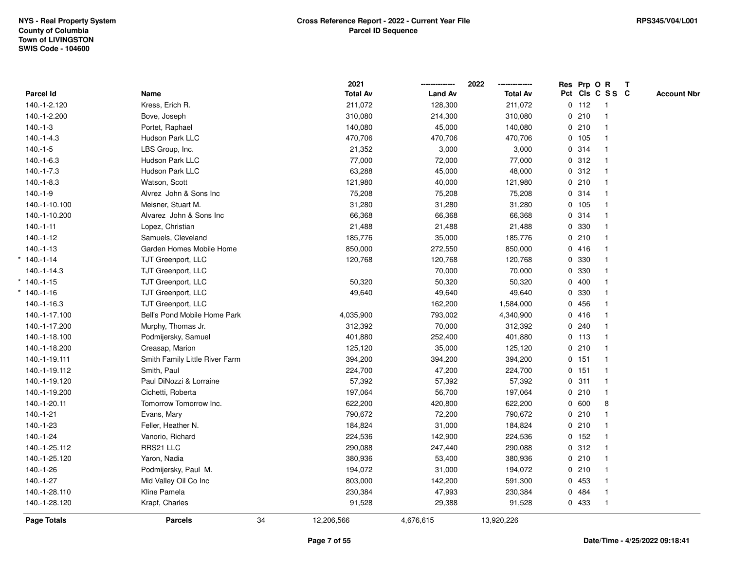NYS - Real Property System
County of Columbia
Town of LIVINGSTON
SWIS Code - 104600

**Cross Reference Report - 2022 - Current Year File**
**Parcel ID Sequence**

RPS345/V04/L001

| Parcel Id | Name | 2021 Total Av | 2022 Land Av | 2022 Total Av | Res Pct | Prp Cls | O C | R S S | T C | Account Nbr |
|---|---|---|---|---|---|---|---|---|---|---|
| 140.-1-2.120 | Kress, Erich R. | 211,072 | 128,300 | 211,072 | 0 | 112 | | 1 | | |
| 140.-1-2.200 | Bove, Joseph | 310,080 | 214,300 | 310,080 | 0 | 210 | | 1 | | |
| 140.-1-3 | Portet, Raphael | 140,080 | 45,000 | 140,080 | 0 | 210 | | 1 | | |
| 140.-1-4.3 | Hudson Park LLC | 470,706 | 470,706 | 470,706 | 0 | 105 | | 1 | | |
| 140.-1-5 | LBS Group, Inc. | 21,352 | 3,000 | 3,000 | 0 | 314 | | 1 | | |
| 140.-1-6.3 | Hudson Park LLC | 77,000 | 72,000 | 77,000 | 0 | 312 | | 1 | | |
| 140.-1-7.3 | Hudson Park LLC | 63,288 | 45,000 | 48,000 | 0 | 312 | | 1 | | |
| 140.-1-8.3 | Watson, Scott | 121,980 | 40,000 | 121,980 | 0 | 210 | | 1 | | |
| 140.-1-9 | Alvrez John & Sons Inc | 75,208 | 75,208 | 75,208 | 0 | 314 | | 1 | | |
| 140.-1-10.100 | Meisner, Stuart M. | 31,280 | 31,280 | 31,280 | 0 | 105 | | 1 | | |
| 140.-1-10.200 | Alvarez John & Sons Inc | 66,368 | 66,368 | 66,368 | 0 | 314 | | 1 | | |
| 140.-1-11 | Lopez, Christian | 21,488 | 21,488 | 21,488 | 0 | 330 | | 1 | | |
| 140.-1-12 | Samuels, Cleveland | 185,776 | 35,000 | 185,776 | 0 | 210 | | 1 | | |
| 140.-1-13 | Garden Homes Mobile Home | 850,000 | 272,550 | 850,000 | 0 | 416 | | 1 | | |
| * 140.-1-14 | TJT Greenport, LLC | 120,768 | 120,768 | 120,768 | 0 | 330 | | 1 | | |
| 140.-1-14.3 | TJT Greenport, LLC | | 70,000 | 70,000 | 0 | 330 | | 1 | | |
| * 140.-1-15 | TJT Greenport, LLC | 50,320 | 50,320 | 50,320 | 0 | 400 | | 1 | | |
| * 140.-1-16 | TJT Greenport, LLC | 49,640 | 49,640 | 49,640 | 0 | 330 | | 1 | | |
| 140.-1-16.3 | TJT Greenport, LLC | | 162,200 | 1,584,000 | 0 | 456 | | 1 | | |
| 140.-1-17.100 | Bell's Pond Mobile Home Park | 4,035,900 | 793,002 | 4,340,900 | 0 | 416 | | 1 | | |
| 140.-1-17.200 | Murphy, Thomas Jr. | 312,392 | 70,000 | 312,392 | 0 | 240 | | 1 | | |
| 140.-1-18.100 | Podmijersky, Samuel | 401,880 | 252,400 | 401,880 | 0 | 113 | | 1 | | |
| 140.-1-18.200 | Creasap, Marion | 125,120 | 35,000 | 125,120 | 0 | 210 | | 1 | | |
| 140.-1-19.111 | Smith Family Little River Farm | 394,200 | 394,200 | 394,200 | 0 | 151 | | 1 | | |
| 140.-1-19.112 | Smith, Paul | 224,700 | 47,200 | 224,700 | 0 | 151 | | 1 | | |
| 140.-1-19.120 | Paul DiNozzi & Lorraine | 57,392 | 57,392 | 57,392 | 0 | 311 | | 1 | | |
| 140.-1-19.200 | Cichetti, Roberta | 197,064 | 56,700 | 197,064 | 0 | 210 | | 1 | | |
| 140.-1-20.11 | Tomorrow Tomorrow Inc. | 622,200 | 420,800 | 622,200 | 0 | 600 | | 8 | | |
| 140.-1-21 | Evans, Mary | 790,672 | 72,200 | 790,672 | 0 | 210 | | 1 | | |
| 140.-1-23 | Feller, Heather N. | 184,824 | 31,000 | 184,824 | 0 | 210 | | 1 | | |
| 140.-1-24 | Vanorio, Richard | 224,536 | 142,900 | 224,536 | 0 | 152 | | 1 | | |
| 140.-1-25.112 | RRS21 LLC | 290,088 | 247,440 | 290,088 | 0 | 312 | | 1 | | |
| 140.-1-25.120 | Yaron, Nadia | 380,936 | 53,400 | 380,936 | 0 | 210 | | 1 | | |
| 140.-1-26 | Podmijersky, Paul M. | 194,072 | 31,000 | 194,072 | 0 | 210 | | 1 | | |
| 140.-1-27 | Mid Valley Oil Co Inc | 803,000 | 142,200 | 591,300 | 0 | 453 | | 1 | | |
| 140.-1-28.110 | Kline Pamela | 230,384 | 47,993 | 230,384 | 0 | 484 | | 1 | | |
| 140.-1-28.120 | Krapf, Charles | 91,528 | 29,388 | 91,528 | 0 | 433 | | 1 | | |
| **Page Totals** | **Parcels** 34 | 12,206,566 | 4,676,615 | 13,920,226 | | | | | | |

Date/Time - 4/25/2022 09:18:41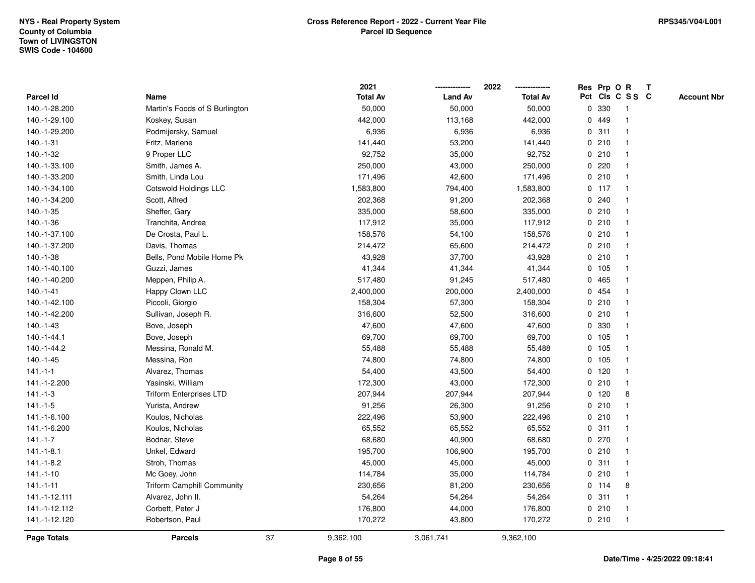NYS - Real Property System
County of Columbia
Town of LIVINGSTON
SWIS Code - 104600

**Cross Reference Report - 2022 - Current Year File**
**Parcel ID Sequence**

RPS345/V04/L001

| Parcel Id | Name | 2021 Total Av | 2022 Land Av | 2022 Total Av | Res Pct | Prp Cls | O C | R S S | T C | Account Nbr |
|---|---|---|---|---|---|---|---|---|---|---|
| 140.-1-28.200 | Martin's Foods of S Burlington | 50,000 | 50,000 | 50,000 | 0 | 330 | | 1 | | |
| 140.-1-29.100 | Koskey, Susan | 442,000 | 113,168 | 442,000 | 0 | 449 | | 1 | | |
| 140.-1-29.200 | Podmijersky, Samuel | 6,936 | 6,936 | 6,936 | 0 | 311 | | 1 | | |
| 140.-1-31 | Fritz, Marlene | 141,440 | 53,200 | 141,440 | 0 | 210 | | 1 | | |
| 140.-1-32 | 9 Proper LLC | 92,752 | 35,000 | 92,752 | 0 | 210 | | 1 | | |
| 140.-1-33.100 | Smith, James A. | 250,000 | 43,000 | 250,000 | 0 | 220 | | 1 | | |
| 140.-1-33.200 | Smith, Linda Lou | 171,496 | 42,600 | 171,496 | 0 | 210 | | 1 | | |
| 140.-1-34.100 | Cotswold Holdings LLC | 1,583,800 | 794,400 | 1,583,800 | 0 | 117 | | 1 | | |
| 140.-1-34.200 | Scott, Alfred | 202,368 | 91,200 | 202,368 | 0 | 240 | | 1 | | |
| 140.-1-35 | Sheffer, Gary | 335,000 | 58,600 | 335,000 | 0 | 210 | | 1 | | |
| 140.-1-36 | Tranchita, Andrea | 117,912 | 35,000 | 117,912 | 0 | 210 | | 1 | | |
| 140.-1-37.100 | De Crosta, Paul L. | 158,576 | 54,100 | 158,576 | 0 | 210 | | 1 | | |
| 140.-1-37.200 | Davis, Thomas | 214,472 | 65,600 | 214,472 | 0 | 210 | | 1 | | |
| 140.-1-38 | Bells, Pond Mobile Home Pk | 43,928 | 37,700 | 43,928 | 0 | 210 | | 1 | | |
| 140.-1-40.100 | Guzzi, James | 41,344 | 41,344 | 41,344 | 0 | 105 | | 1 | | |
| 140.-1-40.200 | Meppen, Philip A. | 517,480 | 91,245 | 517,480 | 0 | 465 | | 1 | | |
| 140.-1-41 | Happy Clown LLC | 2,400,000 | 200,000 | 2,400,000 | 0 | 454 | | 1 | | |
| 140.-1-42.100 | Piccoli, Giorgio | 158,304 | 57,300 | 158,304 | 0 | 210 | | 1 | | |
| 140.-1-42.200 | Sullivan, Joseph R. | 316,600 | 52,500 | 316,600 | 0 | 210 | | 1 | | |
| 140.-1-43 | Bove, Joseph | 47,600 | 47,600 | 47,600 | 0 | 330 | | 1 | | |
| 140.-1-44.1 | Bove, Joseph | 69,700 | 69,700 | 69,700 | 0 | 105 | | 1 | | |
| 140.-1-44.2 | Messina, Ronald M. | 55,488 | 55,488 | 55,488 | 0 | 105 | | 1 | | |
| 140.-1-45 | Messina, Ron | 74,800 | 74,800 | 74,800 | 0 | 105 | | 1 | | |
| 141.-1-1 | Alvarez, Thomas | 54,400 | 43,500 | 54,400 | 0 | 120 | | 1 | | |
| 141.-1-2.200 | Yasinski, William | 172,300 | 43,000 | 172,300 | 0 | 210 | | 1 | | |
| 141.-1-3 | Triform Enterprises LTD | 207,944 | 207,944 | 207,944 | 0 | 120 | | 8 | | |
| 141.-1-5 | Yurista, Andrew | 91,256 | 26,300 | 91,256 | 0 | 210 | | 1 | | |
| 141.-1-6.100 | Koulos, Nicholas | 222,496 | 53,900 | 222,496 | 0 | 210 | | 1 | | |
| 141.-1-6.200 | Koulos, Nicholas | 65,552 | 65,552 | 65,552 | 0 | 311 | | 1 | | |
| 141.-1-7 | Bodnar, Steve | 68,680 | 40,900 | 68,680 | 0 | 270 | | 1 | | |
| 141.-1-8.1 | Unkel, Edward | 195,700 | 106,900 | 195,700 | 0 | 210 | | 1 | | |
| 141.-1-8.2 | Stroh, Thomas | 45,000 | 45,000 | 45,000 | 0 | 311 | | 1 | | |
| 141.-1-10 | Mc Goey, John | 114,784 | 35,000 | 114,784 | 0 | 210 | | 1 | | |
| 141.-1-11 | Triform Camphill Community | 230,656 | 81,200 | 230,656 | 0 | 114 | | 8 | | |
| 141.-1-12.111 | Alvarez, John II. | 54,264 | 54,264 | 54,264 | 0 | 311 | | 1 | | |
| 141.-1-12.112 | Corbett, Peter J | 176,800 | 44,000 | 176,800 | 0 | 210 | | 1 | | |
| 141.-1-12.120 | Robertson, Paul | 170,272 | 43,800 | 170,272 | 0 | 210 | | 1 | | |
| **Page Totals** | **Parcels** 37 | 9,362,100 | 3,061,741 | 9,362,100 | | | | | | |

Date/Time - 4/25/2022 09:18:41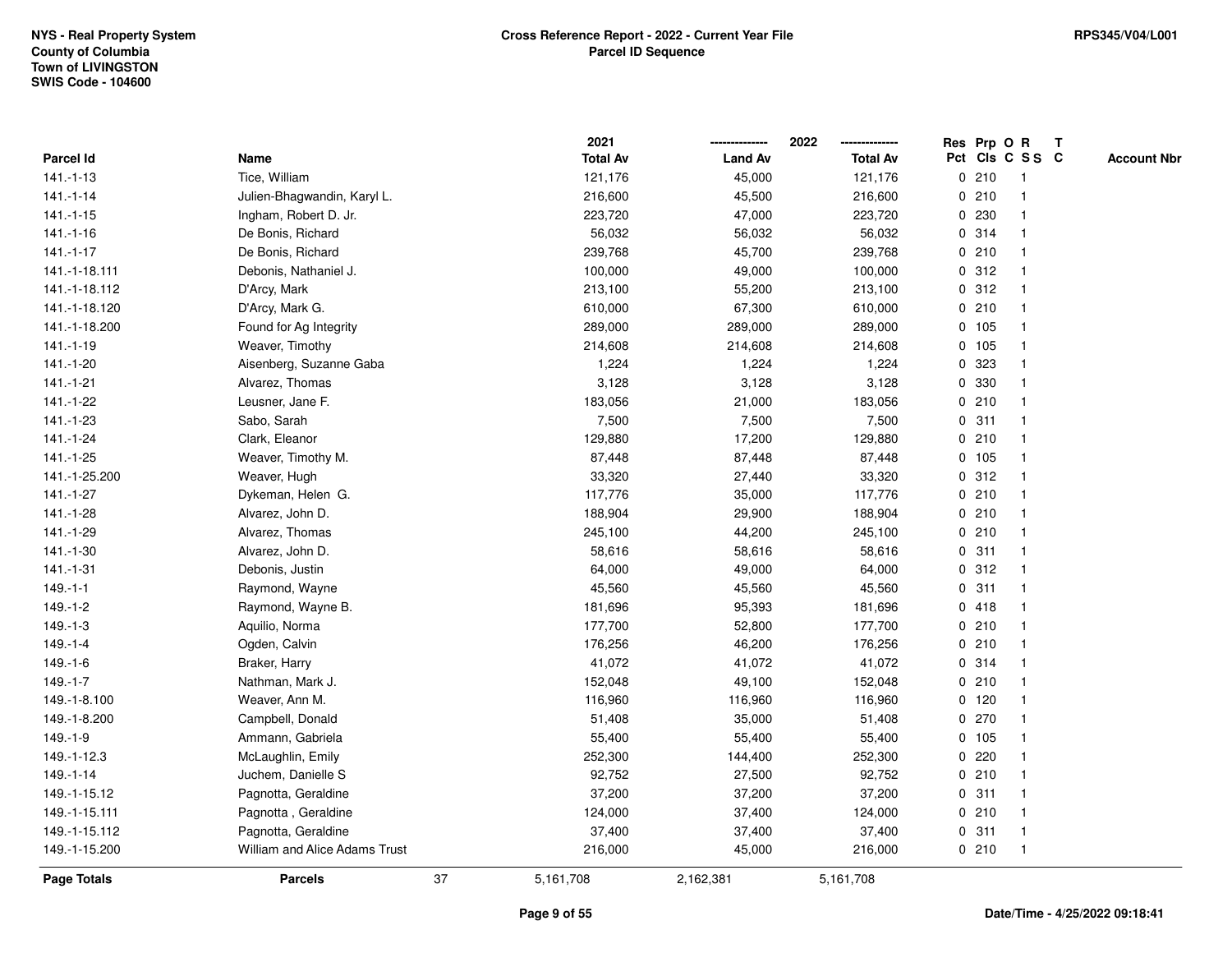NYS - Real Property System
County of Columbia
Town of LIVINGSTON
SWIS Code - 104600

**Cross Reference Report - 2022 - Current Year File**
**Parcel ID Sequence**

RPS345/V04/L001

| Parcel Id | Name | 2021 Total Av | 2022 Land Av | 2022 Total Av | Res Pct | Prp Cls | O C | R S S | T C | Account Nbr |
|---|---|---|---|---|---|---|---|---|---|---|
| 141.-1-13 | Tice, William | 121,176 | 45,000 | 121,176 | 0 | 210 | | 1 | | |
| 141.-1-14 | Julien-Bhagwandin, Karyl L. | 216,600 | 45,500 | 216,600 | 0 | 210 | | 1 | | |
| 141.-1-15 | Ingham, Robert D. Jr. | 223,720 | 47,000 | 223,720 | 0 | 230 | | 1 | | |
| 141.-1-16 | De Bonis, Richard | 56,032 | 56,032 | 56,032 | 0 | 314 | | 1 | | |
| 141.-1-17 | De Bonis, Richard | 239,768 | 45,700 | 239,768 | 0 | 210 | | 1 | | |
| 141.-1-18.111 | Debonis, Nathaniel J. | 100,000 | 49,000 | 100,000 | 0 | 312 | | 1 | | |
| 141.-1-18.112 | D'Arcy, Mark | 213,100 | 55,200 | 213,100 | 0 | 312 | | 1 | | |
| 141.-1-18.120 | D'Arcy, Mark G. | 610,000 | 67,300 | 610,000 | 0 | 210 | | 1 | | |
| 141.-1-18.200 | Found for Ag Integrity | 289,000 | 289,000 | 289,000 | 0 | 105 | | 1 | | |
| 141.-1-19 | Weaver, Timothy | 214,608 | 214,608 | 214,608 | 0 | 105 | | 1 | | |
| 141.-1-20 | Aisenberg, Suzanne Gaba | 1,224 | 1,224 | 1,224 | 0 | 323 | | 1 | | |
| 141.-1-21 | Alvarez, Thomas | 3,128 | 3,128 | 3,128 | 0 | 330 | | 1 | | |
| 141.-1-22 | Leusner, Jane F. | 183,056 | 21,000 | 183,056 | 0 | 210 | | 1 | | |
| 141.-1-23 | Sabo, Sarah | 7,500 | 7,500 | 7,500 | 0 | 311 | | 1 | | |
| 141.-1-24 | Clark, Eleanor | 129,880 | 17,200 | 129,880 | 0 | 210 | | 1 | | |
| 141.-1-25 | Weaver, Timothy M. | 87,448 | 87,448 | 87,448 | 0 | 105 | | 1 | | |
| 141.-1-25.200 | Weaver, Hugh | 33,320 | 27,440 | 33,320 | 0 | 312 | | 1 | | |
| 141.-1-27 | Dykeman, Helen G. | 117,776 | 35,000 | 117,776 | 0 | 210 | | 1 | | |
| 141.-1-28 | Alvarez, John D. | 188,904 | 29,900 | 188,904 | 0 | 210 | | 1 | | |
| 141.-1-29 | Alvarez, Thomas | 245,100 | 44,200 | 245,100 | 0 | 210 | | 1 | | |
| 141.-1-30 | Alvarez, John D. | 58,616 | 58,616 | 58,616 | 0 | 311 | | 1 | | |
| 141.-1-31 | Debonis, Justin | 64,000 | 49,000 | 64,000 | 0 | 312 | | 1 | | |
| 149.-1-1 | Raymond, Wayne | 45,560 | 45,560 | 45,560 | 0 | 311 | | 1 | | |
| 149.-1-2 | Raymond, Wayne B. | 181,696 | 95,393 | 181,696 | 0 | 418 | | 1 | | |
| 149.-1-3 | Aquilio, Norma | 177,700 | 52,800 | 177,700 | 0 | 210 | | 1 | | |
| 149.-1-4 | Ogden, Calvin | 176,256 | 46,200 | 176,256 | 0 | 210 | | 1 | | |
| 149.-1-6 | Braker, Harry | 41,072 | 41,072 | 41,072 | 0 | 314 | | 1 | | |
| 149.-1-7 | Nathman, Mark J. | 152,048 | 49,100 | 152,048 | 0 | 210 | | 1 | | |
| 149.-1-8.100 | Weaver, Ann M. | 116,960 | 116,960 | 116,960 | 0 | 120 | | 1 | | |
| 149.-1-8.200 | Campbell, Donald | 51,408 | 35,000 | 51,408 | 0 | 270 | | 1 | | |
| 149.-1-9 | Ammann, Gabriela | 55,400 | 55,400 | 55,400 | 0 | 105 | | 1 | | |
| 149.-1-12.3 | McLaughlin, Emily | 252,300 | 144,400 | 252,300 | 0 | 220 | | 1 | | |
| 149.-1-14 | Juchem, Danielle S | 92,752 | 27,500 | 92,752 | 0 | 210 | | 1 | | |
| 149.-1-15.12 | Pagnotta, Geraldine | 37,200 | 37,200 | 37,200 | 0 | 311 | | 1 | | |
| 149.-1-15.111 | Pagnotta , Geraldine | 124,000 | 37,400 | 124,000 | 0 | 210 | | 1 | | |
| 149.-1-15.112 | Pagnotta, Geraldine | 37,400 | 37,400 | 37,400 | 0 | 311 | | 1 | | |
| 149.-1-15.200 | William and Alice Adams Trust | 216,000 | 45,000 | 216,000 | 0 | 210 | | 1 | | |
| **Page Totals** | **Parcels** 37 | 5,161,708 | 2,162,381 | 5,161,708 | | | | | | |

Date/Time - 4/25/2022 09:18:41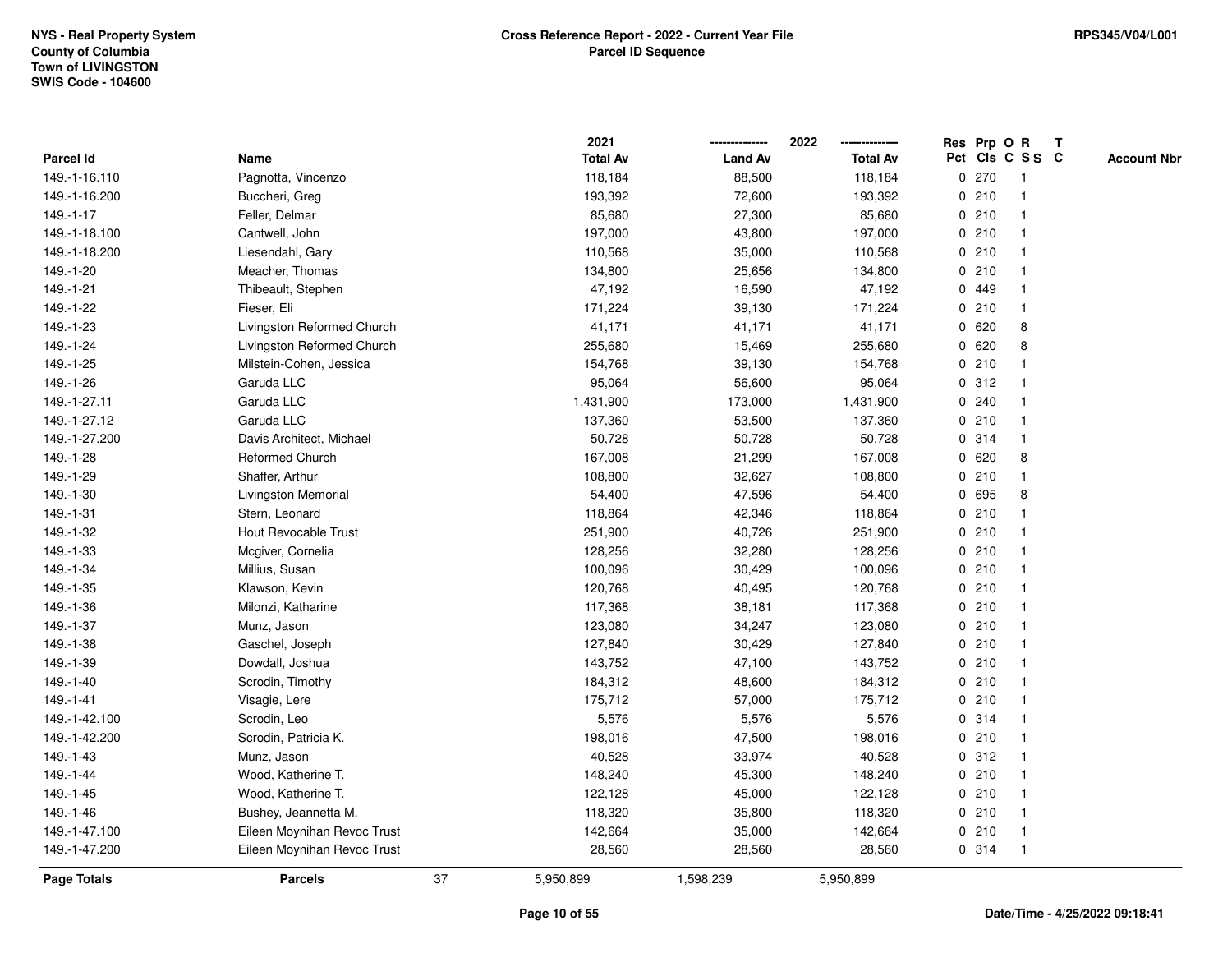NYS - Real Property System
County of Columbia
Town of LIVINGSTON
SWIS Code - 104600

**Cross Reference Report - 2022 - Current Year File**
**Parcel ID Sequence**

RPS345/V04/L001

| Parcel Id | Name | 2021 Total Av | 2022 Land Av | 2022 Total Av | Res Pct | Prp Cls | O C | R S S | T C | Account Nbr |
|---|---|---|---|---|---|---|---|---|---|---|
| 149.-1-16.110 | Pagnotta, Vincenzo | 118,184 | 88,500 | 118,184 | 0 | 270 | | 1 | | |
| 149.-1-16.200 | Buccheri, Greg | 193,392 | 72,600 | 193,392 | 0 | 210 | | 1 | | |
| 149.-1-17 | Feller, Delmar | 85,680 | 27,300 | 85,680 | 0 | 210 | | 1 | | |
| 149.-1-18.100 | Cantwell, John | 197,000 | 43,800 | 197,000 | 0 | 210 | | 1 | | |
| 149.-1-18.200 | Liesendahl, Gary | 110,568 | 35,000 | 110,568 | 0 | 210 | | 1 | | |
| 149.-1-20 | Meacher, Thomas | 134,800 | 25,656 | 134,800 | 0 | 210 | | 1 | | |
| 149.-1-21 | Thibeault, Stephen | 47,192 | 16,590 | 47,192 | 0 | 449 | | 1 | | |
| 149.-1-22 | Fieser, Eli | 171,224 | 39,130 | 171,224 | 0 | 210 | | 1 | | |
| 149.-1-23 | Livingston Reformed Church | 41,171 | 41,171 | 41,171 | 0 | 620 | | 8 | | |
| 149.-1-24 | Livingston Reformed Church | 255,680 | 15,469 | 255,680 | 0 | 620 | | 8 | | |
| 149.-1-25 | Milstein-Cohen, Jessica | 154,768 | 39,130 | 154,768 | 0 | 210 | | 1 | | |
| 149.-1-26 | Garuda LLC | 95,064 | 56,600 | 95,064 | 0 | 312 | | 1 | | |
| 149.-1-27.11 | Garuda LLC | 1,431,900 | 173,000 | 1,431,900 | 0 | 240 | | 1 | | |
| 149.-1-27.12 | Garuda LLC | 137,360 | 53,500 | 137,360 | 0 | 210 | | 1 | | |
| 149.-1-27.200 | Davis Architect, Michael | 50,728 | 50,728 | 50,728 | 0 | 314 | | 1 | | |
| 149.-1-28 | Reformed Church | 167,008 | 21,299 | 167,008 | 0 | 620 | | 8 | | |
| 149.-1-29 | Shaffer, Arthur | 108,800 | 32,627 | 108,800 | 0 | 210 | | 1 | | |
| 149.-1-30 | Livingston Memorial | 54,400 | 47,596 | 54,400 | 0 | 695 | | 8 | | |
| 149.-1-31 | Stern, Leonard | 118,864 | 42,346 | 118,864 | 0 | 210 | | 1 | | |
| 149.-1-32 | Hout Revocable Trust | 251,900 | 40,726 | 251,900 | 0 | 210 | | 1 | | |
| 149.-1-33 | Mcgiver, Cornelia | 128,256 | 32,280 | 128,256 | 0 | 210 | | 1 | | |
| 149.-1-34 | Millius, Susan | 100,096 | 30,429 | 100,096 | 0 | 210 | | 1 | | |
| 149.-1-35 | Klawson, Kevin | 120,768 | 40,495 | 120,768 | 0 | 210 | | 1 | | |
| 149.-1-36 | Milonzi, Katharine | 117,368 | 38,181 | 117,368 | 0 | 210 | | 1 | | |
| 149.-1-37 | Munz, Jason | 123,080 | 34,247 | 123,080 | 0 | 210 | | 1 | | |
| 149.-1-38 | Gaschel, Joseph | 127,840 | 30,429 | 127,840 | 0 | 210 | | 1 | | |
| 149.-1-39 | Dowdall, Joshua | 143,752 | 47,100 | 143,752 | 0 | 210 | | 1 | | |
| 149.-1-40 | Scrodin, Timothy | 184,312 | 48,600 | 184,312 | 0 | 210 | | 1 | | |
| 149.-1-41 | Visagie, Lere | 175,712 | 57,000 | 175,712 | 0 | 210 | | 1 | | |
| 149.-1-42.100 | Scrodin, Leo | 5,576 | 5,576 | 5,576 | 0 | 314 | | 1 | | |
| 149.-1-42.200 | Scrodin, Patricia K. | 198,016 | 47,500 | 198,016 | 0 | 210 | | 1 | | |
| 149.-1-43 | Munz, Jason | 40,528 | 33,974 | 40,528 | 0 | 312 | | 1 | | |
| 149.-1-44 | Wood, Katherine T. | 148,240 | 45,300 | 148,240 | 0 | 210 | | 1 | | |
| 149.-1-45 | Wood, Katherine T. | 122,128 | 45,000 | 122,128 | 0 | 210 | | 1 | | |
| 149.-1-46 | Bushey, Jeannetta M. | 118,320 | 35,800 | 118,320 | 0 | 210 | | 1 | | |
| 149.-1-47.100 | Eileen Moynihan Revoc Trust | 142,664 | 35,000 | 142,664 | 0 | 210 | | 1 | | |
| 149.-1-47.200 | Eileen Moynihan Revoc Trust | 28,560 | 28,560 | 28,560 | 0 | 314 | | 1 | | |
| **Page Totals** | **Parcels** 37 | 5,950,899 | 1,598,239 | 5,950,899 | | | | | | |

Date/Time - 4/25/2022 09:18:41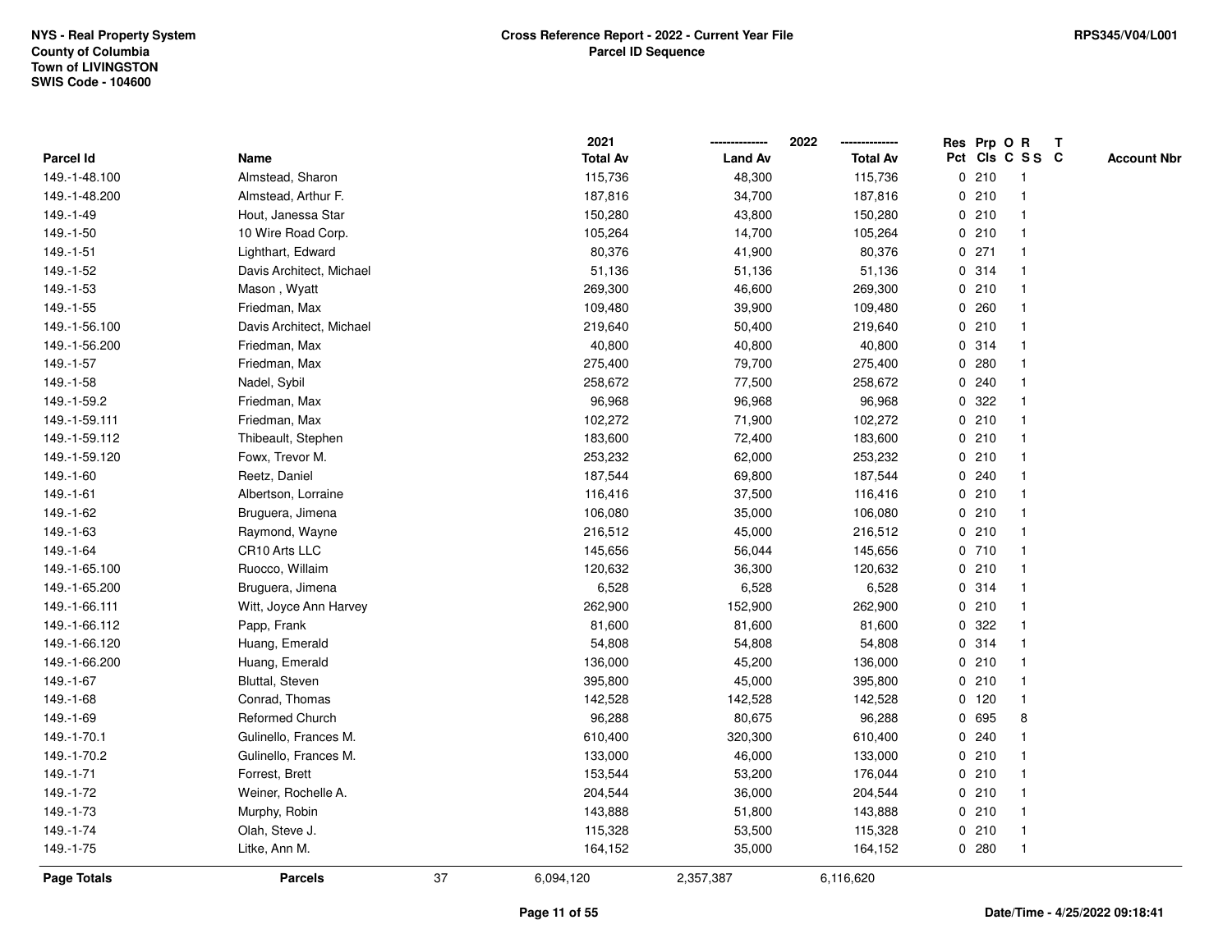NYS - Real Property System
County of Columbia
Town of LIVINGSTON
SWIS Code - 104600

**Cross Reference Report - 2022 - Current Year File**
**Parcel ID Sequence**

RPS345/V04/L001

| Parcel Id | Name | 2021 Total Av | 2022 Land Av | 2022 Total Av | Res Pct | Prp Cls | O C | R SS | T C | Account Nbr |
|---|---|---|---|---|---|---|---|---|---|---|
| 149.-1-48.100 | Almstead, Sharon | 115,736 | 48,300 | 115,736 | 0 | 210 | | 1 | | |
| 149.-1-48.200 | Almstead, Arthur F. | 187,816 | 34,700 | 187,816 | 0 | 210 | | 1 | | |
| 149.-1-49 | Hout, Janessa Star | 150,280 | 43,800 | 150,280 | 0 | 210 | | 1 | | |
| 149.-1-50 | 10 Wire Road Corp. | 105,264 | 14,700 | 105,264 | 0 | 210 | | 1 | | |
| 149.-1-51 | Lighthart, Edward | 80,376 | 41,900 | 80,376 | 0 | 271 | | 1 | | |
| 149.-1-52 | Davis Architect, Michael | 51,136 | 51,136 | 51,136 | 0 | 314 | | 1 | | |
| 149.-1-53 | Mason , Wyatt | 269,300 | 46,600 | 269,300 | 0 | 210 | | 1 | | |
| 149.-1-55 | Friedman, Max | 109,480 | 39,900 | 109,480 | 0 | 260 | | 1 | | |
| 149.-1-56.100 | Davis Architect, Michael | 219,640 | 50,400 | 219,640 | 0 | 210 | | 1 | | |
| 149.-1-56.200 | Friedman, Max | 40,800 | 40,800 | 40,800 | 0 | 314 | | 1 | | |
| 149.-1-57 | Friedman, Max | 275,400 | 79,700 | 275,400 | 0 | 280 | | 1 | | |
| 149.-1-58 | Nadel, Sybil | 258,672 | 77,500 | 258,672 | 0 | 240 | | 1 | | |
| 149.-1-59.2 | Friedman, Max | 96,968 | 96,968 | 96,968 | 0 | 322 | | 1 | | |
| 149.-1-59.111 | Friedman, Max | 102,272 | 71,900 | 102,272 | 0 | 210 | | 1 | | |
| 149.-1-59.112 | Thibeault, Stephen | 183,600 | 72,400 | 183,600 | 0 | 210 | | 1 | | |
| 149.-1-59.120 | Fowx, Trevor M. | 253,232 | 62,000 | 253,232 | 0 | 210 | | 1 | | |
| 149.-1-60 | Reetz, Daniel | 187,544 | 69,800 | 187,544 | 0 | 240 | | 1 | | |
| 149.-1-61 | Albertson, Lorraine | 116,416 | 37,500 | 116,416 | 0 | 210 | | 1 | | |
| 149.-1-62 | Bruguera, Jimena | 106,080 | 35,000 | 106,080 | 0 | 210 | | 1 | | |
| 149.-1-63 | Raymond, Wayne | 216,512 | 45,000 | 216,512 | 0 | 210 | | 1 | | |
| 149.-1-64 | CR10 Arts LLC | 145,656 | 56,044 | 145,656 | 0 | 710 | | 1 | | |
| 149.-1-65.100 | Ruocco, Willaim | 120,632 | 36,300 | 120,632 | 0 | 210 | | 1 | | |
| 149.-1-65.200 | Bruguera, Jimena | 6,528 | 6,528 | 6,528 | 0 | 314 | | 1 | | |
| 149.-1-66.111 | Witt, Joyce Ann Harvey | 262,900 | 152,900 | 262,900 | 0 | 210 | | 1 | | |
| 149.-1-66.112 | Papp, Frank | 81,600 | 81,600 | 81,600 | 0 | 322 | | 1 | | |
| 149.-1-66.120 | Huang, Emerald | 54,808 | 54,808 | 54,808 | 0 | 314 | | 1 | | |
| 149.-1-66.200 | Huang, Emerald | 136,000 | 45,200 | 136,000 | 0 | 210 | | 1 | | |
| 149.-1-67 | Bluttal, Steven | 395,800 | 45,000 | 395,800 | 0 | 210 | | 1 | | |
| 149.-1-68 | Conrad, Thomas | 142,528 | 142,528 | 142,528 | 0 | 120 | | 1 | | |
| 149.-1-69 | Reformed Church | 96,288 | 80,675 | 96,288 | 0 | 695 | | 8 | | |
| 149.-1-70.1 | Gulinello, Frances M. | 610,400 | 320,300 | 610,400 | 0 | 240 | | 1 | | |
| 149.-1-70.2 | Gulinello, Frances M. | 133,000 | 46,000 | 133,000 | 0 | 210 | | 1 | | |
| 149.-1-71 | Forrest, Brett | 153,544 | 53,200 | 176,044 | 0 | 210 | | 1 | | |
| 149.-1-72 | Weiner, Rochelle A. | 204,544 | 36,000 | 204,544 | 0 | 210 | | 1 | | |
| 149.-1-73 | Murphy, Robin | 143,888 | 51,800 | 143,888 | 0 | 210 | | 1 | | |
| 149.-1-74 | Olah, Steve J. | 115,328 | 53,500 | 115,328 | 0 | 210 | | 1 | | |
| 149.-1-75 | Litke, Ann M. | 164,152 | 35,000 | 164,152 | 0 | 280 | | 1 | | |
| **Page Totals** | **Parcels** 37 | 6,094,120 | 2,357,387 | 6,116,620 | | | | | | |

Date/Time - 4/25/2022 09:18:41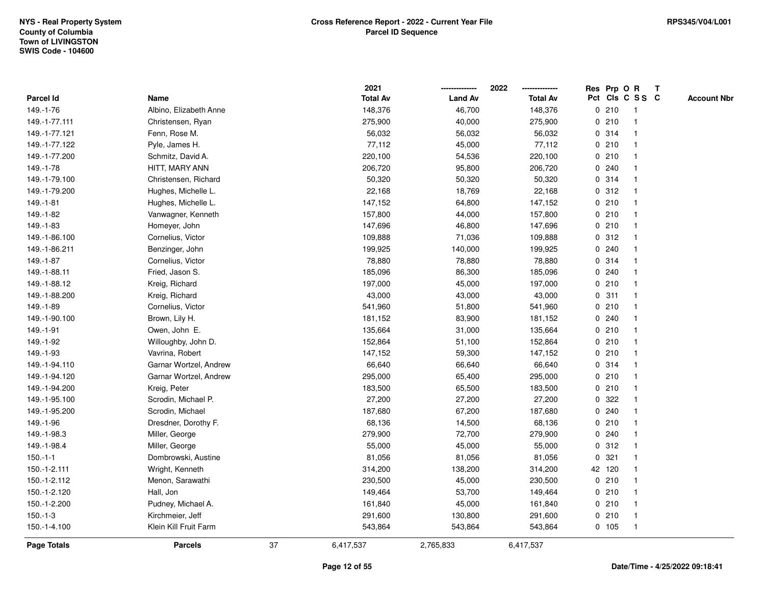NYS - Real Property System
County of Columbia
Town of LIVINGSTON
SWIS Code - 104600

**Cross Reference Report - 2022 - Current Year File**
**Parcel ID Sequence**

RPS345/V04/L001

| Parcel Id | Name | 2021 Total Av | 2022 Land Av | 2022 Total Av | Res Pct | Prp Cls | O C | R S S | T C | Account Nbr |
|---|---|---|---|---|---|---|---|---|---|---|
| 149.-1-76 | Albino, Elizabeth Anne | 148,376 | 46,700 | 148,376 | 0 | 210 | | 1 | | |
| 149.-1-77.111 | Christensen, Ryan | 275,900 | 40,000 | 275,900 | 0 | 210 | | 1 | | |
| 149.-1-77.121 | Fenn, Rose M. | 56,032 | 56,032 | 56,032 | 0 | 314 | | 1 | | |
| 149.-1-77.122 | Pyle, James H. | 77,112 | 45,000 | 77,112 | 0 | 210 | | 1 | | |
| 149.-1-77.200 | Schmitz, David A. | 220,100 | 54,536 | 220,100 | 0 | 210 | | 1 | | |
| 149.-1-78 | HITT, MARY ANN | 206,720 | 95,800 | 206,720 | 0 | 240 | | 1 | | |
| 149.-1-79.100 | Christensen, Richard | 50,320 | 50,320 | 50,320 | 0 | 314 | | 1 | | |
| 149.-1-79.200 | Hughes, Michelle L. | 22,168 | 18,769 | 22,168 | 0 | 312 | | 1 | | |
| 149.-1-81 | Hughes, Michelle L. | 147,152 | 64,800 | 147,152 | 0 | 210 | | 1 | | |
| 149.-1-82 | Vanwagner, Kenneth | 157,800 | 44,000 | 157,800 | 0 | 210 | | 1 | | |
| 149.-1-83 | Homeyer, John | 147,696 | 46,800 | 147,696 | 0 | 210 | | 1 | | |
| 149.-1-86.100 | Cornelius, Victor | 109,888 | 71,036 | 109,888 | 0 | 312 | | 1 | | |
| 149.-1-86.211 | Benzinger, John | 199,925 | 140,000 | 199,925 | 0 | 240 | | 1 | | |
| 149.-1-87 | Cornelius, Victor | 78,880 | 78,880 | 78,880 | 0 | 314 | | 1 | | |
| 149.-1-88.11 | Fried, Jason S. | 185,096 | 86,300 | 185,096 | 0 | 240 | | 1 | | |
| 149.-1-88.12 | Kreig, Richard | 197,000 | 45,000 | 197,000 | 0 | 210 | | 1 | | |
| 149.-1-88.200 | Kreig, Richard | 43,000 | 43,000 | 43,000 | 0 | 311 | | 1 | | |
| 149.-1-89 | Cornelius, Victor | 541,960 | 51,800 | 541,960 | 0 | 210 | | 1 | | |
| 149.-1-90.100 | Brown, Lily H. | 181,152 | 83,900 | 181,152 | 0 | 240 | | 1 | | |
| 149.-1-91 | Owen, John E. | 135,664 | 31,000 | 135,664 | 0 | 210 | | 1 | | |
| 149.-1-92 | Willoughby, John D. | 152,864 | 51,100 | 152,864 | 0 | 210 | | 1 | | |
| 149.-1-93 | Vavrina, Robert | 147,152 | 59,300 | 147,152 | 0 | 210 | | 1 | | |
| 149.-1-94.110 | Garnar Wortzel, Andrew | 66,640 | 66,640 | 66,640 | 0 | 314 | | 1 | | |
| 149.-1-94.120 | Garnar Wortzel, Andrew | 295,000 | 65,400 | 295,000 | 0 | 210 | | 1 | | |
| 149.-1-94.200 | Kreig, Peter | 183,500 | 65,500 | 183,500 | 0 | 210 | | 1 | | |
| 149.-1-95.100 | Scrodin, Michael P. | 27,200 | 27,200 | 27,200 | 0 | 322 | | 1 | | |
| 149.-1-95.200 | Scrodin, Michael | 187,680 | 67,200 | 187,680 | 0 | 240 | | 1 | | |
| 149.-1-96 | Dresdner, Dorothy F. | 68,136 | 14,500 | 68,136 | 0 | 210 | | 1 | | |
| 149.-1-98.3 | Miller, George | 279,900 | 72,700 | 279,900 | 0 | 240 | | 1 | | |
| 149.-1-98.4 | Miller, George | 55,000 | 45,000 | 55,000 | 0 | 312 | | 1 | | |
| 150.-1-1 | Dombrowski, Austine | 81,056 | 81,056 | 81,056 | 0 | 321 | | 1 | | |
| 150.-1-2.111 | Wright, Kenneth | 314,200 | 138,200 | 314,200 | 42 | 120 | | 1 | | |
| 150.-1-2.112 | Menon, Sarawathi | 230,500 | 45,000 | 230,500 | 0 | 210 | | 1 | | |
| 150.-1-2.120 | Hall, Jon | 149,464 | 53,700 | 149,464 | 0 | 210 | | 1 | | |
| 150.-1-2.200 | Pudney, Michael A. | 161,840 | 45,000 | 161,840 | 0 | 210 | | 1 | | |
| 150.-1-3 | Kirchmeier, Jeff | 291,600 | 130,800 | 291,600 | 0 | 210 | | 1 | | |
| 150.-1-4.100 | Klein Kill Fruit Farm | 543,864 | 543,864 | 543,864 | 0 | 105 | | 1 | | |
| **Page Totals** | **Parcels** 37 | 6,417,537 | 2,765,833 | 6,417,537 | | | | | | |

Date/Time - 4/25/2022 09:18:41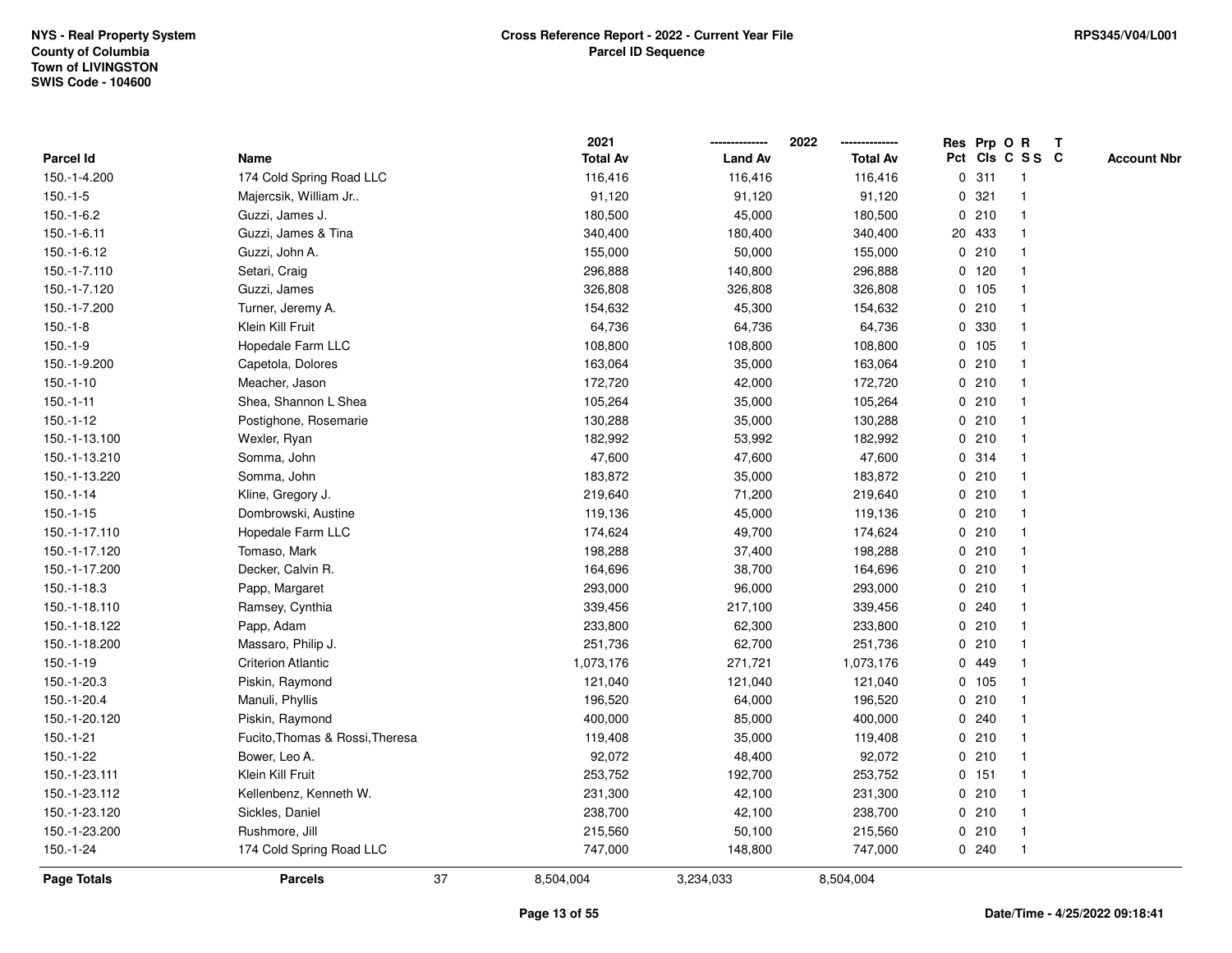NYS - Real Property System
County of Columbia
Town of LIVINGSTON
SWIS Code - 104600

**Cross Reference Report - 2022 - Current Year File**
**Parcel ID Sequence**

RPS345/V04/L001

| Parcel Id | Name | 2021 Total Av | 2022 Land Av | 2022 Total Av | Res Pct | Prp Cls | O C | R S S | T C | Account Nbr |
|---|---|---|---|---|---|---|---|---|---|---|
| 150.-1-4.200 | 174 Cold Spring Road LLC | 116,416 | 116,416 | 116,416 | 0 | 311 | | 1 | | |
| 150.-1-5 | Majercsik, William Jr.. | 91,120 | 91,120 | 91,120 | 0 | 321 | | 1 | | |
| 150.-1-6.2 | Guzzi, James J. | 180,500 | 45,000 | 180,500 | 0 | 210 | | 1 | | |
| 150.-1-6.11 | Guzzi, James & Tina | 340,400 | 180,400 | 340,400 | 20 | 433 | | 1 | | |
| 150.-1-6.12 | Guzzi, John A. | 155,000 | 50,000 | 155,000 | 0 | 210 | | 1 | | |
| 150.-1-7.110 | Setari, Craig | 296,888 | 140,800 | 296,888 | 0 | 120 | | 1 | | |
| 150.-1-7.120 | Guzzi, James | 326,808 | 326,808 | 326,808 | 0 | 105 | | 1 | | |
| 150.-1-7.200 | Turner, Jeremy A. | 154,632 | 45,300 | 154,632 | 0 | 210 | | 1 | | |
| 150.-1-8 | Klein Kill Fruit | 64,736 | 64,736 | 64,736 | 0 | 330 | | 1 | | |
| 150.-1-9 | Hopedale Farm LLC | 108,800 | 108,800 | 108,800 | 0 | 105 | | 1 | | |
| 150.-1-9.200 | Capetola, Dolores | 163,064 | 35,000 | 163,064 | 0 | 210 | | 1 | | |
| 150.-1-10 | Meacher, Jason | 172,720 | 42,000 | 172,720 | 0 | 210 | | 1 | | |
| 150.-1-11 | Shea, Shannon L Shea | 105,264 | 35,000 | 105,264 | 0 | 210 | | 1 | | |
| 150.-1-12 | Postighone, Rosemarie | 130,288 | 35,000 | 130,288 | 0 | 210 | | 1 | | |
| 150.-1-13.100 | Wexler, Ryan | 182,992 | 53,992 | 182,992 | 0 | 210 | | 1 | | |
| 150.-1-13.210 | Somma, John | 47,600 | 47,600 | 47,600 | 0 | 314 | | 1 | | |
| 150.-1-13.220 | Somma, John | 183,872 | 35,000 | 183,872 | 0 | 210 | | 1 | | |
| 150.-1-14 | Kline, Gregory J. | 219,640 | 71,200 | 219,640 | 0 | 210 | | 1 | | |
| 150.-1-15 | Dombrowski, Austine | 119,136 | 45,000 | 119,136 | 0 | 210 | | 1 | | |
| 150.-1-17.110 | Hopedale Farm LLC | 174,624 | 49,700 | 174,624 | 0 | 210 | | 1 | | |
| 150.-1-17.120 | Tomaso, Mark | 198,288 | 37,400 | 198,288 | 0 | 210 | | 1 | | |
| 150.-1-17.200 | Decker, Calvin R. | 164,696 | 38,700 | 164,696 | 0 | 210 | | 1 | | |
| 150.-1-18.3 | Papp, Margaret | 293,000 | 96,000 | 293,000 | 0 | 210 | | 1 | | |
| 150.-1-18.110 | Ramsey, Cynthia | 339,456 | 217,100 | 339,456 | 0 | 240 | | 1 | | |
| 150.-1-18.122 | Papp, Adam | 233,800 | 62,300 | 233,800 | 0 | 210 | | 1 | | |
| 150.-1-18.200 | Massaro, Philip J. | 251,736 | 62,700 | 251,736 | 0 | 210 | | 1 | | |
| 150.-1-19 | Criterion Atlantic | 1,073,176 | 271,721 | 1,073,176 | 0 | 449 | | 1 | | |
| 150.-1-20.3 | Piskin, Raymond | 121,040 | 121,040 | 121,040 | 0 | 105 | | 1 | | |
| 150.-1-20.4 | Manuli, Phyllis | 196,520 | 64,000 | 196,520 | 0 | 210 | | 1 | | |
| 150.-1-20.120 | Piskin, Raymond | 400,000 | 85,000 | 400,000 | 0 | 240 | | 1 | | |
| 150.-1-21 | Fucito,Thomas & Rossi,Theresa | 119,408 | 35,000 | 119,408 | 0 | 210 | | 1 | | |
| 150.-1-22 | Bower, Leo A. | 92,072 | 48,400 | 92,072 | 0 | 210 | | 1 | | |
| 150.-1-23.111 | Klein Kill Fruit | 253,752 | 192,700 | 253,752 | 0 | 151 | | 1 | | |
| 150.-1-23.112 | Kellenbenz, Kenneth W. | 231,300 | 42,100 | 231,300 | 0 | 210 | | 1 | | |
| 150.-1-23.120 | Sickles, Daniel | 238,700 | 42,100 | 238,700 | 0 | 210 | | 1 | | |
| 150.-1-23.200 | Rushmore, Jill | 215,560 | 50,100 | 215,560 | 0 | 210 | | 1 | | |
| 150.-1-24 | 174 Cold Spring Road LLC | 747,000 | 148,800 | 747,000 | 0 | 240 | | 1 | | |
| **Page Totals** | **Parcels** 37 | 8,504,004 | 3,234,033 | 8,504,004 | | | | | | |

Date/Time - 4/25/2022 09:18:41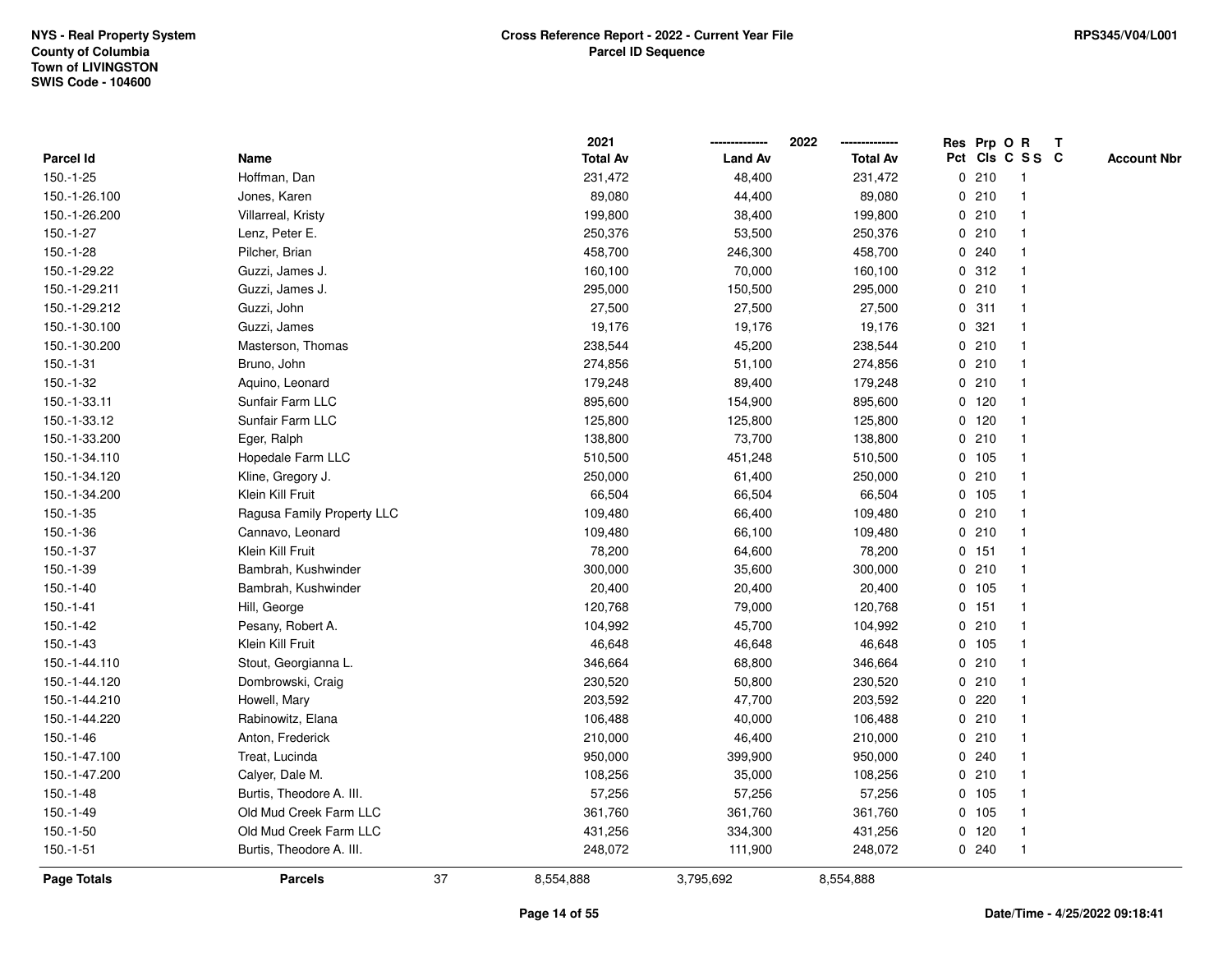NYS - Real Property System
County of Columbia
Town of LIVINGSTON
SWIS Code - 104600

**Cross Reference Report - 2022 - Current Year File**
**Parcel ID Sequence**

RPS345/V04/L001

| Parcel Id | Name | 2021 Total Av | 2022 Land Av | 2022 Total Av | Res Pct | Prp Cls | O C | R S S | T C | Account Nbr |
|---|---|---|---|---|---|---|---|---|---|---|
| 150.-1-25 | Hoffman, Dan | 231,472 | 48,400 | 231,472 | 0 | 210 | | 1 | | |
| 150.-1-26.100 | Jones, Karen | 89,080 | 44,400 | 89,080 | 0 | 210 | | 1 | | |
| 150.-1-26.200 | Villarreal, Kristy | 199,800 | 38,400 | 199,800 | 0 | 210 | | 1 | | |
| 150.-1-27 | Lenz, Peter E. | 250,376 | 53,500 | 250,376 | 0 | 210 | | 1 | | |
| 150.-1-28 | Pilcher, Brian | 458,700 | 246,300 | 458,700 | 0 | 240 | | 1 | | |
| 150.-1-29.22 | Guzzi, James J. | 160,100 | 70,000 | 160,100 | 0 | 312 | | 1 | | |
| 150.-1-29.211 | Guzzi, James J. | 295,000 | 150,500 | 295,000 | 0 | 210 | | 1 | | |
| 150.-1-29.212 | Guzzi, John | 27,500 | 27,500 | 27,500 | 0 | 311 | | 1 | | |
| 150.-1-30.100 | Guzzi, James | 19,176 | 19,176 | 19,176 | 0 | 321 | | 1 | | |
| 150.-1-30.200 | Masterson, Thomas | 238,544 | 45,200 | 238,544 | 0 | 210 | | 1 | | |
| 150.-1-31 | Bruno, John | 274,856 | 51,100 | 274,856 | 0 | 210 | | 1 | | |
| 150.-1-32 | Aquino, Leonard | 179,248 | 89,400 | 179,248 | 0 | 210 | | 1 | | |
| 150.-1-33.11 | Sunfair Farm LLC | 895,600 | 154,900 | 895,600 | 0 | 120 | | 1 | | |
| 150.-1-33.12 | Sunfair Farm LLC | 125,800 | 125,800 | 125,800 | 0 | 120 | | 1 | | |
| 150.-1-33.200 | Eger, Ralph | 138,800 | 73,700 | 138,800 | 0 | 210 | | 1 | | |
| 150.-1-34.110 | Hopedale Farm LLC | 510,500 | 451,248 | 510,500 | 0 | 105 | | 1 | | |
| 150.-1-34.120 | Kline, Gregory J. | 250,000 | 61,400 | 250,000 | 0 | 210 | | 1 | | |
| 150.-1-34.200 | Klein Kill Fruit | 66,504 | 66,504 | 66,504 | 0 | 105 | | 1 | | |
| 150.-1-35 | Ragusa Family Property LLC | 109,480 | 66,400 | 109,480 | 0 | 210 | | 1 | | |
| 150.-1-36 | Cannavo, Leonard | 109,480 | 66,100 | 109,480 | 0 | 210 | | 1 | | |
| 150.-1-37 | Klein Kill Fruit | 78,200 | 64,600 | 78,200 | 0 | 151 | | 1 | | |
| 150.-1-39 | Bambrah, Kushwinder | 300,000 | 35,600 | 300,000 | 0 | 210 | | 1 | | |
| 150.-1-40 | Bambrah, Kushwinder | 20,400 | 20,400 | 20,400 | 0 | 105 | | 1 | | |
| 150.-1-41 | Hill, George | 120,768 | 79,000 | 120,768 | 0 | 151 | | 1 | | |
| 150.-1-42 | Pesany, Robert A. | 104,992 | 45,700 | 104,992 | 0 | 210 | | 1 | | |
| 150.-1-43 | Klein Kill Fruit | 46,648 | 46,648 | 46,648 | 0 | 105 | | 1 | | |
| 150.-1-44.110 | Stout, Georgianna L. | 346,664 | 68,800 | 346,664 | 0 | 210 | | 1 | | |
| 150.-1-44.120 | Dombrowski, Craig | 230,520 | 50,800 | 230,520 | 0 | 210 | | 1 | | |
| 150.-1-44.210 | Howell, Mary | 203,592 | 47,700 | 203,592 | 0 | 220 | | 1 | | |
| 150.-1-44.220 | Rabinowitz, Elana | 106,488 | 40,000 | 106,488 | 0 | 210 | | 1 | | |
| 150.-1-46 | Anton, Frederick | 210,000 | 46,400 | 210,000 | 0 | 210 | | 1 | | |
| 150.-1-47.100 | Treat, Lucinda | 950,000 | 399,900 | 950,000 | 0 | 240 | | 1 | | |
| 150.-1-47.200 | Calyer, Dale M. | 108,256 | 35,000 | 108,256 | 0 | 210 | | 1 | | |
| 150.-1-48 | Burtis, Theodore A. III. | 57,256 | 57,256 | 57,256 | 0 | 105 | | 1 | | |
| 150.-1-49 | Old Mud Creek Farm LLC | 361,760 | 361,760 | 361,760 | 0 | 105 | | 1 | | |
| 150.-1-50 | Old Mud Creek Farm LLC | 431,256 | 334,300 | 431,256 | 0 | 120 | | 1 | | |
| 150.-1-51 | Burtis, Theodore A. III. | 248,072 | 111,900 | 248,072 | 0 | 240 | | 1 | | |
| **Page Totals** | **Parcels** 37 | 8,554,888 | 3,795,692 | 8,554,888 | | | | | | |

Date/Time - 4/25/2022 09:18:41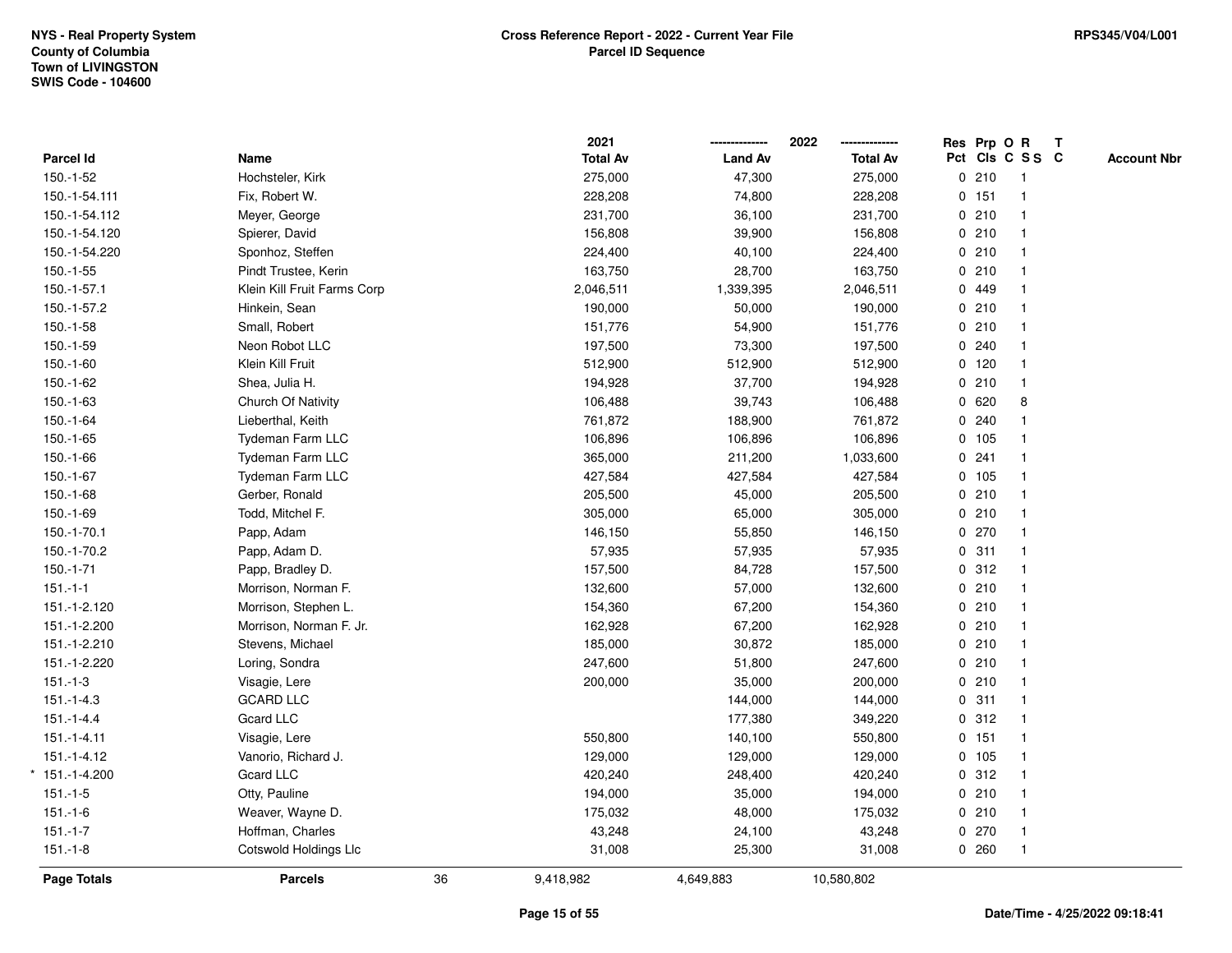NYS - Real Property System
County of Columbia
Town of LIVINGSTON
SWIS Code - 104600

**Cross Reference Report - 2022 - Current Year File**
**Parcel ID Sequence**

RPS345/V04/L001

| Parcel Id | Name | 2021 Total Av | 2022 Land Av | 2022 Total Av | Res Pct | Prp Cls | O C | R S S | T C | Account Nbr |
|---|---|---|---|---|---|---|---|---|---|---|
| 150.-1-52 | Hochsteler, Kirk | 275,000 | 47,300 | 275,000 | 0 | 210 | | 1 | | |
| 150.-1-54.111 | Fix, Robert W. | 228,208 | 74,800 | 228,208 | 0 | 151 | | 1 | | |
| 150.-1-54.112 | Meyer, George | 231,700 | 36,100 | 231,700 | 0 | 210 | | 1 | | |
| 150.-1-54.120 | Spierer, David | 156,808 | 39,900 | 156,808 | 0 | 210 | | 1 | | |
| 150.-1-54.220 | Sponhoz, Steffen | 224,400 | 40,100 | 224,400 | 0 | 210 | | 1 | | |
| 150.-1-55 | Pindt Trustee, Kerin | 163,750 | 28,700 | 163,750 | 0 | 210 | | 1 | | |
| 150.-1-57.1 | Klein Kill Fruit Farms Corp | 2,046,511 | 1,339,395 | 2,046,511 | 0 | 449 | | 1 | | |
| 150.-1-57.2 | Hinkein, Sean | 190,000 | 50,000 | 190,000 | 0 | 210 | | 1 | | |
| 150.-1-58 | Small, Robert | 151,776 | 54,900 | 151,776 | 0 | 210 | | 1 | | |
| 150.-1-59 | Neon Robot LLC | 197,500 | 73,300 | 197,500 | 0 | 240 | | 1 | | |
| 150.-1-60 | Klein Kill Fruit | 512,900 | 512,900 | 512,900 | 0 | 120 | | 1 | | |
| 150.-1-62 | Shea, Julia H. | 194,928 | 37,700 | 194,928 | 0 | 210 | | 1 | | |
| 150.-1-63 | Church Of Nativity | 106,488 | 39,743 | 106,488 | 0 | 620 | | 8 | | |
| 150.-1-64 | Lieberthal, Keith | 761,872 | 188,900 | 761,872 | 0 | 240 | | 1 | | |
| 150.-1-65 | Tydeman Farm LLC | 106,896 | 106,896 | 106,896 | 0 | 105 | | 1 | | |
| 150.-1-66 | Tydeman Farm LLC | 365,000 | 211,200 | 1,033,600 | 0 | 241 | | 1 | | |
| 150.-1-67 | Tydeman Farm LLC | 427,584 | 427,584 | 427,584 | 0 | 105 | | 1 | | |
| 150.-1-68 | Gerber, Ronald | 205,500 | 45,000 | 205,500 | 0 | 210 | | 1 | | |
| 150.-1-69 | Todd, Mitchel F. | 305,000 | 65,000 | 305,000 | 0 | 210 | | 1 | | |
| 150.-1-70.1 | Papp, Adam | 146,150 | 55,850 | 146,150 | 0 | 270 | | 1 | | |
| 150.-1-70.2 | Papp, Adam D. | 57,935 | 57,935 | 57,935 | 0 | 311 | | 1 | | |
| 150.-1-71 | Papp, Bradley D. | 157,500 | 84,728 | 157,500 | 0 | 312 | | 1 | | |
| 151.-1-1 | Morrison, Norman F. | 132,600 | 57,000 | 132,600 | 0 | 210 | | 1 | | |
| 151.-1-2.120 | Morrison, Stephen L. | 154,360 | 67,200 | 154,360 | 0 | 210 | | 1 | | |
| 151.-1-2.200 | Morrison, Norman F. Jr. | 162,928 | 67,200 | 162,928 | 0 | 210 | | 1 | | |
| 151.-1-2.210 | Stevens, Michael | 185,000 | 30,872 | 185,000 | 0 | 210 | | 1 | | |
| 151.-1-2.220 | Loring, Sondra | 247,600 | 51,800 | 247,600 | 0 | 210 | | 1 | | |
| 151.-1-3 | Visagie, Lere | 200,000 | 35,000 | 200,000 | 0 | 210 | | 1 | | |
| 151.-1-4.3 | GCARD LLC | | 144,000 | 144,000 | 0 | 311 | | 1 | | |
| 151.-1-4.4 | Gcard LLC | | 177,380 | 349,220 | 0 | 312 | | 1 | | |
| 151.-1-4.11 | Visagie, Lere | 550,800 | 140,100 | 550,800 | 0 | 151 | | 1 | | |
| 151.-1-4.12 | Vanorio, Richard J. | 129,000 | 129,000 | 129,000 | 0 | 105 | | 1 | | |
| * 151.-1-4.200 | Gcard LLC | 420,240 | 248,400 | 420,240 | 0 | 312 | | 1 | | |
| 151.-1-5 | Otty, Pauline | 194,000 | 35,000 | 194,000 | 0 | 210 | | 1 | | |
| 151.-1-6 | Weaver, Wayne D. | 175,032 | 48,000 | 175,032 | 0 | 210 | | 1 | | |
| 151.-1-7 | Hoffman, Charles | 43,248 | 24,100 | 43,248 | 0 | 270 | | 1 | | |
| 151.-1-8 | Cotswold Holdings Llc | 31,008 | 25,300 | 31,008 | 0 | 260 | | 1 | | |
| **Page Totals** | **Parcels** 36 | 9,418,982 | 4,649,883 | 10,580,802 | | | | | | |

Date/Time - 4/25/2022 09:18:41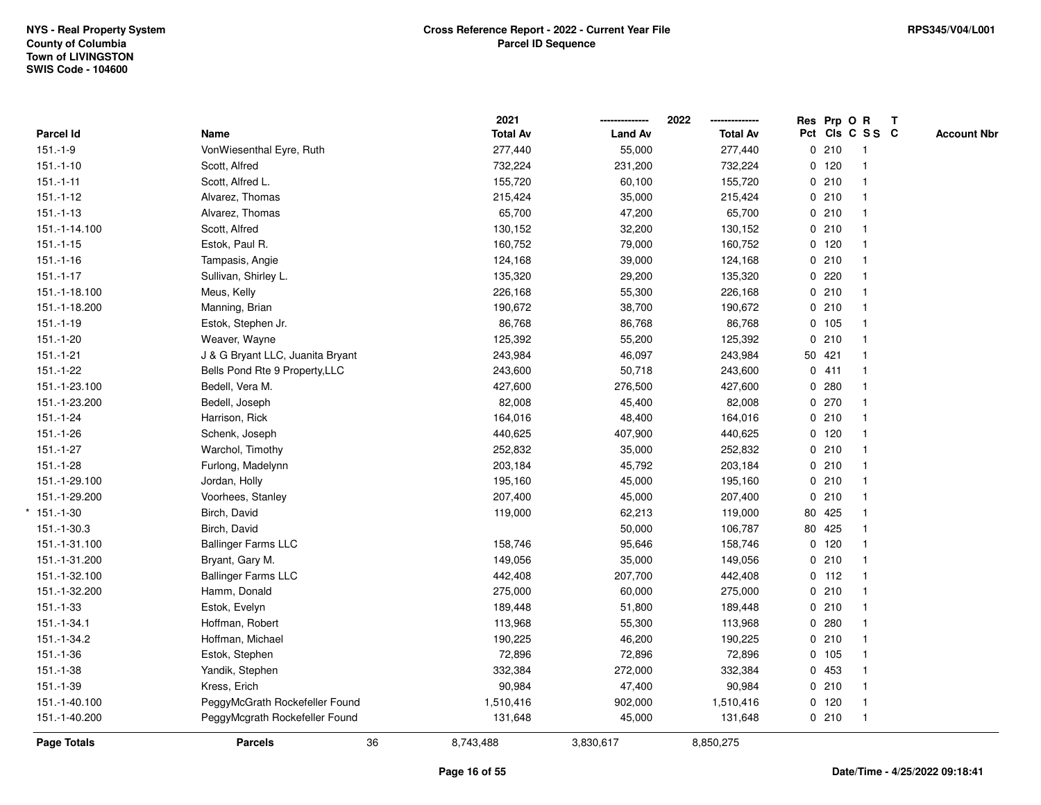NYS - Real Property System
County of Columbia
Town of LIVINGSTON
SWIS Code - 104600

**Cross Reference Report - 2022 - Current Year File**
**Parcel ID Sequence**

RPS345/V04/L001

| | Parcel Id | Name | 2021 Total Av | 2022 Land Av | 2022 Total Av | Res Pct | Prp Cls | O C | R S S | T C | Account Nbr |
|---|---|---|---|---|---|---|---|---|---|---|---|
| | 151.-1-9 | VonWiesenthal Eyre, Ruth | 277,440 | 55,000 | 277,440 | 0 | 210 | | 1 | | |
| | 151.-1-10 | Scott, Alfred | 732,224 | 231,200 | 732,224 | 0 | 120 | | 1 | | |
| | 151.-1-11 | Scott, Alfred L. | 155,720 | 60,100 | 155,720 | 0 | 210 | | 1 | | |
| | 151.-1-12 | Alvarez, Thomas | 215,424 | 35,000 | 215,424 | 0 | 210 | | 1 | | |
| | 151.-1-13 | Alvarez, Thomas | 65,700 | 47,200 | 65,700 | 0 | 210 | | 1 | | |
| | 151.-1-14.100 | Scott, Alfred | 130,152 | 32,200 | 130,152 | 0 | 210 | | 1 | | |
| | 151.-1-15 | Estok, Paul R. | 160,752 | 79,000 | 160,752 | 0 | 120 | | 1 | | |
| | 151.-1-16 | Tampasis, Angie | 124,168 | 39,000 | 124,168 | 0 | 210 | | 1 | | |
| | 151.-1-17 | Sullivan, Shirley L. | 135,320 | 29,200 | 135,320 | 0 | 220 | | 1 | | |
| | 151.-1-18.100 | Meus, Kelly | 226,168 | 55,300 | 226,168 | 0 | 210 | | 1 | | |
| | 151.-1-18.200 | Manning, Brian | 190,672 | 38,700 | 190,672 | 0 | 210 | | 1 | | |
| | 151.-1-19 | Estok, Stephen Jr. | 86,768 | 86,768 | 86,768 | 0 | 105 | | 1 | | |
| | 151.-1-20 | Weaver, Wayne | 125,392 | 55,200 | 125,392 | 0 | 210 | | 1 | | |
| | 151.-1-21 | J & G Bryant LLC, Juanita Bryant | 243,984 | 46,097 | 243,984 | 50 | 421 | | 1 | | |
| | 151.-1-22 | Bells Pond Rte 9 Property,LLC | 243,600 | 50,718 | 243,600 | 0 | 411 | | 1 | | |
| | 151.-1-23.100 | Bedell, Vera M. | 427,600 | 276,500 | 427,600 | 0 | 280 | | 1 | | |
| | 151.-1-23.200 | Bedell, Joseph | 82,008 | 45,400 | 82,008 | 0 | 270 | | 1 | | |
| | 151.-1-24 | Harrison, Rick | 164,016 | 48,400 | 164,016 | 0 | 210 | | 1 | | |
| | 151.-1-26 | Schenk, Joseph | 440,625 | 407,900 | 440,625 | 0 | 120 | | 1 | | |
| | 151.-1-27 | Warchol, Timothy | 252,832 | 35,000 | 252,832 | 0 | 210 | | 1 | | |
| | 151.-1-28 | Furlong, Madelynn | 203,184 | 45,792 | 203,184 | 0 | 210 | | 1 | | |
| | 151.-1-29.100 | Jordan, Holly | 195,160 | 45,000 | 195,160 | 0 | 210 | | 1 | | |
| | 151.-1-29.200 | Voorhees, Stanley | 207,400 | 45,000 | 207,400 | 0 | 210 | | 1 | | |
| * | 151.-1-30 | Birch, David | 119,000 | 62,213 | 119,000 | 80 | 425 | | 1 | | |
| | 151.-1-30.3 | Birch, David | | 50,000 | 106,787 | 80 | 425 | | 1 | | |
| | 151.-1-31.100 | Ballinger Farms LLC | 158,746 | 95,646 | 158,746 | 0 | 120 | | 1 | | |
| | 151.-1-31.200 | Bryant, Gary M. | 149,056 | 35,000 | 149,056 | 0 | 210 | | 1 | | |
| | 151.-1-32.100 | Ballinger Farms LLC | 442,408 | 207,700 | 442,408 | 0 | 112 | | 1 | | |
| | 151.-1-32.200 | Hamm, Donald | 275,000 | 60,000 | 275,000 | 0 | 210 | | 1 | | |
| | 151.-1-33 | Estok, Evelyn | 189,448 | 51,800 | 189,448 | 0 | 210 | | 1 | | |
| | 151.-1-34.1 | Hoffman, Robert | 113,968 | 55,300 | 113,968 | 0 | 280 | | 1 | | |
| | 151.-1-34.2 | Hoffman, Michael | 190,225 | 46,200 | 190,225 | 0 | 210 | | 1 | | |
| | 151.-1-36 | Estok, Stephen | 72,896 | 72,896 | 72,896 | 0 | 105 | | 1 | | |
| | 151.-1-38 | Yandik, Stephen | 332,384 | 272,000 | 332,384 | 0 | 453 | | 1 | | |
| | 151.-1-39 | Kress, Erich | 90,984 | 47,400 | 90,984 | 0 | 210 | | 1 | | |
| | 151.-1-40.100 | PeggyMcGrath Rockefeller Found | 1,510,416 | 902,000 | 1,510,416 | 0 | 120 | | 1 | | |
| | 151.-1-40.200 | PeggyMcgrath Rockefeller Found | 131,648 | 45,000 | 131,648 | 0 | 210 | | 1 | | |
| | **Page Totals** | **Parcels** 36 | 8,743,488 | 3,830,617 | 8,850,275 | | | | | | |

Date/Time - 4/25/2022 09:18:41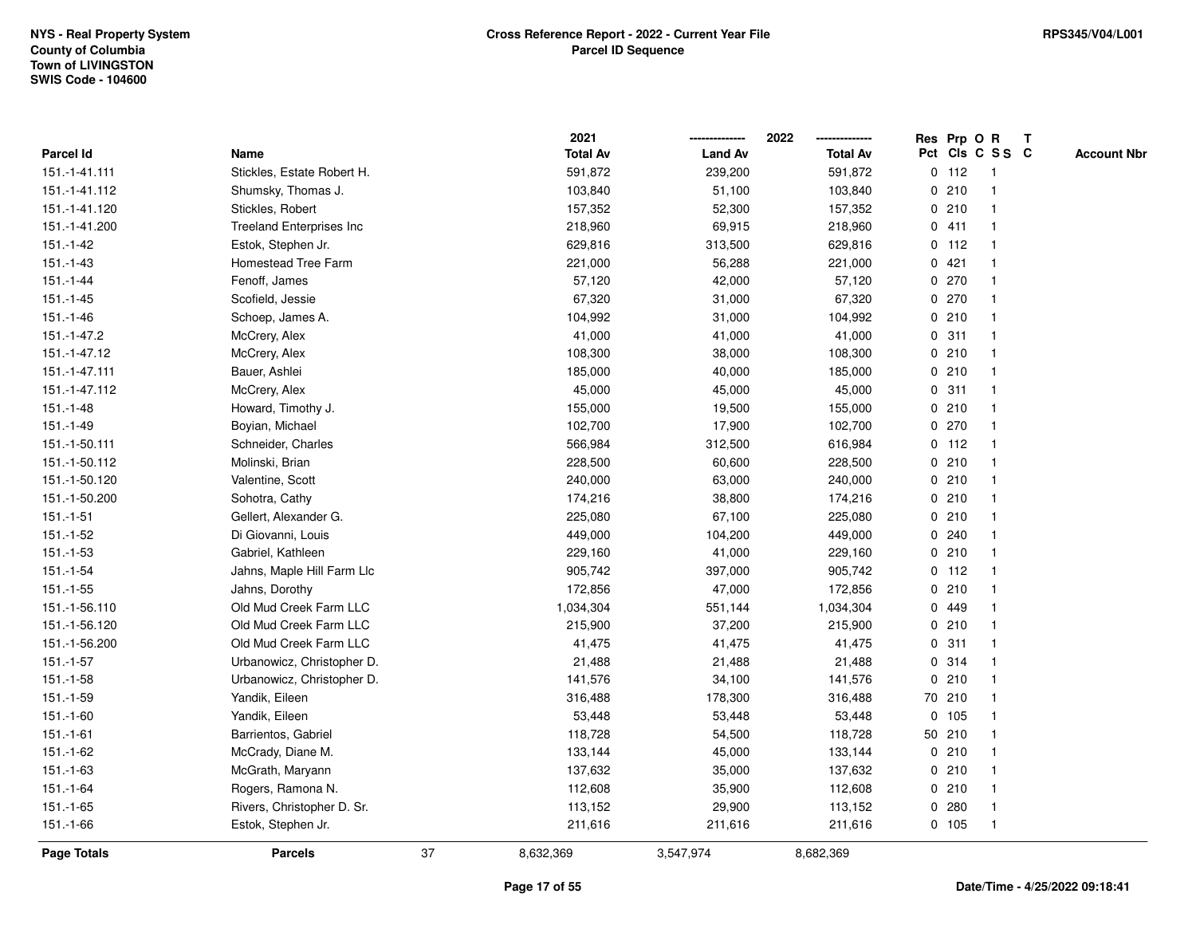NYS - Real Property System
County of Columbia
Town of LIVINGSTON
SWIS Code - 104600

# Cross Reference Report - 2022 - Current Year File
## Parcel ID Sequence

RPS345/V04/L001

| Parcel Id | Name | 2021 Total Av | 2022 Land Av | 2022 Total Av | Res Pct | Prp Cls | O C | R S S | T C | Account Nbr |
|---|---|---|---|---|---|---|---|---|---|---|
| 151.-1-41.111 | Stickles, Estate Robert H. | 591,872 | 239,200 | 591,872 | 0 | 112 | | 1 | | |
| 151.-1-41.112 | Shumsky, Thomas J. | 103,840 | 51,100 | 103,840 | 0 | 210 | | 1 | | |
| 151.-1-41.120 | Stickles, Robert | 157,352 | 52,300 | 157,352 | 0 | 210 | | 1 | | |
| 151.-1-41.200 | Treeland Enterprises Inc | 218,960 | 69,915 | 218,960 | 0 | 411 | | 1 | | |
| 151.-1-42 | Estok, Stephen Jr. | 629,816 | 313,500 | 629,816 | 0 | 112 | | 1 | | |
| 151.-1-43 | Homestead Tree Farm | 221,000 | 56,288 | 221,000 | 0 | 421 | | 1 | | |
| 151.-1-44 | Fenoff, James | 57,120 | 42,000 | 57,120 | 0 | 270 | | 1 | | |
| 151.-1-45 | Scofield, Jessie | 67,320 | 31,000 | 67,320 | 0 | 270 | | 1 | | |
| 151.-1-46 | Schoep, James A. | 104,992 | 31,000 | 104,992 | 0 | 210 | | 1 | | |
| 151.-1-47.2 | McCrery, Alex | 41,000 | 41,000 | 41,000 | 0 | 311 | | 1 | | |
| 151.-1-47.12 | McCrery, Alex | 108,300 | 38,000 | 108,300 | 0 | 210 | | 1 | | |
| 151.-1-47.111 | Bauer, Ashlei | 185,000 | 40,000 | 185,000 | 0 | 210 | | 1 | | |
| 151.-1-47.112 | McCrery, Alex | 45,000 | 45,000 | 45,000 | 0 | 311 | | 1 | | |
| 151.-1-48 | Howard, Timothy J. | 155,000 | 19,500 | 155,000 | 0 | 210 | | 1 | | |
| 151.-1-49 | Boyian, Michael | 102,700 | 17,900 | 102,700 | 0 | 270 | | 1 | | |
| 151.-1-50.111 | Schneider, Charles | 566,984 | 312,500 | 616,984 | 0 | 112 | | 1 | | |
| 151.-1-50.112 | Molinski, Brian | 228,500 | 60,600 | 228,500 | 0 | 210 | | 1 | | |
| 151.-1-50.120 | Valentine, Scott | 240,000 | 63,000 | 240,000 | 0 | 210 | | 1 | | |
| 151.-1-50.200 | Sohotra, Cathy | 174,216 | 38,800 | 174,216 | 0 | 210 | | 1 | | |
| 151.-1-51 | Gellert, Alexander G. | 225,080 | 67,100 | 225,080 | 0 | 210 | | 1 | | |
| 151.-1-52 | Di Giovanni, Louis | 449,000 | 104,200 | 449,000 | 0 | 240 | | 1 | | |
| 151.-1-53 | Gabriel, Kathleen | 229,160 | 41,000 | 229,160 | 0 | 210 | | 1 | | |
| 151.-1-54 | Jahns, Maple Hill Farm Llc | 905,742 | 397,000 | 905,742 | 0 | 112 | | 1 | | |
| 151.-1-55 | Jahns, Dorothy | 172,856 | 47,000 | 172,856 | 0 | 210 | | 1 | | |
| 151.-1-56.110 | Old Mud Creek Farm LLC | 1,034,304 | 551,144 | 1,034,304 | 0 | 449 | | 1 | | |
| 151.-1-56.120 | Old Mud Creek Farm LLC | 215,900 | 37,200 | 215,900 | 0 | 210 | | 1 | | |
| 151.-1-56.200 | Old Mud Creek Farm LLC | 41,475 | 41,475 | 41,475 | 0 | 311 | | 1 | | |
| 151.-1-57 | Urbanowicz, Christopher D. | 21,488 | 21,488 | 21,488 | 0 | 314 | | 1 | | |
| 151.-1-58 | Urbanowicz, Christopher D. | 141,576 | 34,100 | 141,576 | 0 | 210 | | 1 | | |
| 151.-1-59 | Yandik, Eileen | 316,488 | 178,300 | 316,488 | 70 | 210 | | 1 | | |
| 151.-1-60 | Yandik, Eileen | 53,448 | 53,448 | 53,448 | 0 | 105 | | 1 | | |
| 151.-1-61 | Barrientos, Gabriel | 118,728 | 54,500 | 118,728 | 50 | 210 | | 1 | | |
| 151.-1-62 | McCrady, Diane M. | 133,144 | 45,000 | 133,144 | 0 | 210 | | 1 | | |
| 151.-1-63 | McGrath, Maryann | 137,632 | 35,000 | 137,632 | 0 | 210 | | 1 | | |
| 151.-1-64 | Rogers, Ramona N. | 112,608 | 35,900 | 112,608 | 0 | 210 | | 1 | | |
| 151.-1-65 | Rivers, Christopher D. Sr. | 113,152 | 29,900 | 113,152 | 0 | 280 | | 1 | | |
| 151.-1-66 | Estok, Stephen Jr. | 211,616 | 211,616 | 211,616 | 0 | 105 | | 1 | | |
| **Page Totals** | **Parcels** 37 | 8,632,369 | 3,547,974 | 8,682,369 | | | | | | |

Date/Time - 4/25/2022 09:18:41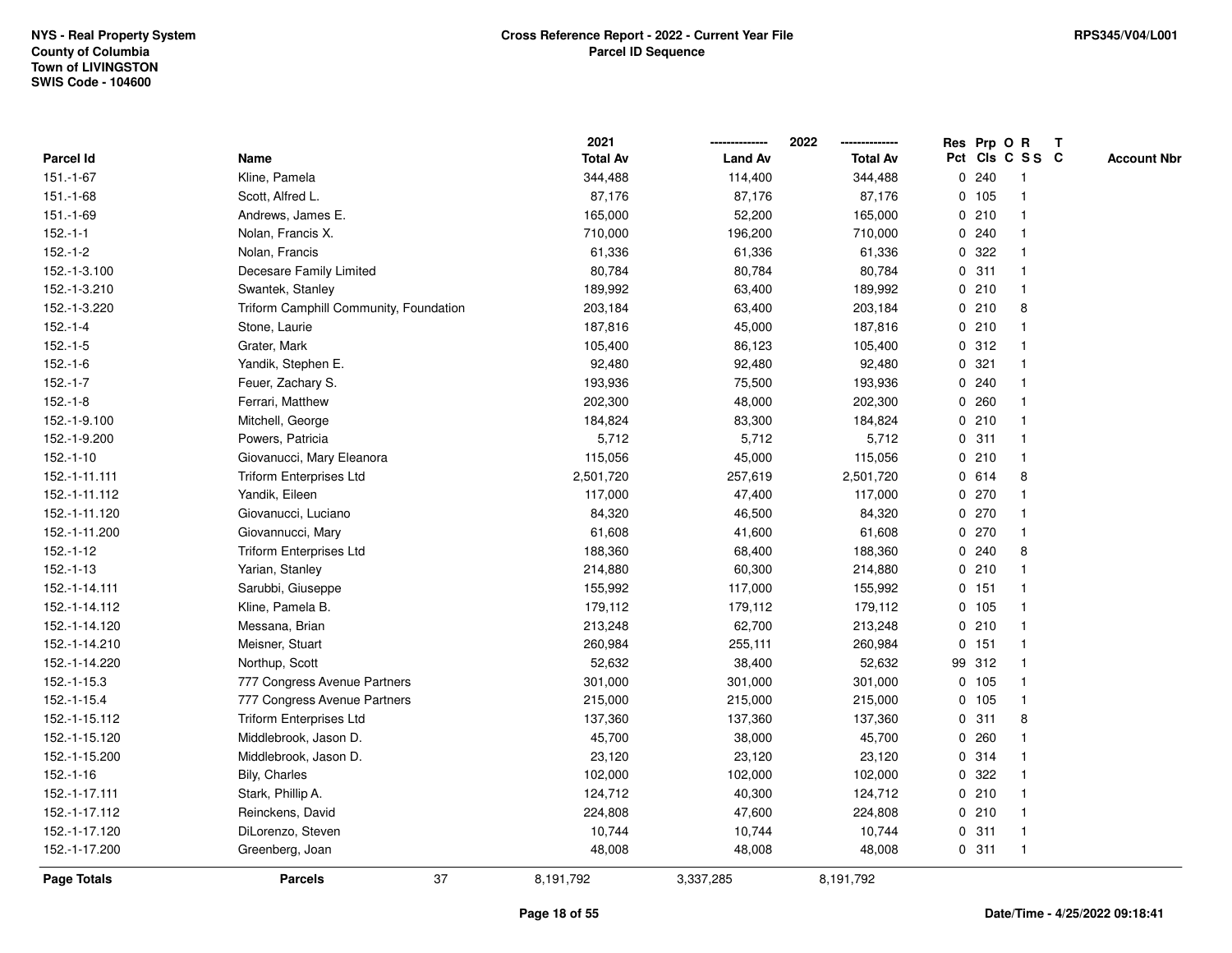NYS - Real Property System
County of Columbia
Town of LIVINGSTON
SWIS Code - 104600

**Cross Reference Report - 2022 - Current Year File**
**Parcel ID Sequence**

RPS345/V04/L001

| Parcel Id | Name | 2021 Total Av | 2022 Land Av | 2022 Total Av | Res Pct | Prp Cls | O C | R S S | T C | Account Nbr |
|---|---|---|---|---|---|---|---|---|---|---|
| 151.-1-67 | Kline, Pamela | 344,488 | 114,400 | 344,488 | 0 | 240 | | 1 | | |
| 151.-1-68 | Scott, Alfred L. | 87,176 | 87,176 | 87,176 | 0 | 105 | | 1 | | |
| 151.-1-69 | Andrews, James E. | 165,000 | 52,200 | 165,000 | 0 | 210 | | 1 | | |
| 152.-1-1 | Nolan, Francis X. | 710,000 | 196,200 | 710,000 | 0 | 240 | | 1 | | |
| 152.-1-2 | Nolan, Francis | 61,336 | 61,336 | 61,336 | 0 | 322 | | 1 | | |
| 152.-1-3.100 | Decesare Family Limited | 80,784 | 80,784 | 80,784 | 0 | 311 | | 1 | | |
| 152.-1-3.210 | Swantek, Stanley | 189,992 | 63,400 | 189,992 | 0 | 210 | | 1 | | |
| 152.-1-3.220 | Triform Camphill Community, Foundation | 203,184 | 63,400 | 203,184 | 0 | 210 | | 8 | | |
| 152.-1-4 | Stone, Laurie | 187,816 | 45,000 | 187,816 | 0 | 210 | | 1 | | |
| 152.-1-5 | Grater, Mark | 105,400 | 86,123 | 105,400 | 0 | 312 | | 1 | | |
| 152.-1-6 | Yandik, Stephen E. | 92,480 | 92,480 | 92,480 | 0 | 321 | | 1 | | |
| 152.-1-7 | Feuer, Zachary S. | 193,936 | 75,500 | 193,936 | 0 | 240 | | 1 | | |
| 152.-1-8 | Ferrari, Matthew | 202,300 | 48,000 | 202,300 | 0 | 260 | | 1 | | |
| 152.-1-9.100 | Mitchell, George | 184,824 | 83,300 | 184,824 | 0 | 210 | | 1 | | |
| 152.-1-9.200 | Powers, Patricia | 5,712 | 5,712 | 5,712 | 0 | 311 | | 1 | | |
| 152.-1-10 | Giovanucci, Mary Eleanora | 115,056 | 45,000 | 115,056 | 0 | 210 | | 1 | | |
| 152.-1-11.111 | Triform Enterprises Ltd | 2,501,720 | 257,619 | 2,501,720 | 0 | 614 | | 8 | | |
| 152.-1-11.112 | Yandik, Eileen | 117,000 | 47,400 | 117,000 | 0 | 270 | | 1 | | |
| 152.-1-11.120 | Giovanucci, Luciano | 84,320 | 46,500 | 84,320 | 0 | 270 | | 1 | | |
| 152.-1-11.200 | Giovannucci, Mary | 61,608 | 41,600 | 61,608 | 0 | 270 | | 1 | | |
| 152.-1-12 | Triform Enterprises Ltd | 188,360 | 68,400 | 188,360 | 0 | 240 | | 8 | | |
| 152.-1-13 | Yarian, Stanley | 214,880 | 60,300 | 214,880 | 0 | 210 | | 1 | | |
| 152.-1-14.111 | Sarubbi, Giuseppe | 155,992 | 117,000 | 155,992 | 0 | 151 | | 1 | | |
| 152.-1-14.112 | Kline, Pamela B. | 179,112 | 179,112 | 179,112 | 0 | 105 | | 1 | | |
| 152.-1-14.120 | Messana, Brian | 213,248 | 62,700 | 213,248 | 0 | 210 | | 1 | | |
| 152.-1-14.210 | Meisner, Stuart | 260,984 | 255,111 | 260,984 | 0 | 151 | | 1 | | |
| 152.-1-14.220 | Northup, Scott | 52,632 | 38,400 | 52,632 | 99 | 312 | | 1 | | |
| 152.-1-15.3 | 777 Congress Avenue Partners | 301,000 | 301,000 | 301,000 | 0 | 105 | | 1 | | |
| 152.-1-15.4 | 777 Congress Avenue Partners | 215,000 | 215,000 | 215,000 | 0 | 105 | | 1 | | |
| 152.-1-15.112 | Triform Enterprises Ltd | 137,360 | 137,360 | 137,360 | 0 | 311 | | 8 | | |
| 152.-1-15.120 | Middlebrook, Jason D. | 45,700 | 38,000 | 45,700 | 0 | 260 | | 1 | | |
| 152.-1-15.200 | Middlebrook, Jason D. | 23,120 | 23,120 | 23,120 | 0 | 314 | | 1 | | |
| 152.-1-16 | Bily, Charles | 102,000 | 102,000 | 102,000 | 0 | 322 | | 1 | | |
| 152.-1-17.111 | Stark, Phillip A. | 124,712 | 40,300 | 124,712 | 0 | 210 | | 1 | | |
| 152.-1-17.112 | Reinckens, David | 224,808 | 47,600 | 224,808 | 0 | 210 | | 1 | | |
| 152.-1-17.120 | DiLorenzo, Steven | 10,744 | 10,744 | 10,744 | 0 | 311 | | 1 | | |
| 152.-1-17.200 | Greenberg, Joan | 48,008 | 48,008 | 48,008 | 0 | 311 | | 1 | | |
| **Page Totals** | **Parcels** 37 | 8,191,792 | 3,337,285 | 8,191,792 | | | | | | |

Date/Time - 4/25/2022 09:18:41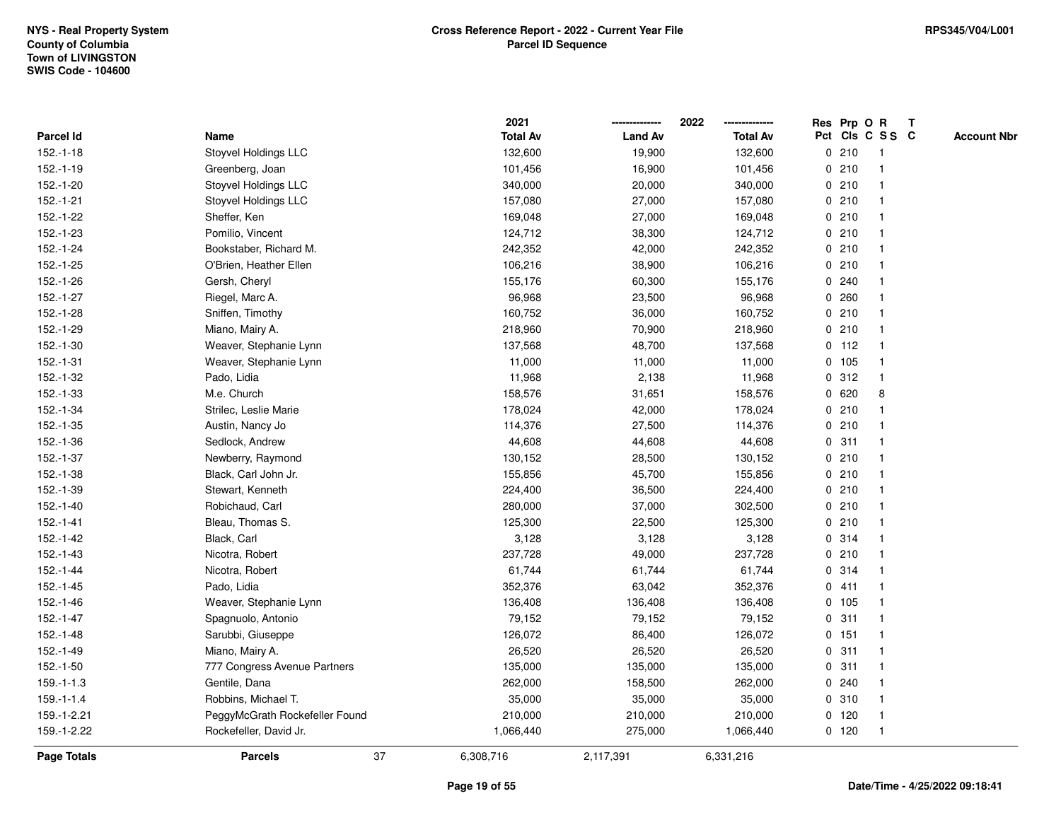NYS - Real Property System
County of Columbia
Town of LIVINGSTON
SWIS Code - 104600

**Cross Reference Report - 2022 - Current Year File**
**Parcel ID Sequence**

RPS345/V04/L001

| Parcel Id | Name | 2021 Total Av | 2022 Land Av | 2022 Total Av | Res Pct | Prp Cls | O C | R S S | T C | Account Nbr |
|---|---|---|---|---|---|---|---|---|---|---|
| 152.-1-18 | Stoyvel Holdings LLC | 132,600 | 19,900 | 132,600 | 0 | 210 | | 1 | | |
| 152.-1-19 | Greenberg, Joan | 101,456 | 16,900 | 101,456 | 0 | 210 | | 1 | | |
| 152.-1-20 | Stoyvel Holdings LLC | 340,000 | 20,000 | 340,000 | 0 | 210 | | 1 | | |
| 152.-1-21 | Stoyvel Holdings LLC | 157,080 | 27,000 | 157,080 | 0 | 210 | | 1 | | |
| 152.-1-22 | Sheffer, Ken | 169,048 | 27,000 | 169,048 | 0 | 210 | | 1 | | |
| 152.-1-23 | Pomilio, Vincent | 124,712 | 38,300 | 124,712 | 0 | 210 | | 1 | | |
| 152.-1-24 | Bookstaber, Richard M. | 242,352 | 42,000 | 242,352 | 0 | 210 | | 1 | | |
| 152.-1-25 | O'Brien, Heather Ellen | 106,216 | 38,900 | 106,216 | 0 | 210 | | 1 | | |
| 152.-1-26 | Gersh, Cheryl | 155,176 | 60,300 | 155,176 | 0 | 240 | | 1 | | |
| 152.-1-27 | Riegel, Marc A. | 96,968 | 23,500 | 96,968 | 0 | 260 | | 1 | | |
| 152.-1-28 | Sniffen, Timothy | 160,752 | 36,000 | 160,752 | 0 | 210 | | 1 | | |
| 152.-1-29 | Miano, Mairy A. | 218,960 | 70,900 | 218,960 | 0 | 210 | | 1 | | |
| 152.-1-30 | Weaver, Stephanie Lynn | 137,568 | 48,700 | 137,568 | 0 | 112 | | 1 | | |
| 152.-1-31 | Weaver, Stephanie Lynn | 11,000 | 11,000 | 11,000 | 0 | 105 | | 1 | | |
| 152.-1-32 | Pado, Lidia | 11,968 | 2,138 | 11,968 | 0 | 312 | | 1 | | |
| 152.-1-33 | M.e. Church | 158,576 | 31,651 | 158,576 | 0 | 620 | | 8 | | |
| 152.-1-34 | Strilec, Leslie Marie | 178,024 | 42,000 | 178,024 | 0 | 210 | | 1 | | |
| 152.-1-35 | Austin, Nancy Jo | 114,376 | 27,500 | 114,376 | 0 | 210 | | 1 | | |
| 152.-1-36 | Sedlock, Andrew | 44,608 | 44,608 | 44,608 | 0 | 311 | | 1 | | |
| 152.-1-37 | Newberry, Raymond | 130,152 | 28,500 | 130,152 | 0 | 210 | | 1 | | |
| 152.-1-38 | Black, Carl John Jr. | 155,856 | 45,700 | 155,856 | 0 | 210 | | 1 | | |
| 152.-1-39 | Stewart, Kenneth | 224,400 | 36,500 | 224,400 | 0 | 210 | | 1 | | |
| 152.-1-40 | Robichaud, Carl | 280,000 | 37,000 | 302,500 | 0 | 210 | | 1 | | |
| 152.-1-41 | Bleau, Thomas S. | 125,300 | 22,500 | 125,300 | 0 | 210 | | 1 | | |
| 152.-1-42 | Black, Carl | 3,128 | 3,128 | 3,128 | 0 | 314 | | 1 | | |
| 152.-1-43 | Nicotra, Robert | 237,728 | 49,000 | 237,728 | 0 | 210 | | 1 | | |
| 152.-1-44 | Nicotra, Robert | 61,744 | 61,744 | 61,744 | 0 | 314 | | 1 | | |
| 152.-1-45 | Pado, Lidia | 352,376 | 63,042 | 352,376 | 0 | 411 | | 1 | | |
| 152.-1-46 | Weaver, Stephanie Lynn | 136,408 | 136,408 | 136,408 | 0 | 105 | | 1 | | |
| 152.-1-47 | Spagnuolo, Antonio | 79,152 | 79,152 | 79,152 | 0 | 311 | | 1 | | |
| 152.-1-48 | Sarubbi, Giuseppe | 126,072 | 86,400 | 126,072 | 0 | 151 | | 1 | | |
| 152.-1-49 | Miano, Mairy A. | 26,520 | 26,520 | 26,520 | 0 | 311 | | 1 | | |
| 152.-1-50 | 777 Congress Avenue Partners | 135,000 | 135,000 | 135,000 | 0 | 311 | | 1 | | |
| 159.-1-1.3 | Gentile, Dana | 262,000 | 158,500 | 262,000 | 0 | 240 | | 1 | | |
| 159.-1-1.4 | Robbins, Michael T. | 35,000 | 35,000 | 35,000 | 0 | 310 | | 1 | | |
| 159.-1-2.21 | PeggyMcGrath Rockefeller Found | 210,000 | 210,000 | 210,000 | 0 | 120 | | 1 | | |
| 159.-1-2.22 | Rockefeller, David Jr. | 1,066,440 | 275,000 | 1,066,440 | 0 | 120 | | 1 | | |
| **Page Totals** | **Parcels** 37 | 6,308,716 | 2,117,391 | 6,331,216 | | | | | | |

Date/Time - 4/25/2022 09:18:41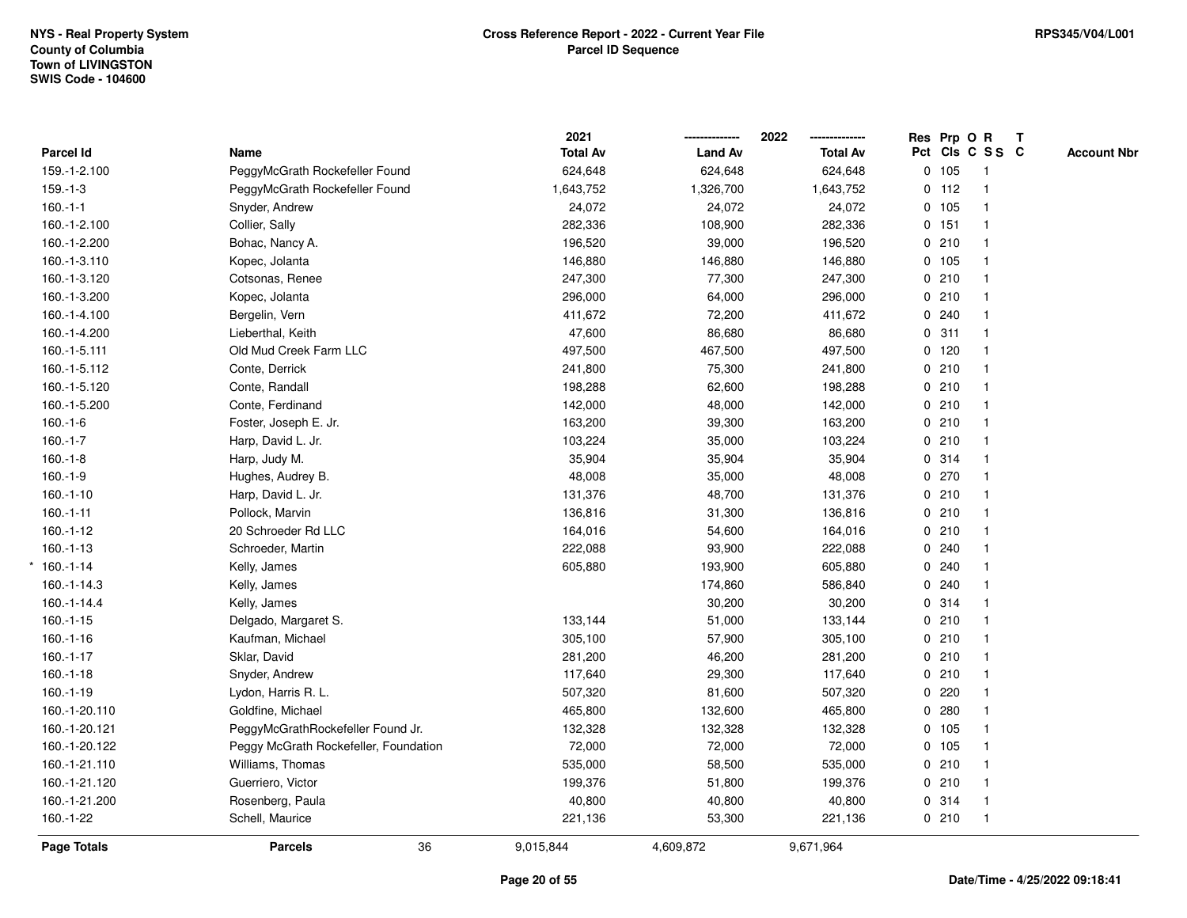NYS - Real Property System
County of Columbia
Town of LIVINGSTON
SWIS Code - 104600

# Cross Reference Report - 2022 - Current Year File
## Parcel ID Sequence

RPS345/V04/L001

| | Parcel Id | Name | 2021 Total Av | 2022 Land Av | 2022 Total Av | Res Pct | Prp Cls | O C | R SS | T C | Account Nbr |
|---|---|---|---|---|---|---|---|---|---|---|---|
| | 159.-1-2.100 | PeggyMcGrath Rockefeller Found | 624,648 | 624,648 | 624,648 | 0 | 105 | | 1 | | |
| | 159.-1-3 | PeggyMcGrath Rockefeller Found | 1,643,752 | 1,326,700 | 1,643,752 | 0 | 112 | | 1 | | |
| | 160.-1-1 | Snyder, Andrew | 24,072 | 24,072 | 24,072 | 0 | 105 | | 1 | | |
| | 160.-1-2.100 | Collier, Sally | 282,336 | 108,900 | 282,336 | 0 | 151 | | 1 | | |
| | 160.-1-2.200 | Bohac, Nancy A. | 196,520 | 39,000 | 196,520 | 0 | 210 | | 1 | | |
| | 160.-1-3.110 | Kopec, Jolanta | 146,880 | 146,880 | 146,880 | 0 | 105 | | 1 | | |
| | 160.-1-3.120 | Cotsonas, Renee | 247,300 | 77,300 | 247,300 | 0 | 210 | | 1 | | |
| | 160.-1-3.200 | Kopec, Jolanta | 296,000 | 64,000 | 296,000 | 0 | 210 | | 1 | | |
| | 160.-1-4.100 | Bergelin, Vern | 411,672 | 72,200 | 411,672 | 0 | 240 | | 1 | | |
| | 160.-1-4.200 | Lieberthal, Keith | 47,600 | 86,680 | 86,680 | 0 | 311 | | 1 | | |
| | 160.-1-5.111 | Old Mud Creek Farm LLC | 497,500 | 467,500 | 497,500 | 0 | 120 | | 1 | | |
| | 160.-1-5.112 | Conte, Derrick | 241,800 | 75,300 | 241,800 | 0 | 210 | | 1 | | |
| | 160.-1-5.120 | Conte, Randall | 198,288 | 62,600 | 198,288 | 0 | 210 | | 1 | | |
| | 160.-1-5.200 | Conte, Ferdinand | 142,000 | 48,000 | 142,000 | 0 | 210 | | 1 | | |
| | 160.-1-6 | Foster, Joseph E. Jr. | 163,200 | 39,300 | 163,200 | 0 | 210 | | 1 | | |
| | 160.-1-7 | Harp, David L. Jr. | 103,224 | 35,000 | 103,224 | 0 | 210 | | 1 | | |
| | 160.-1-8 | Harp, Judy M. | 35,904 | 35,904 | 35,904 | 0 | 314 | | 1 | | |
| | 160.-1-9 | Hughes, Audrey B. | 48,008 | 35,000 | 48,008 | 0 | 270 | | 1 | | |
| | 160.-1-10 | Harp, David L. Jr. | 131,376 | 48,700 | 131,376 | 0 | 210 | | 1 | | |
| | 160.-1-11 | Pollock, Marvin | 136,816 | 31,300 | 136,816 | 0 | 210 | | 1 | | |
| | 160.-1-12 | 20 Schroeder Rd LLC | 164,016 | 54,600 | 164,016 | 0 | 210 | | 1 | | |
| | 160.-1-13 | Schroeder, Martin | 222,088 | 93,900 | 222,088 | 0 | 240 | | 1 | | |
| * | 160.-1-14 | Kelly, James | 605,880 | 193,900 | 605,880 | 0 | 240 | | 1 | | |
| | 160.-1-14.3 | Kelly, James | | 174,860 | 586,840 | 0 | 240 | | 1 | | |
| | 160.-1-14.4 | Kelly, James | | 30,200 | 30,200 | 0 | 314 | | 1 | | |
| | 160.-1-15 | Delgado, Margaret S. | 133,144 | 51,000 | 133,144 | 0 | 210 | | 1 | | |
| | 160.-1-16 | Kaufman, Michael | 305,100 | 57,900 | 305,100 | 0 | 210 | | 1 | | |
| | 160.-1-17 | Sklar, David | 281,200 | 46,200 | 281,200 | 0 | 210 | | 1 | | |
| | 160.-1-18 | Snyder, Andrew | 117,640 | 29,300 | 117,640 | 0 | 210 | | 1 | | |
| | 160.-1-19 | Lydon, Harris R. L. | 507,320 | 81,600 | 507,320 | 0 | 220 | | 1 | | |
| | 160.-1-20.110 | Goldfine, Michael | 465,800 | 132,600 | 465,800 | 0 | 280 | | 1 | | |
| | 160.-1-20.121 | PeggyMcGrathRockefeller Found Jr. | 132,328 | 132,328 | 132,328 | 0 | 105 | | 1 | | |
| | 160.-1-20.122 | Peggy McGrath Rockefeller, Foundation | 72,000 | 72,000 | 72,000 | 0 | 105 | | 1 | | |
| | 160.-1-21.110 | Williams, Thomas | 535,000 | 58,500 | 535,000 | 0 | 210 | | 1 | | |
| | 160.-1-21.120 | Guerriero, Victor | 199,376 | 51,800 | 199,376 | 0 | 210 | | 1 | | |
| | 160.-1-21.200 | Rosenberg, Paula | 40,800 | 40,800 | 40,800 | 0 | 314 | | 1 | | |
| | 160.-1-22 | Schell, Maurice | 221,136 | 53,300 | 221,136 | 0 | 210 | | 1 | | |
| | **Page Totals** | **Parcels** 36 | 9,015,844 | 4,609,872 | 9,671,964 | | | | | | |

Date/Time - 4/25/2022 09:18:41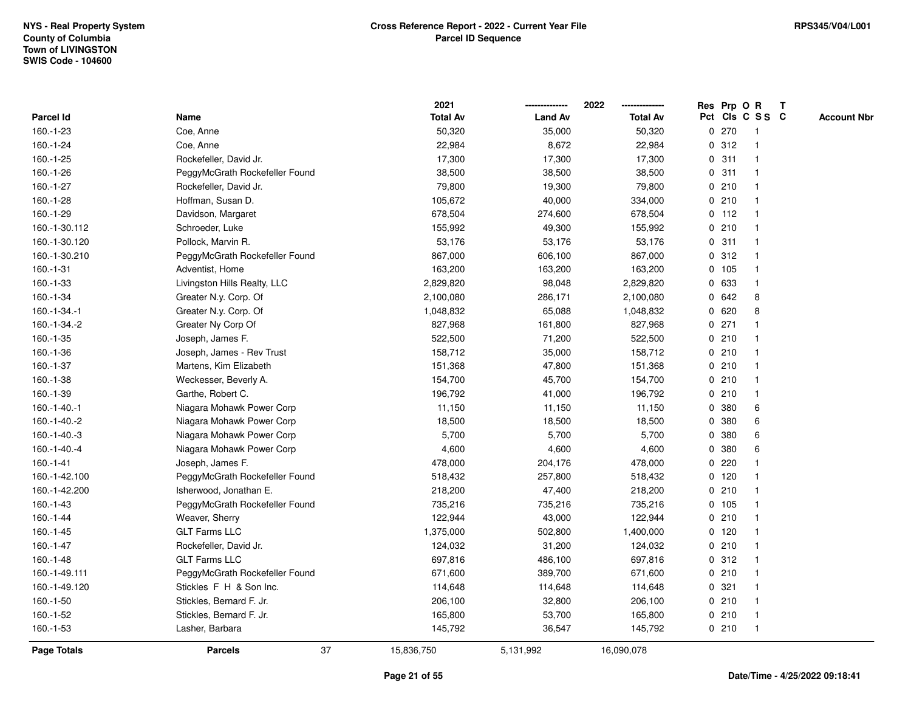NYS - Real Property System
County of Columbia
Town of LIVINGSTON
SWIS Code - 104600

# Cross Reference Report - 2022 - Current Year File
## Parcel ID Sequence

RPS345/V04/L001

| Parcel Id | Name | 2021 Total Av | 2022 Land Av | 2022 Total Av | Res Pct | Prp Cls | O C | R S S | T C | Account Nbr |
|---|---|---|---|---|---|---|---|---|---|---|
| 160.-1-23 | Coe, Anne | 50,320 | 35,000 | 50,320 | 0 | 270 | | 1 | | |
| 160.-1-24 | Coe, Anne | 22,984 | 8,672 | 22,984 | 0 | 312 | | 1 | | |
| 160.-1-25 | Rockefeller, David Jr. | 17,300 | 17,300 | 17,300 | 0 | 311 | | 1 | | |
| 160.-1-26 | PeggyMcGrath Rockefeller Found | 38,500 | 38,500 | 38,500 | 0 | 311 | | 1 | | |
| 160.-1-27 | Rockefeller, David Jr. | 79,800 | 19,300 | 79,800 | 0 | 210 | | 1 | | |
| 160.-1-28 | Hoffman, Susan D. | 105,672 | 40,000 | 334,000 | 0 | 210 | | 1 | | |
| 160.-1-29 | Davidson, Margaret | 678,504 | 274,600 | 678,504 | 0 | 112 | | 1 | | |
| 160.-1-30.112 | Schroeder, Luke | 155,992 | 49,300 | 155,992 | 0 | 210 | | 1 | | |
| 160.-1-30.120 | Pollock, Marvin R. | 53,176 | 53,176 | 53,176 | 0 | 311 | | 1 | | |
| 160.-1-30.210 | PeggyMcGrath Rockefeller Found | 867,000 | 606,100 | 867,000 | 0 | 312 | | 1 | | |
| 160.-1-31 | Adventist, Home | 163,200 | 163,200 | 163,200 | 0 | 105 | | 1 | | |
| 160.-1-33 | Livingston Hills Realty, LLC | 2,829,820 | 98,048 | 2,829,820 | 0 | 633 | | 1 | | |
| 160.-1-34 | Greater N.y. Corp. Of | 2,100,080 | 286,171 | 2,100,080 | 0 | 642 | | 8 | | |
| 160.-1-34.-1 | Greater N.y. Corp. Of | 1,048,832 | 65,088 | 1,048,832 | 0 | 620 | | 8 | | |
| 160.-1-34.-2 | Greater Ny Corp Of | 827,968 | 161,800 | 827,968 | 0 | 271 | | 1 | | |
| 160.-1-35 | Joseph, James F. | 522,500 | 71,200 | 522,500 | 0 | 210 | | 1 | | |
| 160.-1-36 | Joseph, James - Rev Trust | 158,712 | 35,000 | 158,712 | 0 | 210 | | 1 | | |
| 160.-1-37 | Martens, Kim Elizabeth | 151,368 | 47,800 | 151,368 | 0 | 210 | | 1 | | |
| 160.-1-38 | Weckesser, Beverly A. | 154,700 | 45,700 | 154,700 | 0 | 210 | | 1 | | |
| 160.-1-39 | Garthe, Robert C. | 196,792 | 41,000 | 196,792 | 0 | 210 | | 1 | | |
| 160.-1-40.-1 | Niagara Mohawk Power Corp | 11,150 | 11,150 | 11,150 | 0 | 380 | | 6 | | |
| 160.-1-40.-2 | Niagara Mohawk Power Corp | 18,500 | 18,500 | 18,500 | 0 | 380 | | 6 | | |
| 160.-1-40.-3 | Niagara Mohawk Power Corp | 5,700 | 5,700 | 5,700 | 0 | 380 | | 6 | | |
| 160.-1-40.-4 | Niagara Mohawk Power Corp | 4,600 | 4,600 | 4,600 | 0 | 380 | | 6 | | |
| 160.-1-41 | Joseph, James F. | 478,000 | 204,176 | 478,000 | 0 | 220 | | 1 | | |
| 160.-1-42.100 | PeggyMcGrath Rockefeller Found | 518,432 | 257,800 | 518,432 | 0 | 120 | | 1 | | |
| 160.-1-42.200 | Isherwood, Jonathan E. | 218,200 | 47,400 | 218,200 | 0 | 210 | | 1 | | |
| 160.-1-43 | PeggyMcGrath Rockefeller Found | 735,216 | 735,216 | 735,216 | 0 | 105 | | 1 | | |
| 160.-1-44 | Weaver, Sherry | 122,944 | 43,000 | 122,944 | 0 | 210 | | 1 | | |
| 160.-1-45 | GLT Farms LLC | 1,375,000 | 502,800 | 1,400,000 | 0 | 120 | | 1 | | |
| 160.-1-47 | Rockefeller, David Jr. | 124,032 | 31,200 | 124,032 | 0 | 210 | | 1 | | |
| 160.-1-48 | GLT Farms LLC | 697,816 | 486,100 | 697,816 | 0 | 312 | | 1 | | |
| 160.-1-49.111 | PeggyMcGrath Rockefeller Found | 671,600 | 389,700 | 671,600 | 0 | 210 | | 1 | | |
| 160.-1-49.120 | Stickles F H & Son Inc. | 114,648 | 114,648 | 114,648 | 0 | 321 | | 1 | | |
| 160.-1-50 | Stickles, Bernard F. Jr. | 206,100 | 32,800 | 206,100 | 0 | 210 | | 1 | | |
| 160.-1-52 | Stickles, Bernard F. Jr. | 165,800 | 53,700 | 165,800 | 0 | 210 | | 1 | | |
| 160.-1-53 | Lasher, Barbara | 145,792 | 36,547 | 145,792 | 0 | 210 | | 1 | | |
| **Page Totals** | **Parcels** 37 | 15,836,750 | 5,131,992 | 16,090,078 | | | | | | |

Date/Time - 4/25/2022 09:18:41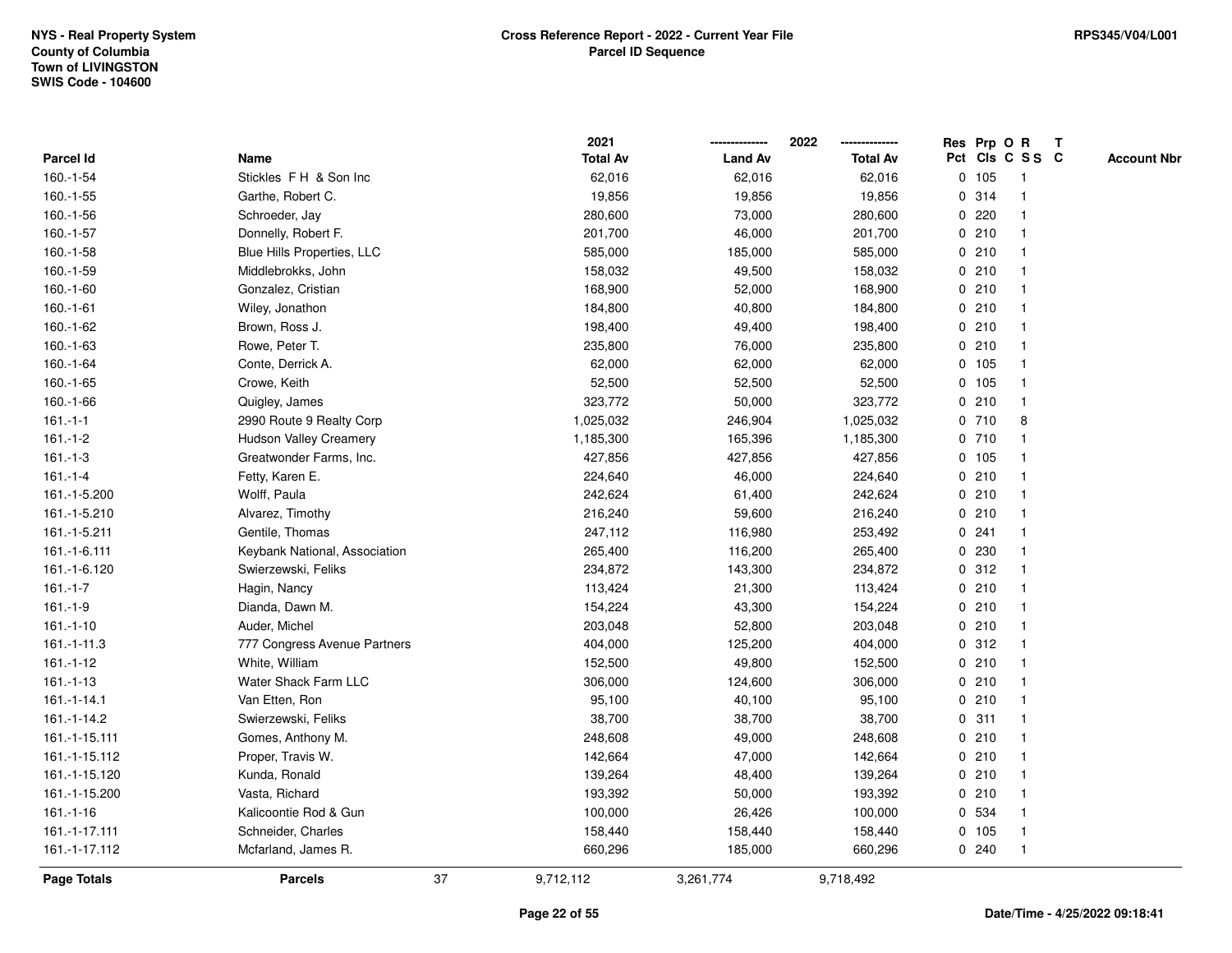NYS - Real Property System
County of Columbia
Town of LIVINGSTON
SWIS Code - 104600

**Cross Reference Report - 2022 - Current Year File**
**Parcel ID Sequence**

RPS345/V04/L001

| Parcel Id | Name | 2021 Total Av | 2022 Land Av | 2022 Total Av | Res Pct | Prp Cls | O C | R S S | T C | Account Nbr |
|---|---|---|---|---|---|---|---|---|---|---|
| 160.-1-54 | Stickles F H & Son Inc | 62,016 | 62,016 | 62,016 | 0 | 105 | | 1 | | |
| 160.-1-55 | Garthe, Robert C. | 19,856 | 19,856 | 19,856 | 0 | 314 | | 1 | | |
| 160.-1-56 | Schroeder, Jay | 280,600 | 73,000 | 280,600 | 0 | 220 | | 1 | | |
| 160.-1-57 | Donnelly, Robert F. | 201,700 | 46,000 | 201,700 | 0 | 210 | | 1 | | |
| 160.-1-58 | Blue Hills Properties, LLC | 585,000 | 185,000 | 585,000 | 0 | 210 | | 1 | | |
| 160.-1-59 | Middlebrokks, John | 158,032 | 49,500 | 158,032 | 0 | 210 | | 1 | | |
| 160.-1-60 | Gonzalez, Cristian | 168,900 | 52,000 | 168,900 | 0 | 210 | | 1 | | |
| 160.-1-61 | Wiley, Jonathon | 184,800 | 40,800 | 184,800 | 0 | 210 | | 1 | | |
| 160.-1-62 | Brown, Ross J. | 198,400 | 49,400 | 198,400 | 0 | 210 | | 1 | | |
| 160.-1-63 | Rowe, Peter T. | 235,800 | 76,000 | 235,800 | 0 | 210 | | 1 | | |
| 160.-1-64 | Conte, Derrick A. | 62,000 | 62,000 | 62,000 | 0 | 105 | | 1 | | |
| 160.-1-65 | Crowe, Keith | 52,500 | 52,500 | 52,500 | 0 | 105 | | 1 | | |
| 160.-1-66 | Quigley, James | 323,772 | 50,000 | 323,772 | 0 | 210 | | 1 | | |
| 161.-1-1 | 2990 Route 9 Realty Corp | 1,025,032 | 246,904 | 1,025,032 | 0 | 710 | | 8 | | |
| 161.-1-2 | Hudson Valley Creamery | 1,185,300 | 165,396 | 1,185,300 | 0 | 710 | | 1 | | |
| 161.-1-3 | Greatwonder Farms, Inc. | 427,856 | 427,856 | 427,856 | 0 | 105 | | 1 | | |
| 161.-1-4 | Fetty, Karen E. | 224,640 | 46,000 | 224,640 | 0 | 210 | | 1 | | |
| 161.-1-5.200 | Wolff, Paula | 242,624 | 61,400 | 242,624 | 0 | 210 | | 1 | | |
| 161.-1-5.210 | Alvarez, Timothy | 216,240 | 59,600 | 216,240 | 0 | 210 | | 1 | | |
| 161.-1-5.211 | Gentile, Thomas | 247,112 | 116,980 | 253,492 | 0 | 241 | | 1 | | |
| 161.-1-6.111 | Keybank National, Association | 265,400 | 116,200 | 265,400 | 0 | 230 | | 1 | | |
| 161.-1-6.120 | Swierzewski, Feliks | 234,872 | 143,300 | 234,872 | 0 | 312 | | 1 | | |
| 161.-1-7 | Hagin, Nancy | 113,424 | 21,300 | 113,424 | 0 | 210 | | 1 | | |
| 161.-1-9 | Dianda, Dawn M. | 154,224 | 43,300 | 154,224 | 0 | 210 | | 1 | | |
| 161.-1-10 | Auder, Michel | 203,048 | 52,800 | 203,048 | 0 | 210 | | 1 | | |
| 161.-1-11.3 | 777 Congress Avenue Partners | 404,000 | 125,200 | 404,000 | 0 | 312 | | 1 | | |
| 161.-1-12 | White, William | 152,500 | 49,800 | 152,500 | 0 | 210 | | 1 | | |
| 161.-1-13 | Water Shack Farm LLC | 306,000 | 124,600 | 306,000 | 0 | 210 | | 1 | | |
| 161.-1-14.1 | Van Etten, Ron | 95,100 | 40,100 | 95,100 | 0 | 210 | | 1 | | |
| 161.-1-14.2 | Swierzewski, Feliks | 38,700 | 38,700 | 38,700 | 0 | 311 | | 1 | | |
| 161.-1-15.111 | Gomes, Anthony M. | 248,608 | 49,000 | 248,608 | 0 | 210 | | 1 | | |
| 161.-1-15.112 | Proper, Travis W. | 142,664 | 47,000 | 142,664 | 0 | 210 | | 1 | | |
| 161.-1-15.120 | Kunda, Ronald | 139,264 | 48,400 | 139,264 | 0 | 210 | | 1 | | |
| 161.-1-15.200 | Vasta, Richard | 193,392 | 50,000 | 193,392 | 0 | 210 | | 1 | | |
| 161.-1-16 | Kalicoontie Rod & Gun | 100,000 | 26,426 | 100,000 | 0 | 534 | | 1 | | |
| 161.-1-17.111 | Schneider, Charles | 158,440 | 158,440 | 158,440 | 0 | 105 | | 1 | | |
| 161.-1-17.112 | Mcfarland, James R. | 660,296 | 185,000 | 660,296 | 0 | 240 | | 1 | | |
| **Page Totals** | **Parcels** 37 | 9,712,112 | 3,261,774 | 9,718,492 | | | | | | |

Date/Time - 4/25/2022 09:18:41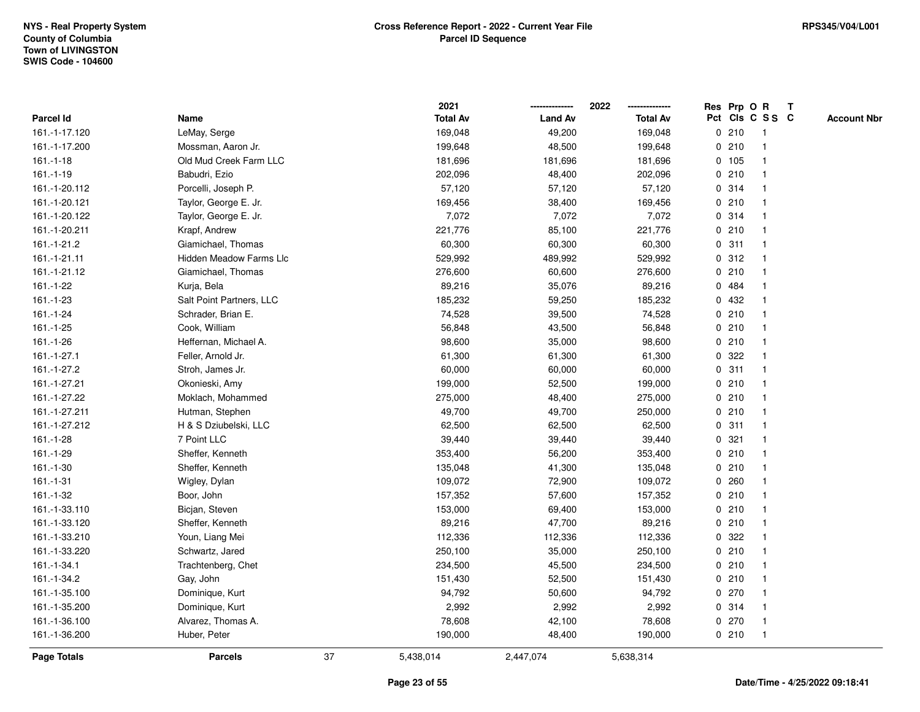NYS - Real Property System
County of Columbia
Town of LIVINGSTON
SWIS Code - 104600

## Cross Reference Report - 2022 - Current Year File
## Parcel ID Sequence

RPS345/V04/L001

| Parcel Id | Name | 2021 Total Av | 2022 Land Av | 2022 Total Av | Res Pct | Prp Cls | O C | R S S | T C | Account Nbr |
|---|---|---|---|---|---|---|---|---|---|---|
| 161.-1-17.120 | LeMay, Serge | 169,048 | 49,200 | 169,048 | 0 | 210 | | 1 | | |
| 161.-1-17.200 | Mossman, Aaron Jr. | 199,648 | 48,500 | 199,648 | 0 | 210 | | 1 | | |
| 161.-1-18 | Old Mud Creek Farm LLC | 181,696 | 181,696 | 181,696 | 0 | 105 | | 1 | | |
| 161.-1-19 | Babudri, Ezio | 202,096 | 48,400 | 202,096 | 0 | 210 | | 1 | | |
| 161.-1-20.112 | Porcelli, Joseph P. | 57,120 | 57,120 | 57,120 | 0 | 314 | | 1 | | |
| 161.-1-20.121 | Taylor, George E. Jr. | 169,456 | 38,400 | 169,456 | 0 | 210 | | 1 | | |
| 161.-1-20.122 | Taylor, George E. Jr. | 7,072 | 7,072 | 7,072 | 0 | 314 | | 1 | | |
| 161.-1-20.211 | Krapf, Andrew | 221,776 | 85,100 | 221,776 | 0 | 210 | | 1 | | |
| 161.-1-21.2 | Giamichael, Thomas | 60,300 | 60,300 | 60,300 | 0 | 311 | | 1 | | |
| 161.-1-21.11 | Hidden Meadow Farms Llc | 529,992 | 489,992 | 529,992 | 0 | 312 | | 1 | | |
| 161.-1-21.12 | Giamichael, Thomas | 276,600 | 60,600 | 276,600 | 0 | 210 | | 1 | | |
| 161.-1-22 | Kurja, Bela | 89,216 | 35,076 | 89,216 | 0 | 484 | | 1 | | |
| 161.-1-23 | Salt Point Partners, LLC | 185,232 | 59,250 | 185,232 | 0 | 432 | | 1 | | |
| 161.-1-24 | Schrader, Brian E. | 74,528 | 39,500 | 74,528 | 0 | 210 | | 1 | | |
| 161.-1-25 | Cook, William | 56,848 | 43,500 | 56,848 | 0 | 210 | | 1 | | |
| 161.-1-26 | Heffernan, Michael A. | 98,600 | 35,000 | 98,600 | 0 | 210 | | 1 | | |
| 161.-1-27.1 | Feller, Arnold Jr. | 61,300 | 61,300 | 61,300 | 0 | 322 | | 1 | | |
| 161.-1-27.2 | Stroh, James Jr. | 60,000 | 60,000 | 60,000 | 0 | 311 | | 1 | | |
| 161.-1-27.21 | Okonieski, Amy | 199,000 | 52,500 | 199,000 | 0 | 210 | | 1 | | |
| 161.-1-27.22 | Moklach, Mohammed | 275,000 | 48,400 | 275,000 | 0 | 210 | | 1 | | |
| 161.-1-27.211 | Hutman, Stephen | 49,700 | 49,700 | 250,000 | 0 | 210 | | 1 | | |
| 161.-1-27.212 | H & S Dziubelski, LLC | 62,500 | 62,500 | 62,500 | 0 | 311 | | 1 | | |
| 161.-1-28 | 7 Point LLC | 39,440 | 39,440 | 39,440 | 0 | 321 | | 1 | | |
| 161.-1-29 | Sheffer, Kenneth | 353,400 | 56,200 | 353,400 | 0 | 210 | | 1 | | |
| 161.-1-30 | Sheffer, Kenneth | 135,048 | 41,300 | 135,048 | 0 | 210 | | 1 | | |
| 161.-1-31 | Wigley, Dylan | 109,072 | 72,900 | 109,072 | 0 | 260 | | 1 | | |
| 161.-1-32 | Boor, John | 157,352 | 57,600 | 157,352 | 0 | 210 | | 1 | | |
| 161.-1-33.110 | Bicjan, Steven | 153,000 | 69,400 | 153,000 | 0 | 210 | | 1 | | |
| 161.-1-33.120 | Sheffer, Kenneth | 89,216 | 47,700 | 89,216 | 0 | 210 | | 1 | | |
| 161.-1-33.210 | Youn, Liang Mei | 112,336 | 112,336 | 112,336 | 0 | 322 | | 1 | | |
| 161.-1-33.220 | Schwartz, Jared | 250,100 | 35,000 | 250,100 | 0 | 210 | | 1 | | |
| 161.-1-34.1 | Trachtenberg, Chet | 234,500 | 45,500 | 234,500 | 0 | 210 | | 1 | | |
| 161.-1-34.2 | Gay, John | 151,430 | 52,500 | 151,430 | 0 | 210 | | 1 | | |
| 161.-1-35.100 | Dominique, Kurt | 94,792 | 50,600 | 94,792 | 0 | 270 | | 1 | | |
| 161.-1-35.200 | Dominique, Kurt | 2,992 | 2,992 | 2,992 | 0 | 314 | | 1 | | |
| 161.-1-36.100 | Alvarez, Thomas A. | 78,608 | 42,100 | 78,608 | 0 | 270 | | 1 | | |
| 161.-1-36.200 | Huber, Peter | 190,000 | 48,400 | 190,000 | 0 | 210 | | 1 | | |
| **Page Totals** | **Parcels** 37 | 5,438,014 | 2,447,074 | 5,638,314 | | | | | | |

Date/Time - 4/25/2022 09:18:41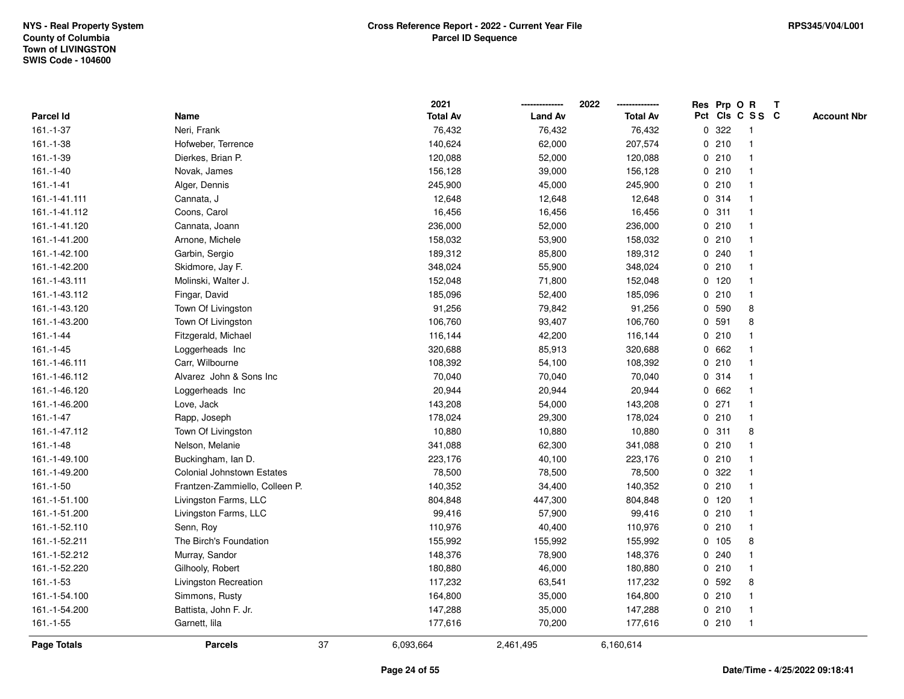NYS - Real Property System
County of Columbia
Town of LIVINGSTON
SWIS Code - 104600

**Cross Reference Report - 2022 - Current Year File**
**Parcel ID Sequence**

RPS345/V04/L001

| Parcel Id | Name | 2021 Total Av | 2022 Land Av | 2022 Total Av | Res Pct | Prp Cls | O C | R S S | T C | Account Nbr |
|---|---|---|---|---|---|---|---|---|---|---|
| 161.-1-37 | Neri, Frank | 76,432 | 76,432 | 76,432 | 0 | 322 | | 1 | | |
| 161.-1-38 | Hofweber, Terrence | 140,624 | 62,000 | 207,574 | 0 | 210 | | 1 | | |
| 161.-1-39 | Dierkes, Brian P. | 120,088 | 52,000 | 120,088 | 0 | 210 | | 1 | | |
| 161.-1-40 | Novak, James | 156,128 | 39,000 | 156,128 | 0 | 210 | | 1 | | |
| 161.-1-41 | Alger, Dennis | 245,900 | 45,000 | 245,900 | 0 | 210 | | 1 | | |
| 161.-1-41.111 | Cannata, J | 12,648 | 12,648 | 12,648 | 0 | 314 | | 1 | | |
| 161.-1-41.112 | Coons, Carol | 16,456 | 16,456 | 16,456 | 0 | 311 | | 1 | | |
| 161.-1-41.120 | Cannata, Joann | 236,000 | 52,000 | 236,000 | 0 | 210 | | 1 | | |
| 161.-1-41.200 | Arnone, Michele | 158,032 | 53,900 | 158,032 | 0 | 210 | | 1 | | |
| 161.-1-42.100 | Garbin, Sergio | 189,312 | 85,800 | 189,312 | 0 | 240 | | 1 | | |
| 161.-1-42.200 | Skidmore, Jay F. | 348,024 | 55,900 | 348,024 | 0 | 210 | | 1 | | |
| 161.-1-43.111 | Molinski, Walter J. | 152,048 | 71,800 | 152,048 | 0 | 120 | | 1 | | |
| 161.-1-43.112 | Fingar, David | 185,096 | 52,400 | 185,096 | 0 | 210 | | 1 | | |
| 161.-1-43.120 | Town Of Livingston | 91,256 | 79,842 | 91,256 | 0 | 590 | | 8 | | |
| 161.-1-43.200 | Town Of Livingston | 106,760 | 93,407 | 106,760 | 0 | 591 | | 8 | | |
| 161.-1-44 | Fitzgerald, Michael | 116,144 | 42,200 | 116,144 | 0 | 210 | | 1 | | |
| 161.-1-45 | Loggerheads Inc | 320,688 | 85,913 | 320,688 | 0 | 662 | | 1 | | |
| 161.-1-46.111 | Carr, Wilbourne | 108,392 | 54,100 | 108,392 | 0 | 210 | | 1 | | |
| 161.-1-46.112 | Alvarez John & Sons Inc | 70,040 | 70,040 | 70,040 | 0 | 314 | | 1 | | |
| 161.-1-46.120 | Loggerheads Inc | 20,944 | 20,944 | 20,944 | 0 | 662 | | 1 | | |
| 161.-1-46.200 | Love, Jack | 143,208 | 54,000 | 143,208 | 0 | 271 | | 1 | | |
| 161.-1-47 | Rapp, Joseph | 178,024 | 29,300 | 178,024 | 0 | 210 | | 1 | | |
| 161.-1-47.112 | Town Of Livingston | 10,880 | 10,880 | 10,880 | 0 | 311 | | 8 | | |
| 161.-1-48 | Nelson, Melanie | 341,088 | 62,300 | 341,088 | 0 | 210 | | 1 | | |
| 161.-1-49.100 | Buckingham, Ian D. | 223,176 | 40,100 | 223,176 | 0 | 210 | | 1 | | |
| 161.-1-49.200 | Colonial Johnstown Estates | 78,500 | 78,500 | 78,500 | 0 | 322 | | 1 | | |
| 161.-1-50 | Frantzen-Zammiello, Colleen P. | 140,352 | 34,400 | 140,352 | 0 | 210 | | 1 | | |
| 161.-1-51.100 | Livingston Farms, LLC | 804,848 | 447,300 | 804,848 | 0 | 120 | | 1 | | |
| 161.-1-51.200 | Livingston Farms, LLC | 99,416 | 57,900 | 99,416 | 0 | 210 | | 1 | | |
| 161.-1-52.110 | Senn, Roy | 110,976 | 40,400 | 110,976 | 0 | 210 | | 1 | | |
| 161.-1-52.211 | The Birch's Foundation | 155,992 | 155,992 | 155,992 | 0 | 105 | | 8 | | |
| 161.-1-52.212 | Murray, Sandor | 148,376 | 78,900 | 148,376 | 0 | 240 | | 1 | | |
| 161.-1-52.220 | Gilhooly, Robert | 180,880 | 46,000 | 180,880 | 0 | 210 | | 1 | | |
| 161.-1-53 | Livingston Recreation | 117,232 | 63,541 | 117,232 | 0 | 592 | | 8 | | |
| 161.-1-54.100 | Simmons, Rusty | 164,800 | 35,000 | 164,800 | 0 | 210 | | 1 | | |
| 161.-1-54.200 | Battista, John F. Jr. | 147,288 | 35,000 | 147,288 | 0 | 210 | | 1 | | |
| 161.-1-55 | Garnett, lila | 177,616 | 70,200 | 177,616 | 0 | 210 | | 1 | | |
| **Page Totals** | **Parcels** 37 | 6,093,664 | 2,461,495 | 6,160,614 | | | | | | |

Date/Time - 4/25/2022 09:18:41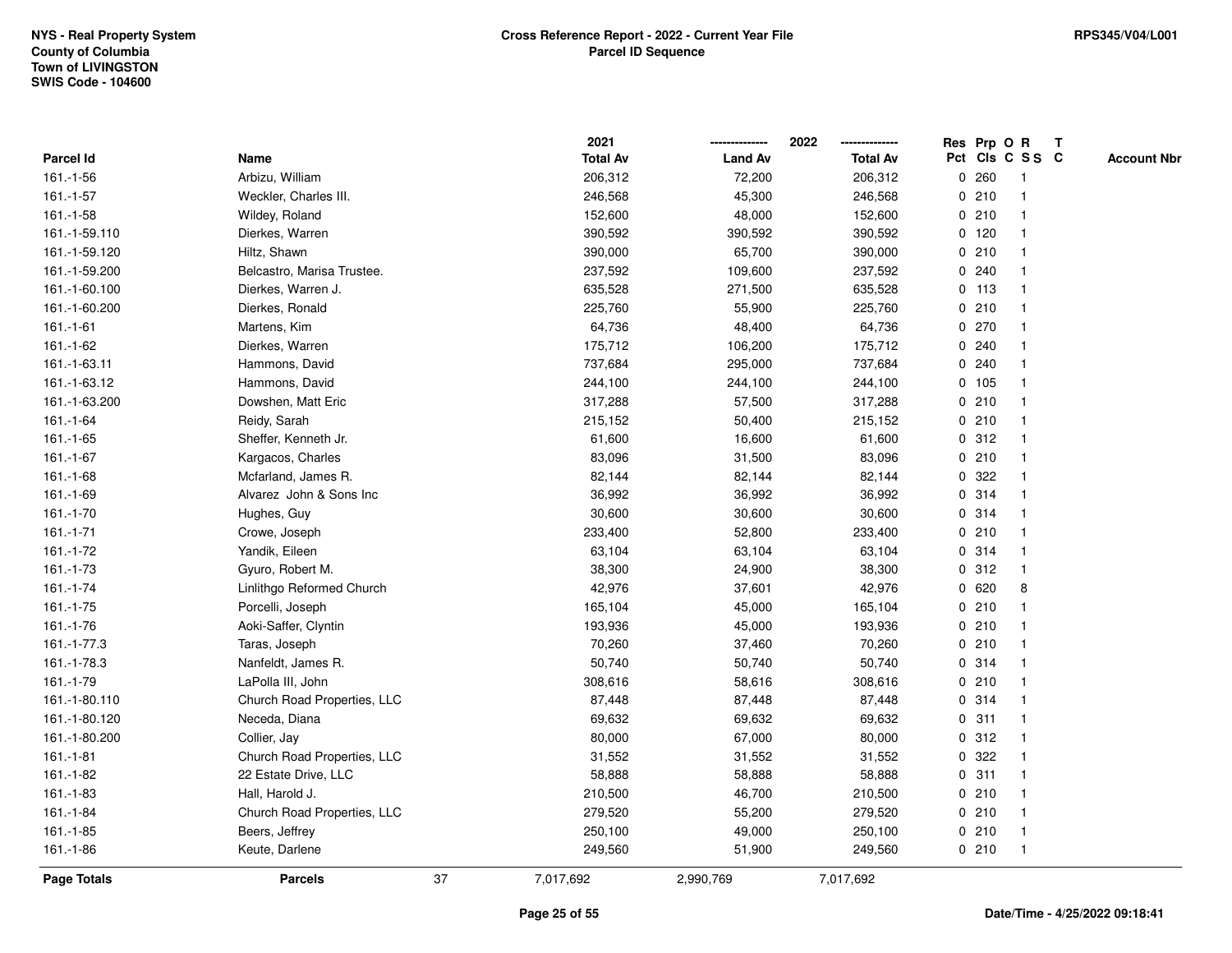NYS - Real Property System
County of Columbia
Town of LIVINGSTON
SWIS Code - 104600

**Cross Reference Report - 2022 - Current Year File**
**Parcel ID Sequence**

RPS345/V04/L001

| Parcel Id | Name | 2021 Total Av | 2022 Land Av | 2022 Total Av | Res Pct | Prp Cls | O C | R S S | T C | Account Nbr |
|---|---|---|---|---|---|---|---|---|---|---|
| 161.-1-56 | Arbizu, William | 206,312 | 72,200 | 206,312 | 0 | 260 | | 1 | | |
| 161.-1-57 | Weckler, Charles III. | 246,568 | 45,300 | 246,568 | 0 | 210 | | 1 | | |
| 161.-1-58 | Wildey, Roland | 152,600 | 48,000 | 152,600 | 0 | 210 | | 1 | | |
| 161.-1-59.110 | Dierkes, Warren | 390,592 | 390,592 | 390,592 | 0 | 120 | | 1 | | |
| 161.-1-59.120 | Hiltz, Shawn | 390,000 | 65,700 | 390,000 | 0 | 210 | | 1 | | |
| 161.-1-59.200 | Belcastro, Marisa Trustee. | 237,592 | 109,600 | 237,592 | 0 | 240 | | 1 | | |
| 161.-1-60.100 | Dierkes, Warren J. | 635,528 | 271,500 | 635,528 | 0 | 113 | | 1 | | |
| 161.-1-60.200 | Dierkes, Ronald | 225,760 | 55,900 | 225,760 | 0 | 210 | | 1 | | |
| 161.-1-61 | Martens, Kim | 64,736 | 48,400 | 64,736 | 0 | 270 | | 1 | | |
| 161.-1-62 | Dierkes, Warren | 175,712 | 106,200 | 175,712 | 0 | 240 | | 1 | | |
| 161.-1-63.11 | Hammons, David | 737,684 | 295,000 | 737,684 | 0 | 240 | | 1 | | |
| 161.-1-63.12 | Hammons, David | 244,100 | 244,100 | 244,100 | 0 | 105 | | 1 | | |
| 161.-1-63.200 | Dowshen, Matt Eric | 317,288 | 57,500 | 317,288 | 0 | 210 | | 1 | | |
| 161.-1-64 | Reidy, Sarah | 215,152 | 50,400 | 215,152 | 0 | 210 | | 1 | | |
| 161.-1-65 | Sheffer, Kenneth Jr. | 61,600 | 16,600 | 61,600 | 0 | 312 | | 1 | | |
| 161.-1-67 | Kargacos, Charles | 83,096 | 31,500 | 83,096 | 0 | 210 | | 1 | | |
| 161.-1-68 | Mcfarland, James R. | 82,144 | 82,144 | 82,144 | 0 | 322 | | 1 | | |
| 161.-1-69 | Alvarez John & Sons Inc | 36,992 | 36,992 | 36,992 | 0 | 314 | | 1 | | |
| 161.-1-70 | Hughes, Guy | 30,600 | 30,600 | 30,600 | 0 | 314 | | 1 | | |
| 161.-1-71 | Crowe, Joseph | 233,400 | 52,800 | 233,400 | 0 | 210 | | 1 | | |
| 161.-1-72 | Yandik, Eileen | 63,104 | 63,104 | 63,104 | 0 | 314 | | 1 | | |
| 161.-1-73 | Gyuro, Robert M. | 38,300 | 24,900 | 38,300 | 0 | 312 | | 1 | | |
| 161.-1-74 | Linlithgo Reformed Church | 42,976 | 37,601 | 42,976 | 0 | 620 | | 8 | | |
| 161.-1-75 | Porcelli, Joseph | 165,104 | 45,000 | 165,104 | 0 | 210 | | 1 | | |
| 161.-1-76 | Aoki-Saffer, Clyntin | 193,936 | 45,000 | 193,936 | 0 | 210 | | 1 | | |
| 161.-1-77.3 | Taras, Joseph | 70,260 | 37,460 | 70,260 | 0 | 210 | | 1 | | |
| 161.-1-78.3 | Nanfeldt, James R. | 50,740 | 50,740 | 50,740 | 0 | 314 | | 1 | | |
| 161.-1-79 | LaPolla III, John | 308,616 | 58,616 | 308,616 | 0 | 210 | | 1 | | |
| 161.-1-80.110 | Church Road Properties, LLC | 87,448 | 87,448 | 87,448 | 0 | 314 | | 1 | | |
| 161.-1-80.120 | Neceda, Diana | 69,632 | 69,632 | 69,632 | 0 | 311 | | 1 | | |
| 161.-1-80.200 | Collier, Jay | 80,000 | 67,000 | 80,000 | 0 | 312 | | 1 | | |
| 161.-1-81 | Church Road Properties, LLC | 31,552 | 31,552 | 31,552 | 0 | 322 | | 1 | | |
| 161.-1-82 | 22 Estate Drive, LLC | 58,888 | 58,888 | 58,888 | 0 | 311 | | 1 | | |
| 161.-1-83 | Hall, Harold J. | 210,500 | 46,700 | 210,500 | 0 | 210 | | 1 | | |
| 161.-1-84 | Church Road Properties, LLC | 279,520 | 55,200 | 279,520 | 0 | 210 | | 1 | | |
| 161.-1-85 | Beers, Jeffrey | 250,100 | 49,000 | 250,100 | 0 | 210 | | 1 | | |
| 161.-1-86 | Keute, Darlene | 249,560 | 51,900 | 249,560 | 0 | 210 | | 1 | | |
| **Page Totals** | **Parcels** 37 | 7,017,692 | 2,990,769 | 7,017,692 | | | | | | |

Date/Time - 4/25/2022 09:18:41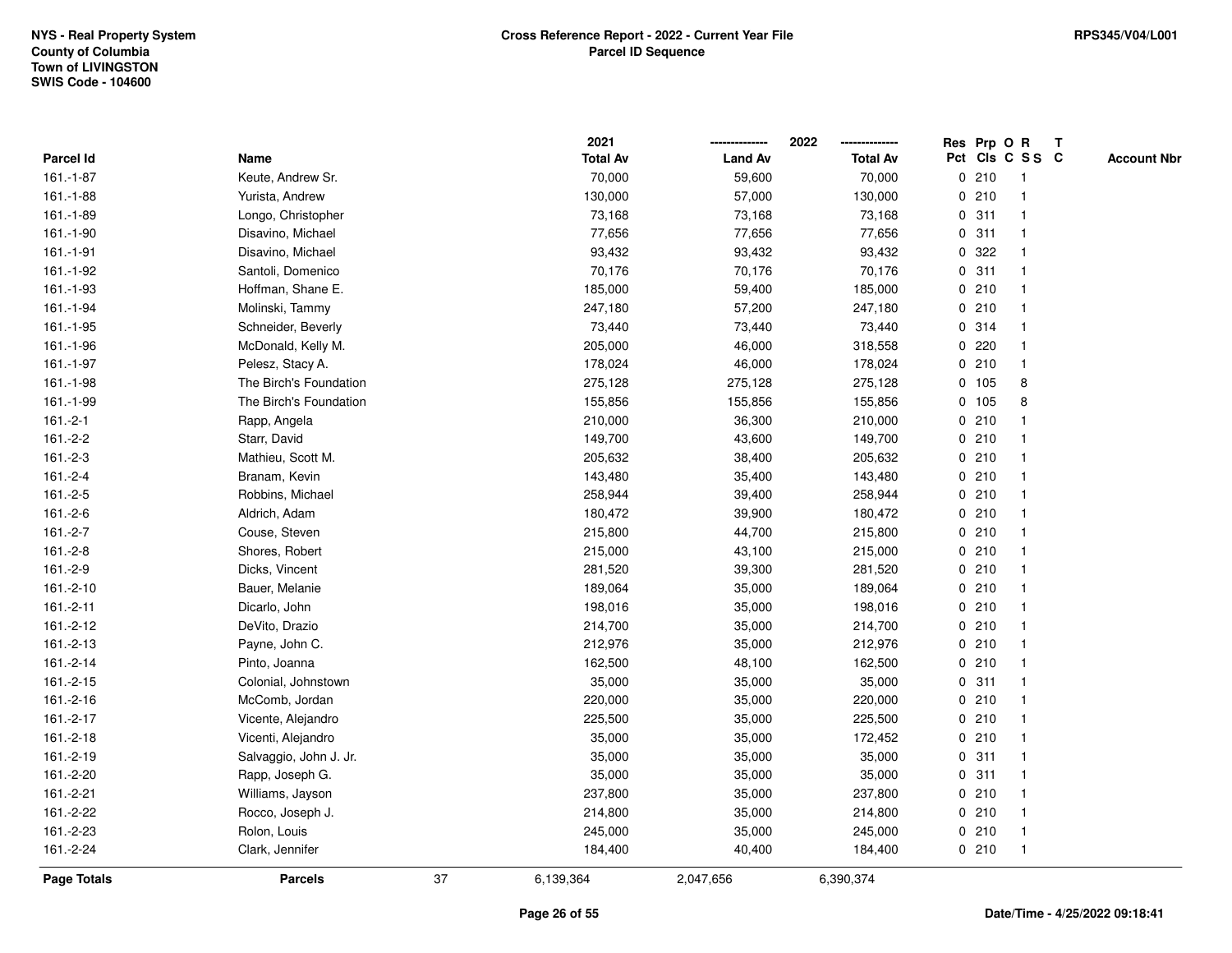NYS - Real Property System
County of Columbia
Town of LIVINGSTON
SWIS Code - 104600

**Cross Reference Report - 2022 - Current Year File**
**Parcel ID Sequence**

RPS345/V04/L001

| Parcel Id | Name | 2021 Total Av | 2022 Land Av | 2022 Total Av | Res Pct | Prp Cls | O C | R S S | T C | Account Nbr |
|---|---|---|---|---|---|---|---|---|---|---|
| 161.-1-87 | Keute, Andrew Sr. | 70,000 | 59,600 | 70,000 | 0 | 210 | | 1 | | |
| 161.-1-88 | Yurista, Andrew | 130,000 | 57,000 | 130,000 | 0 | 210 | | 1 | | |
| 161.-1-89 | Longo, Christopher | 73,168 | 73,168 | 73,168 | 0 | 311 | | 1 | | |
| 161.-1-90 | Disavino, Michael | 77,656 | 77,656 | 77,656 | 0 | 311 | | 1 | | |
| 161.-1-91 | Disavino, Michael | 93,432 | 93,432 | 93,432 | 0 | 322 | | 1 | | |
| 161.-1-92 | Santoli, Domenico | 70,176 | 70,176 | 70,176 | 0 | 311 | | 1 | | |
| 161.-1-93 | Hoffman, Shane E. | 185,000 | 59,400 | 185,000 | 0 | 210 | | 1 | | |
| 161.-1-94 | Molinski, Tammy | 247,180 | 57,200 | 247,180 | 0 | 210 | | 1 | | |
| 161.-1-95 | Schneider, Beverly | 73,440 | 73,440 | 73,440 | 0 | 314 | | 1 | | |
| 161.-1-96 | McDonald, Kelly M. | 205,000 | 46,000 | 318,558 | 0 | 220 | | 1 | | |
| 161.-1-97 | Pelesz, Stacy A. | 178,024 | 46,000 | 178,024 | 0 | 210 | | 1 | | |
| 161.-1-98 | The Birch's Foundation | 275,128 | 275,128 | 275,128 | 0 | 105 | | 8 | | |
| 161.-1-99 | The Birch's Foundation | 155,856 | 155,856 | 155,856 | 0 | 105 | | 8 | | |
| 161.-2-1 | Rapp, Angela | 210,000 | 36,300 | 210,000 | 0 | 210 | | 1 | | |
| 161.-2-2 | Starr, David | 149,700 | 43,600 | 149,700 | 0 | 210 | | 1 | | |
| 161.-2-3 | Mathieu, Scott M. | 205,632 | 38,400 | 205,632 | 0 | 210 | | 1 | | |
| 161.-2-4 | Branam, Kevin | 143,480 | 35,400 | 143,480 | 0 | 210 | | 1 | | |
| 161.-2-5 | Robbins, Michael | 258,944 | 39,400 | 258,944 | 0 | 210 | | 1 | | |
| 161.-2-6 | Aldrich, Adam | 180,472 | 39,900 | 180,472 | 0 | 210 | | 1 | | |
| 161.-2-7 | Couse, Steven | 215,800 | 44,700 | 215,800 | 0 | 210 | | 1 | | |
| 161.-2-8 | Shores, Robert | 215,000 | 43,100 | 215,000 | 0 | 210 | | 1 | | |
| 161.-2-9 | Dicks, Vincent | 281,520 | 39,300 | 281,520 | 0 | 210 | | 1 | | |
| 161.-2-10 | Bauer, Melanie | 189,064 | 35,000 | 189,064 | 0 | 210 | | 1 | | |
| 161.-2-11 | Dicarlo, John | 198,016 | 35,000 | 198,016 | 0 | 210 | | 1 | | |
| 161.-2-12 | DeVito, Drazio | 214,700 | 35,000 | 214,700 | 0 | 210 | | 1 | | |
| 161.-2-13 | Payne, John C. | 212,976 | 35,000 | 212,976 | 0 | 210 | | 1 | | |
| 161.-2-14 | Pinto, Joanna | 162,500 | 48,100 | 162,500 | 0 | 210 | | 1 | | |
| 161.-2-15 | Colonial, Johnstown | 35,000 | 35,000 | 35,000 | 0 | 311 | | 1 | | |
| 161.-2-16 | McComb, Jordan | 220,000 | 35,000 | 220,000 | 0 | 210 | | 1 | | |
| 161.-2-17 | Vicente, Alejandro | 225,500 | 35,000 | 225,500 | 0 | 210 | | 1 | | |
| 161.-2-18 | Vicenti, Alejandro | 35,000 | 35,000 | 172,452 | 0 | 210 | | 1 | | |
| 161.-2-19 | Salvaggio, John J. Jr. | 35,000 | 35,000 | 35,000 | 0 | 311 | | 1 | | |
| 161.-2-20 | Rapp, Joseph G. | 35,000 | 35,000 | 35,000 | 0 | 311 | | 1 | | |
| 161.-2-21 | Williams, Jayson | 237,800 | 35,000 | 237,800 | 0 | 210 | | 1 | | |
| 161.-2-22 | Rocco, Joseph J. | 214,800 | 35,000 | 214,800 | 0 | 210 | | 1 | | |
| 161.-2-23 | Rolon, Louis | 245,000 | 35,000 | 245,000 | 0 | 210 | | 1 | | |
| 161.-2-24 | Clark, Jennifer | 184,400 | 40,400 | 184,400 | 0 | 210 | | 1 | | |
| **Page Totals** | **Parcels** 37 | 6,139,364 | 2,047,656 | 6,390,374 | | | | | | |

Date/Time - 4/25/2022 09:18:41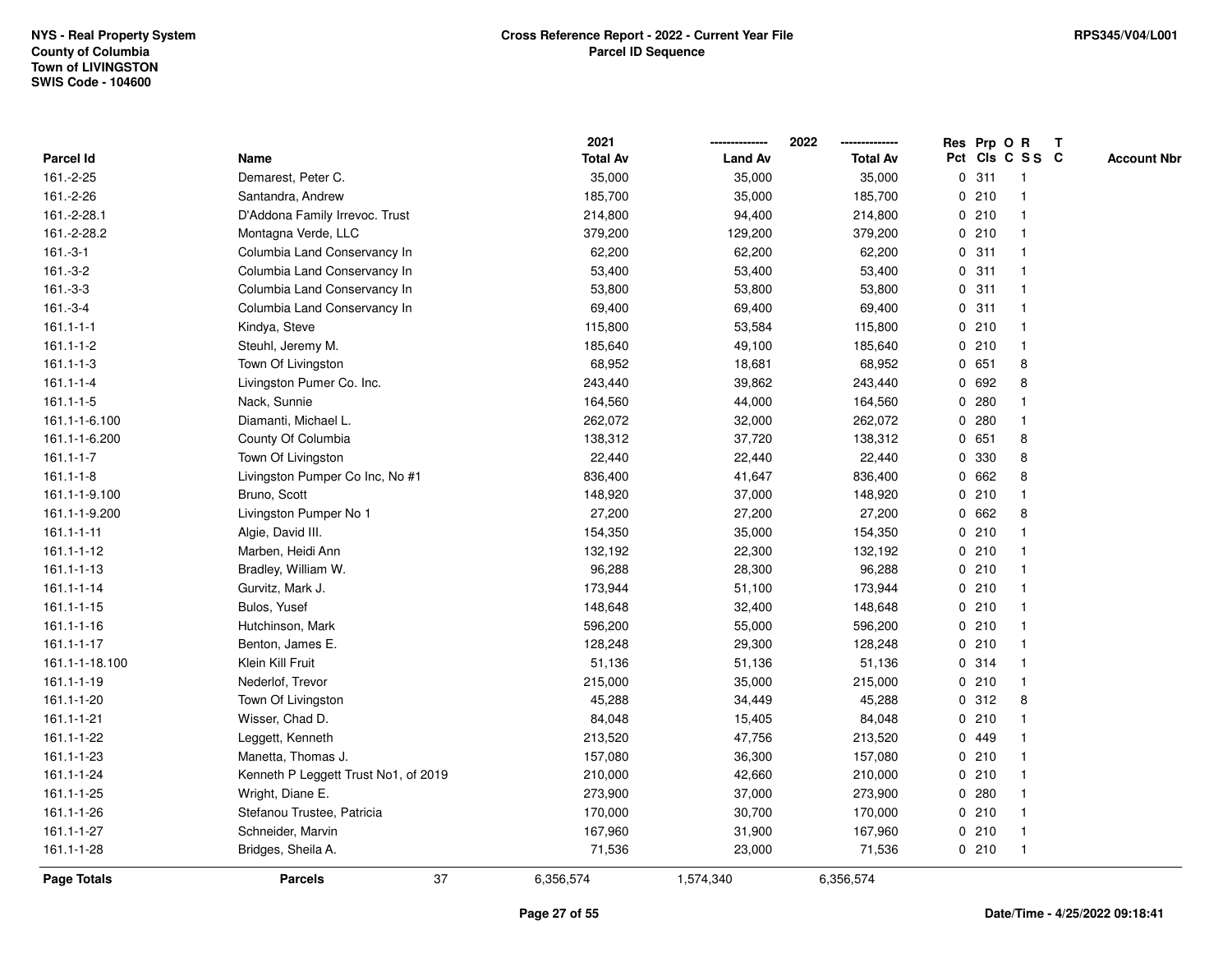NYS - Real Property System
County of Columbia
Town of LIVINGSTON
SWIS Code - 104600

**Cross Reference Report - 2022 - Current Year File**
**Parcel ID Sequence**

RPS345/V04/L001

| Parcel Id | Name | 2021 Total Av | 2022 Land Av | 2022 Total Av | Res Pct | Prp Cls | O C | R S S | T C | Account Nbr |
|---|---|---|---|---|---|---|---|---|---|---|
| 161.-2-25 | Demarest, Peter C. | 35,000 | 35,000 | 35,000 | 0 | 311 | | 1 | | |
| 161.-2-26 | Santandra, Andrew | 185,700 | 35,000 | 185,700 | 0 | 210 | | 1 | | |
| 161.-2-28.1 | D'Addona Family Irrevoc. Trust | 214,800 | 94,400 | 214,800 | 0 | 210 | | 1 | | |
| 161.-2-28.2 | Montagna Verde, LLC | 379,200 | 129,200 | 379,200 | 0 | 210 | | 1 | | |
| 161.-3-1 | Columbia Land Conservancy In | 62,200 | 62,200 | 62,200 | 0 | 311 | | 1 | | |
| 161.-3-2 | Columbia Land Conservancy In | 53,400 | 53,400 | 53,400 | 0 | 311 | | 1 | | |
| 161.-3-3 | Columbia Land Conservancy In | 53,800 | 53,800 | 53,800 | 0 | 311 | | 1 | | |
| 161.-3-4 | Columbia Land Conservancy In | 69,400 | 69,400 | 69,400 | 0 | 311 | | 1 | | |
| 161.1-1-1 | Kindya, Steve | 115,800 | 53,584 | 115,800 | 0 | 210 | | 1 | | |
| 161.1-1-2 | Steuhl, Jeremy M. | 185,640 | 49,100 | 185,640 | 0 | 210 | | 1 | | |
| 161.1-1-3 | Town Of Livingston | 68,952 | 18,681 | 68,952 | 0 | 651 | | 8 | | |
| 161.1-1-4 | Livingston Pumer Co. Inc. | 243,440 | 39,862 | 243,440 | 0 | 692 | | 8 | | |
| 161.1-1-5 | Nack, Sunnie | 164,560 | 44,000 | 164,560 | 0 | 280 | | 1 | | |
| 161.1-1-6.100 | Diamanti, Michael L. | 262,072 | 32,000 | 262,072 | 0 | 280 | | 1 | | |
| 161.1-1-6.200 | County Of Columbia | 138,312 | 37,720 | 138,312 | 0 | 651 | | 8 | | |
| 161.1-1-7 | Town Of Livingston | 22,440 | 22,440 | 22,440 | 0 | 330 | | 8 | | |
| 161.1-1-8 | Livingston Pumper Co Inc, No #1 | 836,400 | 41,647 | 836,400 | 0 | 662 | | 8 | | |
| 161.1-1-9.100 | Bruno, Scott | 148,920 | 37,000 | 148,920 | 0 | 210 | | 1 | | |
| 161.1-1-9.200 | Livingston Pumper No 1 | 27,200 | 27,200 | 27,200 | 0 | 662 | | 8 | | |
| 161.1-1-11 | Algie, David III. | 154,350 | 35,000 | 154,350 | 0 | 210 | | 1 | | |
| 161.1-1-12 | Marben, Heidi Ann | 132,192 | 22,300 | 132,192 | 0 | 210 | | 1 | | |
| 161.1-1-13 | Bradley, William W. | 96,288 | 28,300 | 96,288 | 0 | 210 | | 1 | | |
| 161.1-1-14 | Gurvitz, Mark J. | 173,944 | 51,100 | 173,944 | 0 | 210 | | 1 | | |
| 161.1-1-15 | Bulos, Yusef | 148,648 | 32,400 | 148,648 | 0 | 210 | | 1 | | |
| 161.1-1-16 | Hutchinson, Mark | 596,200 | 55,000 | 596,200 | 0 | 210 | | 1 | | |
| 161.1-1-17 | Benton, James E. | 128,248 | 29,300 | 128,248 | 0 | 210 | | 1 | | |
| 161.1-1-18.100 | Klein Kill Fruit | 51,136 | 51,136 | 51,136 | 0 | 314 | | 1 | | |
| 161.1-1-19 | Nederlof, Trevor | 215,000 | 35,000 | 215,000 | 0 | 210 | | 1 | | |
| 161.1-1-20 | Town Of Livingston | 45,288 | 34,449 | 45,288 | 0 | 312 | | 8 | | |
| 161.1-1-21 | Wisser, Chad D. | 84,048 | 15,405 | 84,048 | 0 | 210 | | 1 | | |
| 161.1-1-22 | Leggett, Kenneth | 213,520 | 47,756 | 213,520 | 0 | 449 | | 1 | | |
| 161.1-1-23 | Manetta, Thomas J. | 157,080 | 36,300 | 157,080 | 0 | 210 | | 1 | | |
| 161.1-1-24 | Kenneth P Leggett Trust No1, of 2019 | 210,000 | 42,660 | 210,000 | 0 | 210 | | 1 | | |
| 161.1-1-25 | Wright, Diane E. | 273,900 | 37,000 | 273,900 | 0 | 280 | | 1 | | |
| 161.1-1-26 | Stefanou Trustee, Patricia | 170,000 | 30,700 | 170,000 | 0 | 210 | | 1 | | |
| 161.1-1-27 | Schneider, Marvin | 167,960 | 31,900 | 167,960 | 0 | 210 | | 1 | | |
| 161.1-1-28 | Bridges, Sheila A. | 71,536 | 23,000 | 71,536 | 0 | 210 | | 1 | | |
| **Page Totals** | **Parcels** 37 | 6,356,574 | 1,574,340 | 6,356,574 | | | | | | |

**Date/Time - 4/25/2022 09:18:41**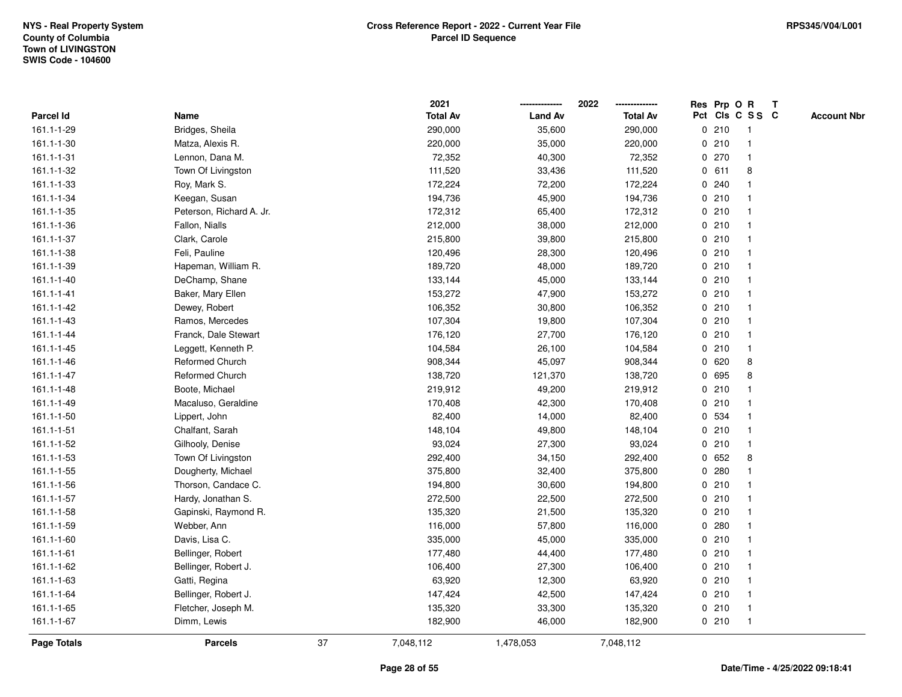NYS - Real Property System
County of Columbia
Town of LIVINGSTON
SWIS Code - 104600

**Cross Reference Report - 2022 - Current Year File**
**Parcel ID Sequence**

RPS345/V04/L001

| Parcel Id | Name | 2021 Total Av | 2022 Land Av | 2022 Total Av | Res Pct | Prp Cls | O C | R S S | T C | Account Nbr |
|---|---|---|---|---|---|---|---|---|---|---|
| 161.1-1-29 | Bridges, Sheila | 290,000 | 35,600 | 290,000 | 0 | 210 | | 1 | | |
| 161.1-1-30 | Matza, Alexis R. | 220,000 | 35,000 | 220,000 | 0 | 210 | | 1 | | |
| 161.1-1-31 | Lennon, Dana M. | 72,352 | 40,300 | 72,352 | 0 | 270 | | 1 | | |
| 161.1-1-32 | Town Of Livingston | 111,520 | 33,436 | 111,520 | 0 | 611 | | 8 | | |
| 161.1-1-33 | Roy, Mark S. | 172,224 | 72,200 | 172,224 | 0 | 240 | | 1 | | |
| 161.1-1-34 | Keegan, Susan | 194,736 | 45,900 | 194,736 | 0 | 210 | | 1 | | |
| 161.1-1-35 | Peterson, Richard A. Jr. | 172,312 | 65,400 | 172,312 | 0 | 210 | | 1 | | |
| 161.1-1-36 | Fallon, Nialls | 212,000 | 38,000 | 212,000 | 0 | 210 | | 1 | | |
| 161.1-1-37 | Clark, Carole | 215,800 | 39,800 | 215,800 | 0 | 210 | | 1 | | |
| 161.1-1-38 | Feli, Pauline | 120,496 | 28,300 | 120,496 | 0 | 210 | | 1 | | |
| 161.1-1-39 | Hapeman, William R. | 189,720 | 48,000 | 189,720 | 0 | 210 | | 1 | | |
| 161.1-1-40 | DeChamp, Shane | 133,144 | 45,000 | 133,144 | 0 | 210 | | 1 | | |
| 161.1-1-41 | Baker, Mary Ellen | 153,272 | 47,900 | 153,272 | 0 | 210 | | 1 | | |
| 161.1-1-42 | Dewey, Robert | 106,352 | 30,800 | 106,352 | 0 | 210 | | 1 | | |
| 161.1-1-43 | Ramos, Mercedes | 107,304 | 19,800 | 107,304 | 0 | 210 | | 1 | | |
| 161.1-1-44 | Franck, Dale Stewart | 176,120 | 27,700 | 176,120 | 0 | 210 | | 1 | | |
| 161.1-1-45 | Leggett, Kenneth P. | 104,584 | 26,100 | 104,584 | 0 | 210 | | 1 | | |
| 161.1-1-46 | Reformed Church | 908,344 | 45,097 | 908,344 | 0 | 620 | | 8 | | |
| 161.1-1-47 | Reformed Church | 138,720 | 121,370 | 138,720 | 0 | 695 | | 8 | | |
| 161.1-1-48 | Boote, Michael | 219,912 | 49,200 | 219,912 | 0 | 210 | | 1 | | |
| 161.1-1-49 | Macaluso, Geraldine | 170,408 | 42,300 | 170,408 | 0 | 210 | | 1 | | |
| 161.1-1-50 | Lippert, John | 82,400 | 14,000 | 82,400 | 0 | 534 | | 1 | | |
| 161.1-1-51 | Chalfant, Sarah | 148,104 | 49,800 | 148,104 | 0 | 210 | | 1 | | |
| 161.1-1-52 | Gilhooly, Denise | 93,024 | 27,300 | 93,024 | 0 | 210 | | 1 | | |
| 161.1-1-53 | Town Of Livingston | 292,400 | 34,150 | 292,400 | 0 | 652 | | 8 | | |
| 161.1-1-55 | Dougherty, Michael | 375,800 | 32,400 | 375,800 | 0 | 280 | | 1 | | |
| 161.1-1-56 | Thorson, Candace C. | 194,800 | 30,600 | 194,800 | 0 | 210 | | 1 | | |
| 161.1-1-57 | Hardy, Jonathan S. | 272,500 | 22,500 | 272,500 | 0 | 210 | | 1 | | |
| 161.1-1-58 | Gapinski, Raymond R. | 135,320 | 21,500 | 135,320 | 0 | 210 | | 1 | | |
| 161.1-1-59 | Webber, Ann | 116,000 | 57,800 | 116,000 | 0 | 280 | | 1 | | |
| 161.1-1-60 | Davis, Lisa C. | 335,000 | 45,000 | 335,000 | 0 | 210 | | 1 | | |
| 161.1-1-61 | Bellinger, Robert | 177,480 | 44,400 | 177,480 | 0 | 210 | | 1 | | |
| 161.1-1-62 | Bellinger, Robert J. | 106,400 | 27,300 | 106,400 | 0 | 210 | | 1 | | |
| 161.1-1-63 | Gatti, Regina | 63,920 | 12,300 | 63,920 | 0 | 210 | | 1 | | |
| 161.1-1-64 | Bellinger, Robert J. | 147,424 | 42,500 | 147,424 | 0 | 210 | | 1 | | |
| 161.1-1-65 | Fletcher, Joseph M. | 135,320 | 33,300 | 135,320 | 0 | 210 | | 1 | | |
| 161.1-1-67 | Dimm, Lewis | 182,900 | 46,000 | 182,900 | 0 | 210 | | 1 | | |
| **Page Totals** | **Parcels** 37 | 7,048,112 | 1,478,053 | 7,048,112 | | | | | | |

**Date/Time - 4/25/2022 09:18:41**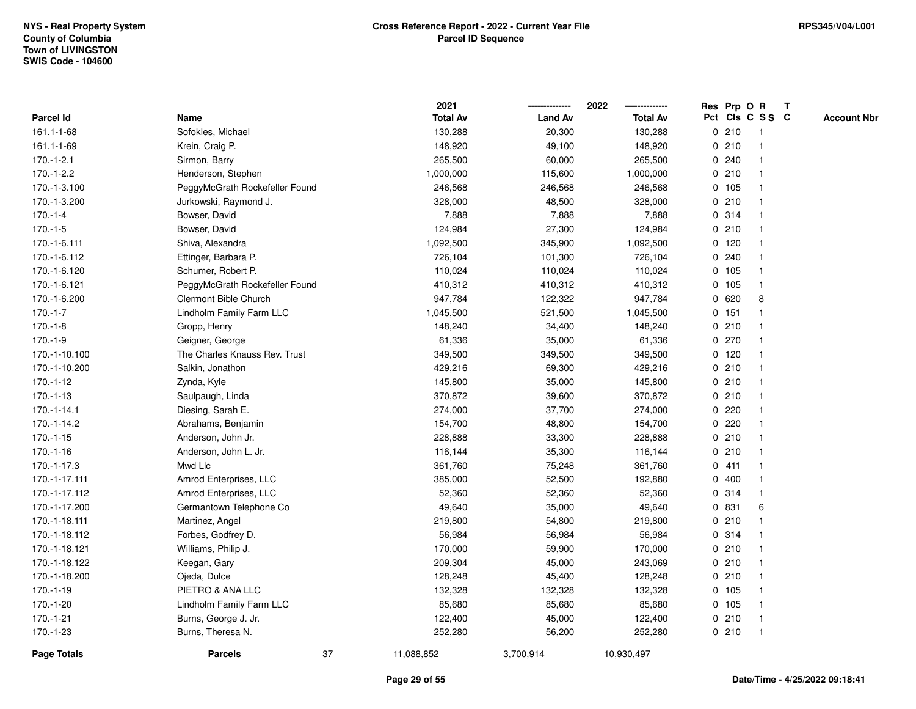NYS - Real Property System
County of Columbia
Town of LIVINGSTON
SWIS Code - 104600

**Cross Reference Report - 2022 - Current Year File**
**Parcel ID Sequence**

RPS345/V04/L001

| Parcel Id | Name | 2021 Total Av | 2022 Land Av | 2022 Total Av | Res Pct | Prp Cls | O C | R S S | T C | Account Nbr |
|---|---|---|---|---|---|---|---|---|---|---|
| 161.1-1-68 | Sofokles, Michael | 130,288 | 20,300 | 130,288 | 0 | 210 | | 1 | | |
| 161.1-1-69 | Krein, Craig P. | 148,920 | 49,100 | 148,920 | 0 | 210 | | 1 | | |
| 170.-1-2.1 | Sirmon, Barry | 265,500 | 60,000 | 265,500 | 0 | 240 | | 1 | | |
| 170.-1-2.2 | Henderson, Stephen | 1,000,000 | 115,600 | 1,000,000 | 0 | 210 | | 1 | | |
| 170.-1-3.100 | PeggyMcGrath Rockefeller Found | 246,568 | 246,568 | 246,568 | 0 | 105 | | 1 | | |
| 170.-1-3.200 | Jurkowski, Raymond J. | 328,000 | 48,500 | 328,000 | 0 | 210 | | 1 | | |
| 170.-1-4 | Bowser, David | 7,888 | 7,888 | 7,888 | 0 | 314 | | 1 | | |
| 170.-1-5 | Bowser, David | 124,984 | 27,300 | 124,984 | 0 | 210 | | 1 | | |
| 170.-1-6.111 | Shiva, Alexandra | 1,092,500 | 345,900 | 1,092,500 | 0 | 120 | | 1 | | |
| 170.-1-6.112 | Ettinger, Barbara P. | 726,104 | 101,300 | 726,104 | 0 | 240 | | 1 | | |
| 170.-1-6.120 | Schumer, Robert P. | 110,024 | 110,024 | 110,024 | 0 | 105 | | 1 | | |
| 170.-1-6.121 | PeggyMcGrath Rockefeller Found | 410,312 | 410,312 | 410,312 | 0 | 105 | | 1 | | |
| 170.-1-6.200 | Clermont Bible Church | 947,784 | 122,322 | 947,784 | 0 | 620 | | 8 | | |
| 170.-1-7 | Lindholm Family Farm LLC | 1,045,500 | 521,500 | 1,045,500 | 0 | 151 | | 1 | | |
| 170.-1-8 | Gropp, Henry | 148,240 | 34,400 | 148,240 | 0 | 210 | | 1 | | |
| 170.-1-9 | Geigner, George | 61,336 | 35,000 | 61,336 | 0 | 270 | | 1 | | |
| 170.-1-10.100 | The Charles Knauss Rev. Trust | 349,500 | 349,500 | 349,500 | 0 | 120 | | 1 | | |
| 170.-1-10.200 | Salkin, Jonathon | 429,216 | 69,300 | 429,216 | 0 | 210 | | 1 | | |
| 170.-1-12 | Zynda, Kyle | 145,800 | 35,000 | 145,800 | 0 | 210 | | 1 | | |
| 170.-1-13 | Saulpaugh, Linda | 370,872 | 39,600 | 370,872 | 0 | 210 | | 1 | | |
| 170.-1-14.1 | Diesing, Sarah E. | 274,000 | 37,700 | 274,000 | 0 | 220 | | 1 | | |
| 170.-1-14.2 | Abrahams, Benjamin | 154,700 | 48,800 | 154,700 | 0 | 220 | | 1 | | |
| 170.-1-15 | Anderson, John Jr. | 228,888 | 33,300 | 228,888 | 0 | 210 | | 1 | | |
| 170.-1-16 | Anderson, John L. Jr. | 116,144 | 35,300 | 116,144 | 0 | 210 | | 1 | | |
| 170.-1-17.3 | Mwd Llc | 361,760 | 75,248 | 361,760 | 0 | 411 | | 1 | | |
| 170.-1-17.111 | Amrod Enterprises, LLC | 385,000 | 52,500 | 192,880 | 0 | 400 | | 1 | | |
| 170.-1-17.112 | Amrod Enterprises, LLC | 52,360 | 52,360 | 52,360 | 0 | 314 | | 1 | | |
| 170.-1-17.200 | Germantown Telephone Co | 49,640 | 35,000 | 49,640 | 0 | 831 | | 6 | | |
| 170.-1-18.111 | Martinez, Angel | 219,800 | 54,800 | 219,800 | 0 | 210 | | 1 | | |
| 170.-1-18.112 | Forbes, Godfrey D. | 56,984 | 56,984 | 56,984 | 0 | 314 | | 1 | | |
| 170.-1-18.121 | Williams, Philip J. | 170,000 | 59,900 | 170,000 | 0 | 210 | | 1 | | |
| 170.-1-18.122 | Keegan, Gary | 209,304 | 45,000 | 243,069 | 0 | 210 | | 1 | | |
| 170.-1-18.200 | Ojeda, Dulce | 128,248 | 45,400 | 128,248 | 0 | 210 | | 1 | | |
| 170.-1-19 | PIETRO & ANA LLC | 132,328 | 132,328 | 132,328 | 0 | 105 | | 1 | | |
| 170.-1-20 | Lindholm Family Farm LLC | 85,680 | 85,680 | 85,680 | 0 | 105 | | 1 | | |
| 170.-1-21 | Burns, George J. Jr. | 122,400 | 45,000 | 122,400 | 0 | 210 | | 1 | | |
| 170.-1-23 | Burns, Theresa N. | 252,280 | 56,200 | 252,280 | 0 | 210 | | 1 | | |
| **Page Totals** | **Parcels** 37 | 11,088,852 | 3,700,914 | 10,930,497 | | | | | | |

Date/Time - 4/25/2022 09:18:41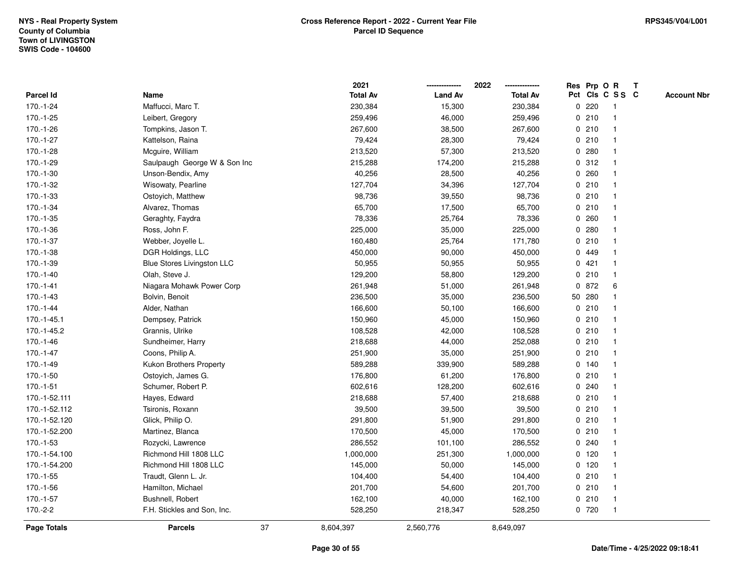NYS - Real Property System
County of Columbia
Town of LIVINGSTON
SWIS Code - 104600

**Cross Reference Report - 2022 - Current Year File**
**Parcel ID Sequence**

RPS345/V04/L001

| Parcel Id | Name | 2021 Total Av | 2022 Land Av | 2022 Total Av | Res Pct | Prp Cls | O C | R S S | T C | Account Nbr |
|---|---|---|---|---|---|---|---|---|---|---|
| 170.-1-24 | Maffucci, Marc T. | 230,384 | 15,300 | 230,384 | 0 | 220 | | 1 | | |
| 170.-1-25 | Leibert, Gregory | 259,496 | 46,000 | 259,496 | 0 | 210 | | 1 | | |
| 170.-1-26 | Tompkins, Jason T. | 267,600 | 38,500 | 267,600 | 0 | 210 | | 1 | | |
| 170.-1-27 | Kattelson, Raina | 79,424 | 28,300 | 79,424 | 0 | 210 | | 1 | | |
| 170.-1-28 | Mcguire, William | 213,520 | 57,300 | 213,520 | 0 | 280 | | 1 | | |
| 170.-1-29 | Saulpaugh George W & Son Inc | 215,288 | 174,200 | 215,288 | 0 | 312 | | 1 | | |
| 170.-1-30 | Unson-Bendix, Amy | 40,256 | 28,500 | 40,256 | 0 | 260 | | 1 | | |
| 170.-1-32 | Wisowaty, Pearline | 127,704 | 34,396 | 127,704 | 0 | 210 | | 1 | | |
| 170.-1-33 | Ostoyich, Matthew | 98,736 | 39,550 | 98,736 | 0 | 210 | | 1 | | |
| 170.-1-34 | Alvarez, Thomas | 65,700 | 17,500 | 65,700 | 0 | 210 | | 1 | | |
| 170.-1-35 | Geraghty, Faydra | 78,336 | 25,764 | 78,336 | 0 | 260 | | 1 | | |
| 170.-1-36 | Ross, John F. | 225,000 | 35,000 | 225,000 | 0 | 280 | | 1 | | |
| 170.-1-37 | Webber, Joyelle L. | 160,480 | 25,764 | 171,780 | 0 | 210 | | 1 | | |
| 170.-1-38 | DGR Holdings, LLC | 450,000 | 90,000 | 450,000 | 0 | 449 | | 1 | | |
| 170.-1-39 | Blue Stores Livingston LLC | 50,955 | 50,955 | 50,955 | 0 | 421 | | 1 | | |
| 170.-1-40 | Olah, Steve J. | 129,200 | 58,800 | 129,200 | 0 | 210 | | 1 | | |
| 170.-1-41 | Niagara Mohawk Power Corp | 261,948 | 51,000 | 261,948 | 0 | 872 | | 6 | | |
| 170.-1-43 | Bolvin, Benoit | 236,500 | 35,000 | 236,500 | 50 | 280 | | 1 | | |
| 170.-1-44 | Alder, Nathan | 166,600 | 50,100 | 166,600 | 0 | 210 | | 1 | | |
| 170.-1-45.1 | Dempsey, Patrick | 150,960 | 45,000 | 150,960 | 0 | 210 | | 1 | | |
| 170.-1-45.2 | Grannis, Ulrike | 108,528 | 42,000 | 108,528 | 0 | 210 | | 1 | | |
| 170.-1-46 | Sundheimer, Harry | 218,688 | 44,000 | 252,088 | 0 | 210 | | 1 | | |
| 170.-1-47 | Coons, Philip A. | 251,900 | 35,000 | 251,900 | 0 | 210 | | 1 | | |
| 170.-1-49 | Kukon Brothers Property | 589,288 | 339,900 | 589,288 | 0 | 140 | | 1 | | |
| 170.-1-50 | Ostoyich, James G. | 176,800 | 61,200 | 176,800 | 0 | 210 | | 1 | | |
| 170.-1-51 | Schumer, Robert P. | 602,616 | 128,200 | 602,616 | 0 | 240 | | 1 | | |
| 170.-1-52.111 | Hayes, Edward | 218,688 | 57,400 | 218,688 | 0 | 210 | | 1 | | |
| 170.-1-52.112 | Tsironis, Roxann | 39,500 | 39,500 | 39,500 | 0 | 210 | | 1 | | |
| 170.-1-52.120 | Glick, Philip O. | 291,800 | 51,900 | 291,800 | 0 | 210 | | 1 | | |
| 170.-1-52.200 | Martinez, Blanca | 170,500 | 45,000 | 170,500 | 0 | 210 | | 1 | | |
| 170.-1-53 | Rozycki, Lawrence | 286,552 | 101,100 | 286,552 | 0 | 240 | | 1 | | |
| 170.-1-54.100 | Richmond Hill 1808 LLC | 1,000,000 | 251,300 | 1,000,000 | 0 | 120 | | 1 | | |
| 170.-1-54.200 | Richmond Hill 1808 LLC | 145,000 | 50,000 | 145,000 | 0 | 120 | | 1 | | |
| 170.-1-55 | Traudt, Glenn L. Jr. | 104,400 | 54,400 | 104,400 | 0 | 210 | | 1 | | |
| 170.-1-56 | Hamilton, Michael | 201,700 | 54,600 | 201,700 | 0 | 210 | | 1 | | |
| 170.-1-57 | Bushnell, Robert | 162,100 | 40,000 | 162,100 | 0 | 210 | | 1 | | |
| 170.-2-2 | F.H. Stickles and Son, Inc. | 528,250 | 218,347 | 528,250 | 0 | 720 | | 1 | | |
| **Page Totals** | **Parcels** 37 | 8,604,397 | 2,560,776 | 8,649,097 | | | | | | |

Date/Time - 4/25/2022 09:18:41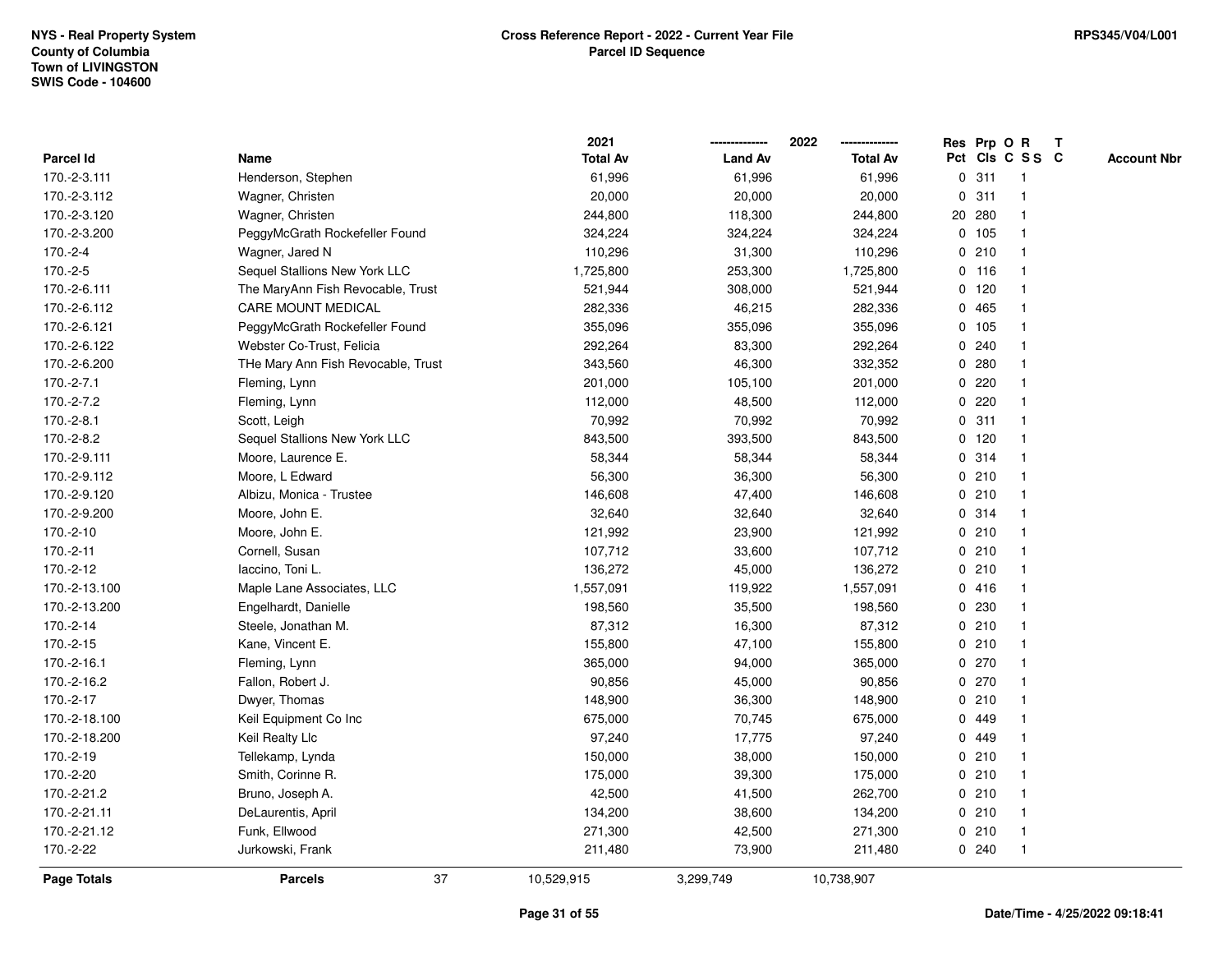NYS - Real Property System
County of Columbia
Town of LIVINGSTON
SWIS Code - 104600

**Cross Reference Report - 2022 - Current Year File**
**Parcel ID Sequence**

RPS345/V04/L001

| Parcel Id | Name | 2021 Total Av | 2022 Land Av | 2022 Total Av | Res Pct | Prp Cls | O C | R S S | T C | Account Nbr |
|---|---|---|---|---|---|---|---|---|---|---|
| 170.-2-3.111 | Henderson, Stephen | 61,996 | 61,996 | 61,996 | 0 | 311 | | 1 | | |
| 170.-2-3.112 | Wagner, Christen | 20,000 | 20,000 | 20,000 | 0 | 311 | | 1 | | |
| 170.-2-3.120 | Wagner, Christen | 244,800 | 118,300 | 244,800 | 20 | 280 | | 1 | | |
| 170.-2-3.200 | PeggyMcGrath Rockefeller Found | 324,224 | 324,224 | 324,224 | 0 | 105 | | 1 | | |
| 170.-2-4 | Wagner, Jared N | 110,296 | 31,300 | 110,296 | 0 | 210 | | 1 | | |
| 170.-2-5 | Sequel Stallions New York LLC | 1,725,800 | 253,300 | 1,725,800 | 0 | 116 | | 1 | | |
| 170.-2-6.111 | The MaryAnn Fish Revocable, Trust | 521,944 | 308,000 | 521,944 | 0 | 120 | | 1 | | |
| 170.-2-6.112 | CARE MOUNT MEDICAL | 282,336 | 46,215 | 282,336 | 0 | 465 | | 1 | | |
| 170.-2-6.121 | PeggyMcGrath Rockefeller Found | 355,096 | 355,096 | 355,096 | 0 | 105 | | 1 | | |
| 170.-2-6.122 | Webster Co-Trust, Felicia | 292,264 | 83,300 | 292,264 | 0 | 240 | | 1 | | |
| 170.-2-6.200 | THe Mary Ann Fish Revocable, Trust | 343,560 | 46,300 | 332,352 | 0 | 280 | | 1 | | |
| 170.-2-7.1 | Fleming, Lynn | 201,000 | 105,100 | 201,000 | 0 | 220 | | 1 | | |
| 170.-2-7.2 | Fleming, Lynn | 112,000 | 48,500 | 112,000 | 0 | 220 | | 1 | | |
| 170.-2-8.1 | Scott, Leigh | 70,992 | 70,992 | 70,992 | 0 | 311 | | 1 | | |
| 170.-2-8.2 | Sequel Stallions New York LLC | 843,500 | 393,500 | 843,500 | 0 | 120 | | 1 | | |
| 170.-2-9.111 | Moore, Laurence E. | 58,344 | 58,344 | 58,344 | 0 | 314 | | 1 | | |
| 170.-2-9.112 | Moore, L Edward | 56,300 | 36,300 | 56,300 | 0 | 210 | | 1 | | |
| 170.-2-9.120 | Albizu, Monica - Trustee | 146,608 | 47,400 | 146,608 | 0 | 210 | | 1 | | |
| 170.-2-9.200 | Moore, John E. | 32,640 | 32,640 | 32,640 | 0 | 314 | | 1 | | |
| 170.-2-10 | Moore, John E. | 121,992 | 23,900 | 121,992 | 0 | 210 | | 1 | | |
| 170.-2-11 | Cornell, Susan | 107,712 | 33,600 | 107,712 | 0 | 210 | | 1 | | |
| 170.-2-12 | Iaccino, Toni L. | 136,272 | 45,000 | 136,272 | 0 | 210 | | 1 | | |
| 170.-2-13.100 | Maple Lane Associates, LLC | 1,557,091 | 119,922 | 1,557,091 | 0 | 416 | | 1 | | |
| 170.-2-13.200 | Engelhardt, Danielle | 198,560 | 35,500 | 198,560 | 0 | 230 | | 1 | | |
| 170.-2-14 | Steele, Jonathan M. | 87,312 | 16,300 | 87,312 | 0 | 210 | | 1 | | |
| 170.-2-15 | Kane, Vincent E. | 155,800 | 47,100 | 155,800 | 0 | 210 | | 1 | | |
| 170.-2-16.1 | Fleming, Lynn | 365,000 | 94,000 | 365,000 | 0 | 270 | | 1 | | |
| 170.-2-16.2 | Fallon, Robert J. | 90,856 | 45,000 | 90,856 | 0 | 270 | | 1 | | |
| 170.-2-17 | Dwyer, Thomas | 148,900 | 36,300 | 148,900 | 0 | 210 | | 1 | | |
| 170.-2-18.100 | Keil Equipment Co Inc | 675,000 | 70,745 | 675,000 | 0 | 449 | | 1 | | |
| 170.-2-18.200 | Keil Realty Llc | 97,240 | 17,775 | 97,240 | 0 | 449 | | 1 | | |
| 170.-2-19 | Tellekamp, Lynda | 150,000 | 38,000 | 150,000 | 0 | 210 | | 1 | | |
| 170.-2-20 | Smith, Corinne R. | 175,000 | 39,300 | 175,000 | 0 | 210 | | 1 | | |
| 170.-2-21.2 | Bruno, Joseph A. | 42,500 | 41,500 | 262,700 | 0 | 210 | | 1 | | |
| 170.-2-21.11 | DeLaurentis, April | 134,200 | 38,600 | 134,200 | 0 | 210 | | 1 | | |
| 170.-2-21.12 | Funk, Ellwood | 271,300 | 42,500 | 271,300 | 0 | 210 | | 1 | | |
| 170.-2-22 | Jurkowski, Frank | 211,480 | 73,900 | 211,480 | 0 | 240 | | 1 | | |
| **Page Totals** | **Parcels** 37 | 10,529,915 | 3,299,749 | 10,738,907 | | | | | | |

**Date/Time - 4/25/2022 09:18:41**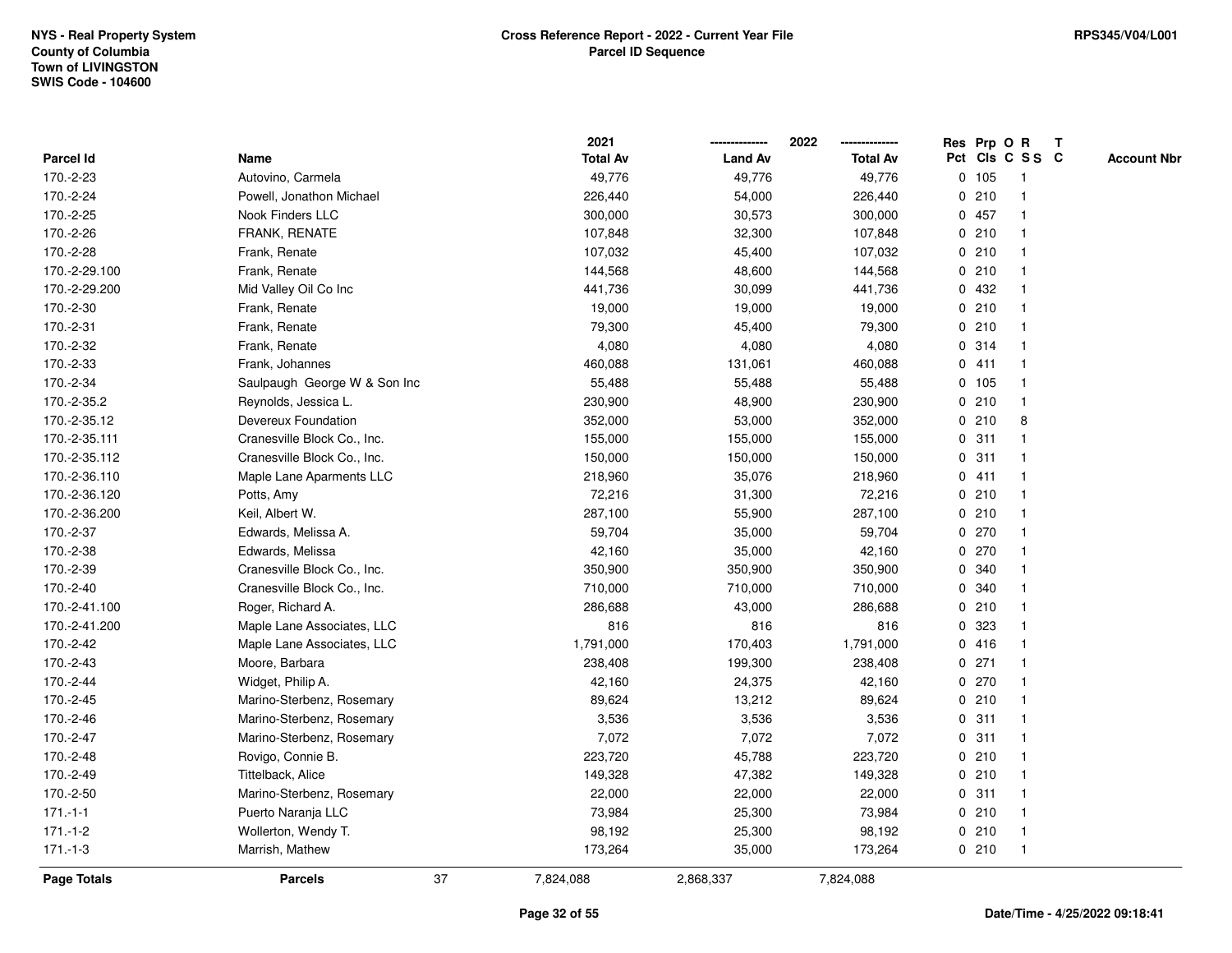| Parcel Id | Name | 2021 Total Av | 2022 Land Av | 2022 Total Av | Res Pct | Prp Cls | O C | R S S | T C | Account Nbr |
|---|---|---|---|---|---|---|---|---|---|---|
| 170.-2-23 | Autovino, Carmela | 49,776 | 49,776 | 49,776 | 0 | 105 | | 1 | | |
| 170.-2-24 | Powell, Jonathon Michael | 226,440 | 54,000 | 226,440 | 0 | 210 | | 1 | | |
| 170.-2-25 | Nook Finders LLC | 300,000 | 30,573 | 300,000 | 0 | 457 | | 1 | | |
| 170.-2-26 | FRANK, RENATE | 107,848 | 32,300 | 107,848 | 0 | 210 | | 1 | | |
| 170.-2-28 | Frank, Renate | 107,032 | 45,400 | 107,032 | 0 | 210 | | 1 | | |
| 170.-2-29.100 | Frank, Renate | 144,568 | 48,600 | 144,568 | 0 | 210 | | 1 | | |
| 170.-2-29.200 | Mid Valley Oil Co Inc | 441,736 | 30,099 | 441,736 | 0 | 432 | | 1 | | |
| 170.-2-30 | Frank, Renate | 19,000 | 19,000 | 19,000 | 0 | 210 | | 1 | | |
| 170.-2-31 | Frank, Renate | 79,300 | 45,400 | 79,300 | 0 | 210 | | 1 | | |
| 170.-2-32 | Frank, Renate | 4,080 | 4,080 | 4,080 | 0 | 314 | | 1 | | |
| 170.-2-33 | Frank, Johannes | 460,088 | 131,061 | 460,088 | 0 | 411 | | 1 | | |
| 170.-2-34 | Saulpaugh George W & Son Inc | 55,488 | 55,488 | 55,488 | 0 | 105 | | 1 | | |
| 170.-2-35.2 | Reynolds, Jessica L. | 230,900 | 48,900 | 230,900 | 0 | 210 | | 1 | | |
| 170.-2-35.12 | Devereux Foundation | 352,000 | 53,000 | 352,000 | 0 | 210 | | 8 | | |
| 170.-2-35.111 | Cranesville Block Co., Inc. | 155,000 | 155,000 | 155,000 | 0 | 311 | | 1 | | |
| 170.-2-35.112 | Cranesville Block Co., Inc. | 150,000 | 150,000 | 150,000 | 0 | 311 | | 1 | | |
| 170.-2-36.110 | Maple Lane Aparments LLC | 218,960 | 35,076 | 218,960 | 0 | 411 | | 1 | | |
| 170.-2-36.120 | Potts, Amy | 72,216 | 31,300 | 72,216 | 0 | 210 | | 1 | | |
| 170.-2-36.200 | Keil, Albert W. | 287,100 | 55,900 | 287,100 | 0 | 210 | | 1 | | |
| 170.-2-37 | Edwards, Melissa A. | 59,704 | 35,000 | 59,704 | 0 | 270 | | 1 | | |
| 170.-2-38 | Edwards, Melissa | 42,160 | 35,000 | 42,160 | 0 | 270 | | 1 | | |
| 170.-2-39 | Cranesville Block Co., Inc. | 350,900 | 350,900 | 350,900 | 0 | 340 | | 1 | | |
| 170.-2-40 | Cranesville Block Co., Inc. | 710,000 | 710,000 | 710,000 | 0 | 340 | | 1 | | |
| 170.-2-41.100 | Roger, Richard A. | 286,688 | 43,000 | 286,688 | 0 | 210 | | 1 | | |
| 170.-2-41.200 | Maple Lane Associates, LLC | 816 | 816 | 816 | 0 | 323 | | 1 | | |
| 170.-2-42 | Maple Lane Associates, LLC | 1,791,000 | 170,403 | 1,791,000 | 0 | 416 | | 1 | | |
| 170.-2-43 | Moore, Barbara | 238,408 | 199,300 | 238,408 | 0 | 271 | | 1 | | |
| 170.-2-44 | Widget, Philip A. | 42,160 | 24,375 | 42,160 | 0 | 270 | | 1 | | |
| 170.-2-45 | Marino-Sterbenz, Rosemary | 89,624 | 13,212 | 89,624 | 0 | 210 | | 1 | | |
| 170.-2-46 | Marino-Sterbenz, Rosemary | 3,536 | 3,536 | 3,536 | 0 | 311 | | 1 | | |
| 170.-2-47 | Marino-Sterbenz, Rosemary | 7,072 | 7,072 | 7,072 | 0 | 311 | | 1 | | |
| 170.-2-48 | Rovigo, Connie B. | 223,720 | 45,788 | 223,720 | 0 | 210 | | 1 | | |
| 170.-2-49 | Tittelback, Alice | 149,328 | 47,382 | 149,328 | 0 | 210 | | 1 | | |
| 170.-2-50 | Marino-Sterbenz, Rosemary | 22,000 | 22,000 | 22,000 | 0 | 311 | | 1 | | |
| 171.-1-1 | Puerto Naranja LLC | 73,984 | 25,300 | 73,984 | 0 | 210 | | 1 | | |
| 171.-1-2 | Wollerton, Wendy T. | 98,192 | 25,300 | 98,192 | 0 | 210 | | 1 | | |
| 171.-1-3 | Marrish, Mathew | 173,264 | 35,000 | 173,264 | 0 | 210 | | 1 | | |
| **Page Totals** | **Parcels** 37 | 7,824,088 | 2,868,337 | 7,824,088 | | | | | | |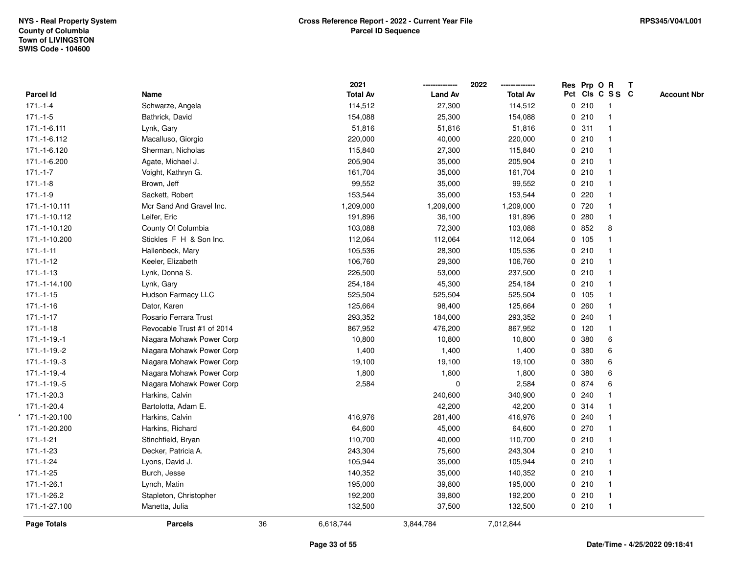NYS - Real Property System
County of Columbia
Town of LIVINGSTON
SWIS Code - 104600

**Cross Reference Report - 2022 - Current Year File**
**Parcel ID Sequence**

RPS345/V04/L001

| Parcel Id | Name | 2021 Total Av | 2022 Land Av | 2022 Total Av | Res Pct | Prp Cls | O C | R S S | T C | Account Nbr |
|---|---|---|---|---|---|---|---|---|---|---|
| 171.-1-4 | Schwarze, Angela | 114,512 | 27,300 | 114,512 | 0 | 210 | | 1 | | |
| 171.-1-5 | Bathrick, David | 154,088 | 25,300 | 154,088 | 0 | 210 | | 1 | | |
| 171.-1-6.111 | Lynk, Gary | 51,816 | 51,816 | 51,816 | 0 | 311 | | 1 | | |
| 171.-1-6.112 | Macalluso, Giorgio | 220,000 | 40,000 | 220,000 | 0 | 210 | | 1 | | |
| 171.-1-6.120 | Sherman, Nicholas | 115,840 | 27,300 | 115,840 | 0 | 210 | | 1 | | |
| 171.-1-6.200 | Agate, Michael J. | 205,904 | 35,000 | 205,904 | 0 | 210 | | 1 | | |
| 171.-1-7 | Voight, Kathryn G. | 161,704 | 35,000 | 161,704 | 0 | 210 | | 1 | | |
| 171.-1-8 | Brown, Jeff | 99,552 | 35,000 | 99,552 | 0 | 210 | | 1 | | |
| 171.-1-9 | Sackett, Robert | 153,544 | 35,000 | 153,544 | 0 | 220 | | 1 | | |
| 171.-1-10.111 | Mcr Sand And Gravel Inc. | 1,209,000 | 1,209,000 | 1,209,000 | 0 | 720 | | 1 | | |
| 171.-1-10.112 | Leifer, Eric | 191,896 | 36,100 | 191,896 | 0 | 280 | | 1 | | |
| 171.-1-10.120 | County Of Columbia | 103,088 | 72,300 | 103,088 | 0 | 852 | | 8 | | |
| 171.-1-10.200 | Stickles F H & Son Inc. | 112,064 | 112,064 | 112,064 | 0 | 105 | | 1 | | |
| 171.-1-11 | Hallenbeck, Mary | 105,536 | 28,300 | 105,536 | 0 | 210 | | 1 | | |
| 171.-1-12 | Keeler, Elizabeth | 106,760 | 29,300 | 106,760 | 0 | 210 | | 1 | | |
| 171.-1-13 | Lynk, Donna S. | 226,500 | 53,000 | 237,500 | 0 | 210 | | 1 | | |
| 171.-1-14.100 | Lynk, Gary | 254,184 | 45,300 | 254,184 | 0 | 210 | | 1 | | |
| 171.-1-15 | Hudson Farmacy LLC | 525,504 | 525,504 | 525,504 | 0 | 105 | | 1 | | |
| 171.-1-16 | Dator, Karen | 125,664 | 98,400 | 125,664 | 0 | 260 | | 1 | | |
| 171.-1-17 | Rosario Ferrara Trust | 293,352 | 184,000 | 293,352 | 0 | 240 | | 1 | | |
| 171.-1-18 | Revocable Trust #1 of 2014 | 867,952 | 476,200 | 867,952 | 0 | 120 | | 1 | | |
| 171.-1-19.-1 | Niagara Mohawk Power Corp | 10,800 | 10,800 | 10,800 | 0 | 380 | | 6 | | |
| 171.-1-19.-2 | Niagara Mohawk Power Corp | 1,400 | 1,400 | 1,400 | 0 | 380 | | 6 | | |
| 171.-1-19.-3 | Niagara Mohawk Power Corp | 19,100 | 19,100 | 19,100 | 0 | 380 | | 6 | | |
| 171.-1-19.-4 | Niagara Mohawk Power Corp | 1,800 | 1,800 | 1,800 | 0 | 380 | | 6 | | |
| 171.-1-19.-5 | Niagara Mohawk Power Corp | 2,584 | 0 | 2,584 | 0 | 874 | | 6 | | |
| 171.-1-20.3 | Harkins, Calvin | | 240,600 | 340,900 | 0 | 240 | | 1 | | |
| 171.-1-20.4 | Bartolotta, Adam E. | | 42,200 | 42,200 | 0 | 314 | | 1 | | |
| * 171.-1-20.100 | Harkins, Calvin | 416,976 | 281,400 | 416,976 | 0 | 240 | | 1 | | |
| 171.-1-20.200 | Harkins, Richard | 64,600 | 45,000 | 64,600 | 0 | 270 | | 1 | | |
| 171.-1-21 | Stinchfield, Bryan | 110,700 | 40,000 | 110,700 | 0 | 210 | | 1 | | |
| 171.-1-23 | Decker, Patricia A. | 243,304 | 75,600 | 243,304 | 0 | 210 | | 1 | | |
| 171.-1-24 | Lyons, David J. | 105,944 | 35,000 | 105,944 | 0 | 210 | | 1 | | |
| 171.-1-25 | Burch, Jesse | 140,352 | 35,000 | 140,352 | 0 | 210 | | 1 | | |
| 171.-1-26.1 | Lynch, Matin | 195,000 | 39,800 | 195,000 | 0 | 210 | | 1 | | |
| 171.-1-26.2 | Stapleton, Christopher | 192,200 | 39,800 | 192,200 | 0 | 210 | | 1 | | |
| 171.-1-27.100 | Manetta, Julia | 132,500 | 37,500 | 132,500 | 0 | 210 | | 1 | | |
| **Page Totals** | **Parcels** 36 | 6,618,744 | 3,844,784 | 7,012,844 | | | | | | |

Date/Time - 4/25/2022 09:18:41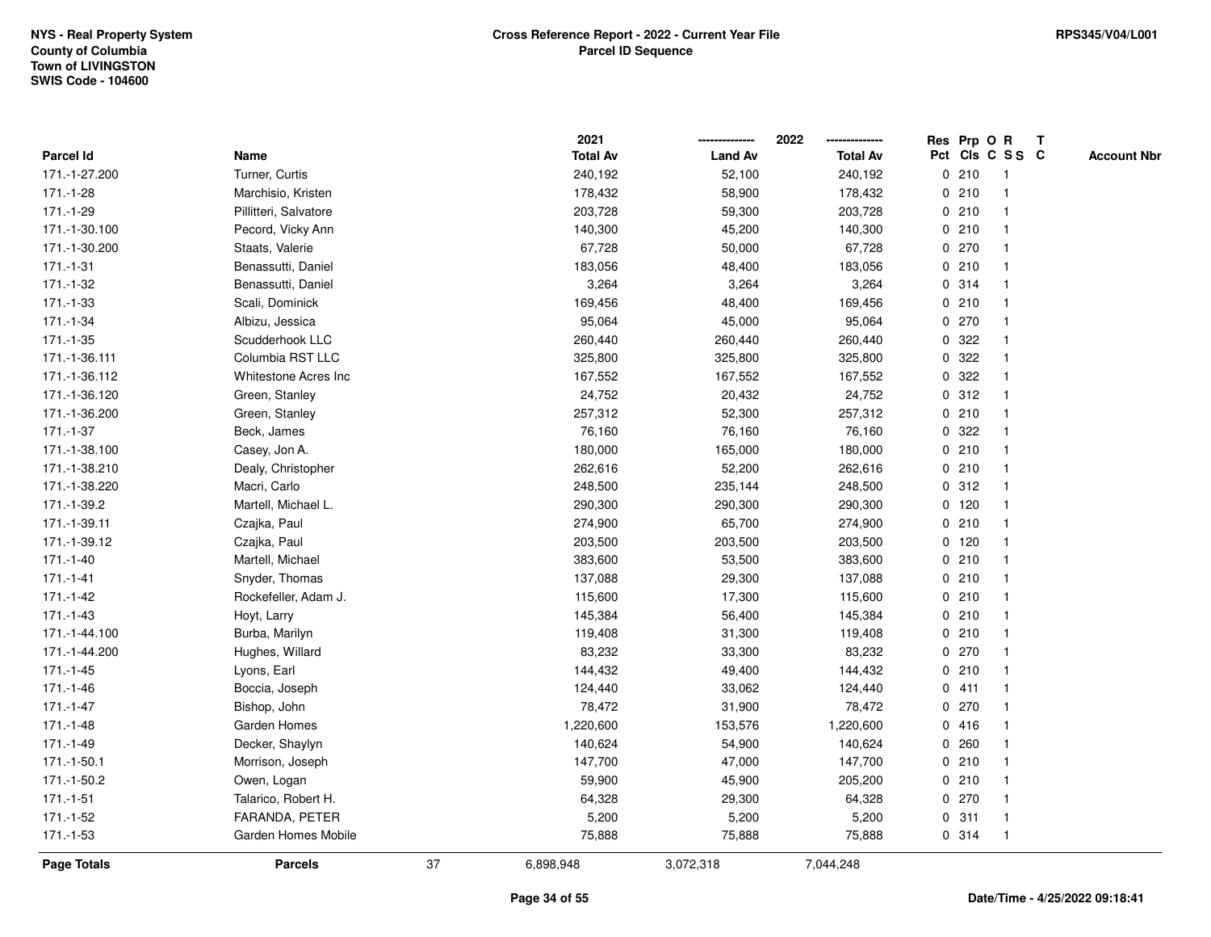NYS - Real Property System
County of Columbia
Town of LIVINGSTON
SWIS Code - 104600

**Cross Reference Report - 2022 - Current Year File**
**Parcel ID Sequence**

RPS345/V04/L001

| Parcel Id | Name | 2021 Total Av | 2022 Land Av | 2022 Total Av | Res Pct | Prp Cls | O C | R S S | T C | Account Nbr |
|---|---|---|---|---|---|---|---|---|---|---|
| 171.-1-27.200 | Turner, Curtis | 240,192 | 52,100 | 240,192 | 0 | 210 | | 1 | | |
| 171.-1-28 | Marchisio, Kristen | 178,432 | 58,900 | 178,432 | 0 | 210 | | 1 | | |
| 171.-1-29 | Pillitteri, Salvatore | 203,728 | 59,300 | 203,728 | 0 | 210 | | 1 | | |
| 171.-1-30.100 | Pecord, Vicky Ann | 140,300 | 45,200 | 140,300 | 0 | 210 | | 1 | | |
| 171.-1-30.200 | Staats, Valerie | 67,728 | 50,000 | 67,728 | 0 | 270 | | 1 | | |
| 171.-1-31 | Benassutti, Daniel | 183,056 | 48,400 | 183,056 | 0 | 210 | | 1 | | |
| 171.-1-32 | Benassutti, Daniel | 3,264 | 3,264 | 3,264 | 0 | 314 | | 1 | | |
| 171.-1-33 | Scali, Dominick | 169,456 | 48,400 | 169,456 | 0 | 210 | | 1 | | |
| 171.-1-34 | Albizu, Jessica | 95,064 | 45,000 | 95,064 | 0 | 270 | | 1 | | |
| 171.-1-35 | Scudderhook LLC | 260,440 | 260,440 | 260,440 | 0 | 322 | | 1 | | |
| 171.-1-36.111 | Columbia RST LLC | 325,800 | 325,800 | 325,800 | 0 | 322 | | 1 | | |
| 171.-1-36.112 | Whitestone Acres Inc | 167,552 | 167,552 | 167,552 | 0 | 322 | | 1 | | |
| 171.-1-36.120 | Green, Stanley | 24,752 | 20,432 | 24,752 | 0 | 312 | | 1 | | |
| 171.-1-36.200 | Green, Stanley | 257,312 | 52,300 | 257,312 | 0 | 210 | | 1 | | |
| 171.-1-37 | Beck, James | 76,160 | 76,160 | 76,160 | 0 | 322 | | 1 | | |
| 171.-1-38.100 | Casey, Jon A. | 180,000 | 165,000 | 180,000 | 0 | 210 | | 1 | | |
| 171.-1-38.210 | Dealy, Christopher | 262,616 | 52,200 | 262,616 | 0 | 210 | | 1 | | |
| 171.-1-38.220 | Macri, Carlo | 248,500 | 235,144 | 248,500 | 0 | 312 | | 1 | | |
| 171.-1-39.2 | Martell, Michael L. | 290,300 | 290,300 | 290,300 | 0 | 120 | | 1 | | |
| 171.-1-39.11 | Czajka, Paul | 274,900 | 65,700 | 274,900 | 0 | 210 | | 1 | | |
| 171.-1-39.12 | Czajka, Paul | 203,500 | 203,500 | 203,500 | 0 | 120 | | 1 | | |
| 171.-1-40 | Martell, Michael | 383,600 | 53,500 | 383,600 | 0 | 210 | | 1 | | |
| 171.-1-41 | Snyder, Thomas | 137,088 | 29,300 | 137,088 | 0 | 210 | | 1 | | |
| 171.-1-42 | Rockefeller, Adam J. | 115,600 | 17,300 | 115,600 | 0 | 210 | | 1 | | |
| 171.-1-43 | Hoyt, Larry | 145,384 | 56,400 | 145,384 | 0 | 210 | | 1 | | |
| 171.-1-44.100 | Burba, Marilyn | 119,408 | 31,300 | 119,408 | 0 | 210 | | 1 | | |
| 171.-1-44.200 | Hughes, Willard | 83,232 | 33,300 | 83,232 | 0 | 270 | | 1 | | |
| 171.-1-45 | Lyons, Earl | 144,432 | 49,400 | 144,432 | 0 | 210 | | 1 | | |
| 171.-1-46 | Boccia, Joseph | 124,440 | 33,062 | 124,440 | 0 | 411 | | 1 | | |
| 171.-1-47 | Bishop, John | 78,472 | 31,900 | 78,472 | 0 | 270 | | 1 | | |
| 171.-1-48 | Garden Homes | 1,220,600 | 153,576 | 1,220,600 | 0 | 416 | | 1 | | |
| 171.-1-49 | Decker, Shaylyn | 140,624 | 54,900 | 140,624 | 0 | 260 | | 1 | | |
| 171.-1-50.1 | Morrison, Joseph | 147,700 | 47,000 | 147,700 | 0 | 210 | | 1 | | |
| 171.-1-50.2 | Owen, Logan | 59,900 | 45,900 | 205,200 | 0 | 210 | | 1 | | |
| 171.-1-51 | Talarico, Robert H. | 64,328 | 29,300 | 64,328 | 0 | 270 | | 1 | | |
| 171.-1-52 | FARANDA, PETER | 5,200 | 5,200 | 5,200 | 0 | 311 | | 1 | | |
| 171.-1-53 | Garden Homes Mobile | 75,888 | 75,888 | 75,888 | 0 | 314 | | 1 | | |
| **Page Totals** | **Parcels** 37 | 6,898,948 | 3,072,318 | 7,044,248 | | | | | | |

**Date/Time - 4/25/2022 09:18:41**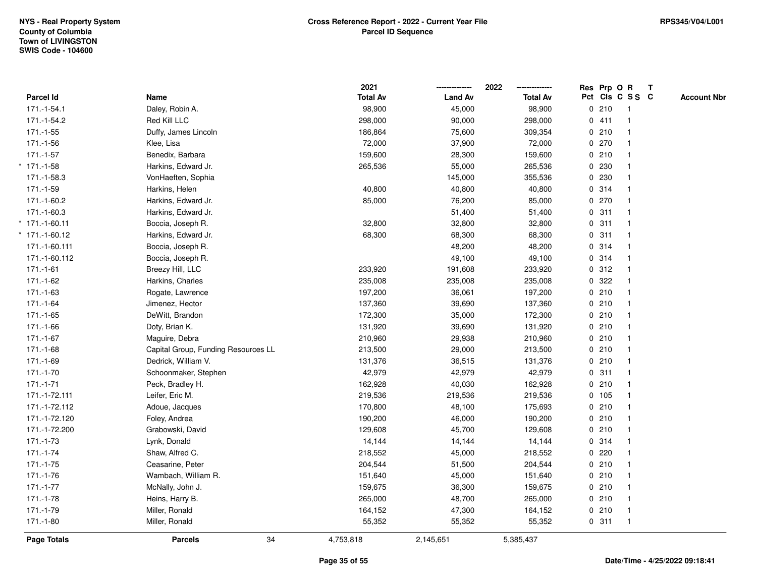**NYS - Real Property System**
**County of Columbia**
**Town of LIVINGSTON**
**SWIS Code - 104600**

**Cross Reference Report - 2022 - Current Year File**
**Parcel ID Sequence**

**RPS345/V04/L001**

| | Parcel Id | Name | 2021 Total Av | 2022 Land Av | 2022 Total Av | Res Pct | Prp Cls | O C | R S S | T C | Account Nbr |
|---|---|---|---|---|---|---|---|---|---|---|---|
| | 171.-1-54.1 | Daley, Robin A. | 98,900 | 45,000 | 98,900 | 0 | 210 | | 1 | | |
| | 171.-1-54.2 | Red Kill LLC | 298,000 | 90,000 | 298,000 | 0 | 411 | | 1 | | |
| | 171.-1-55 | Duffy, James Lincoln | 186,864 | 75,600 | 309,354 | 0 | 210 | | 1 | | |
| | 171.-1-56 | Klee, Lisa | 72,000 | 37,900 | 72,000 | 0 | 270 | | 1 | | |
| | 171.-1-57 | Benedix, Barbara | 159,600 | 28,300 | 159,600 | 0 | 210 | | 1 | | |
| * | 171.-1-58 | Harkins, Edward Jr. | 265,536 | 55,000 | 265,536 | 0 | 230 | | 1 | | |
| | 171.-1-58.3 | VonHaeften, Sophia | | 145,000 | 355,536 | 0 | 230 | | 1 | | |
| | 171.-1-59 | Harkins, Helen | 40,800 | 40,800 | 40,800 | 0 | 314 | | 1 | | |
| | 171.-1-60.2 | Harkins, Edward Jr. | 85,000 | 76,200 | 85,000 | 0 | 270 | | 1 | | |
| | 171.-1-60.3 | Harkins, Edward Jr. | | 51,400 | 51,400 | 0 | 311 | | 1 | | |
| * | 171.-1-60.11 | Boccia, Joseph R. | 32,800 | 32,800 | 32,800 | 0 | 311 | | 1 | | |
| * | 171.-1-60.12 | Harkins, Edward Jr. | 68,300 | 68,300 | 68,300 | 0 | 311 | | 1 | | |
| | 171.-1-60.111 | Boccia, Joseph R. | | 48,200 | 48,200 | 0 | 314 | | 1 | | |
| | 171.-1-60.112 | Boccia, Joseph R. | | 49,100 | 49,100 | 0 | 314 | | 1 | | |
| | 171.-1-61 | Breezy Hill, LLC | 233,920 | 191,608 | 233,920 | 0 | 312 | | 1 | | |
| | 171.-1-62 | Harkins, Charles | 235,008 | 235,008 | 235,008 | 0 | 322 | | 1 | | |
| | 171.-1-63 | Rogate, Lawrence | 197,200 | 36,061 | 197,200 | 0 | 210 | | 1 | | |
| | 171.-1-64 | Jimenez, Hector | 137,360 | 39,690 | 137,360 | 0 | 210 | | 1 | | |
| | 171.-1-65 | DeWitt, Brandon | 172,300 | 35,000 | 172,300 | 0 | 210 | | 1 | | |
| | 171.-1-66 | Doty, Brian K. | 131,920 | 39,690 | 131,920 | 0 | 210 | | 1 | | |
| | 171.-1-67 | Maguire, Debra | 210,960 | 29,938 | 210,960 | 0 | 210 | | 1 | | |
| | 171.-1-68 | Capital Group, Funding Resources LL | 213,500 | 29,000 | 213,500 | 0 | 210 | | 1 | | |
| | 171.-1-69 | Dedrick, William V. | 131,376 | 36,515 | 131,376 | 0 | 210 | | 1 | | |
| | 171.-1-70 | Schoonmaker, Stephen | 42,979 | 42,979 | 42,979 | 0 | 311 | | 1 | | |
| | 171.-1-71 | Peck, Bradley H. | 162,928 | 40,030 | 162,928 | 0 | 210 | | 1 | | |
| | 171.-1-72.111 | Leifer, Eric M. | 219,536 | 219,536 | 219,536 | 0 | 105 | | 1 | | |
| | 171.-1-72.112 | Adoue, Jacques | 170,800 | 48,100 | 175,693 | 0 | 210 | | 1 | | |
| | 171.-1-72.120 | Foley, Andrea | 190,200 | 46,000 | 190,200 | 0 | 210 | | 1 | | |
| | 171.-1-72.200 | Grabowski, David | 129,608 | 45,700 | 129,608 | 0 | 210 | | 1 | | |
| | 171.-1-73 | Lynk, Donald | 14,144 | 14,144 | 14,144 | 0 | 314 | | 1 | | |
| | 171.-1-74 | Shaw, Alfred C. | 218,552 | 45,000 | 218,552 | 0 | 220 | | 1 | | |
| | 171.-1-75 | Ceasarine, Peter | 204,544 | 51,500 | 204,544 | 0 | 210 | | 1 | | |
| | 171.-1-76 | Wambach, William R. | 151,640 | 45,000 | 151,640 | 0 | 210 | | 1 | | |
| | 171.-1-77 | McNally, John J. | 159,675 | 36,300 | 159,675 | 0 | 210 | | 1 | | |
| | 171.-1-78 | Heins, Harry B. | 265,000 | 48,700 | 265,000 | 0 | 210 | | 1 | | |
| | 171.-1-79 | Miller, Ronald | 164,152 | 47,300 | 164,152 | 0 | 210 | | 1 | | |
| | 171.-1-80 | Miller, Ronald | 55,352 | 55,352 | 55,352 | 0 | 311 | | 1 | | |
| | **Page Totals** | **Parcels** 34 | 4,753,818 | 2,145,651 | 5,385,437 | | | | | | |

**Date/Time - 4/25/2022 09:18:41**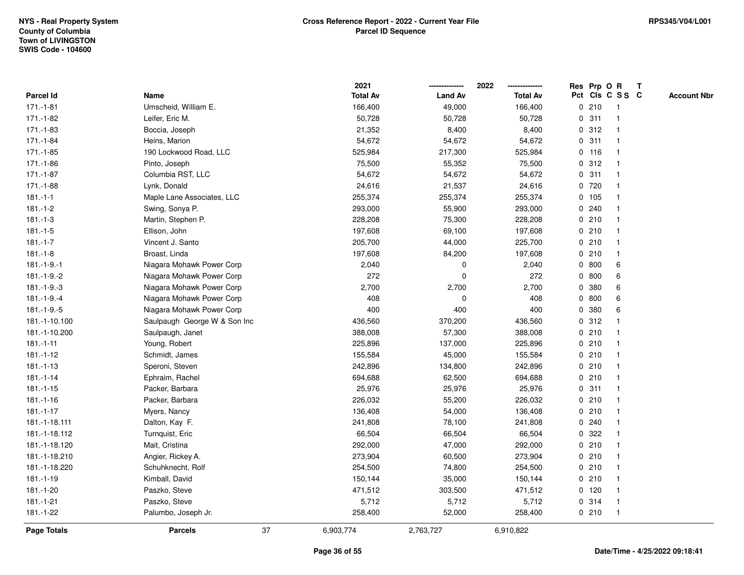**NYS - Real Property System**
**County of Columbia**
**Town of LIVINGSTON**
**SWIS Code - 104600**

**Cross Reference Report - 2022 - Current Year File**
**Parcel ID Sequence**

**RPS345/V04/L001**

| Parcel Id | Name | 2021 Total Av | 2022 Land Av | 2022 Total Av | Res Pct | Prp Cls | O C | R S S | T C | Account Nbr |
|---|---|---|---|---|---|---|---|---|---|---|
| 171.-1-81 | Umscheid, William E. | 166,400 | 49,000 | 166,400 | 0 | 210 | | 1 | | |
| 171.-1-82 | Leifer, Eric M. | 50,728 | 50,728 | 50,728 | 0 | 311 | | 1 | | |
| 171.-1-83 | Boccia, Joseph | 21,352 | 8,400 | 8,400 | 0 | 312 | | 1 | | |
| 171.-1-84 | Heins, Marion | 54,672 | 54,672 | 54,672 | 0 | 311 | | 1 | | |
| 171.-1-85 | 190 Lockwood Road, LLC | 525,984 | 217,300 | 525,984 | 0 | 116 | | 1 | | |
| 171.-1-86 | Pinto, Joseph | 75,500 | 55,352 | 75,500 | 0 | 312 | | 1 | | |
| 171.-1-87 | Columbia RST, LLC | 54,672 | 54,672 | 54,672 | 0 | 311 | | 1 | | |
| 171.-1-88 | Lynk, Donald | 24,616 | 21,537 | 24,616 | 0 | 720 | | 1 | | |
| 181.-1-1 | Maple Lane Associates, LLC | 255,374 | 255,374 | 255,374 | 0 | 105 | | 1 | | |
| 181.-1-2 | Swing, Sonya P. | 293,000 | 55,900 | 293,000 | 0 | 240 | | 1 | | |
| 181.-1-3 | Martin, Stephen P. | 228,208 | 75,300 | 228,208 | 0 | 210 | | 1 | | |
| 181.-1-5 | Ellison, John | 197,608 | 69,100 | 197,608 | 0 | 210 | | 1 | | |
| 181.-1-7 | Vincent J. Santo | 205,700 | 44,000 | 225,700 | 0 | 210 | | 1 | | |
| 181.-1-8 | Broast, Linda | 197,608 | 84,200 | 197,608 | 0 | 210 | | 1 | | |
| 181.-1-9.-1 | Niagara Mohawk Power Corp | 2,040 | 0 | 2,040 | 0 | 800 | | 6 | | |
| 181.-1-9.-2 | Niagara Mohawk Power Corp | 272 | 0 | 272 | 0 | 800 | | 6 | | |
| 181.-1-9.-3 | Niagara Mohawk Power Corp | 2,700 | 2,700 | 2,700 | 0 | 380 | | 6 | | |
| 181.-1-9.-4 | Niagara Mohawk Power Corp | 408 | 0 | 408 | 0 | 800 | | 6 | | |
| 181.-1-9.-5 | Niagara Mohawk Power Corp | 400 | 400 | 400 | 0 | 380 | | 6 | | |
| 181.-1-10.100 | Saulpaugh George W & Son Inc | 436,560 | 370,200 | 436,560 | 0 | 312 | | 1 | | |
| 181.-1-10.200 | Saulpaugh, Janet | 388,008 | 57,300 | 388,008 | 0 | 210 | | 1 | | |
| 181.-1-11 | Young, Robert | 225,896 | 137,000 | 225,896 | 0 | 210 | | 1 | | |
| 181.-1-12 | Schmidt, James | 155,584 | 45,000 | 155,584 | 0 | 210 | | 1 | | |
| 181.-1-13 | Speroni, Steven | 242,896 | 134,800 | 242,896 | 0 | 210 | | 1 | | |
| 181.-1-14 | Ephraim, Rachel | 694,688 | 62,500 | 694,688 | 0 | 210 | | 1 | | |
| 181.-1-15 | Packer, Barbara | 25,976 | 25,976 | 25,976 | 0 | 311 | | 1 | | |
| 181.-1-16 | Packer, Barbara | 226,032 | 55,200 | 226,032 | 0 | 210 | | 1 | | |
| 181.-1-17 | Myers, Nancy | 136,408 | 54,000 | 136,408 | 0 | 210 | | 1 | | |
| 181.-1-18.111 | Dalton, Kay F. | 241,808 | 78,100 | 241,808 | 0 | 240 | | 1 | | |
| 181.-1-18.112 | Turnquist, Eric | 66,504 | 66,504 | 66,504 | 0 | 322 | | 1 | | |
| 181.-1-18.120 | Mait, Cristina | 292,000 | 47,000 | 292,000 | 0 | 210 | | 1 | | |
| 181.-1-18.210 | Angier, Rickey A. | 273,904 | 60,500 | 273,904 | 0 | 210 | | 1 | | |
| 181.-1-18.220 | Schuhknecht, Rolf | 254,500 | 74,800 | 254,500 | 0 | 210 | | 1 | | |
| 181.-1-19 | Kimball, David | 150,144 | 35,000 | 150,144 | 0 | 210 | | 1 | | |
| 181.-1-20 | Paszko, Steve | 471,512 | 303,500 | 471,512 | 0 | 120 | | 1 | | |
| 181.-1-21 | Paszko, Steve | 5,712 | 5,712 | 5,712 | 0 | 314 | | 1 | | |
| 181.-1-22 | Palumbo, Joseph Jr. | 258,400 | 52,000 | 258,400 | 0 | 210 | | 1 | | |
| **Page Totals** | **Parcels** 37 | 6,903,774 | 2,763,727 | 6,910,822 | | | | | | |

**Date/Time - 4/25/2022 09:18:41**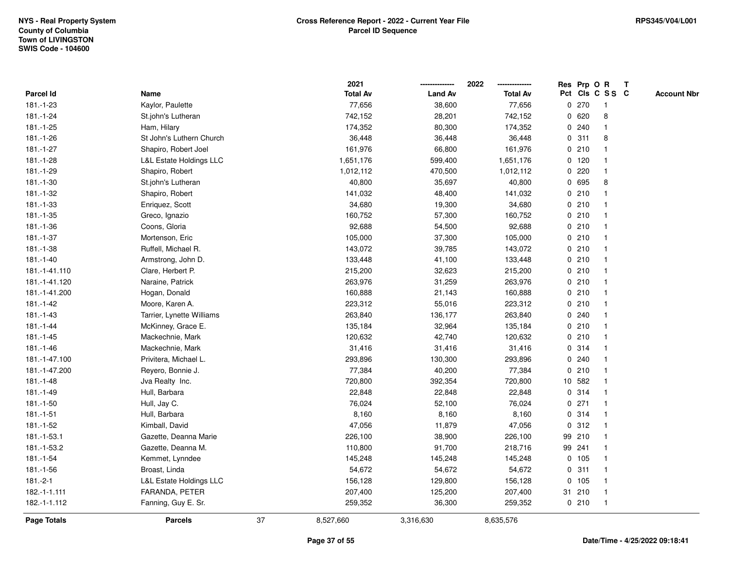NYS - Real Property System
County of Columbia
Town of LIVINGSTON
SWIS Code - 104600

**Cross Reference Report - 2022 - Current Year File**
**Parcel ID Sequence**

RPS345/V04/L001

| Parcel Id | Name | 2021 Total Av | 2022 Land Av | 2022 Total Av | Res Pct | Prp Cls | O C | R S S | T C | Account Nbr |
|---|---|---|---|---|---|---|---|---|---|---|
| 181.-1-23 | Kaylor, Paulette | 77,656 | 38,600 | 77,656 | 0 | 270 | | 1 | | |
| 181.-1-24 | St.john's Lutheran | 742,152 | 28,201 | 742,152 | 0 | 620 | | 8 | | |
| 181.-1-25 | Ham, Hilary | 174,352 | 80,300 | 174,352 | 0 | 240 | | 1 | | |
| 181.-1-26 | St John's Luthern Church | 36,448 | 36,448 | 36,448 | 0 | 311 | | 8 | | |
| 181.-1-27 | Shapiro, Robert Joel | 161,976 | 66,800 | 161,976 | 0 | 210 | | 1 | | |
| 181.-1-28 | L&L Estate Holdings LLC | 1,651,176 | 599,400 | 1,651,176 | 0 | 120 | | 1 | | |
| 181.-1-29 | Shapiro, Robert | 1,012,112 | 470,500 | 1,012,112 | 0 | 220 | | 1 | | |
| 181.-1-30 | St.john's Lutheran | 40,800 | 35,697 | 40,800 | 0 | 695 | | 8 | | |
| 181.-1-32 | Shapiro, Robert | 141,032 | 48,400 | 141,032 | 0 | 210 | | 1 | | |
| 181.-1-33 | Enriquez, Scott | 34,680 | 19,300 | 34,680 | 0 | 210 | | 1 | | |
| 181.-1-35 | Greco, Ignazio | 160,752 | 57,300 | 160,752 | 0 | 210 | | 1 | | |
| 181.-1-36 | Coons, Gloria | 92,688 | 54,500 | 92,688 | 0 | 210 | | 1 | | |
| 181.-1-37 | Mortenson, Eric | 105,000 | 37,300 | 105,000 | 0 | 210 | | 1 | | |
| 181.-1-38 | Ruffell, Michael R. | 143,072 | 39,785 | 143,072 | 0 | 210 | | 1 | | |
| 181.-1-40 | Armstrong, John D. | 133,448 | 41,100 | 133,448 | 0 | 210 | | 1 | | |
| 181.-1-41.110 | Clare, Herbert P. | 215,200 | 32,623 | 215,200 | 0 | 210 | | 1 | | |
| 181.-1-41.120 | Naraine, Patrick | 263,976 | 31,259 | 263,976 | 0 | 210 | | 1 | | |
| 181.-1-41.200 | Hogan, Donald | 160,888 | 21,143 | 160,888 | 0 | 210 | | 1 | | |
| 181.-1-42 | Moore, Karen A. | 223,312 | 55,016 | 223,312 | 0 | 210 | | 1 | | |
| 181.-1-43 | Tarrier, Lynette Williams | 263,840 | 136,177 | 263,840 | 0 | 240 | | 1 | | |
| 181.-1-44 | McKinney, Grace E. | 135,184 | 32,964 | 135,184 | 0 | 210 | | 1 | | |
| 181.-1-45 | Mackechnie, Mark | 120,632 | 42,740 | 120,632 | 0 | 210 | | 1 | | |
| 181.-1-46 | Mackechnie, Mark | 31,416 | 31,416 | 31,416 | 0 | 314 | | 1 | | |
| 181.-1-47.100 | Privitera, Michael L. | 293,896 | 130,300 | 293,896 | 0 | 240 | | 1 | | |
| 181.-1-47.200 | Reyero, Bonnie J. | 77,384 | 40,200 | 77,384 | 0 | 210 | | 1 | | |
| 181.-1-48 | Jva Realty Inc. | 720,800 | 392,354 | 720,800 | 10 | 582 | | 1 | | |
| 181.-1-49 | Hull, Barbara | 22,848 | 22,848 | 22,848 | 0 | 314 | | 1 | | |
| 181.-1-50 | Hull, Jay C. | 76,024 | 52,100 | 76,024 | 0 | 271 | | 1 | | |
| 181.-1-51 | Hull, Barbara | 8,160 | 8,160 | 8,160 | 0 | 314 | | 1 | | |
| 181.-1-52 | Kimball, David | 47,056 | 11,879 | 47,056 | 0 | 312 | | 1 | | |
| 181.-1-53.1 | Gazette, Deanna Marie | 226,100 | 38,900 | 226,100 | 99 | 210 | | 1 | | |
| 181.-1-53.2 | Gazette, Deanna M. | 110,800 | 91,700 | 218,716 | 99 | 241 | | 1 | | |
| 181.-1-54 | Kemmet, Lynndee | 145,248 | 145,248 | 145,248 | 0 | 105 | | 1 | | |
| 181.-1-56 | Broast, Linda | 54,672 | 54,672 | 54,672 | 0 | 311 | | 1 | | |
| 181.-2-1 | L&L Estate Holdings LLC | 156,128 | 129,800 | 156,128 | 0 | 105 | | 1 | | |
| 182.-1-1.111 | FARANDA, PETER | 207,400 | 125,200 | 207,400 | 31 | 210 | | 1 | | |
| 182.-1-1.112 | Fanning, Guy E. Sr. | 259,352 | 36,300 | 259,352 | 0 | 210 | | 1 | | |
| **Page Totals** | **Parcels** 37 | 8,527,660 | 3,316,630 | 8,635,576 | | | | | | |

**Date/Time - 4/25/2022 09:18:41**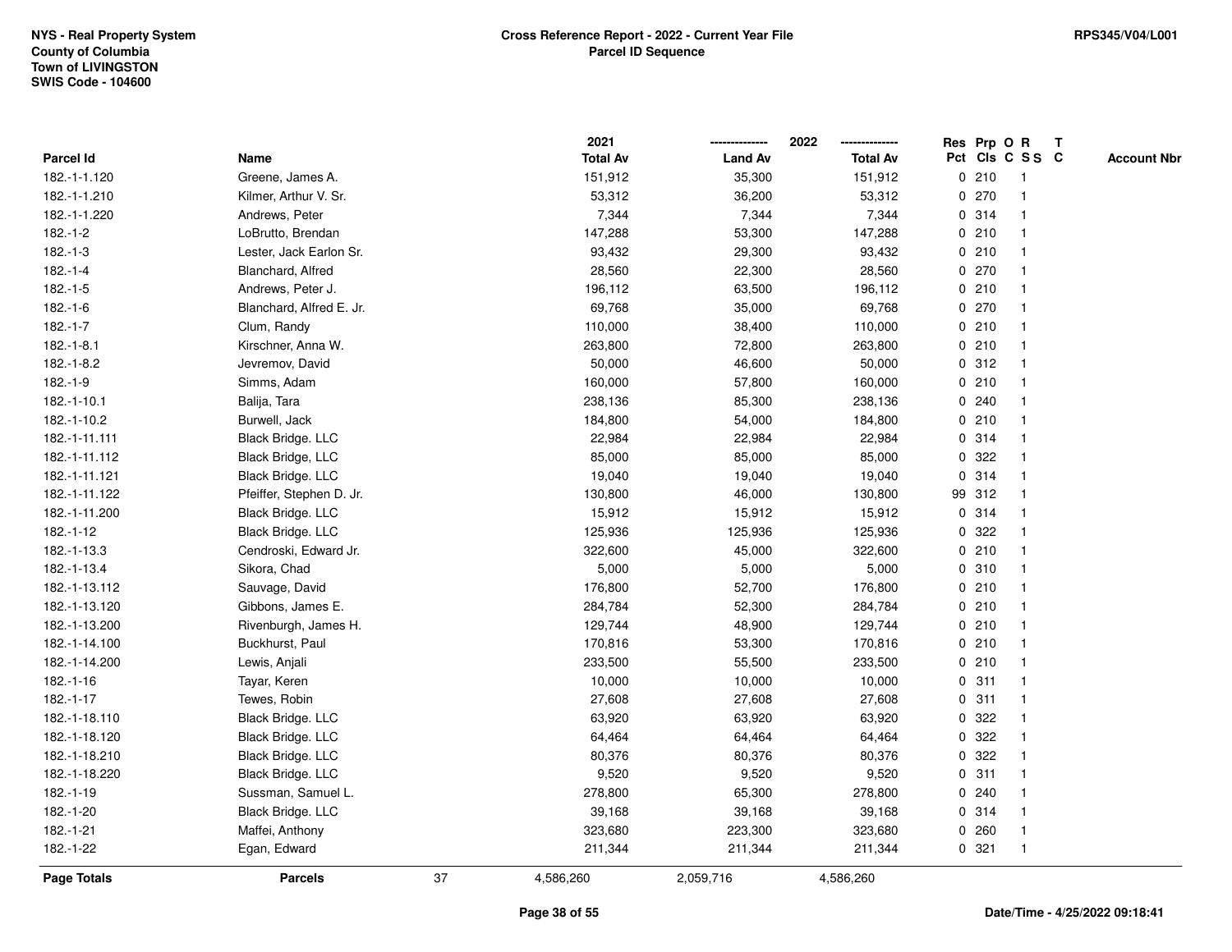NYS - Real Property System
County of Columbia
Town of LIVINGSTON
SWIS Code - 104600

**Cross Reference Report - 2022 - Current Year File**
**Parcel ID Sequence**

RPS345/V04/L001

| Parcel Id | Name | 2021 Total Av | 2022 Land Av | 2022 Total Av | Res Pct | Prp Cls | O C | R S S | T C | Account Nbr |
|---|---|---|---|---|---|---|---|---|---|---|
| 182.-1-1.120 | Greene, James A. | 151,912 | 35,300 | 151,912 | 0 | 210 | | 1 | | |
| 182.-1-1.210 | Kilmer, Arthur V. Sr. | 53,312 | 36,200 | 53,312 | 0 | 270 | | 1 | | |
| 182.-1-1.220 | Andrews, Peter | 7,344 | 7,344 | 7,344 | 0 | 314 | | 1 | | |
| 182.-1-2 | LoBrutto, Brendan | 147,288 | 53,300 | 147,288 | 0 | 210 | | 1 | | |
| 182.-1-3 | Lester, Jack Earlon Sr. | 93,432 | 29,300 | 93,432 | 0 | 210 | | 1 | | |
| 182.-1-4 | Blanchard, Alfred | 28,560 | 22,300 | 28,560 | 0 | 270 | | 1 | | |
| 182.-1-5 | Andrews, Peter J. | 196,112 | 63,500 | 196,112 | 0 | 210 | | 1 | | |
| 182.-1-6 | Blanchard, Alfred E. Jr. | 69,768 | 35,000 | 69,768 | 0 | 270 | | 1 | | |
| 182.-1-7 | Clum, Randy | 110,000 | 38,400 | 110,000 | 0 | 210 | | 1 | | |
| 182.-1-8.1 | Kirschner, Anna W. | 263,800 | 72,800 | 263,800 | 0 | 210 | | 1 | | |
| 182.-1-8.2 | Jevremov, David | 50,000 | 46,600 | 50,000 | 0 | 312 | | 1 | | |
| 182.-1-9 | Simms, Adam | 160,000 | 57,800 | 160,000 | 0 | 210 | | 1 | | |
| 182.-1-10.1 | Balija, Tara | 238,136 | 85,300 | 238,136 | 0 | 240 | | 1 | | |
| 182.-1-10.2 | Burwell, Jack | 184,800 | 54,000 | 184,800 | 0 | 210 | | 1 | | |
| 182.-1-11.111 | Black Bridge. LLC | 22,984 | 22,984 | 22,984 | 0 | 314 | | 1 | | |
| 182.-1-11.112 | Black Bridge, LLC | 85,000 | 85,000 | 85,000 | 0 | 322 | | 1 | | |
| 182.-1-11.121 | Black Bridge. LLC | 19,040 | 19,040 | 19,040 | 0 | 314 | | 1 | | |
| 182.-1-11.122 | Pfeiffer, Stephen D. Jr. | 130,800 | 46,000 | 130,800 | 99 | 312 | | 1 | | |
| 182.-1-11.200 | Black Bridge. LLC | 15,912 | 15,912 | 15,912 | 0 | 314 | | 1 | | |
| 182.-1-12 | Black Bridge. LLC | 125,936 | 125,936 | 125,936 | 0 | 322 | | 1 | | |
| 182.-1-13.3 | Cendroski, Edward Jr. | 322,600 | 45,000 | 322,600 | 0 | 210 | | 1 | | |
| 182.-1-13.4 | Sikora, Chad | 5,000 | 5,000 | 5,000 | 0 | 310 | | 1 | | |
| 182.-1-13.112 | Sauvage, David | 176,800 | 52,700 | 176,800 | 0 | 210 | | 1 | | |
| 182.-1-13.120 | Gibbons, James E. | 284,784 | 52,300 | 284,784 | 0 | 210 | | 1 | | |
| 182.-1-13.200 | Rivenburgh, James H. | 129,744 | 48,900 | 129,744 | 0 | 210 | | 1 | | |
| 182.-1-14.100 | Buckhurst, Paul | 170,816 | 53,300 | 170,816 | 0 | 210 | | 1 | | |
| 182.-1-14.200 | Lewis, Anjali | 233,500 | 55,500 | 233,500 | 0 | 210 | | 1 | | |
| 182.-1-16 | Tayar, Keren | 10,000 | 10,000 | 10,000 | 0 | 311 | | 1 | | |
| 182.-1-17 | Tewes, Robin | 27,608 | 27,608 | 27,608 | 0 | 311 | | 1 | | |
| 182.-1-18.110 | Black Bridge. LLC | 63,920 | 63,920 | 63,920 | 0 | 322 | | 1 | | |
| 182.-1-18.120 | Black Bridge. LLC | 64,464 | 64,464 | 64,464 | 0 | 322 | | 1 | | |
| 182.-1-18.210 | Black Bridge. LLC | 80,376 | 80,376 | 80,376 | 0 | 322 | | 1 | | |
| 182.-1-18.220 | Black Bridge. LLC | 9,520 | 9,520 | 9,520 | 0 | 311 | | 1 | | |
| 182.-1-19 | Sussman, Samuel L. | 278,800 | 65,300 | 278,800 | 0 | 240 | | 1 | | |
| 182.-1-20 | Black Bridge. LLC | 39,168 | 39,168 | 39,168 | 0 | 314 | | 1 | | |
| 182.-1-21 | Maffei, Anthony | 323,680 | 223,300 | 323,680 | 0 | 260 | | 1 | | |
| 182.-1-22 | Egan, Edward | 211,344 | 211,344 | 211,344 | 0 | 321 | | 1 | | |
| **Page Totals** | **Parcels** 37 | 4,586,260 | 2,059,716 | 4,586,260 | | | | | | |

**Date/Time - 4/25/2022 09:18:41**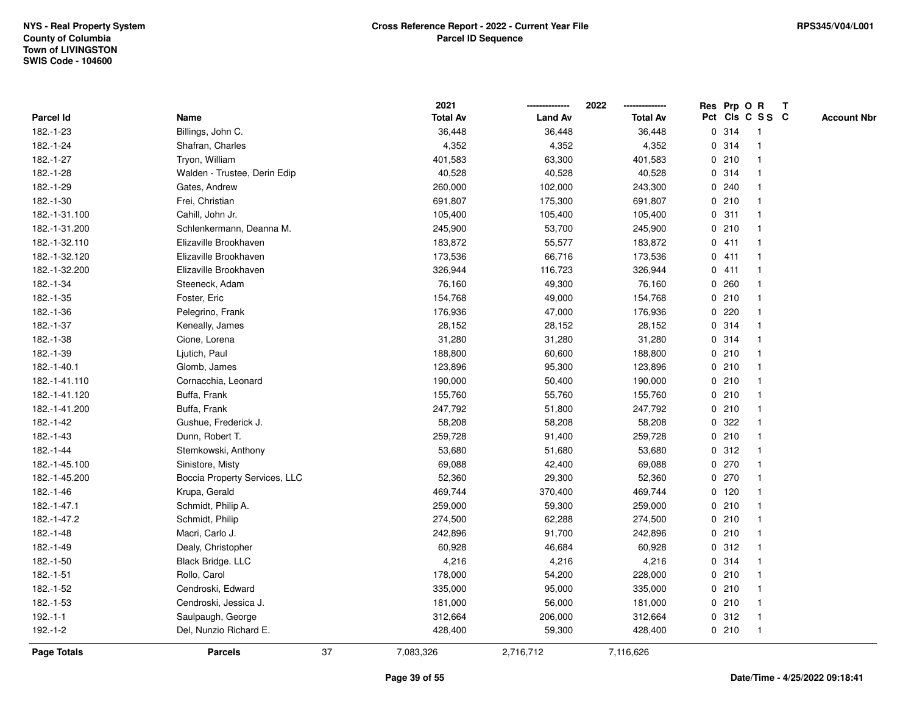NYS - Real Property System
County of Columbia
Town of LIVINGSTON
SWIS Code - 104600

**Cross Reference Report - 2022 - Current Year File**
**Parcel ID Sequence**

RPS345/V04/L001

| Parcel Id | Name | 2021 Total Av | 2022 Land Av | 2022 Total Av | Res Pct | Prp Cls | O C | R S S | T C | Account Nbr |
|---|---|---|---|---|---|---|---|---|---|---|
| 182.-1-23 | Billings, John C. | 36,448 | 36,448 | 36,448 | 0 | 314 | | 1 | | |
| 182.-1-24 | Shafran, Charles | 4,352 | 4,352 | 4,352 | 0 | 314 | | 1 | | |
| 182.-1-27 | Tryon, William | 401,583 | 63,300 | 401,583 | 0 | 210 | | 1 | | |
| 182.-1-28 | Walden - Trustee, Derin Edip | 40,528 | 40,528 | 40,528 | 0 | 314 | | 1 | | |
| 182.-1-29 | Gates, Andrew | 260,000 | 102,000 | 243,300 | 0 | 240 | | 1 | | |
| 182.-1-30 | Frei, Christian | 691,807 | 175,300 | 691,807 | 0 | 210 | | 1 | | |
| 182.-1-31.100 | Cahill, John Jr. | 105,400 | 105,400 | 105,400 | 0 | 311 | | 1 | | |
| 182.-1-31.200 | Schlenkermann, Deanna M. | 245,900 | 53,700 | 245,900 | 0 | 210 | | 1 | | |
| 182.-1-32.110 | Elizaville Brookhaven | 183,872 | 55,577 | 183,872 | 0 | 411 | | 1 | | |
| 182.-1-32.120 | Elizaville Brookhaven | 173,536 | 66,716 | 173,536 | 0 | 411 | | 1 | | |
| 182.-1-32.200 | Elizaville Brookhaven | 326,944 | 116,723 | 326,944 | 0 | 411 | | 1 | | |
| 182.-1-34 | Steeneck, Adam | 76,160 | 49,300 | 76,160 | 0 | 260 | | 1 | | |
| 182.-1-35 | Foster, Eric | 154,768 | 49,000 | 154,768 | 0 | 210 | | 1 | | |
| 182.-1-36 | Pelegrino, Frank | 176,936 | 47,000 | 176,936 | 0 | 220 | | 1 | | |
| 182.-1-37 | Keneally, James | 28,152 | 28,152 | 28,152 | 0 | 314 | | 1 | | |
| 182.-1-38 | Cione, Lorena | 31,280 | 31,280 | 31,280 | 0 | 314 | | 1 | | |
| 182.-1-39 | Ljutich, Paul | 188,800 | 60,600 | 188,800 | 0 | 210 | | 1 | | |
| 182.-1-40.1 | Glomb, James | 123,896 | 95,300 | 123,896 | 0 | 210 | | 1 | | |
| 182.-1-41.110 | Cornacchia, Leonard | 190,000 | 50,400 | 190,000 | 0 | 210 | | 1 | | |
| 182.-1-41.120 | Buffa, Frank | 155,760 | 55,760 | 155,760 | 0 | 210 | | 1 | | |
| 182.-1-41.200 | Buffa, Frank | 247,792 | 51,800 | 247,792 | 0 | 210 | | 1 | | |
| 182.-1-42 | Gushue, Frederick J. | 58,208 | 58,208 | 58,208 | 0 | 322 | | 1 | | |
| 182.-1-43 | Dunn, Robert T. | 259,728 | 91,400 | 259,728 | 0 | 210 | | 1 | | |
| 182.-1-44 | Stemkowski, Anthony | 53,680 | 51,680 | 53,680 | 0 | 312 | | 1 | | |
| 182.-1-45.100 | Sinistore, Misty | 69,088 | 42,400 | 69,088 | 0 | 270 | | 1 | | |
| 182.-1-45.200 | Boccia Property Services, LLC | 52,360 | 29,300 | 52,360 | 0 | 270 | | 1 | | |
| 182.-1-46 | Krupa, Gerald | 469,744 | 370,400 | 469,744 | 0 | 120 | | 1 | | |
| 182.-1-47.1 | Schmidt, Philip A. | 259,000 | 59,300 | 259,000 | 0 | 210 | | 1 | | |
| 182.-1-47.2 | Schmidt, Philip | 274,500 | 62,288 | 274,500 | 0 | 210 | | 1 | | |
| 182.-1-48 | Macri, Carlo J. | 242,896 | 91,700 | 242,896 | 0 | 210 | | 1 | | |
| 182.-1-49 | Dealy, Christopher | 60,928 | 46,684 | 60,928 | 0 | 312 | | 1 | | |
| 182.-1-50 | Black Bridge. LLC | 4,216 | 4,216 | 4,216 | 0 | 314 | | 1 | | |
| 182.-1-51 | Rollo, Carol | 178,000 | 54,200 | 228,000 | 0 | 210 | | 1 | | |
| 182.-1-52 | Cendroski, Edward | 335,000 | 95,000 | 335,000 | 0 | 210 | | 1 | | |
| 182.-1-53 | Cendroski, Jessica J. | 181,000 | 56,000 | 181,000 | 0 | 210 | | 1 | | |
| 192.-1-1 | Saulpaugh, George | 312,664 | 206,000 | 312,664 | 0 | 312 | | 1 | | |
| 192.-1-2 | Del, Nunzio Richard E. | 428,400 | 59,300 | 428,400 | 0 | 210 | | 1 | | |
| **Page Totals** | **Parcels** 37 | 7,083,326 | 2,716,712 | 7,116,626 | | | | | | |

Date/Time - 4/25/2022 09:18:41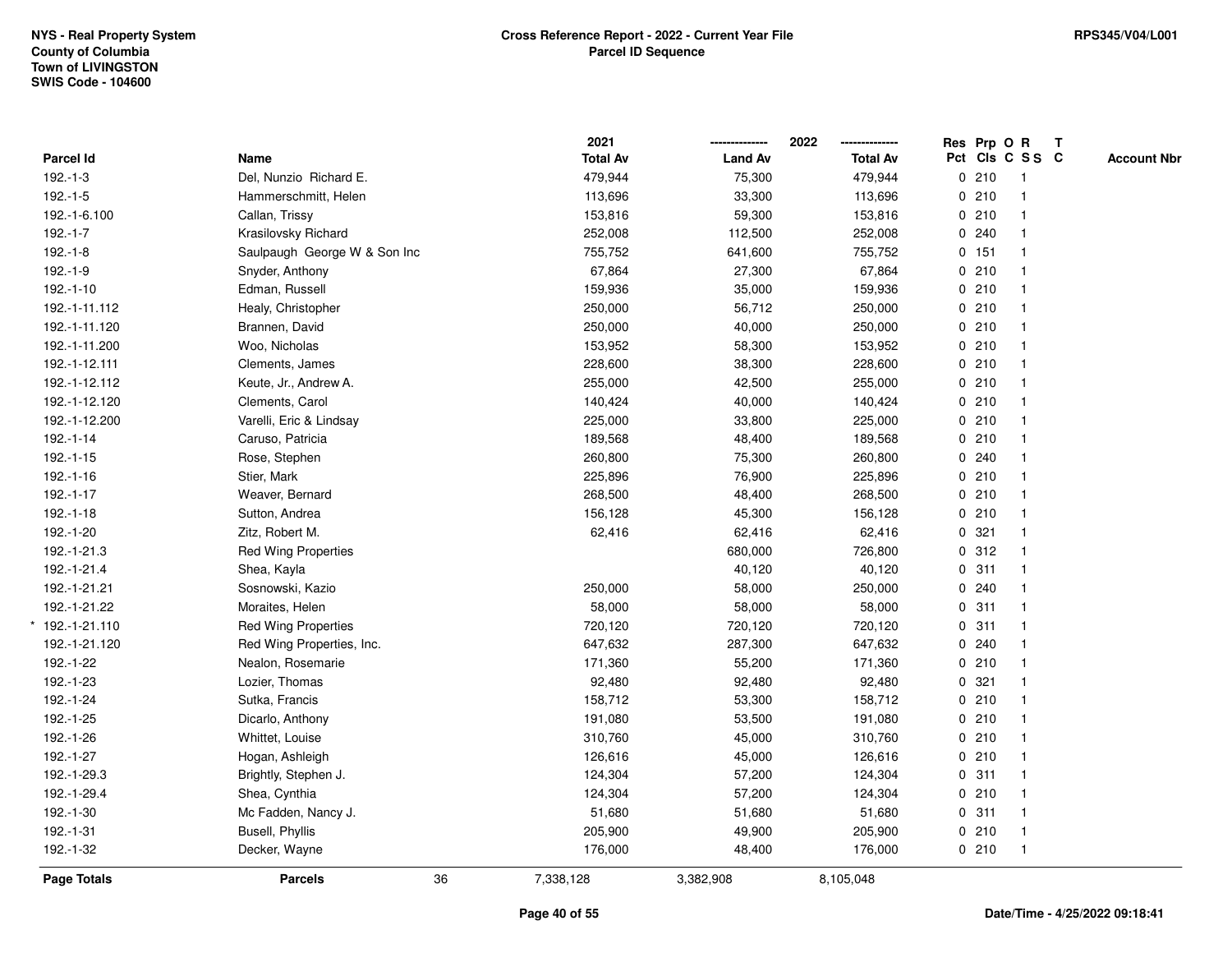NYS - Real Property System
County of Columbia
Town of LIVINGSTON
SWIS Code - 104600

**Cross Reference Report - 2022 - Current Year File**
**Parcel ID Sequence**

RPS345/V04/L001

| Parcel Id | Name | 2021 Total Av | 2022 Land Av | 2022 Total Av | Res Pct | Prp Cls | O C | R SS | T C | Account Nbr |
|---|---|---|---|---|---|---|---|---|---|---|
| 192.-1-3 | Del, Nunzio Richard E. | 479,944 | 75,300 | 479,944 | 0 | 210 | | 1 | | |
| 192.-1-5 | Hammerschmitt, Helen | 113,696 | 33,300 | 113,696 | 0 | 210 | | 1 | | |
| 192.-1-6.100 | Callan, Trissy | 153,816 | 59,300 | 153,816 | 0 | 210 | | 1 | | |
| 192.-1-7 | Krasilovsky Richard | 252,008 | 112,500 | 252,008 | 0 | 240 | | 1 | | |
| 192.-1-8 | Saulpaugh George W & Son Inc | 755,752 | 641,600 | 755,752 | 0 | 151 | | 1 | | |
| 192.-1-9 | Snyder, Anthony | 67,864 | 27,300 | 67,864 | 0 | 210 | | 1 | | |
| 192.-1-10 | Edman, Russell | 159,936 | 35,000 | 159,936 | 0 | 210 | | 1 | | |
| 192.-1-11.112 | Healy, Christopher | 250,000 | 56,712 | 250,000 | 0 | 210 | | 1 | | |
| 192.-1-11.120 | Brannen, David | 250,000 | 40,000 | 250,000 | 0 | 210 | | 1 | | |
| 192.-1-11.200 | Woo, Nicholas | 153,952 | 58,300 | 153,952 | 0 | 210 | | 1 | | |
| 192.-1-12.111 | Clements, James | 228,600 | 38,300 | 228,600 | 0 | 210 | | 1 | | |
| 192.-1-12.112 | Keute, Jr., Andrew A. | 255,000 | 42,500 | 255,000 | 0 | 210 | | 1 | | |
| 192.-1-12.120 | Clements, Carol | 140,424 | 40,000 | 140,424 | 0 | 210 | | 1 | | |
| 192.-1-12.200 | Varelli, Eric & Lindsay | 225,000 | 33,800 | 225,000 | 0 | 210 | | 1 | | |
| 192.-1-14 | Caruso, Patricia | 189,568 | 48,400 | 189,568 | 0 | 210 | | 1 | | |
| 192.-1-15 | Rose, Stephen | 260,800 | 75,300 | 260,800 | 0 | 240 | | 1 | | |
| 192.-1-16 | Stier, Mark | 225,896 | 76,900 | 225,896 | 0 | 210 | | 1 | | |
| 192.-1-17 | Weaver, Bernard | 268,500 | 48,400 | 268,500 | 0 | 210 | | 1 | | |
| 192.-1-18 | Sutton, Andrea | 156,128 | 45,300 | 156,128 | 0 | 210 | | 1 | | |
| 192.-1-20 | Zitz, Robert M. | 62,416 | 62,416 | 62,416 | 0 | 321 | | 1 | | |
| 192.-1-21.3 | Red Wing Properties | | 680,000 | 726,800 | 0 | 312 | | 1 | | |
| 192.-1-21.4 | Shea, Kayla | | 40,120 | 40,120 | 0 | 311 | | 1 | | |
| 192.-1-21.21 | Sosnowski, Kazio | 250,000 | 58,000 | 250,000 | 0 | 240 | | 1 | | |
| 192.-1-21.22 | Moraites, Helen | 58,000 | 58,000 | 58,000 | 0 | 311 | | 1 | | |
| * 192.-1-21.110 | Red Wing Properties | 720,120 | 720,120 | 720,120 | 0 | 311 | | 1 | | |
| 192.-1-21.120 | Red Wing Properties, Inc. | 647,632 | 287,300 | 647,632 | 0 | 240 | | 1 | | |
| 192.-1-22 | Nealon, Rosemarie | 171,360 | 55,200 | 171,360 | 0 | 210 | | 1 | | |
| 192.-1-23 | Lozier, Thomas | 92,480 | 92,480 | 92,480 | 0 | 321 | | 1 | | |
| 192.-1-24 | Sutka, Francis | 158,712 | 53,300 | 158,712 | 0 | 210 | | 1 | | |
| 192.-1-25 | Dicarlo, Anthony | 191,080 | 53,500 | 191,080 | 0 | 210 | | 1 | | |
| 192.-1-26 | Whittet, Louise | 310,760 | 45,000 | 310,760 | 0 | 210 | | 1 | | |
| 192.-1-27 | Hogan, Ashleigh | 126,616 | 45,000 | 126,616 | 0 | 210 | | 1 | | |
| 192.-1-29.3 | Brightly, Stephen J. | 124,304 | 57,200 | 124,304 | 0 | 311 | | 1 | | |
| 192.-1-29.4 | Shea, Cynthia | 124,304 | 57,200 | 124,304 | 0 | 210 | | 1 | | |
| 192.-1-30 | Mc Fadden, Nancy J. | 51,680 | 51,680 | 51,680 | 0 | 311 | | 1 | | |
| 192.-1-31 | Busell, Phyllis | 205,900 | 49,900 | 205,900 | 0 | 210 | | 1 | | |
| 192.-1-32 | Decker, Wayne | 176,000 | 48,400 | 176,000 | 0 | 210 | | 1 | | |
| **Page Totals** | **Parcels** 36 | 7,338,128 | 3,382,908 | 8,105,048 | | | | | | |

Date/Time - 4/25/2022 09:18:41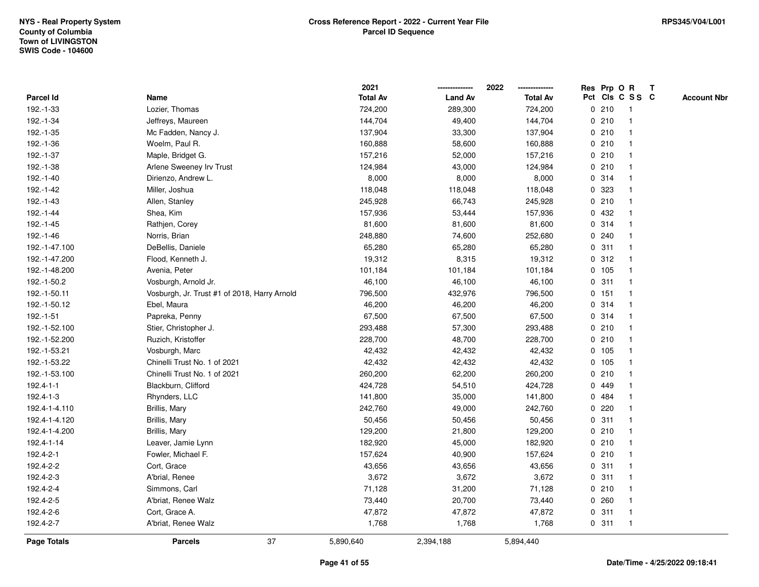NYS - Real Property System
County of Columbia
Town of LIVINGSTON
SWIS Code - 104600

**Cross Reference Report - 2022 - Current Year File**
**Parcel ID Sequence**

RPS345/V04/L001

| Parcel Id | Name | 2021 Total Av | 2022 Land Av | 2022 Total Av | Res Pct | Prp Cls | O C | R S S | T C | Account Nbr |
|---|---|---|---|---|---|---|---|---|---|---|
| 192.-1-33 | Lozier, Thomas | 724,200 | 289,300 | 724,200 | 0 | 210 | | 1 | | |
| 192.-1-34 | Jeffreys, Maureen | 144,704 | 49,400 | 144,704 | 0 | 210 | | 1 | | |
| 192.-1-35 | Mc Fadden, Nancy J. | 137,904 | 33,300 | 137,904 | 0 | 210 | | 1 | | |
| 192.-1-36 | Woelm, Paul R. | 160,888 | 58,600 | 160,888 | 0 | 210 | | 1 | | |
| 192.-1-37 | Maple, Bridget G. | 157,216 | 52,000 | 157,216 | 0 | 210 | | 1 | | |
| 192.-1-38 | Arlene Sweeney Irv Trust | 124,984 | 43,000 | 124,984 | 0 | 210 | | 1 | | |
| 192.-1-40 | Dirienzo, Andrew L. | 8,000 | 8,000 | 8,000 | 0 | 314 | | 1 | | |
| 192.-1-42 | Miller, Joshua | 118,048 | 118,048 | 118,048 | 0 | 323 | | 1 | | |
| 192.-1-43 | Allen, Stanley | 245,928 | 66,743 | 245,928 | 0 | 210 | | 1 | | |
| 192.-1-44 | Shea, Kim | 157,936 | 53,444 | 157,936 | 0 | 432 | | 1 | | |
| 192.-1-45 | Rathjen, Corey | 81,600 | 81,600 | 81,600 | 0 | 314 | | 1 | | |
| 192.-1-46 | Norris, Brian | 248,880 | 74,600 | 252,680 | 0 | 240 | | 1 | | |
| 192.-1-47.100 | DeBellis, Daniele | 65,280 | 65,280 | 65,280 | 0 | 311 | | 1 | | |
| 192.-1-47.200 | Flood, Kenneth J. | 19,312 | 8,315 | 19,312 | 0 | 312 | | 1 | | |
| 192.-1-48.200 | Avenia, Peter | 101,184 | 101,184 | 101,184 | 0 | 105 | | 1 | | |
| 192.-1-50.2 | Vosburgh, Arnold Jr. | 46,100 | 46,100 | 46,100 | 0 | 311 | | 1 | | |
| 192.-1-50.11 | Vosburgh, Jr. Trust #1 of 2018, Harry Arnold | 796,500 | 432,976 | 796,500 | 0 | 151 | | 1 | | |
| 192.-1-50.12 | Ebel, Maura | 46,200 | 46,200 | 46,200 | 0 | 314 | | 1 | | |
| 192.-1-51 | Papreka, Penny | 67,500 | 67,500 | 67,500 | 0 | 314 | | 1 | | |
| 192.-1-52.100 | Stier, Christopher J. | 293,488 | 57,300 | 293,488 | 0 | 210 | | 1 | | |
| 192.-1-52.200 | Ruzich, Kristoffer | 228,700 | 48,700 | 228,700 | 0 | 210 | | 1 | | |
| 192.-1-53.21 | Vosburgh, Marc | 42,432 | 42,432 | 42,432 | 0 | 105 | | 1 | | |
| 192.-1-53.22 | Chinelli Trust No. 1 of 2021 | 42,432 | 42,432 | 42,432 | 0 | 105 | | 1 | | |
| 192.-1-53.100 | Chinelli Trust No. 1 of 2021 | 260,200 | 62,200 | 260,200 | 0 | 210 | | 1 | | |
| 192.4-1-1 | Blackburn, Clifford | 424,728 | 54,510 | 424,728 | 0 | 449 | | 1 | | |
| 192.4-1-3 | Rhynders, LLC | 141,800 | 35,000 | 141,800 | 0 | 484 | | 1 | | |
| 192.4-1-4.110 | Brillis, Mary | 242,760 | 49,000 | 242,760 | 0 | 220 | | 1 | | |
| 192.4-1-4.120 | Brillis, Mary | 50,456 | 50,456 | 50,456 | 0 | 311 | | 1 | | |
| 192.4-1-4.200 | Brillis, Mary | 129,200 | 21,800 | 129,200 | 0 | 210 | | 1 | | |
| 192.4-1-14 | Leaver, Jamie Lynn | 182,920 | 45,000 | 182,920 | 0 | 210 | | 1 | | |
| 192.4-2-1 | Fowler, Michael F. | 157,624 | 40,900 | 157,624 | 0 | 210 | | 1 | | |
| 192.4-2-2 | Cort, Grace | 43,656 | 43,656 | 43,656 | 0 | 311 | | 1 | | |
| 192.4-2-3 | A'brial, Renee | 3,672 | 3,672 | 3,672 | 0 | 311 | | 1 | | |
| 192.4-2-4 | Simmons, Carl | 71,128 | 31,200 | 71,128 | 0 | 210 | | 1 | | |
| 192.4-2-5 | A'briat, Renee Walz | 73,440 | 20,700 | 73,440 | 0 | 260 | | 1 | | |
| 192.4-2-6 | Cort, Grace A. | 47,872 | 47,872 | 47,872 | 0 | 311 | | 1 | | |
| 192.4-2-7 | A'briat, Renee Walz | 1,768 | 1,768 | 1,768 | 0 | 311 | | 1 | | |
| **Page Totals** | **Parcels** 37 | 5,890,640 | 2,394,188 | 5,894,440 | | | | | | |

Date/Time - 4/25/2022 09:18:41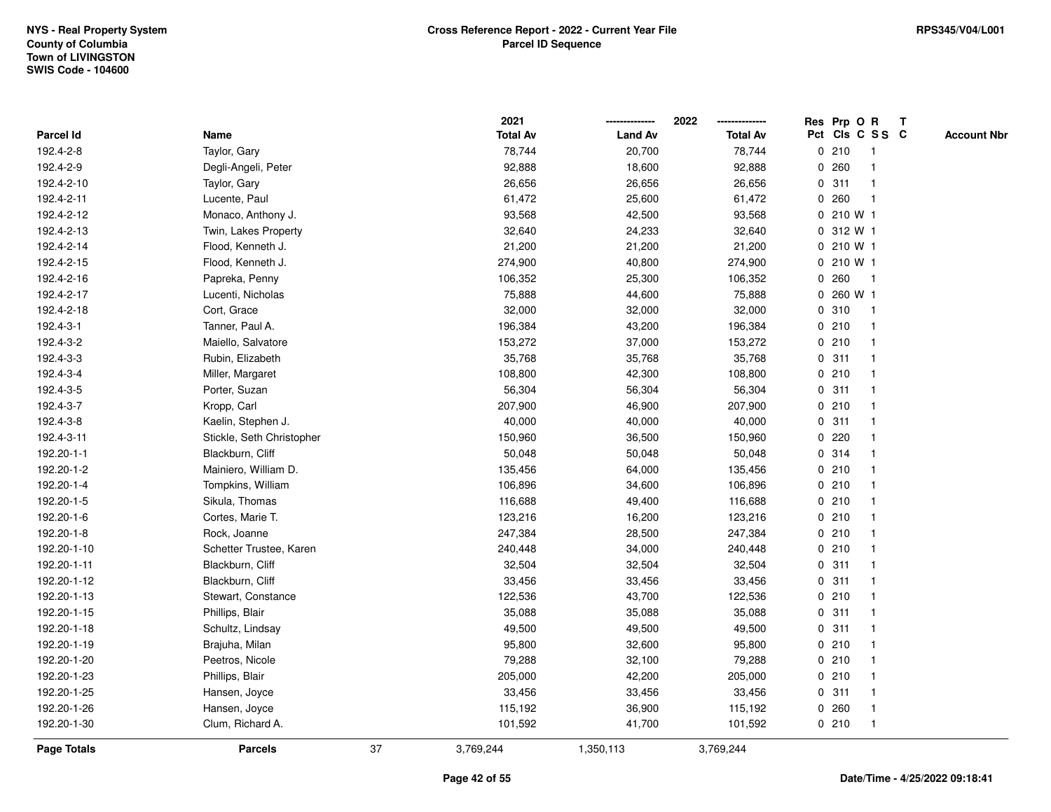NYS - Real Property System
County of Columbia
Town of LIVINGSTON
SWIS Code - 104600

**Cross Reference Report - 2022 - Current Year File**
**Parcel ID Sequence**

RPS345/V04/L001

| Parcel Id | Name | 2021 Total Av | 2022 Land Av | 2022 Total Av | Res Pct | Prp Cls | O C | R SS | T C | Account Nbr |
|---|---|---|---|---|---|---|---|---|---|---|
| 192.4-2-8 | Taylor, Gary | 78,744 | 20,700 | 78,744 | 0 | 210 | | 1 | | |
| 192.4-2-9 | Degli-Angeli, Peter | 92,888 | 18,600 | 92,888 | 0 | 260 | | 1 | | |
| 192.4-2-10 | Taylor, Gary | 26,656 | 26,656 | 26,656 | 0 | 311 | | 1 | | |
| 192.4-2-11 | Lucente, Paul | 61,472 | 25,600 | 61,472 | 0 | 260 | | 1 | | |
| 192.4-2-12 | Monaco, Anthony J. | 93,568 | 42,500 | 93,568 | 0 | 210 | W | 1 | | |
| 192.4-2-13 | Twin, Lakes Property | 32,640 | 24,233 | 32,640 | 0 | 312 | W | 1 | | |
| 192.4-2-14 | Flood, Kenneth J. | 21,200 | 21,200 | 21,200 | 0 | 210 | W | 1 | | |
| 192.4-2-15 | Flood, Kenneth J. | 274,900 | 40,800 | 274,900 | 0 | 210 | W | 1 | | |
| 192.4-2-16 | Papreka, Penny | 106,352 | 25,300 | 106,352 | 0 | 260 | | 1 | | |
| 192.4-2-17 | Lucenti, Nicholas | 75,888 | 44,600 | 75,888 | 0 | 260 | W | 1 | | |
| 192.4-2-18 | Cort, Grace | 32,000 | 32,000 | 32,000 | 0 | 310 | | 1 | | |
| 192.4-3-1 | Tanner, Paul A. | 196,384 | 43,200 | 196,384 | 0 | 210 | | 1 | | |
| 192.4-3-2 | Maiello, Salvatore | 153,272 | 37,000 | 153,272 | 0 | 210 | | 1 | | |
| 192.4-3-3 | Rubin, Elizabeth | 35,768 | 35,768 | 35,768 | 0 | 311 | | 1 | | |
| 192.4-3-4 | Miller, Margaret | 108,800 | 42,300 | 108,800 | 0 | 210 | | 1 | | |
| 192.4-3-5 | Porter, Suzan | 56,304 | 56,304 | 56,304 | 0 | 311 | | 1 | | |
| 192.4-3-7 | Kropp, Carl | 207,900 | 46,900 | 207,900 | 0 | 210 | | 1 | | |
| 192.4-3-8 | Kaelin, Stephen J. | 40,000 | 40,000 | 40,000 | 0 | 311 | | 1 | | |
| 192.4-3-11 | Stickle, Seth Christopher | 150,960 | 36,500 | 150,960 | 0 | 220 | | 1 | | |
| 192.20-1-1 | Blackburn, Cliff | 50,048 | 50,048 | 50,048 | 0 | 314 | | 1 | | |
| 192.20-1-2 | Mainiero, William D. | 135,456 | 64,000 | 135,456 | 0 | 210 | | 1 | | |
| 192.20-1-4 | Tompkins, William | 106,896 | 34,600 | 106,896 | 0 | 210 | | 1 | | |
| 192.20-1-5 | Sikula, Thomas | 116,688 | 49,400 | 116,688 | 0 | 210 | | 1 | | |
| 192.20-1-6 | Cortes, Marie T. | 123,216 | 16,200 | 123,216 | 0 | 210 | | 1 | | |
| 192.20-1-8 | Rock, Joanne | 247,384 | 28,500 | 247,384 | 0 | 210 | | 1 | | |
| 192.20-1-10 | Schetter Trustee, Karen | 240,448 | 34,000 | 240,448 | 0 | 210 | | 1 | | |
| 192.20-1-11 | Blackburn, Cliff | 32,504 | 32,504 | 32,504 | 0 | 311 | | 1 | | |
| 192.20-1-12 | Blackburn, Cliff | 33,456 | 33,456 | 33,456 | 0 | 311 | | 1 | | |
| 192.20-1-13 | Stewart, Constance | 122,536 | 43,700 | 122,536 | 0 | 210 | | 1 | | |
| 192.20-1-15 | Phillips, Blair | 35,088 | 35,088 | 35,088 | 0 | 311 | | 1 | | |
| 192.20-1-18 | Schultz, Lindsay | 49,500 | 49,500 | 49,500 | 0 | 311 | | 1 | | |
| 192.20-1-19 | Brajuha, Milan | 95,800 | 32,600 | 95,800 | 0 | 210 | | 1 | | |
| 192.20-1-20 | Peetros, Nicole | 79,288 | 32,100 | 79,288 | 0 | 210 | | 1 | | |
| 192.20-1-23 | Phillips, Blair | 205,000 | 42,200 | 205,000 | 0 | 210 | | 1 | | |
| 192.20-1-25 | Hansen, Joyce | 33,456 | 33,456 | 33,456 | 0 | 311 | | 1 | | |
| 192.20-1-26 | Hansen, Joyce | 115,192 | 36,900 | 115,192 | 0 | 260 | | 1 | | |
| 192.20-1-30 | Clum, Richard A. | 101,592 | 41,700 | 101,592 | 0 | 210 | | 1 | | |
| **Page Totals** | **Parcels** 37 | 3,769,244 | 1,350,113 | 3,769,244 | | | | | | |

**Date/Time - 4/25/2022 09:18:41**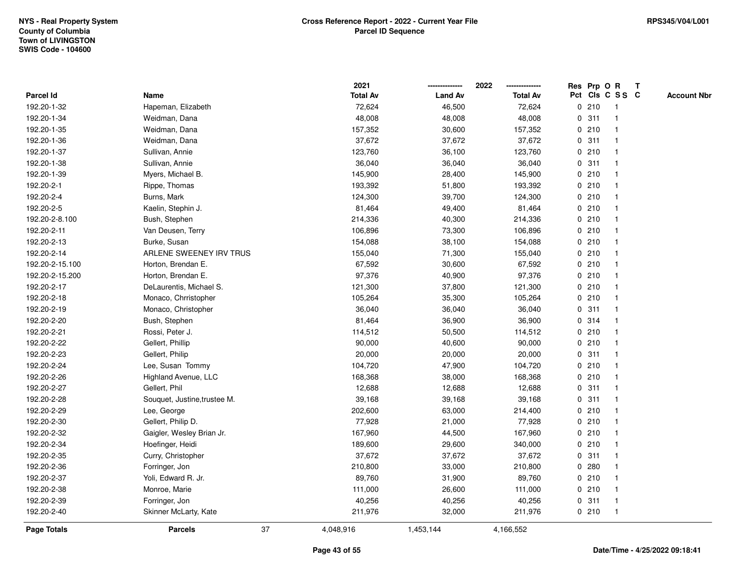NYS - Real Property System
County of Columbia
Town of LIVINGSTON
SWIS Code - 104600

# Cross Reference Report - 2022 - Current Year File
## Parcel ID Sequence

RPS345/V04/L001

| Parcel Id | Name | 2021 Total Av | 2022 Land Av | 2022 Total Av | Res Pct | Prp Cls | O C | R S S | T C | Account Nbr |
|---|---|---|---|---|---|---|---|---|---|---|
| 192.20-1-32 | Hapeman, Elizabeth | 72,624 | 46,500 | 72,624 | 0 | 210 | | 1 | | |
| 192.20-1-34 | Weidman, Dana | 48,008 | 48,008 | 48,008 | 0 | 311 | | 1 | | |
| 192.20-1-35 | Weidman, Dana | 157,352 | 30,600 | 157,352 | 0 | 210 | | 1 | | |
| 192.20-1-36 | Weidman, Dana | 37,672 | 37,672 | 37,672 | 0 | 311 | | 1 | | |
| 192.20-1-37 | Sullivan, Annie | 123,760 | 36,100 | 123,760 | 0 | 210 | | 1 | | |
| 192.20-1-38 | Sullivan, Annie | 36,040 | 36,040 | 36,040 | 0 | 311 | | 1 | | |
| 192.20-1-39 | Myers, Michael B. | 145,900 | 28,400 | 145,900 | 0 | 210 | | 1 | | |
| 192.20-2-1 | Rippe, Thomas | 193,392 | 51,800 | 193,392 | 0 | 210 | | 1 | | |
| 192.20-2-4 | Burns, Mark | 124,300 | 39,700 | 124,300 | 0 | 210 | | 1 | | |
| 192.20-2-5 | Kaelin, Stephin J. | 81,464 | 49,400 | 81,464 | 0 | 210 | | 1 | | |
| 192.20-2-8.100 | Bush, Stephen | 214,336 | 40,300 | 214,336 | 0 | 210 | | 1 | | |
| 192.20-2-11 | Van Deusen, Terry | 106,896 | 73,300 | 106,896 | 0 | 210 | | 1 | | |
| 192.20-2-13 | Burke, Susan | 154,088 | 38,100 | 154,088 | 0 | 210 | | 1 | | |
| 192.20-2-14 | ARLENE SWEENEY IRV TRUS | 155,040 | 71,300 | 155,040 | 0 | 210 | | 1 | | |
| 192.20-2-15.100 | Horton, Brendan E. | 67,592 | 30,600 | 67,592 | 0 | 210 | | 1 | | |
| 192.20-2-15.200 | Horton, Brendan E. | 97,376 | 40,900 | 97,376 | 0 | 210 | | 1 | | |
| 192.20-2-17 | DeLaurentis, Michael S. | 121,300 | 37,800 | 121,300 | 0 | 210 | | 1 | | |
| 192.20-2-18 | Monaco, Chrristopher | 105,264 | 35,300 | 105,264 | 0 | 210 | | 1 | | |
| 192.20-2-19 | Monaco, Christopher | 36,040 | 36,040 | 36,040 | 0 | 311 | | 1 | | |
| 192.20-2-20 | Bush, Stephen | 81,464 | 36,900 | 36,900 | 0 | 314 | | 1 | | |
| 192.20-2-21 | Rossi, Peter J. | 114,512 | 50,500 | 114,512 | 0 | 210 | | 1 | | |
| 192.20-2-22 | Gellert, Phillip | 90,000 | 40,600 | 90,000 | 0 | 210 | | 1 | | |
| 192.20-2-23 | Gellert, Philip | 20,000 | 20,000 | 20,000 | 0 | 311 | | 1 | | |
| 192.20-2-24 | Lee, Susan Tommy | 104,720 | 47,900 | 104,720 | 0 | 210 | | 1 | | |
| 192.20-2-26 | Highland Avenue, LLC | 168,368 | 38,000 | 168,368 | 0 | 210 | | 1 | | |
| 192.20-2-27 | Gellert, Phil | 12,688 | 12,688 | 12,688 | 0 | 311 | | 1 | | |
| 192.20-2-28 | Souquet, Justine,trustee M. | 39,168 | 39,168 | 39,168 | 0 | 311 | | 1 | | |
| 192.20-2-29 | Lee, George | 202,600 | 63,000 | 214,400 | 0 | 210 | | 1 | | |
| 192.20-2-30 | Gellert, Philip D. | 77,928 | 21,000 | 77,928 | 0 | 210 | | 1 | | |
| 192.20-2-32 | Gaigler, Wesley Brian Jr. | 167,960 | 44,500 | 167,960 | 0 | 210 | | 1 | | |
| 192.20-2-34 | Hoefinger, Heidi | 189,600 | 29,600 | 340,000 | 0 | 210 | | 1 | | |
| 192.20-2-35 | Curry, Christopher | 37,672 | 37,672 | 37,672 | 0 | 311 | | 1 | | |
| 192.20-2-36 | Forringer, Jon | 210,800 | 33,000 | 210,800 | 0 | 280 | | 1 | | |
| 192.20-2-37 | Yoli, Edward R. Jr. | 89,760 | 31,900 | 89,760 | 0 | 210 | | 1 | | |
| 192.20-2-38 | Monroe, Marie | 111,000 | 26,600 | 111,000 | 0 | 210 | | 1 | | |
| 192.20-2-39 | Forringer, Jon | 40,256 | 40,256 | 40,256 | 0 | 311 | | 1 | | |
| 192.20-2-40 | Skinner McLarty, Kate | 211,976 | 32,000 | 211,976 | 0 | 210 | | 1 | | |
| **Page Totals** | **Parcels** 37 | 4,048,916 | 1,453,144 | 4,166,552 | | | | | | |

**Date/Time - 4/25/2022 09:18:41**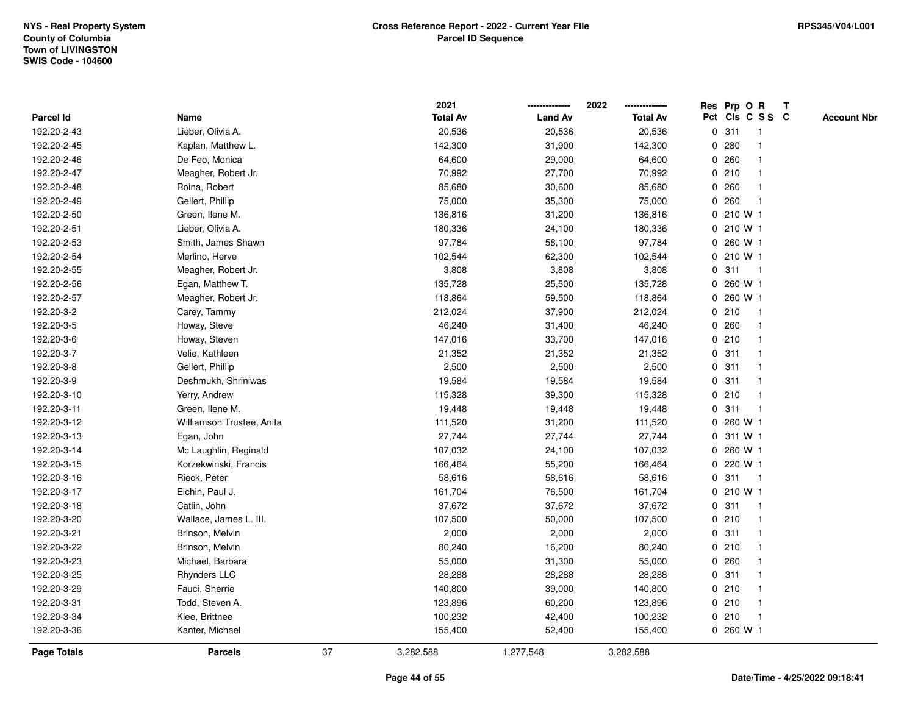NYS - Real Property System
County of Columbia
Town of LIVINGSTON
SWIS Code - 104600

**Cross Reference Report - 2022 - Current Year File**
**Parcel ID Sequence**

RPS345/V04/L001

| Parcel Id | Name | 2021 Total Av | 2022 Land Av | 2022 Total Av | Res Pct | Prp Cls | O C | R S S | T C | Account Nbr |
|---|---|---|---|---|---|---|---|---|---|---|
| 192.20-2-43 | Lieber, Olivia A. | 20,536 | 20,536 | 20,536 | 0 | 311 | | 1 | | |
| 192.20-2-45 | Kaplan, Matthew L. | 142,300 | 31,900 | 142,300 | 0 | 280 | | 1 | | |
| 192.20-2-46 | De Feo, Monica | 64,600 | 29,000 | 64,600 | 0 | 260 | | 1 | | |
| 192.20-2-47 | Meagher, Robert Jr. | 70,992 | 27,700 | 70,992 | 0 | 210 | | 1 | | |
| 192.20-2-48 | Roina, Robert | 85,680 | 30,600 | 85,680 | 0 | 260 | | 1 | | |
| 192.20-2-49 | Gellert, Phillip | 75,000 | 35,300 | 75,000 | 0 | 260 | | 1 | | |
| 192.20-2-50 | Green, Ilene M. | 136,816 | 31,200 | 136,816 | 0 | 210 | W | 1 | | |
| 192.20-2-51 | Lieber, Olivia A. | 180,336 | 24,100 | 180,336 | 0 | 210 | W | 1 | | |
| 192.20-2-53 | Smith, James Shawn | 97,784 | 58,100 | 97,784 | 0 | 260 | W | 1 | | |
| 192.20-2-54 | Merlino, Herve | 102,544 | 62,300 | 102,544 | 0 | 210 | W | 1 | | |
| 192.20-2-55 | Meagher, Robert Jr. | 3,808 | 3,808 | 3,808 | 0 | 311 | | 1 | | |
| 192.20-2-56 | Egan, Matthew T. | 135,728 | 25,500 | 135,728 | 0 | 260 | W | 1 | | |
| 192.20-2-57 | Meagher, Robert Jr. | 118,864 | 59,500 | 118,864 | 0 | 260 | W | 1 | | |
| 192.20-3-2 | Carey, Tammy | 212,024 | 37,900 | 212,024 | 0 | 210 | | 1 | | |
| 192.20-3-5 | Howay, Steve | 46,240 | 31,400 | 46,240 | 0 | 260 | | 1 | | |
| 192.20-3-6 | Howay, Steven | 147,016 | 33,700 | 147,016 | 0 | 210 | | 1 | | |
| 192.20-3-7 | Velie, Kathleen | 21,352 | 21,352 | 21,352 | 0 | 311 | | 1 | | |
| 192.20-3-8 | Gellert, Phillip | 2,500 | 2,500 | 2,500 | 0 | 311 | | 1 | | |
| 192.20-3-9 | Deshmukh, Shriniwas | 19,584 | 19,584 | 19,584 | 0 | 311 | | 1 | | |
| 192.20-3-10 | Yerry, Andrew | 115,328 | 39,300 | 115,328 | 0 | 210 | | 1 | | |
| 192.20-3-11 | Green, Ilene M. | 19,448 | 19,448 | 19,448 | 0 | 311 | | 1 | | |
| 192.20-3-12 | Williamson Trustee, Anita | 111,520 | 31,200 | 111,520 | 0 | 260 | W | 1 | | |
| 192.20-3-13 | Egan, John | 27,744 | 27,744 | 27,744 | 0 | 311 | W | 1 | | |
| 192.20-3-14 | Mc Laughlin, Reginald | 107,032 | 24,100 | 107,032 | 0 | 260 | W | 1 | | |
| 192.20-3-15 | Korzekwinski, Francis | 166,464 | 55,200 | 166,464 | 0 | 220 | W | 1 | | |
| 192.20-3-16 | Rieck, Peter | 58,616 | 58,616 | 58,616 | 0 | 311 | | 1 | | |
| 192.20-3-17 | Eichin, Paul J. | 161,704 | 76,500 | 161,704 | 0 | 210 | W | 1 | | |
| 192.20-3-18 | Catlin, John | 37,672 | 37,672 | 37,672 | 0 | 311 | | 1 | | |
| 192.20-3-20 | Wallace, James L. III. | 107,500 | 50,000 | 107,500 | 0 | 210 | | 1 | | |
| 192.20-3-21 | Brinson, Melvin | 2,000 | 2,000 | 2,000 | 0 | 311 | | 1 | | |
| 192.20-3-22 | Brinson, Melvin | 80,240 | 16,200 | 80,240 | 0 | 210 | | 1 | | |
| 192.20-3-23 | Michael, Barbara | 55,000 | 31,300 | 55,000 | 0 | 260 | | 1 | | |
| 192.20-3-25 | Rhynders LLC | 28,288 | 28,288 | 28,288 | 0 | 311 | | 1 | | |
| 192.20-3-29 | Fauci, Sherrie | 140,800 | 39,000 | 140,800 | 0 | 210 | | 1 | | |
| 192.20-3-31 | Todd, Steven A. | 123,896 | 60,200 | 123,896 | 0 | 210 | | 1 | | |
| 192.20-3-34 | Klee, Brittnee | 100,232 | 42,400 | 100,232 | 0 | 210 | | 1 | | |
| 192.20-3-36 | Kanter, Michael | 155,400 | 52,400 | 155,400 | 0 | 260 | W | 1 | | |
| **Page Totals** | **Parcels** 37 | 3,282,588 | 1,277,548 | 3,282,588 | | | | | | |

Date/Time - 4/25/2022 09:18:41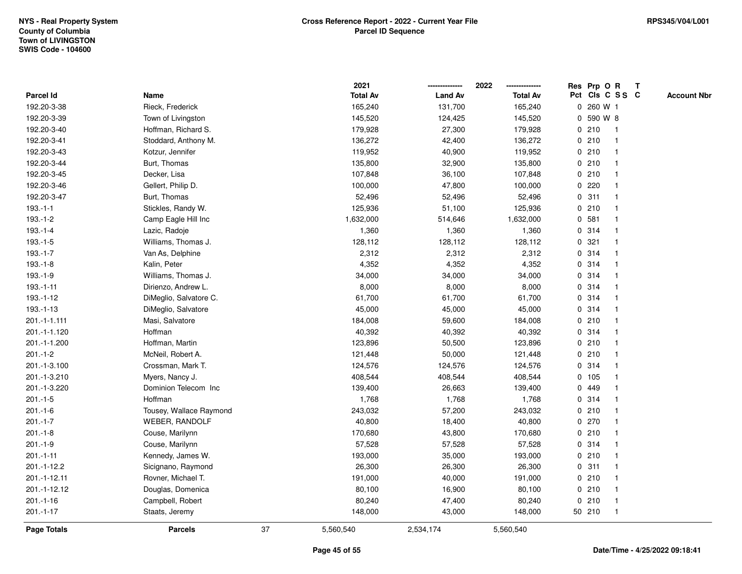NYS - Real Property System
County of Columbia
Town of LIVINGSTON
SWIS Code - 104600

**Cross Reference Report - 2022 - Current Year File**
**Parcel ID Sequence**

RPS345/V04/L001

| Parcel Id | Name | 2021 Total Av | 2022 Land Av | 2022 Total Av | Res Pct | Prp Cls | O C | R S S | T C | Account Nbr |
|---|---|---|---|---|---|---|---|---|---|---|
| 192.20-3-38 | Rieck, Frederick | 165,240 | 131,700 | 165,240 | 0 | 260 | W | 1 | | |
| 192.20-3-39 | Town of Livingston | 145,520 | 124,425 | 145,520 | 0 | 590 | W | 8 | | |
| 192.20-3-40 | Hoffman, Richard S. | 179,928 | 27,300 | 179,928 | 0 | 210 | | 1 | | |
| 192.20-3-41 | Stoddard, Anthony M. | 136,272 | 42,400 | 136,272 | 0 | 210 | | 1 | | |
| 192.20-3-43 | Kotzur, Jennifer | 119,952 | 40,900 | 119,952 | 0 | 210 | | 1 | | |
| 192.20-3-44 | Burt, Thomas | 135,800 | 32,900 | 135,800 | 0 | 210 | | 1 | | |
| 192.20-3-45 | Decker, Lisa | 107,848 | 36,100 | 107,848 | 0 | 210 | | 1 | | |
| 192.20-3-46 | Gellert, Philip D. | 100,000 | 47,800 | 100,000 | 0 | 220 | | 1 | | |
| 192.20-3-47 | Burt, Thomas | 52,496 | 52,496 | 52,496 | 0 | 311 | | 1 | | |
| 193.-1-1 | Stickles, Randy W. | 125,936 | 51,100 | 125,936 | 0 | 210 | | 1 | | |
| 193.-1-2 | Camp Eagle Hill Inc | 1,632,000 | 514,646 | 1,632,000 | 0 | 581 | | 1 | | |
| 193.-1-4 | Lazic, Radoje | 1,360 | 1,360 | 1,360 | 0 | 314 | | 1 | | |
| 193.-1-5 | Williams, Thomas J. | 128,112 | 128,112 | 128,112 | 0 | 321 | | 1 | | |
| 193.-1-7 | Van As, Delphine | 2,312 | 2,312 | 2,312 | 0 | 314 | | 1 | | |
| 193.-1-8 | Kalin, Peter | 4,352 | 4,352 | 4,352 | 0 | 314 | | 1 | | |
| 193.-1-9 | Williams, Thomas J. | 34,000 | 34,000 | 34,000 | 0 | 314 | | 1 | | |
| 193.-1-11 | Dirienzo, Andrew L. | 8,000 | 8,000 | 8,000 | 0 | 314 | | 1 | | |
| 193.-1-12 | DiMeglio, Salvatore C. | 61,700 | 61,700 | 61,700 | 0 | 314 | | 1 | | |
| 193.-1-13 | DiMeglio, Salvatore | 45,000 | 45,000 | 45,000 | 0 | 314 | | 1 | | |
| 201.-1-1.111 | Masi, Salvatore | 184,008 | 59,600 | 184,008 | 0 | 210 | | 1 | | |
| 201.-1-1.120 | Hoffman | 40,392 | 40,392 | 40,392 | 0 | 314 | | 1 | | |
| 201.-1-1.200 | Hoffman, Martin | 123,896 | 50,500 | 123,896 | 0 | 210 | | 1 | | |
| 201.-1-2 | McNeil, Robert A. | 121,448 | 50,000 | 121,448 | 0 | 210 | | 1 | | |
| 201.-1-3.100 | Crossman, Mark T. | 124,576 | 124,576 | 124,576 | 0 | 314 | | 1 | | |
| 201.-1-3.210 | Myers, Nancy J. | 408,544 | 408,544 | 408,544 | 0 | 105 | | 1 | | |
| 201.-1-3.220 | Dominion Telecom Inc | 139,400 | 26,663 | 139,400 | 0 | 449 | | 1 | | |
| 201.-1-5 | Hoffman | 1,768 | 1,768 | 1,768 | 0 | 314 | | 1 | | |
| 201.-1-6 | Tousey, Wallace Raymond | 243,032 | 57,200 | 243,032 | 0 | 210 | | 1 | | |
| 201.-1-7 | WEBER, RANDOLF | 40,800 | 18,400 | 40,800 | 0 | 270 | | 1 | | |
| 201.-1-8 | Couse, Marilynn | 170,680 | 43,800 | 170,680 | 0 | 210 | | 1 | | |
| 201.-1-9 | Couse, Marilynn | 57,528 | 57,528 | 57,528 | 0 | 314 | | 1 | | |
| 201.-1-11 | Kennedy, James W. | 193,000 | 35,000 | 193,000 | 0 | 210 | | 1 | | |
| 201.-1-12.2 | Sicignano, Raymond | 26,300 | 26,300 | 26,300 | 0 | 311 | | 1 | | |
| 201.-1-12.11 | Rovner, Michael T. | 191,000 | 40,000 | 191,000 | 0 | 210 | | 1 | | |
| 201.-1-12.12 | Douglas, Domenica | 80,100 | 16,900 | 80,100 | 0 | 210 | | 1 | | |
| 201.-1-16 | Campbell, Robert | 80,240 | 47,400 | 80,240 | 0 | 210 | | 1 | | |
| 201.-1-17 | Staats, Jeremy | 148,000 | 43,000 | 148,000 | 50 | 210 | | 1 | | |
| **Page Totals** | **Parcels** 37 | 5,560,540 | 2,534,174 | 5,560,540 | | | | | | |

Date/Time - 4/25/2022 09:18:41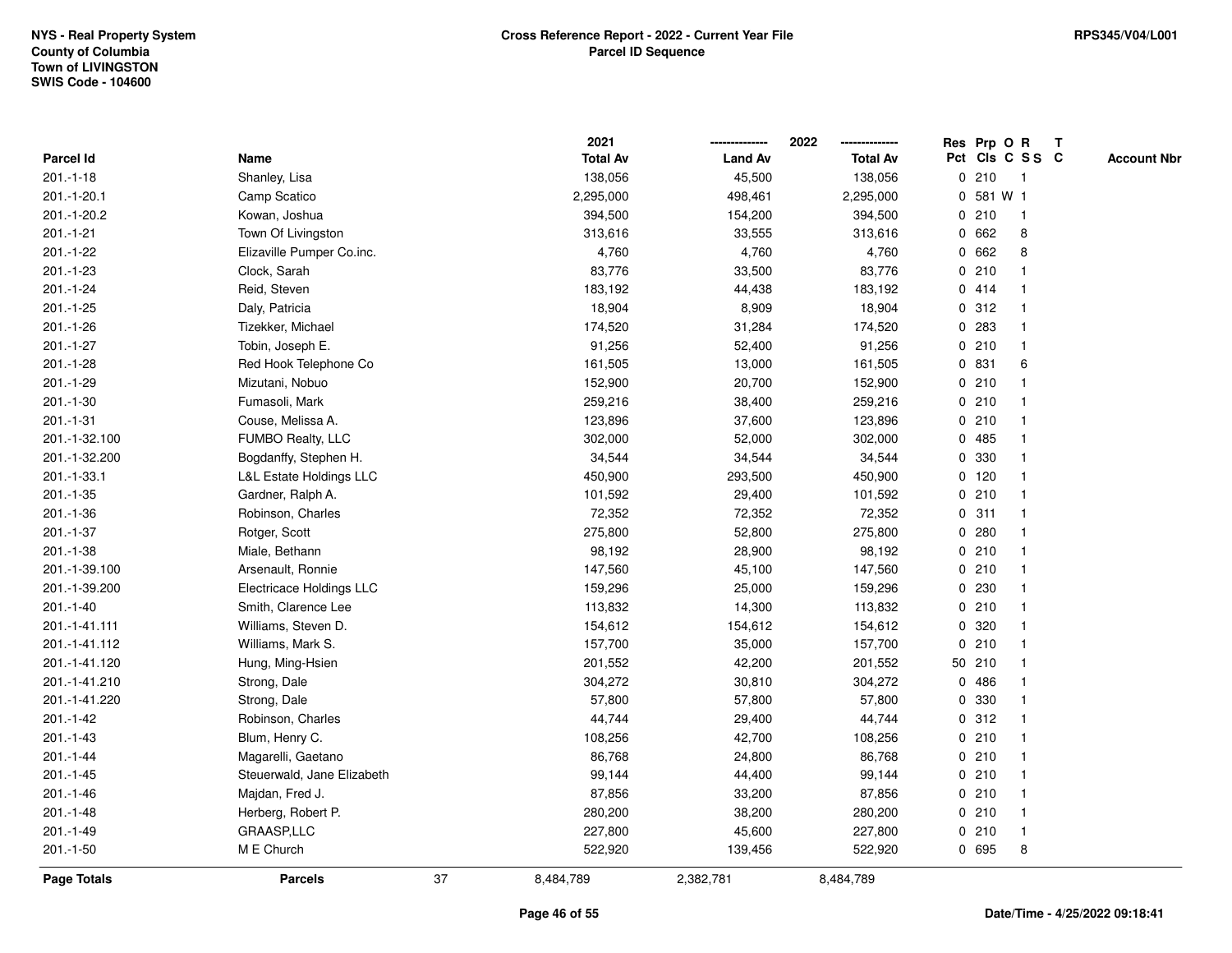NYS - Real Property System
County of Columbia
Town of LIVINGSTON
SWIS Code - 104600

**Cross Reference Report - 2022 - Current Year File**
**Parcel ID Sequence**

RPS345/V04/L001

| Parcel Id | Name | 2021 Total Av | 2022 Land Av | 2022 Total Av | Res Pct | Prp Cls | O C | R S S | T C | Account Nbr |
|---|---|---|---|---|---|---|---|---|---|---|
| 201.-1-18 | Shanley, Lisa | 138,056 | 45,500 | 138,056 | 0 | 210 | | 1 | | |
| 201.-1-20.1 | Camp Scatico | 2,295,000 | 498,461 | 2,295,000 | 0 | 581 | W | 1 | | |
| 201.-1-20.2 | Kowan, Joshua | 394,500 | 154,200 | 394,500 | 0 | 210 | | 1 | | |
| 201.-1-21 | Town Of Livingston | 313,616 | 33,555 | 313,616 | 0 | 662 | | 8 | | |
| 201.-1-22 | Elizaville Pumper Co.inc. | 4,760 | 4,760 | 4,760 | 0 | 662 | | 8 | | |
| 201.-1-23 | Clock, Sarah | 83,776 | 33,500 | 83,776 | 0 | 210 | | 1 | | |
| 201.-1-24 | Reid, Steven | 183,192 | 44,438 | 183,192 | 0 | 414 | | 1 | | |
| 201.-1-25 | Daly, Patricia | 18,904 | 8,909 | 18,904 | 0 | 312 | | 1 | | |
| 201.-1-26 | Tizekker, Michael | 174,520 | 31,284 | 174,520 | 0 | 283 | | 1 | | |
| 201.-1-27 | Tobin, Joseph E. | 91,256 | 52,400 | 91,256 | 0 | 210 | | 1 | | |
| 201.-1-28 | Red Hook Telephone Co | 161,505 | 13,000 | 161,505 | 0 | 831 | | 6 | | |
| 201.-1-29 | Mizutani, Nobuo | 152,900 | 20,700 | 152,900 | 0 | 210 | | 1 | | |
| 201.-1-30 | Fumasoli, Mark | 259,216 | 38,400 | 259,216 | 0 | 210 | | 1 | | |
| 201.-1-31 | Couse, Melissa A. | 123,896 | 37,600 | 123,896 | 0 | 210 | | 1 | | |
| 201.-1-32.100 | FUMBO Realty, LLC | 302,000 | 52,000 | 302,000 | 0 | 485 | | 1 | | |
| 201.-1-32.200 | Bogdanffy, Stephen H. | 34,544 | 34,544 | 34,544 | 0 | 330 | | 1 | | |
| 201.-1-33.1 | L&L Estate Holdings LLC | 450,900 | 293,500 | 450,900 | 0 | 120 | | 1 | | |
| 201.-1-35 | Gardner, Ralph A. | 101,592 | 29,400 | 101,592 | 0 | 210 | | 1 | | |
| 201.-1-36 | Robinson, Charles | 72,352 | 72,352 | 72,352 | 0 | 311 | | 1 | | |
| 201.-1-37 | Rotger, Scott | 275,800 | 52,800 | 275,800 | 0 | 280 | | 1 | | |
| 201.-1-38 | Miale, Bethann | 98,192 | 28,900 | 98,192 | 0 | 210 | | 1 | | |
| 201.-1-39.100 | Arsenault, Ronnie | 147,560 | 45,100 | 147,560 | 0 | 210 | | 1 | | |
| 201.-1-39.200 | Electricace Holdings LLC | 159,296 | 25,000 | 159,296 | 0 | 230 | | 1 | | |
| 201.-1-40 | Smith, Clarence Lee | 113,832 | 14,300 | 113,832 | 0 | 210 | | 1 | | |
| 201.-1-41.111 | Williams, Steven D. | 154,612 | 154,612 | 154,612 | 0 | 320 | | 1 | | |
| 201.-1-41.112 | Williams, Mark S. | 157,700 | 35,000 | 157,700 | 0 | 210 | | 1 | | |
| 201.-1-41.120 | Hung, Ming-Hsien | 201,552 | 42,200 | 201,552 | 50 | 210 | | 1 | | |
| 201.-1-41.210 | Strong, Dale | 304,272 | 30,810 | 304,272 | 0 | 486 | | 1 | | |
| 201.-1-41.220 | Strong, Dale | 57,800 | 57,800 | 57,800 | 0 | 330 | | 1 | | |
| 201.-1-42 | Robinson, Charles | 44,744 | 29,400 | 44,744 | 0 | 312 | | 1 | | |
| 201.-1-43 | Blum, Henry C. | 108,256 | 42,700 | 108,256 | 0 | 210 | | 1 | | |
| 201.-1-44 | Magarelli, Gaetano | 86,768 | 24,800 | 86,768 | 0 | 210 | | 1 | | |
| 201.-1-45 | Steuerwald, Jane Elizabeth | 99,144 | 44,400 | 99,144 | 0 | 210 | | 1 | | |
| 201.-1-46 | Majdan, Fred J. | 87,856 | 33,200 | 87,856 | 0 | 210 | | 1 | | |
| 201.-1-48 | Herberg, Robert P. | 280,200 | 38,200 | 280,200 | 0 | 210 | | 1 | | |
| 201.-1-49 | GRAASP,LLC | 227,800 | 45,600 | 227,800 | 0 | 210 | | 1 | | |
| 201.-1-50 | M E Church | 522,920 | 139,456 | 522,920 | 0 | 695 | | 8 | | |
| **Page Totals** | **Parcels** 37 | 8,484,789 | 2,382,781 | 8,484,789 | | | | | | |

Date/Time - 4/25/2022 09:18:41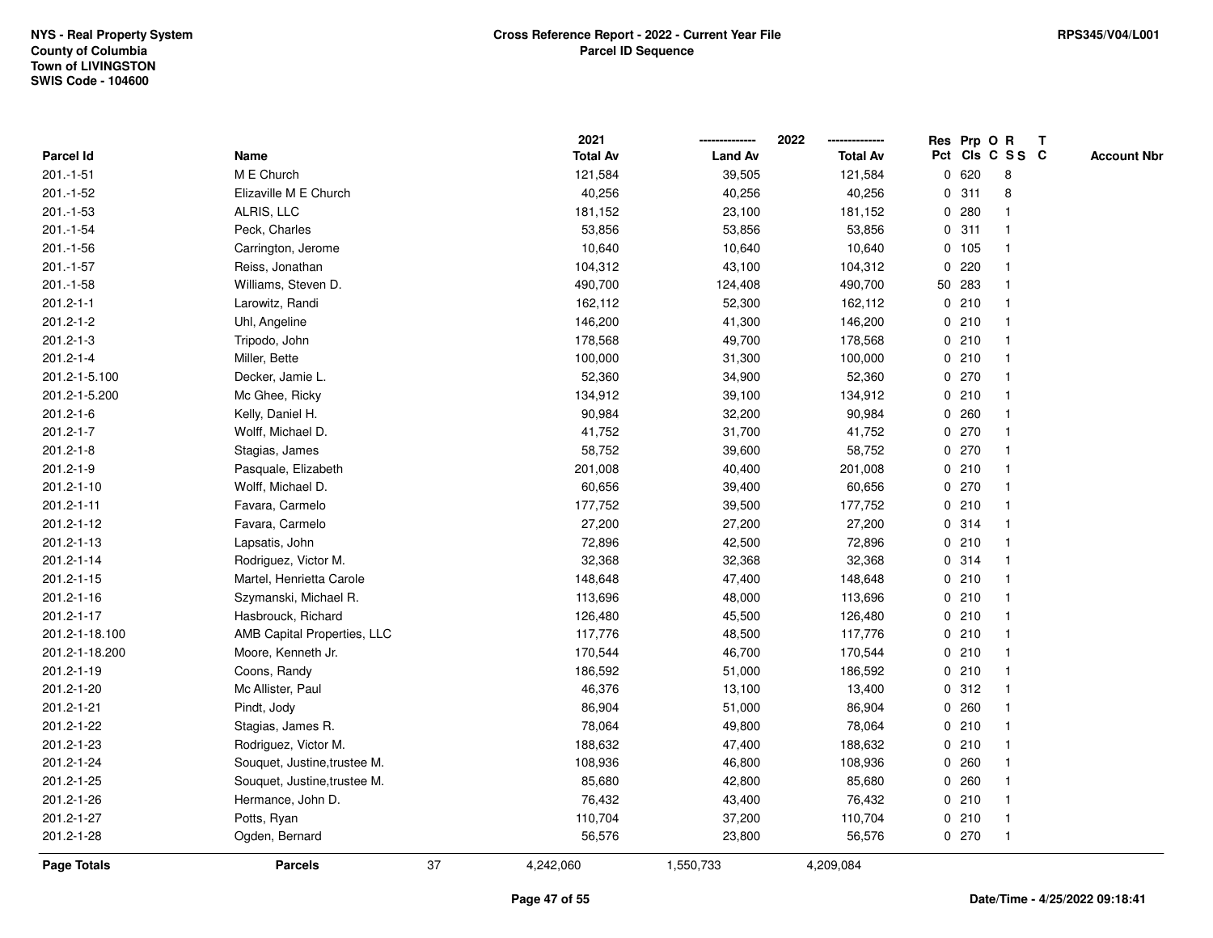NYS - Real Property System
County of Columbia
Town of LIVINGSTON
SWIS Code - 104600

**Cross Reference Report - 2022 - Current Year File**
**Parcel ID Sequence**

RPS345/V04/L001

| Parcel Id | Name | 2021 Total Av | 2022 Land Av | 2022 Total Av | Res Pct | Prp Cls | O C | R S S | T C | Account Nbr |
|---|---|---|---|---|---|---|---|---|---|---|
| 201.-1-51 | M E Church | 121,584 | 39,505 | 121,584 | 0 | 620 | | 8 | | |
| 201.-1-52 | Elizaville M E Church | 40,256 | 40,256 | 40,256 | 0 | 311 | | 8 | | |
| 201.-1-53 | ALRIS, LLC | 181,152 | 23,100 | 181,152 | 0 | 280 | | 1 | | |
| 201.-1-54 | Peck, Charles | 53,856 | 53,856 | 53,856 | 0 | 311 | | 1 | | |
| 201.-1-56 | Carrington, Jerome | 10,640 | 10,640 | 10,640 | 0 | 105 | | 1 | | |
| 201.-1-57 | Reiss, Jonathan | 104,312 | 43,100 | 104,312 | 0 | 220 | | 1 | | |
| 201.-1-58 | Williams, Steven D. | 490,700 | 124,408 | 490,700 | 50 | 283 | | 1 | | |
| 201.2-1-1 | Larowitz, Randi | 162,112 | 52,300 | 162,112 | 0 | 210 | | 1 | | |
| 201.2-1-2 | Uhl, Angeline | 146,200 | 41,300 | 146,200 | 0 | 210 | | 1 | | |
| 201.2-1-3 | Tripodo, John | 178,568 | 49,700 | 178,568 | 0 | 210 | | 1 | | |
| 201.2-1-4 | Miller, Bette | 100,000 | 31,300 | 100,000 | 0 | 210 | | 1 | | |
| 201.2-1-5.100 | Decker, Jamie L. | 52,360 | 34,900 | 52,360 | 0 | 270 | | 1 | | |
| 201.2-1-5.200 | Mc Ghee, Ricky | 134,912 | 39,100 | 134,912 | 0 | 210 | | 1 | | |
| 201.2-1-6 | Kelly, Daniel H. | 90,984 | 32,200 | 90,984 | 0 | 260 | | 1 | | |
| 201.2-1-7 | Wolff, Michael D. | 41,752 | 31,700 | 41,752 | 0 | 270 | | 1 | | |
| 201.2-1-8 | Stagias, James | 58,752 | 39,600 | 58,752 | 0 | 270 | | 1 | | |
| 201.2-1-9 | Pasquale, Elizabeth | 201,008 | 40,400 | 201,008 | 0 | 210 | | 1 | | |
| 201.2-1-10 | Wolff, Michael D. | 60,656 | 39,400 | 60,656 | 0 | 270 | | 1 | | |
| 201.2-1-11 | Favara, Carmelo | 177,752 | 39,500 | 177,752 | 0 | 210 | | 1 | | |
| 201.2-1-12 | Favara, Carmelo | 27,200 | 27,200 | 27,200 | 0 | 314 | | 1 | | |
| 201.2-1-13 | Lapsatis, John | 72,896 | 42,500 | 72,896 | 0 | 210 | | 1 | | |
| 201.2-1-14 | Rodriguez, Victor M. | 32,368 | 32,368 | 32,368 | 0 | 314 | | 1 | | |
| 201.2-1-15 | Martel, Henrietta Carole | 148,648 | 47,400 | 148,648 | 0 | 210 | | 1 | | |
| 201.2-1-16 | Szymanski, Michael R. | 113,696 | 48,000 | 113,696 | 0 | 210 | | 1 | | |
| 201.2-1-17 | Hasbrouck, Richard | 126,480 | 45,500 | 126,480 | 0 | 210 | | 1 | | |
| 201.2-1-18.100 | AMB Capital Properties, LLC | 117,776 | 48,500 | 117,776 | 0 | 210 | | 1 | | |
| 201.2-1-18.200 | Moore, Kenneth Jr. | 170,544 | 46,700 | 170,544 | 0 | 210 | | 1 | | |
| 201.2-1-19 | Coons, Randy | 186,592 | 51,000 | 186,592 | 0 | 210 | | 1 | | |
| 201.2-1-20 | Mc Allister, Paul | 46,376 | 13,100 | 13,400 | 0 | 312 | | 1 | | |
| 201.2-1-21 | Pindt, Jody | 86,904 | 51,000 | 86,904 | 0 | 260 | | 1 | | |
| 201.2-1-22 | Stagias, James R. | 78,064 | 49,800 | 78,064 | 0 | 210 | | 1 | | |
| 201.2-1-23 | Rodriguez, Victor M. | 188,632 | 47,400 | 188,632 | 0 | 210 | | 1 | | |
| 201.2-1-24 | Souquet, Justine,trustee M. | 108,936 | 46,800 | 108,936 | 0 | 260 | | 1 | | |
| 201.2-1-25 | Souquet, Justine,trustee M. | 85,680 | 42,800 | 85,680 | 0 | 260 | | 1 | | |
| 201.2-1-26 | Hermance, John D. | 76,432 | 43,400 | 76,432 | 0 | 210 | | 1 | | |
| 201.2-1-27 | Potts, Ryan | 110,704 | 37,200 | 110,704 | 0 | 210 | | 1 | | |
| 201.2-1-28 | Ogden, Bernard | 56,576 | 23,800 | 56,576 | 0 | 270 | | 1 | | |
| **Page Totals** | **Parcels** 37 | 4,242,060 | 1,550,733 | 4,209,084 | | | | | | |

Date/Time - 4/25/2022 09:18:41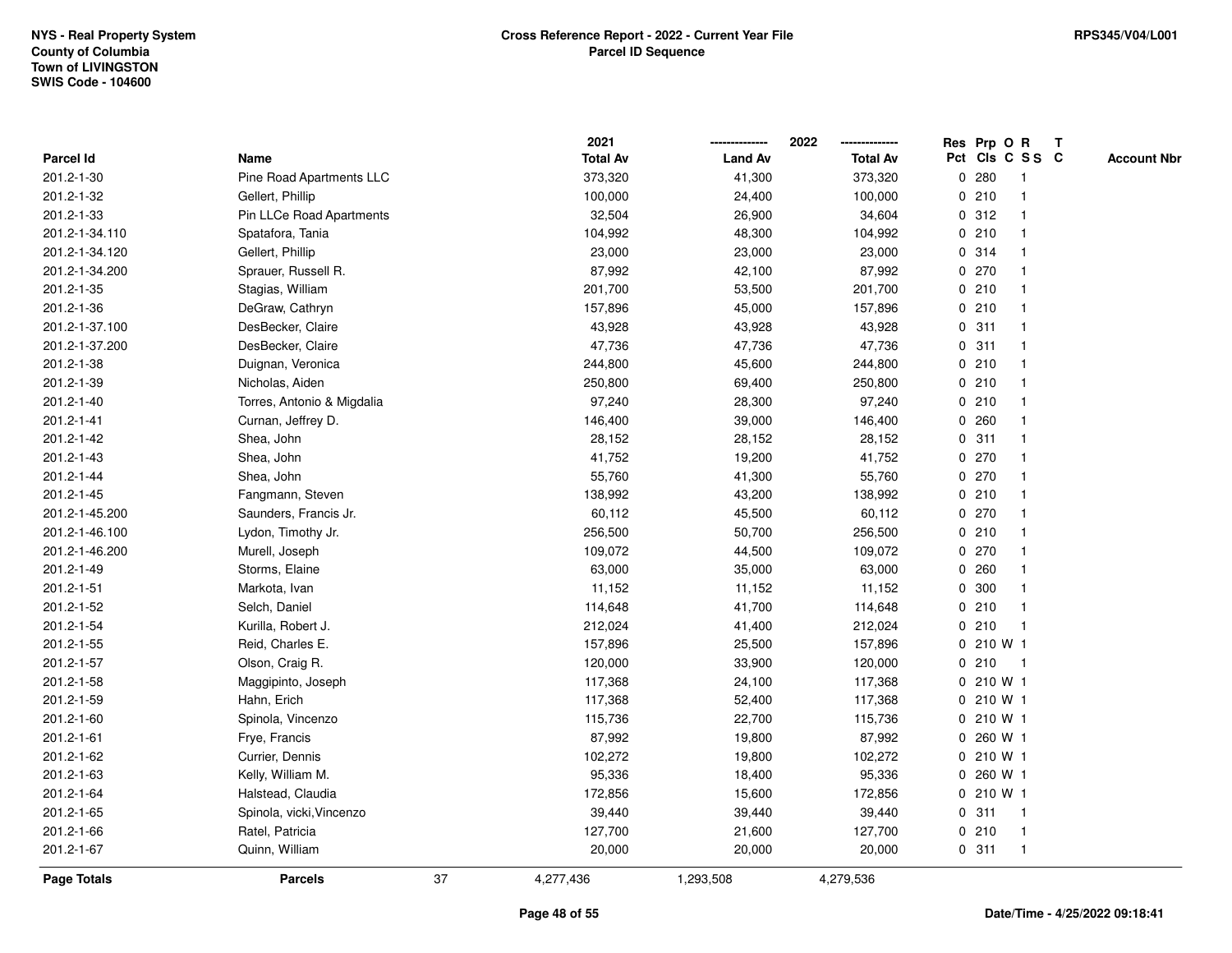NYS - Real Property System
County of Columbia
Town of LIVINGSTON
SWIS Code - 104600

**Cross Reference Report - 2022 - Current Year File**
**Parcel ID Sequence**

RPS345/V04/L001

| Parcel Id | Name | 2021 Total Av | 2022 Land Av | 2022 Total Av | Res Pct | Prp Cls | O C | R S S | T C | Account Nbr |
|---|---|---|---|---|---|---|---|---|---|---|
| 201.2-1-30 | Pine Road Apartments LLC | 373,320 | 41,300 | 373,320 | 0 | 280 | | 1 | | |
| 201.2-1-32 | Gellert, Phillip | 100,000 | 24,400 | 100,000 | 0 | 210 | | 1 | | |
| 201.2-1-33 | Pin LLCe Road Apartments | 32,504 | 26,900 | 34,604 | 0 | 312 | | 1 | | |
| 201.2-1-34.110 | Spatafora, Tania | 104,992 | 48,300 | 104,992 | 0 | 210 | | 1 | | |
| 201.2-1-34.120 | Gellert, Phillip | 23,000 | 23,000 | 23,000 | 0 | 314 | | 1 | | |
| 201.2-1-34.200 | Sprauer, Russell R. | 87,992 | 42,100 | 87,992 | 0 | 270 | | 1 | | |
| 201.2-1-35 | Stagias, William | 201,700 | 53,500 | 201,700 | 0 | 210 | | 1 | | |
| 201.2-1-36 | DeGraw, Cathryn | 157,896 | 45,000 | 157,896 | 0 | 210 | | 1 | | |
| 201.2-1-37.100 | DesBecker, Claire | 43,928 | 43,928 | 43,928 | 0 | 311 | | 1 | | |
| 201.2-1-37.200 | DesBecker, Claire | 47,736 | 47,736 | 47,736 | 0 | 311 | | 1 | | |
| 201.2-1-38 | Duignan, Veronica | 244,800 | 45,600 | 244,800 | 0 | 210 | | 1 | | |
| 201.2-1-39 | Nicholas, Aiden | 250,800 | 69,400 | 250,800 | 0 | 210 | | 1 | | |
| 201.2-1-40 | Torres, Antonio & Migdalia | 97,240 | 28,300 | 97,240 | 0 | 210 | | 1 | | |
| 201.2-1-41 | Curnan, Jeffrey D. | 146,400 | 39,000 | 146,400 | 0 | 260 | | 1 | | |
| 201.2-1-42 | Shea, John | 28,152 | 28,152 | 28,152 | 0 | 311 | | 1 | | |
| 201.2-1-43 | Shea, John | 41,752 | 19,200 | 41,752 | 0 | 270 | | 1 | | |
| 201.2-1-44 | Shea, John | 55,760 | 41,300 | 55,760 | 0 | 270 | | 1 | | |
| 201.2-1-45 | Fangmann, Steven | 138,992 | 43,200 | 138,992 | 0 | 210 | | 1 | | |
| 201.2-1-45.200 | Saunders, Francis Jr. | 60,112 | 45,500 | 60,112 | 0 | 270 | | 1 | | |
| 201.2-1-46.100 | Lydon, Timothy Jr. | 256,500 | 50,700 | 256,500 | 0 | 210 | | 1 | | |
| 201.2-1-46.200 | Murell, Joseph | 109,072 | 44,500 | 109,072 | 0 | 270 | | 1 | | |
| 201.2-1-49 | Storms, Elaine | 63,000 | 35,000 | 63,000 | 0 | 260 | | 1 | | |
| 201.2-1-51 | Markota, Ivan | 11,152 | 11,152 | 11,152 | 0 | 300 | | 1 | | |
| 201.2-1-52 | Selch, Daniel | 114,648 | 41,700 | 114,648 | 0 | 210 | | 1 | | |
| 201.2-1-54 | Kurilla, Robert J. | 212,024 | 41,400 | 212,024 | 0 | 210 | | 1 | | |
| 201.2-1-55 | Reid, Charles E. | 157,896 | 25,500 | 157,896 | 0 | 210 | W | 1 | | |
| 201.2-1-57 | Olson, Craig R. | 120,000 | 33,900 | 120,000 | 0 | 210 | | 1 | | |
| 201.2-1-58 | Maggipinto, Joseph | 117,368 | 24,100 | 117,368 | 0 | 210 | W | 1 | | |
| 201.2-1-59 | Hahn, Erich | 117,368 | 52,400 | 117,368 | 0 | 210 | W | 1 | | |
| 201.2-1-60 | Spinola, Vincenzo | 115,736 | 22,700 | 115,736 | 0 | 210 | W | 1 | | |
| 201.2-1-61 | Frye, Francis | 87,992 | 19,800 | 87,992 | 0 | 260 | W | 1 | | |
| 201.2-1-62 | Currier, Dennis | 102,272 | 19,800 | 102,272 | 0 | 210 | W | 1 | | |
| 201.2-1-63 | Kelly, William M. | 95,336 | 18,400 | 95,336 | 0 | 260 | W | 1 | | |
| 201.2-1-64 | Halstead, Claudia | 172,856 | 15,600 | 172,856 | 0 | 210 | W | 1 | | |
| 201.2-1-65 | Spinola, vicki,Vincenzo | 39,440 | 39,440 | 39,440 | 0 | 311 | | 1 | | |
| 201.2-1-66 | Ratel, Patricia | 127,700 | 21,600 | 127,700 | 0 | 210 | | 1 | | |
| 201.2-1-67 | Quinn, William | 20,000 | 20,000 | 20,000 | 0 | 311 | | 1 | | |
| **Page Totals** | **Parcels** 37 | 4,277,436 | 1,293,508 | 4,279,536 | | | | | | |

Date/Time - 4/25/2022 09:18:41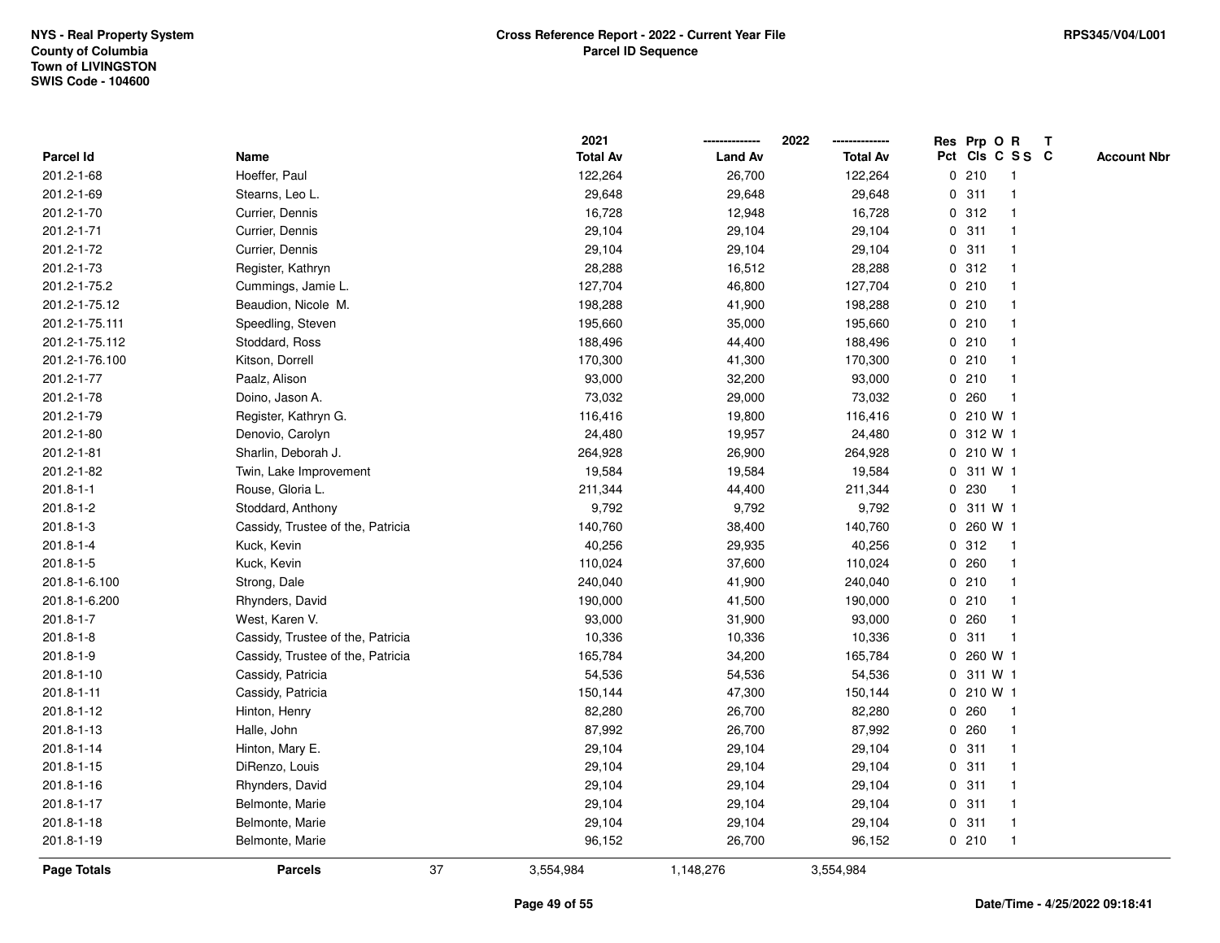NYS - Real Property System
County of Columbia
Town of LIVINGSTON
SWIS Code - 104600

**Cross Reference Report - 2022 - Current Year File**
**Parcel ID Sequence**

RPS345/V04/L001

| Parcel Id | Name | 2021 Total Av | 2022 Land Av | 2022 Total Av | Res Pct | Prp Cls | O C | R SS | T C | Account Nbr |
|---|---|---|---|---|---|---|---|---|---|---|
| 201.2-1-68 | Hoeffer, Paul | 122,264 | 26,700 | 122,264 | 0 | 210 | | 1 | | |
| 201.2-1-69 | Stearns, Leo L. | 29,648 | 29,648 | 29,648 | 0 | 311 | | 1 | | |
| 201.2-1-70 | Currier, Dennis | 16,728 | 12,948 | 16,728 | 0 | 312 | | 1 | | |
| 201.2-1-71 | Currier, Dennis | 29,104 | 29,104 | 29,104 | 0 | 311 | | 1 | | |
| 201.2-1-72 | Currier, Dennis | 29,104 | 29,104 | 29,104 | 0 | 311 | | 1 | | |
| 201.2-1-73 | Register, Kathryn | 28,288 | 16,512 | 28,288 | 0 | 312 | | 1 | | |
| 201.2-1-75.2 | Cummings, Jamie L. | 127,704 | 46,800 | 127,704 | 0 | 210 | | 1 | | |
| 201.2-1-75.12 | Beaudion, Nicole M. | 198,288 | 41,900 | 198,288 | 0 | 210 | | 1 | | |
| 201.2-1-75.111 | Speedling, Steven | 195,660 | 35,000 | 195,660 | 0 | 210 | | 1 | | |
| 201.2-1-75.112 | Stoddard, Ross | 188,496 | 44,400 | 188,496 | 0 | 210 | | 1 | | |
| 201.2-1-76.100 | Kitson, Dorrell | 170,300 | 41,300 | 170,300 | 0 | 210 | | 1 | | |
| 201.2-1-77 | Paalz, Alison | 93,000 | 32,200 | 93,000 | 0 | 210 | | 1 | | |
| 201.2-1-78 | Doino, Jason A. | 73,032 | 29,000 | 73,032 | 0 | 260 | | 1 | | |
| 201.2-1-79 | Register, Kathryn G. | 116,416 | 19,800 | 116,416 | 0 | 210 | W | 1 | | |
| 201.2-1-80 | Denovio, Carolyn | 24,480 | 19,957 | 24,480 | 0 | 312 | W | 1 | | |
| 201.2-1-81 | Sharlin, Deborah J. | 264,928 | 26,900 | 264,928 | 0 | 210 | W | 1 | | |
| 201.2-1-82 | Twin, Lake Improvement | 19,584 | 19,584 | 19,584 | 0 | 311 | W | 1 | | |
| 201.8-1-1 | Rouse, Gloria L. | 211,344 | 44,400 | 211,344 | 0 | 230 | | 1 | | |
| 201.8-1-2 | Stoddard, Anthony | 9,792 | 9,792 | 9,792 | 0 | 311 | W | 1 | | |
| 201.8-1-3 | Cassidy, Trustee of the, Patricia | 140,760 | 38,400 | 140,760 | 0 | 260 | W | 1 | | |
| 201.8-1-4 | Kuck, Kevin | 40,256 | 29,935 | 40,256 | 0 | 312 | | 1 | | |
| 201.8-1-5 | Kuck, Kevin | 110,024 | 37,600 | 110,024 | 0 | 260 | | 1 | | |
| 201.8-1-6.100 | Strong, Dale | 240,040 | 41,900 | 240,040 | 0 | 210 | | 1 | | |
| 201.8-1-6.200 | Rhynders, David | 190,000 | 41,500 | 190,000 | 0 | 210 | | 1 | | |
| 201.8-1-7 | West, Karen V. | 93,000 | 31,900 | 93,000 | 0 | 260 | | 1 | | |
| 201.8-1-8 | Cassidy, Trustee of the, Patricia | 10,336 | 10,336 | 10,336 | 0 | 311 | | 1 | | |
| 201.8-1-9 | Cassidy, Trustee of the, Patricia | 165,784 | 34,200 | 165,784 | 0 | 260 | W | 1 | | |
| 201.8-1-10 | Cassidy, Patricia | 54,536 | 54,536 | 54,536 | 0 | 311 | W | 1 | | |
| 201.8-1-11 | Cassidy, Patricia | 150,144 | 47,300 | 150,144 | 0 | 210 | W | 1 | | |
| 201.8-1-12 | Hinton, Henry | 82,280 | 26,700 | 82,280 | 0 | 260 | | 1 | | |
| 201.8-1-13 | Halle, John | 87,992 | 26,700 | 87,992 | 0 | 260 | | 1 | | |
| 201.8-1-14 | Hinton, Mary E. | 29,104 | 29,104 | 29,104 | 0 | 311 | | 1 | | |
| 201.8-1-15 | DiRenzo, Louis | 29,104 | 29,104 | 29,104 | 0 | 311 | | 1 | | |
| 201.8-1-16 | Rhynders, David | 29,104 | 29,104 | 29,104 | 0 | 311 | | 1 | | |
| 201.8-1-17 | Belmonte, Marie | 29,104 | 29,104 | 29,104 | 0 | 311 | | 1 | | |
| 201.8-1-18 | Belmonte, Marie | 29,104 | 29,104 | 29,104 | 0 | 311 | | 1 | | |
| 201.8-1-19 | Belmonte, Marie | 96,152 | 26,700 | 96,152 | 0 | 210 | | 1 | | |
| **Page Totals** | **Parcels** 37 | 3,554,984 | 1,148,276 | 3,554,984 | | | | | | |

**Date/Time - 4/25/2022 09:18:41**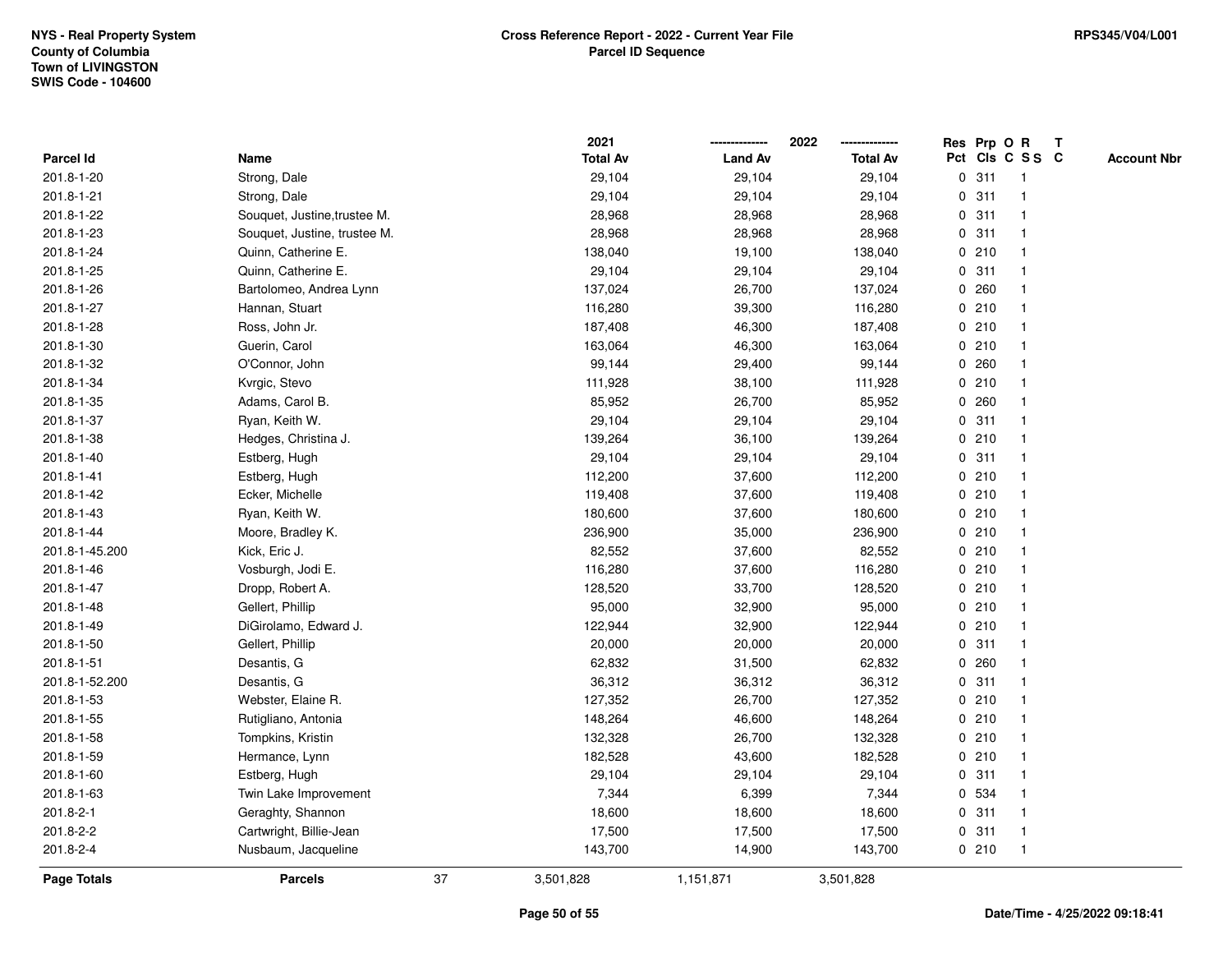NYS - Real Property System
County of Columbia
Town of LIVINGSTON
SWIS Code - 104600

**Cross Reference Report - 2022 - Current Year File**
**Parcel ID Sequence**

RPS345/V04/L001

| Parcel Id | Name | 2021 Total Av | 2022 Land Av | 2022 Total Av | Res Pct | Prp Cls | O C | R S S | T C | Account Nbr |
|---|---|---|---|---|---|---|---|---|---|---|
| 201.8-1-20 | Strong, Dale | 29,104 | 29,104 | 29,104 | 0 | 311 | | 1 | | |
| 201.8-1-21 | Strong, Dale | 29,104 | 29,104 | 29,104 | 0 | 311 | | 1 | | |
| 201.8-1-22 | Souquet, Justine,trustee M. | 28,968 | 28,968 | 28,968 | 0 | 311 | | 1 | | |
| 201.8-1-23 | Souquet, Justine, trustee M. | 28,968 | 28,968 | 28,968 | 0 | 311 | | 1 | | |
| 201.8-1-24 | Quinn, Catherine E. | 138,040 | 19,100 | 138,040 | 0 | 210 | | 1 | | |
| 201.8-1-25 | Quinn, Catherine E. | 29,104 | 29,104 | 29,104 | 0 | 311 | | 1 | | |
| 201.8-1-26 | Bartolomeo, Andrea Lynn | 137,024 | 26,700 | 137,024 | 0 | 260 | | 1 | | |
| 201.8-1-27 | Hannan, Stuart | 116,280 | 39,300 | 116,280 | 0 | 210 | | 1 | | |
| 201.8-1-28 | Ross, John Jr. | 187,408 | 46,300 | 187,408 | 0 | 210 | | 1 | | |
| 201.8-1-30 | Guerin, Carol | 163,064 | 46,300 | 163,064 | 0 | 210 | | 1 | | |
| 201.8-1-32 | O'Connor, John | 99,144 | 29,400 | 99,144 | 0 | 260 | | 1 | | |
| 201.8-1-34 | Kvrgic, Stevo | 111,928 | 38,100 | 111,928 | 0 | 210 | | 1 | | |
| 201.8-1-35 | Adams, Carol B. | 85,952 | 26,700 | 85,952 | 0 | 260 | | 1 | | |
| 201.8-1-37 | Ryan, Keith W. | 29,104 | 29,104 | 29,104 | 0 | 311 | | 1 | | |
| 201.8-1-38 | Hedges, Christina J. | 139,264 | 36,100 | 139,264 | 0 | 210 | | 1 | | |
| 201.8-1-40 | Estberg, Hugh | 29,104 | 29,104 | 29,104 | 0 | 311 | | 1 | | |
| 201.8-1-41 | Estberg, Hugh | 112,200 | 37,600 | 112,200 | 0 | 210 | | 1 | | |
| 201.8-1-42 | Ecker, Michelle | 119,408 | 37,600 | 119,408 | 0 | 210 | | 1 | | |
| 201.8-1-43 | Ryan, Keith W. | 180,600 | 37,600 | 180,600 | 0 | 210 | | 1 | | |
| 201.8-1-44 | Moore, Bradley K. | 236,900 | 35,000 | 236,900 | 0 | 210 | | 1 | | |
| 201.8-1-45.200 | Kick, Eric J. | 82,552 | 37,600 | 82,552 | 0 | 210 | | 1 | | |
| 201.8-1-46 | Vosburgh, Jodi E. | 116,280 | 37,600 | 116,280 | 0 | 210 | | 1 | | |
| 201.8-1-47 | Dropp, Robert A. | 128,520 | 33,700 | 128,520 | 0 | 210 | | 1 | | |
| 201.8-1-48 | Gellert, Phillip | 95,000 | 32,900 | 95,000 | 0 | 210 | | 1 | | |
| 201.8-1-49 | DiGirolamo, Edward J. | 122,944 | 32,900 | 122,944 | 0 | 210 | | 1 | | |
| 201.8-1-50 | Gellert, Phillip | 20,000 | 20,000 | 20,000 | 0 | 311 | | 1 | | |
| 201.8-1-51 | Desantis, G | 62,832 | 31,500 | 62,832 | 0 | 260 | | 1 | | |
| 201.8-1-52.200 | Desantis, G | 36,312 | 36,312 | 36,312 | 0 | 311 | | 1 | | |
| 201.8-1-53 | Webster, Elaine R. | 127,352 | 26,700 | 127,352 | 0 | 210 | | 1 | | |
| 201.8-1-55 | Rutigliano, Antonia | 148,264 | 46,600 | 148,264 | 0 | 210 | | 1 | | |
| 201.8-1-58 | Tompkins, Kristin | 132,328 | 26,700 | 132,328 | 0 | 210 | | 1 | | |
| 201.8-1-59 | Hermance, Lynn | 182,528 | 43,600 | 182,528 | 0 | 210 | | 1 | | |
| 201.8-1-60 | Estberg, Hugh | 29,104 | 29,104 | 29,104 | 0 | 311 | | 1 | | |
| 201.8-1-63 | Twin Lake Improvement | 7,344 | 6,399 | 7,344 | 0 | 534 | | 1 | | |
| 201.8-2-1 | Geraghty, Shannon | 18,600 | 18,600 | 18,600 | 0 | 311 | | 1 | | |
| 201.8-2-2 | Cartwright, Billie-Jean | 17,500 | 17,500 | 17,500 | 0 | 311 | | 1 | | |
| 201.8-2-4 | Nusbaum, Jacqueline | 143,700 | 14,900 | 143,700 | 0 | 210 | | 1 | | |
| **Page Totals** | **Parcels** 37 | 3,501,828 | 1,151,871 | 3,501,828 | | | | | | |

Date/Time - 4/25/2022 09:18:41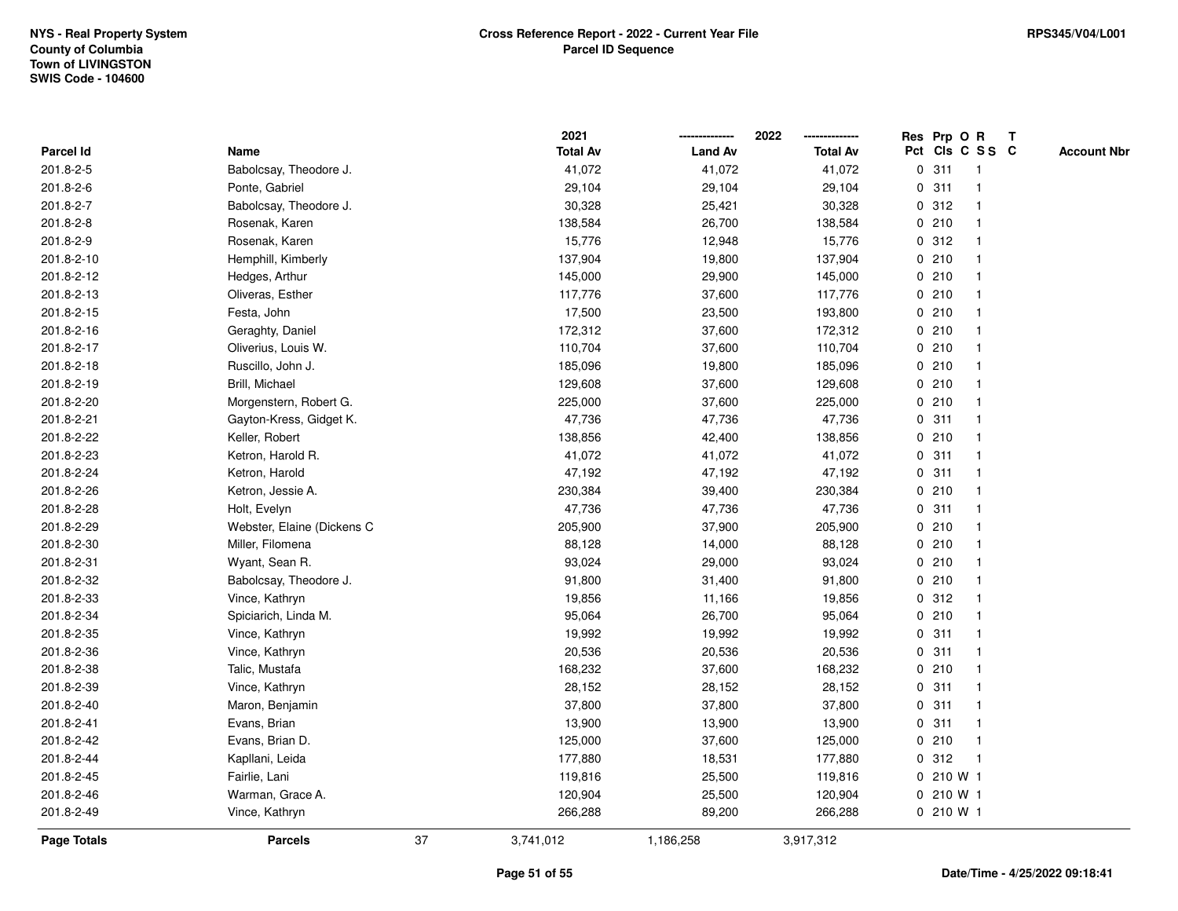NYS - Real Property System
County of Columbia
Town of LIVINGSTON
SWIS Code - 104600

# Cross Reference Report - 2022 - Current Year File
## Parcel ID Sequence

RPS345/V04/L001

| Parcel Id | Name | 2021 Total Av | 2022 Land Av | 2022 Total Av | Res Pct | Prp Cls | O C | R S S | T C | Account Nbr |
|---|---|---|---|---|---|---|---|---|---|---|
| 201.8-2-5 | Babolcsay, Theodore J. | 41,072 | 41,072 | 41,072 | 0 | 311 | | 1 | | |
| 201.8-2-6 | Ponte, Gabriel | 29,104 | 29,104 | 29,104 | 0 | 311 | | 1 | | |
| 201.8-2-7 | Babolcsay, Theodore J. | 30,328 | 25,421 | 30,328 | 0 | 312 | | 1 | | |
| 201.8-2-8 | Rosenak, Karen | 138,584 | 26,700 | 138,584 | 0 | 210 | | 1 | | |
| 201.8-2-9 | Rosenak, Karen | 15,776 | 12,948 | 15,776 | 0 | 312 | | 1 | | |
| 201.8-2-10 | Hemphill, Kimberly | 137,904 | 19,800 | 137,904 | 0 | 210 | | 1 | | |
| 201.8-2-12 | Hedges, Arthur | 145,000 | 29,900 | 145,000 | 0 | 210 | | 1 | | |
| 201.8-2-13 | Oliveras, Esther | 117,776 | 37,600 | 117,776 | 0 | 210 | | 1 | | |
| 201.8-2-15 | Festa, John | 17,500 | 23,500 | 193,800 | 0 | 210 | | 1 | | |
| 201.8-2-16 | Geraghty, Daniel | 172,312 | 37,600 | 172,312 | 0 | 210 | | 1 | | |
| 201.8-2-17 | Oliverius, Louis W. | 110,704 | 37,600 | 110,704 | 0 | 210 | | 1 | | |
| 201.8-2-18 | Ruscillo, John J. | 185,096 | 19,800 | 185,096 | 0 | 210 | | 1 | | |
| 201.8-2-19 | Brill, Michael | 129,608 | 37,600 | 129,608 | 0 | 210 | | 1 | | |
| 201.8-2-20 | Morgenstern, Robert G. | 225,000 | 37,600 | 225,000 | 0 | 210 | | 1 | | |
| 201.8-2-21 | Gayton-Kress, Gidget K. | 47,736 | 47,736 | 47,736 | 0 | 311 | | 1 | | |
| 201.8-2-22 | Keller, Robert | 138,856 | 42,400 | 138,856 | 0 | 210 | | 1 | | |
| 201.8-2-23 | Ketron, Harold R. | 41,072 | 41,072 | 41,072 | 0 | 311 | | 1 | | |
| 201.8-2-24 | Ketron, Harold | 47,192 | 47,192 | 47,192 | 0 | 311 | | 1 | | |
| 201.8-2-26 | Ketron, Jessie A. | 230,384 | 39,400 | 230,384 | 0 | 210 | | 1 | | |
| 201.8-2-28 | Holt, Evelyn | 47,736 | 47,736 | 47,736 | 0 | 311 | | 1 | | |
| 201.8-2-29 | Webster, Elaine (Dickens C | 205,900 | 37,900 | 205,900 | 0 | 210 | | 1 | | |
| 201.8-2-30 | Miller, Filomena | 88,128 | 14,000 | 88,128 | 0 | 210 | | 1 | | |
| 201.8-2-31 | Wyant, Sean R. | 93,024 | 29,000 | 93,024 | 0 | 210 | | 1 | | |
| 201.8-2-32 | Babolcsay, Theodore J. | 91,800 | 31,400 | 91,800 | 0 | 210 | | 1 | | |
| 201.8-2-33 | Vince, Kathryn | 19,856 | 11,166 | 19,856 | 0 | 312 | | 1 | | |
| 201.8-2-34 | Spiciarich, Linda M. | 95,064 | 26,700 | 95,064 | 0 | 210 | | 1 | | |
| 201.8-2-35 | Vince, Kathryn | 19,992 | 19,992 | 19,992 | 0 | 311 | | 1 | | |
| 201.8-2-36 | Vince, Kathryn | 20,536 | 20,536 | 20,536 | 0 | 311 | | 1 | | |
| 201.8-2-38 | Talic, Mustafa | 168,232 | 37,600 | 168,232 | 0 | 210 | | 1 | | |
| 201.8-2-39 | Vince, Kathryn | 28,152 | 28,152 | 28,152 | 0 | 311 | | 1 | | |
| 201.8-2-40 | Maron, Benjamin | 37,800 | 37,800 | 37,800 | 0 | 311 | | 1 | | |
| 201.8-2-41 | Evans, Brian | 13,900 | 13,900 | 13,900 | 0 | 311 | | 1 | | |
| 201.8-2-42 | Evans, Brian D. | 125,000 | 37,600 | 125,000 | 0 | 210 | | 1 | | |
| 201.8-2-44 | Kapllani, Leida | 177,880 | 18,531 | 177,880 | 0 | 312 | | 1 | | |
| 201.8-2-45 | Fairlie, Lani | 119,816 | 25,500 | 119,816 | 0 | 210 | W | 1 | | |
| 201.8-2-46 | Warman, Grace A. | 120,904 | 25,500 | 120,904 | 0 | 210 | W | 1 | | |
| 201.8-2-49 | Vince, Kathryn | 266,288 | 89,200 | 266,288 | 0 | 210 | W | 1 | | |
| **Page Totals** | **Parcels** 37 | 3,741,012 | 1,186,258 | 3,917,312 | | | | | | |

Date/Time - 4/25/2022 09:18:41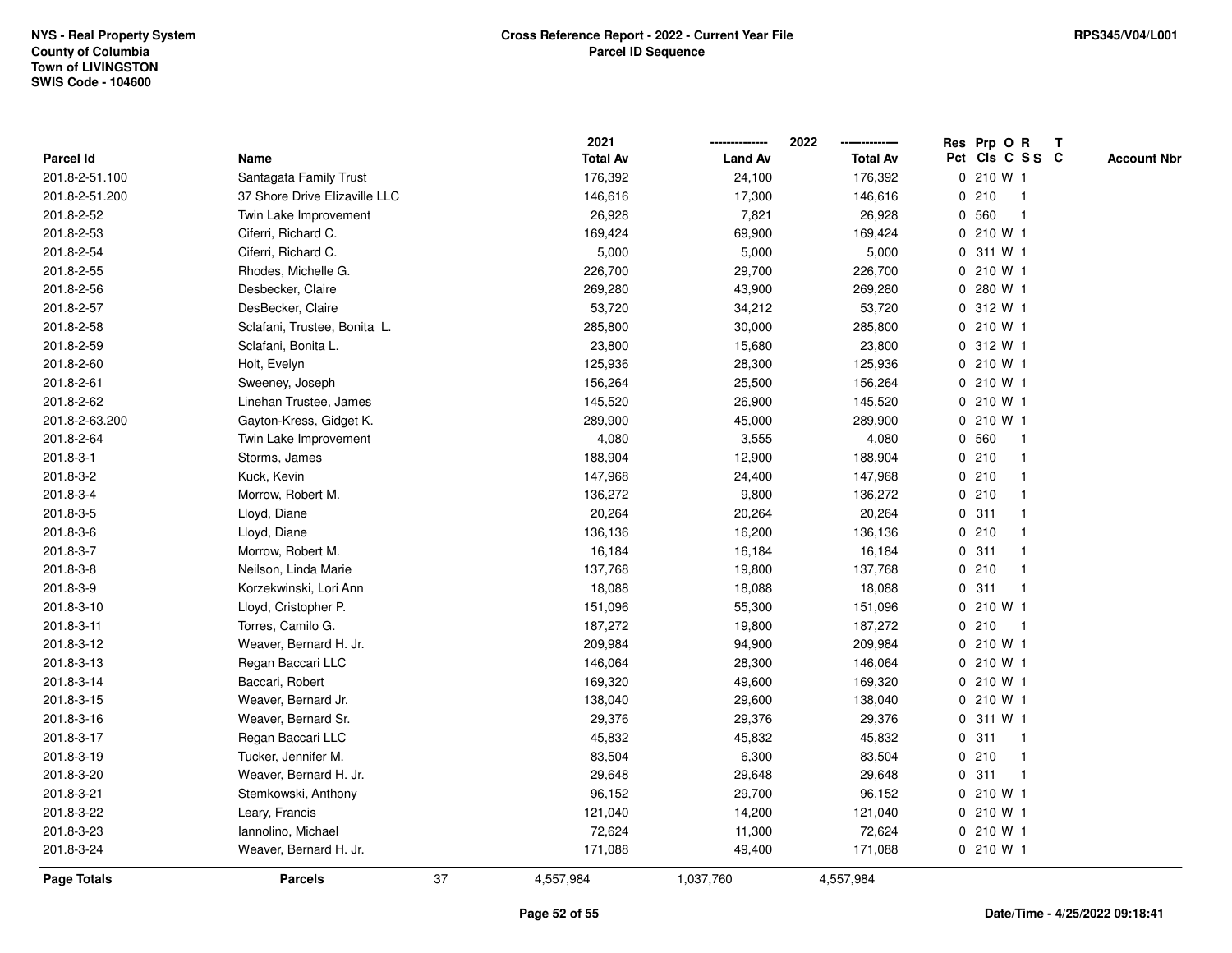NYS - Real Property System
County of Columbia
Town of LIVINGSTON
SWIS Code - 104600

**Cross Reference Report - 2022 - Current Year File**
**Parcel ID Sequence**

RPS345/V04/L001

| Parcel Id | Name | 2021 Total Av | 2022 Land Av | 2022 Total Av | Res Pct | Prp Cls | O C | R S S | T C | Account Nbr |
|---|---|---|---|---|---|---|---|---|---|---|
| 201.8-2-51.100 | Santagata Family Trust | 176,392 | 24,100 | 176,392 | 0 | 210 | W | 1 | | |
| 201.8-2-51.200 | 37 Shore Drive Elizaville LLC | 146,616 | 17,300 | 146,616 | 0 | 210 | | 1 | | |
| 201.8-2-52 | Twin Lake Improvement | 26,928 | 7,821 | 26,928 | 0 | 560 | | 1 | | |
| 201.8-2-53 | Ciferri, Richard C. | 169,424 | 69,900 | 169,424 | 0 | 210 | W | 1 | | |
| 201.8-2-54 | Ciferri, Richard C. | 5,000 | 5,000 | 5,000 | 0 | 311 | W | 1 | | |
| 201.8-2-55 | Rhodes, Michelle G. | 226,700 | 29,700 | 226,700 | 0 | 210 | W | 1 | | |
| 201.8-2-56 | Desbecker, Claire | 269,280 | 43,900 | 269,280 | 0 | 280 | W | 1 | | |
| 201.8-2-57 | DesBecker, Claire | 53,720 | 34,212 | 53,720 | 0 | 312 | W | 1 | | |
| 201.8-2-58 | Sclafani, Trustee, Bonita L. | 285,800 | 30,000 | 285,800 | 0 | 210 | W | 1 | | |
| 201.8-2-59 | Sclafani, Bonita L. | 23,800 | 15,680 | 23,800 | 0 | 312 | W | 1 | | |
| 201.8-2-60 | Holt, Evelyn | 125,936 | 28,300 | 125,936 | 0 | 210 | W | 1 | | |
| 201.8-2-61 | Sweeney, Joseph | 156,264 | 25,500 | 156,264 | 0 | 210 | W | 1 | | |
| 201.8-2-62 | Linehan Trustee, James | 145,520 | 26,900 | 145,520 | 0 | 210 | W | 1 | | |
| 201.8-2-63.200 | Gayton-Kress, Gidget K. | 289,900 | 45,000 | 289,900 | 0 | 210 | W | 1 | | |
| 201.8-2-64 | Twin Lake Improvement | 4,080 | 3,555 | 4,080 | 0 | 560 | | 1 | | |
| 201.8-3-1 | Storms, James | 188,904 | 12,900 | 188,904 | 0 | 210 | | 1 | | |
| 201.8-3-2 | Kuck, Kevin | 147,968 | 24,400 | 147,968 | 0 | 210 | | 1 | | |
| 201.8-3-4 | Morrow, Robert M. | 136,272 | 9,800 | 136,272 | 0 | 210 | | 1 | | |
| 201.8-3-5 | Lloyd, Diane | 20,264 | 20,264 | 20,264 | 0 | 311 | | 1 | | |
| 201.8-3-6 | Lloyd, Diane | 136,136 | 16,200 | 136,136 | 0 | 210 | | 1 | | |
| 201.8-3-7 | Morrow, Robert M. | 16,184 | 16,184 | 16,184 | 0 | 311 | | 1 | | |
| 201.8-3-8 | Neilson, Linda Marie | 137,768 | 19,800 | 137,768 | 0 | 210 | | 1 | | |
| 201.8-3-9 | Korzekwinski, Lori Ann | 18,088 | 18,088 | 18,088 | 0 | 311 | | 1 | | |
| 201.8-3-10 | Lloyd, Cristopher P. | 151,096 | 55,300 | 151,096 | 0 | 210 | W | 1 | | |
| 201.8-3-11 | Torres, Camilo G. | 187,272 | 19,800 | 187,272 | 0 | 210 | | 1 | | |
| 201.8-3-12 | Weaver, Bernard H. Jr. | 209,984 | 94,900 | 209,984 | 0 | 210 | W | 1 | | |
| 201.8-3-13 | Regan Baccari LLC | 146,064 | 28,300 | 146,064 | 0 | 210 | W | 1 | | |
| 201.8-3-14 | Baccari, Robert | 169,320 | 49,600 | 169,320 | 0 | 210 | W | 1 | | |
| 201.8-3-15 | Weaver, Bernard Jr. | 138,040 | 29,600 | 138,040 | 0 | 210 | W | 1 | | |
| 201.8-3-16 | Weaver, Bernard Sr. | 29,376 | 29,376 | 29,376 | 0 | 311 | W | 1 | | |
| 201.8-3-17 | Regan Baccari LLC | 45,832 | 45,832 | 45,832 | 0 | 311 | | 1 | | |
| 201.8-3-19 | Tucker, Jennifer M. | 83,504 | 6,300 | 83,504 | 0 | 210 | | 1 | | |
| 201.8-3-20 | Weaver, Bernard H. Jr. | 29,648 | 29,648 | 29,648 | 0 | 311 | | 1 | | |
| 201.8-3-21 | Stemkowski, Anthony | 96,152 | 29,700 | 96,152 | 0 | 210 | W | 1 | | |
| 201.8-3-22 | Leary, Francis | 121,040 | 14,200 | 121,040 | 0 | 210 | W | 1 | | |
| 201.8-3-23 | Iannolino, Michael | 72,624 | 11,300 | 72,624 | 0 | 210 | W | 1 | | |
| 201.8-3-24 | Weaver, Bernard H. Jr. | 171,088 | 49,400 | 171,088 | 0 | 210 | W | 1 | | |
| **Page Totals** | **Parcels** 37 | 4,557,984 | 1,037,760 | 4,557,984 | | | | | | |

Date/Time - 4/25/2022 09:18:41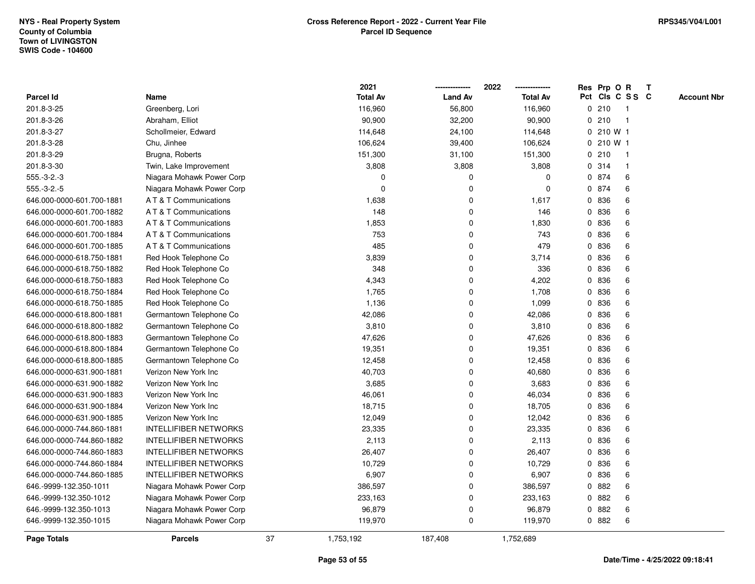NYS - Real Property System
County of Columbia
Town of LIVINGSTON
SWIS Code - 104600

**Cross Reference Report - 2022 - Current Year File**
**Parcel ID Sequence**

RPS345/V04/L001

| Parcel Id | Name | 2021 Total Av | 2022 Land Av | 2022 Total Av | Res Pct | Prp Cls | O C | R S S | T C | Account Nbr |
|---|---|---|---|---|---|---|---|---|---|---|
| 201.8-3-25 | Greenberg, Lori | 116,960 | 56,800 | 116,960 | 0 | 210 | | 1 | | |
| 201.8-3-26 | Abraham, Elliot | 90,900 | 32,200 | 90,900 | 0 | 210 | | 1 | | |
| 201.8-3-27 | Schollmeier, Edward | 114,648 | 24,100 | 114,648 | 0 | 210 | W | 1 | | |
| 201.8-3-28 | Chu, Jinhee | 106,624 | 39,400 | 106,624 | 0 | 210 | W | 1 | | |
| 201.8-3-29 | Brugna, Roberts | 151,300 | 31,100 | 151,300 | 0 | 210 | | 1 | | |
| 201.8-3-30 | Twin, Lake Improvement | 3,808 | 3,808 | 3,808 | 0 | 314 | | 1 | | |
| 555.-3-2.-3 | Niagara Mohawk Power Corp | 0 | 0 | 0 | 0 | 874 | | 6 | | |
| 555.-3-2.-5 | Niagara Mohawk Power Corp | 0 | 0 | 0 | 0 | 874 | | 6 | | |
| 646.000-0000-601.700-1881 | A T & T Communications | 1,638 | 0 | 1,617 | 0 | 836 | | 6 | | |
| 646.000-0000-601.700-1882 | A T & T Communications | 148 | 0 | 146 | 0 | 836 | | 6 | | |
| 646.000-0000-601.700-1883 | A T & T Communications | 1,853 | 0 | 1,830 | 0 | 836 | | 6 | | |
| 646.000-0000-601.700-1884 | A T & T Communications | 753 | 0 | 743 | 0 | 836 | | 6 | | |
| 646.000-0000-601.700-1885 | A T & T Communications | 485 | 0 | 479 | 0 | 836 | | 6 | | |
| 646.000-0000-618.750-1881 | Red Hook Telephone Co | 3,839 | 0 | 3,714 | 0 | 836 | | 6 | | |
| 646.000-0000-618.750-1882 | Red Hook Telephone Co | 348 | 0 | 336 | 0 | 836 | | 6 | | |
| 646.000-0000-618.750-1883 | Red Hook Telephone Co | 4,343 | 0 | 4,202 | 0 | 836 | | 6 | | |
| 646.000-0000-618.750-1884 | Red Hook Telephone Co | 1,765 | 0 | 1,708 | 0 | 836 | | 6 | | |
| 646.000-0000-618.750-1885 | Red Hook Telephone Co | 1,136 | 0 | 1,099 | 0 | 836 | | 6 | | |
| 646.000-0000-618.800-1881 | Germantown Telephone Co | 42,086 | 0 | 42,086 | 0 | 836 | | 6 | | |
| 646.000-0000-618.800-1882 | Germantown Telephone Co | 3,810 | 0 | 3,810 | 0 | 836 | | 6 | | |
| 646.000-0000-618.800-1883 | Germantown Telephone Co | 47,626 | 0 | 47,626 | 0 | 836 | | 6 | | |
| 646.000-0000-618.800-1884 | Germantown Telephone Co | 19,351 | 0 | 19,351 | 0 | 836 | | 6 | | |
| 646.000-0000-618.800-1885 | Germantown Telephone Co | 12,458 | 0 | 12,458 | 0 | 836 | | 6 | | |
| 646.000-0000-631.900-1881 | Verizon New York Inc | 40,703 | 0 | 40,680 | 0 | 836 | | 6 | | |
| 646.000-0000-631.900-1882 | Verizon New York Inc | 3,685 | 0 | 3,683 | 0 | 836 | | 6 | | |
| 646.000-0000-631.900-1883 | Verizon New York Inc | 46,061 | 0 | 46,034 | 0 | 836 | | 6 | | |
| 646.000-0000-631.900-1884 | Verizon New York Inc | 18,715 | 0 | 18,705 | 0 | 836 | | 6 | | |
| 646.000-0000-631.900-1885 | Verizon New York Inc | 12,049 | 0 | 12,042 | 0 | 836 | | 6 | | |
| 646.000-0000-744.860-1881 | INTELLIFIBER NETWORKS | 23,335 | 0 | 23,335 | 0 | 836 | | 6 | | |
| 646.000-0000-744.860-1882 | INTELLIFIBER NETWORKS | 2,113 | 0 | 2,113 | 0 | 836 | | 6 | | |
| 646.000-0000-744.860-1883 | INTELLIFIBER NETWORKS | 26,407 | 0 | 26,407 | 0 | 836 | | 6 | | |
| 646.000-0000-744.860-1884 | INTELLIFIBER NETWORKS | 10,729 | 0 | 10,729 | 0 | 836 | | 6 | | |
| 646.000-0000-744.860-1885 | INTELLIFIBER NETWORKS | 6,907 | 0 | 6,907 | 0 | 836 | | 6 | | |
| 646.-9999-132.350-1011 | Niagara Mohawk Power Corp | 386,597 | 0 | 386,597 | 0 | 882 | | 6 | | |
| 646.-9999-132.350-1012 | Niagara Mohawk Power Corp | 233,163 | 0 | 233,163 | 0 | 882 | | 6 | | |
| 646.-9999-132.350-1013 | Niagara Mohawk Power Corp | 96,879 | 0 | 96,879 | 0 | 882 | | 6 | | |
| 646.-9999-132.350-1015 | Niagara Mohawk Power Corp | 119,970 | 0 | 119,970 | 0 | 882 | | 6 | | |
| **Page Totals** | **Parcels** 37 | 1,753,192 | 187,408 | 1,752,689 | | | | | | |

Date/Time - 4/25/2022 09:18:41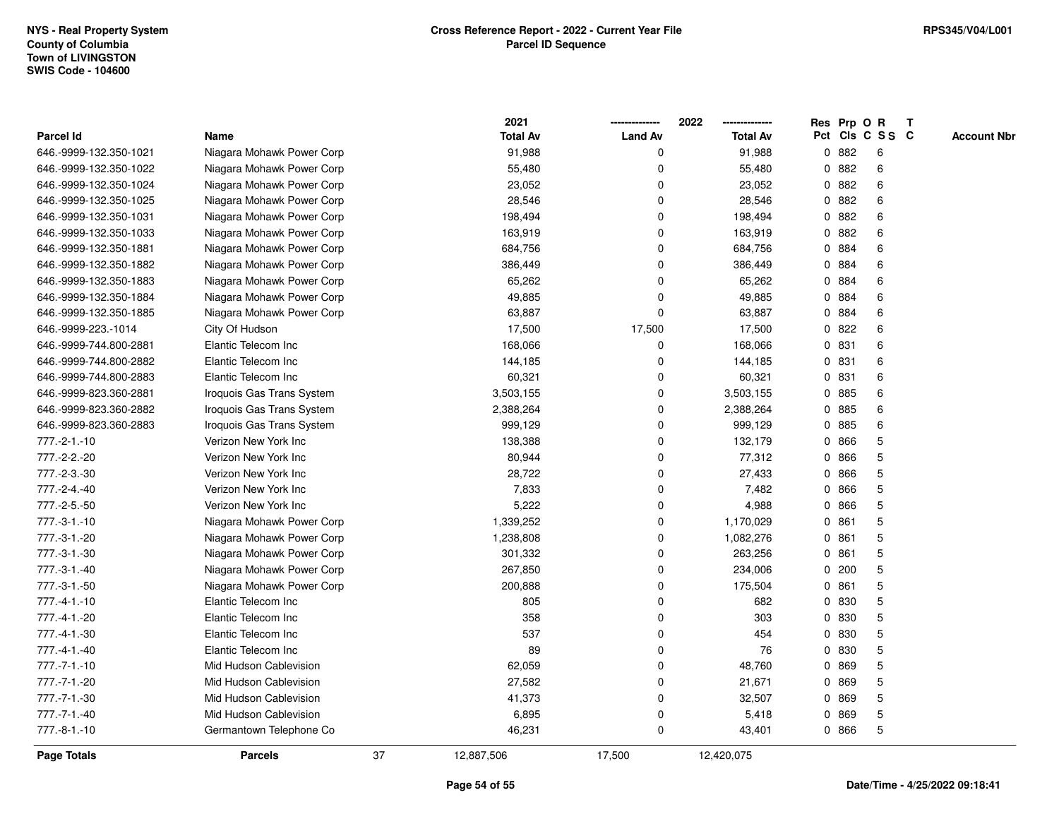NYS - Real Property System
County of Columbia
Town of LIVINGSTON
SWIS Code - 104600

**Cross Reference Report - 2022 - Current Year File**
**Parcel ID Sequence**

RPS345/V04/L001

| Parcel Id | Name | 2021 Total Av | 2022 Land Av | 2022 Total Av | Res Pct | Prp Cls | O C | R SS | T C | Account Nbr |
|---|---|---|---|---|---|---|---|---|---|---|
| 646.-9999-132.350-1021 | Niagara Mohawk Power Corp | 91,988 | 0 | 91,988 | 0 | 882 | | 6 | | |
| 646.-9999-132.350-1022 | Niagara Mohawk Power Corp | 55,480 | 0 | 55,480 | 0 | 882 | | 6 | | |
| 646.-9999-132.350-1024 | Niagara Mohawk Power Corp | 23,052 | 0 | 23,052 | 0 | 882 | | 6 | | |
| 646.-9999-132.350-1025 | Niagara Mohawk Power Corp | 28,546 | 0 | 28,546 | 0 | 882 | | 6 | | |
| 646.-9999-132.350-1031 | Niagara Mohawk Power Corp | 198,494 | 0 | 198,494 | 0 | 882 | | 6 | | |
| 646.-9999-132.350-1033 | Niagara Mohawk Power Corp | 163,919 | 0 | 163,919 | 0 | 882 | | 6 | | |
| 646.-9999-132.350-1881 | Niagara Mohawk Power Corp | 684,756 | 0 | 684,756 | 0 | 884 | | 6 | | |
| 646.-9999-132.350-1882 | Niagara Mohawk Power Corp | 386,449 | 0 | 386,449 | 0 | 884 | | 6 | | |
| 646.-9999-132.350-1883 | Niagara Mohawk Power Corp | 65,262 | 0 | 65,262 | 0 | 884 | | 6 | | |
| 646.-9999-132.350-1884 | Niagara Mohawk Power Corp | 49,885 | 0 | 49,885 | 0 | 884 | | 6 | | |
| 646.-9999-132.350-1885 | Niagara Mohawk Power Corp | 63,887 | 0 | 63,887 | 0 | 884 | | 6 | | |
| 646.-9999-223.-1014 | City Of Hudson | 17,500 | 17,500 | 17,500 | 0 | 822 | | 6 | | |
| 646.-9999-744.800-2881 | Elantic Telecom Inc | 168,066 | 0 | 168,066 | 0 | 831 | | 6 | | |
| 646.-9999-744.800-2882 | Elantic Telecom Inc | 144,185 | 0 | 144,185 | 0 | 831 | | 6 | | |
| 646.-9999-744.800-2883 | Elantic Telecom Inc | 60,321 | 0 | 60,321 | 0 | 831 | | 6 | | |
| 646.-9999-823.360-2881 | Iroquois Gas Trans System | 3,503,155 | 0 | 3,503,155 | 0 | 885 | | 6 | | |
| 646.-9999-823.360-2882 | Iroquois Gas Trans System | 2,388,264 | 0 | 2,388,264 | 0 | 885 | | 6 | | |
| 646.-9999-823.360-2883 | Iroquois Gas Trans System | 999,129 | 0 | 999,129 | 0 | 885 | | 6 | | |
| 777.-2-1.-10 | Verizon New York Inc | 138,388 | 0 | 132,179 | 0 | 866 | | 5 | | |
| 777.-2-2.-20 | Verizon New York Inc | 80,944 | 0 | 77,312 | 0 | 866 | | 5 | | |
| 777.-2-3.-30 | Verizon New York Inc | 28,722 | 0 | 27,433 | 0 | 866 | | 5 | | |
| 777.-2-4.-40 | Verizon New York Inc | 7,833 | 0 | 7,482 | 0 | 866 | | 5 | | |
| 777.-2-5.-50 | Verizon New York Inc | 5,222 | 0 | 4,988 | 0 | 866 | | 5 | | |
| 777.-3-1.-10 | Niagara Mohawk Power Corp | 1,339,252 | 0 | 1,170,029 | 0 | 861 | | 5 | | |
| 777.-3-1.-20 | Niagara Mohawk Power Corp | 1,238,808 | 0 | 1,082,276 | 0 | 861 | | 5 | | |
| 777.-3-1.-30 | Niagara Mohawk Power Corp | 301,332 | 0 | 263,256 | 0 | 861 | | 5 | | |
| 777.-3-1.-40 | Niagara Mohawk Power Corp | 267,850 | 0 | 234,006 | 0 | 200 | | 5 | | |
| 777.-3-1.-50 | Niagara Mohawk Power Corp | 200,888 | 0 | 175,504 | 0 | 861 | | 5 | | |
| 777.-4-1.-10 | Elantic Telecom Inc | 805 | 0 | 682 | 0 | 830 | | 5 | | |
| 777.-4-1.-20 | Elantic Telecom Inc | 358 | 0 | 303 | 0 | 830 | | 5 | | |
| 777.-4-1.-30 | Elantic Telecom Inc | 537 | 0 | 454 | 0 | 830 | | 5 | | |
| 777.-4-1.-40 | Elantic Telecom Inc | 89 | 0 | 76 | 0 | 830 | | 5 | | |
| 777.-7-1.-10 | Mid Hudson Cablevision | 62,059 | 0 | 48,760 | 0 | 869 | | 5 | | |
| 777.-7-1.-20 | Mid Hudson Cablevision | 27,582 | 0 | 21,671 | 0 | 869 | | 5 | | |
| 777.-7-1.-30 | Mid Hudson Cablevision | 41,373 | 0 | 32,507 | 0 | 869 | | 5 | | |
| 777.-7-1.-40 | Mid Hudson Cablevision | 6,895 | 0 | 5,418 | 0 | 869 | | 5 | | |
| 777.-8-1.-10 | Germantown Telephone Co | 46,231 | 0 | 43,401 | 0 | 866 | | 5 | | |
| **Page Totals** | **Parcels** 37 | 12,887,506 | 17,500 | 12,420,075 | | | | | | |

**Date/Time - 4/25/2022 09:18:41**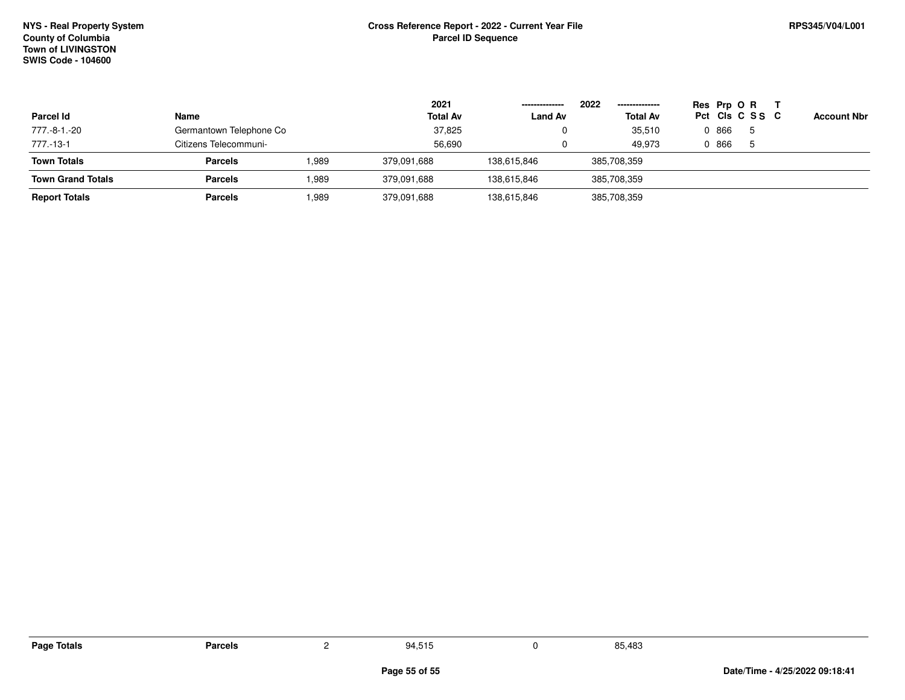| Parcel Id | Name | | 2021 Total Av | 2022 Land Av | 2022 Total Av | Res Pct | Prp Cls | O C | R S S | T C | Account Nbr |
|---|---|---|---|---|---|---|---|---|---|---|---|
| 777.-8-1.-20 | Germantown Telephone Co | | 37,825 | 0 | 35,510 | 0 | 866 | | 5 | | |
| 777.-13-1 | Citizens Telecommuni- | | 56,690 | 0 | 49,973 | 0 | 866 | | 5 | | |
| **Town Totals** | **Parcels** | 1,989 | 379,091,688 | 138,615,846 | 385,708,359 | | | | | | |
| **Town Grand Totals** | **Parcels** | 1,989 | 379,091,688 | 138,615,846 | 385,708,359 | | | | | | |
| **Report Totals** | **Parcels** | 1,989 | 379,091,688 | 138,615,846 | 385,708,359 | | | | | | |

| | | | | | |
|---|---|---|---|---|---|
| **Page Totals** | **Parcels** | 2 | 94,515 | 0 | 85,483 |